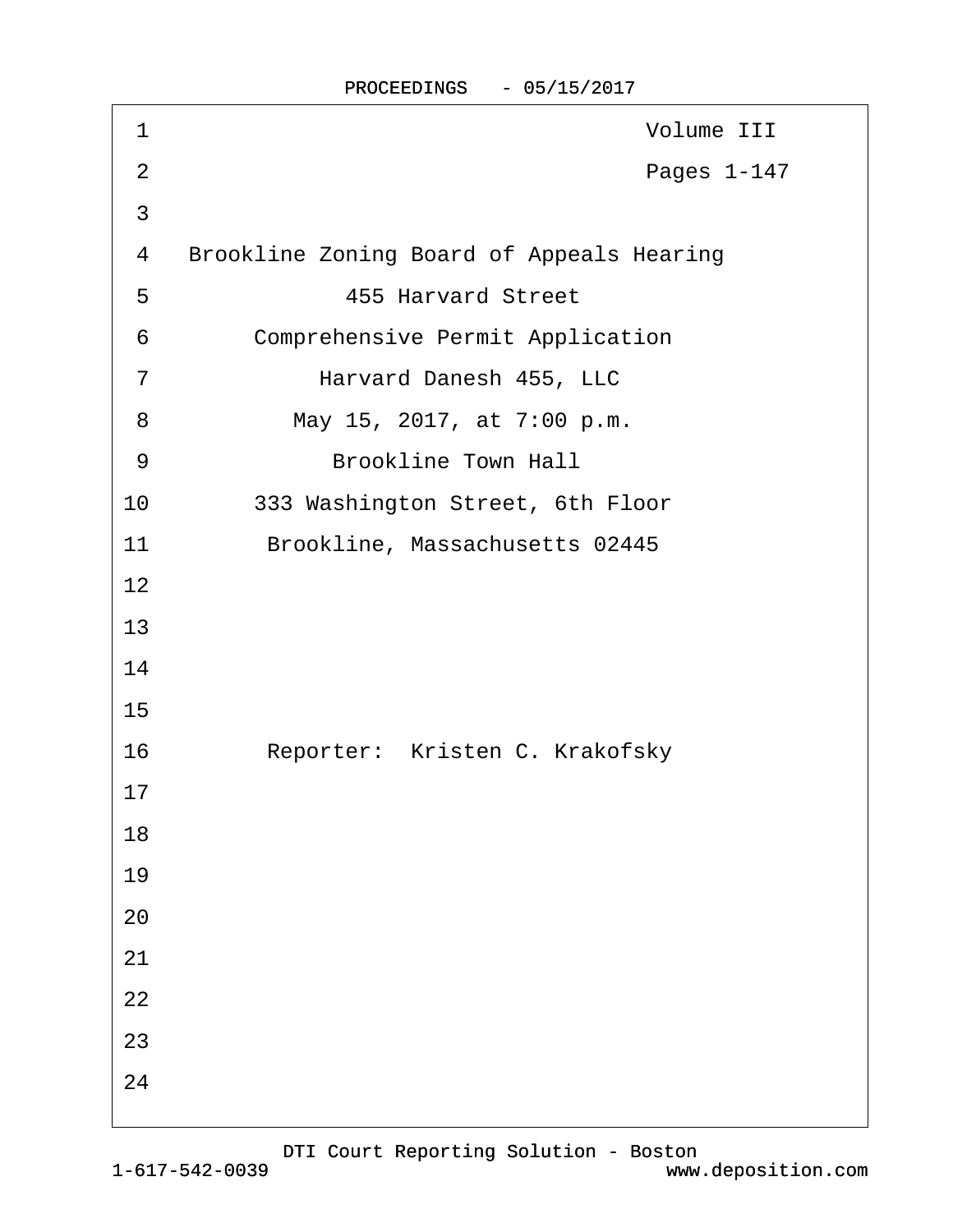Volume III

Pages 1-147

Brookline Zoning Board of Appeals Hearing

455 Harvard Street

Comprehensive Permit Application

Harvard Danesh 455, LLC

May 15, 2017, at 7:00 p.m.

Brookline Town Hall

333 Washington Street, 6th Floor

Brookline, Massachusetts 02445

Reporter: Kristen C. Krakofsky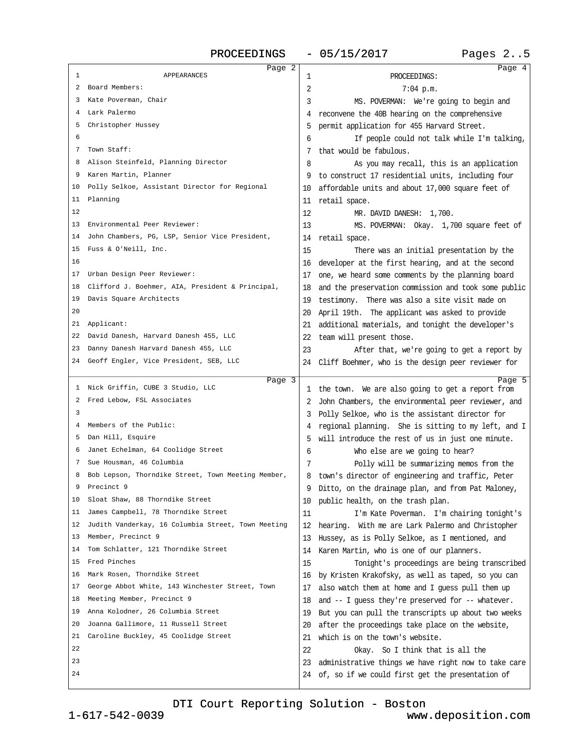APPEARANCES

Board Members:

Kate Poverman, Chair
Lark Palermo
Christopher Hussey

Town Staff:

Alison Steinfeld, Planning Director
Karen Martin, Planner
Polly Selkoe, Assistant Director for Regional Planning

Environmental Peer Reviewer:

John Chambers, PG, LSP, Senior Vice President, Fuss & O'Neill, Inc.

Urban Design Peer Reviewer:

Clifford J. Boehmer, AIA, President & Principal, Davis Square Architects

Applicant:

David Danesh, Harvard Danesh 455, LLC
Danny Danesh Harvard Danesh 455, LLC
Geoff Engler, Vice President, SEB, LLC
Nick Griffin, CUBE 3 Studio, LLC
Fred Lebow, FSL Associates

Members of the Public:

Dan Hill, Esquire
Janet Echelman, 64 Coolidge Street
Sue Housman, 46 Columbia
Bob Lepson, Thorndike Street, Town Meeting Member, Precinct 9
Sloat Shaw, 88 Thorndike Street
James Campbell, 78 Thorndike Street
Judith Vanderkay, 16 Columbia Street, Town Meeting Member, Precinct 9
Tom Schlatter, 121 Thorndike Street
Fred Pinches
Mark Rosen, Thorndike Street
George Abbot White, 143 Winchester Street, Town Meeting Member, Precinct 9
Anna Kolodner, 26 Columbia Street
Joanna Gallimore, 11 Russell Street
Caroline Buckley, 45 Coolidge Street

PROCEEDINGS:

7:04 p.m.

MS. POVERMAN: We're going to begin and reconvene the 40B hearing on the comprehensive permit application for 455 Harvard Street.

If people could not talk while I'm talking, that would be fabulous.

As you may recall, this is an application to construct 17 residential units, including four affordable units and about 17,000 square feet of retail space.

MR. DAVID DANESH: 1,700.

MS. POVERMAN: Okay. 1,700 square feet of retail space.

There was an initial presentation by the developer at the first hearing, and at the second one, we heard some comments by the planning board and the preservation commission and took some public testimony. There was also a site visit made on April 19th. The applicant was asked to provide additional materials, and tonight the developer's team will present those.

After that, we're going to get a report by Cliff Boehmer, who is the design peer reviewer for the town. We are also going to get a report from John Chambers, the environmental peer reviewer, and Polly Selkoe, who is the assistant director for regional planning. She is sitting to my left, and I will introduce the rest of us in just one minute.

Who else are we going to hear?

Polly will be summarizing memos from the town's director of engineering and traffic, Peter Ditto, on the drainage plan, and from Pat Maloney, public health, on the trash plan.

I'm Kate Poverman. I'm chairing tonight's hearing. With me are Lark Palermo and Christopher Hussey, as is Polly Selkoe, as I mentioned, and Karen Martin, who is one of our planners.

Tonight's proceedings are being transcribed by Kristen Krakofsky, as well as taped, so you can also watch them at home and I guess pull them up and -- I guess they're preserved for -- whatever. But you can pull the transcripts up about two weeks after the proceedings take place on the website, which is on the town's website.

Okay. So I think that is all the administrative things we have right now to take care of, so if we could first get the presentation of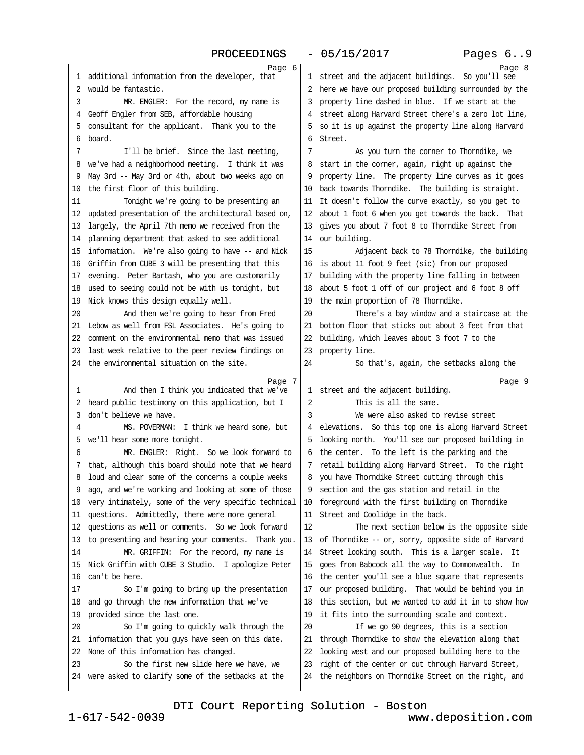Page 6

1 additional information from the developer, that
2 would be fantastic.
3 MR. ENGLER: For the record, my name is
4 Geoff Engler from SEB, affordable housing
5 consultant for the applicant. Thank you to the
6 board.
7 I'll be brief. Since the last meeting,
8 we've had a neighborhood meeting. I think it was
9 May 3rd -- May 3rd or 4th, about two weeks ago on
10 the first floor of this building.
11 Tonight we're going to be presenting an
12 updated presentation of the architectural based on,
13 largely, the April 7th memo we received from the
14 planning department that asked to see additional
15 information. We're also going to have -- and Nick
16 Griffin from CUBE 3 will be presenting that this
17 evening. Peter Bartash, who you are customarily
18 used to seeing could not be with us tonight, but
19 Nick knows this design equally well.
20 And then we're going to hear from Fred
21 Lebow as well from FSL Associates. He's going to
22 comment on the environmental memo that was issued
23 last week relative to the peer review findings on
24 the environmental situation on the site.

Page 7

1 And then I think you indicated that we've
2 heard public testimony on this application, but I
3 don't believe we have.
4 MS. POVERMAN: I think we heard some, but
5 we'll hear some more tonight.
6 MR. ENGLER: Right. So we look forward to
7 that, although this board should note that we heard
8 loud and clear some of the concerns a couple weeks
9 ago, and we're working and looking at some of those
10 very intimately, some of the very specific technical
11 questions. Admittedly, there were more general
12 questions as well or comments. So we look forward
13 to presenting and hearing your comments. Thank you.
14 MR. GRIFFIN: For the record, my name is
15 Nick Griffin with CUBE 3 Studio. I apologize Peter
16 can't be here.
17 So I'm going to bring up the presentation
18 and go through the new information that we've
19 provided since the last one.
20 So I'm going to quickly walk through the
21 information that you guys have seen on this date.
22 None of this information has changed.
23 So the first new slide here we have, we
24 were asked to clarify some of the setbacks at the

Page 8

1 street and the adjacent buildings. So you'll see
2 here we have our proposed building surrounded by the
3 property line dashed in blue. If we start at the
4 street along Harvard Street there's a zero lot line,
5 so it is up against the property line along Harvard
6 Street.
7 As you turn the corner to Thorndike, we
8 start in the corner, again, right up against the
9 property line. The property line curves as it goes
10 back towards Thorndike. The building is straight.
11 It doesn't follow the curve exactly, so you get to
12 about 1 foot 6 when you get towards the back. That
13 gives you about 7 foot 8 to Thorndike Street from
14 our building.
15 Adjacent back to 78 Thorndike, the building
16 is about 11 foot 9 feet (sic) from our proposed
17 building with the property line falling in between
18 about 5 foot 1 off of our project and 6 foot 8 off
19 the main proportion of 78 Thorndike.
20 There's a bay window and a staircase at the
21 bottom floor that sticks out about 3 feet from that
22 building, which leaves about 3 foot 7 to the
23 property line.
24 So that's, again, the setbacks along the

Page 9

1 street and the adjacent building.
2 This is all the same.
3 We were also asked to revise street
4 elevations. So this top one is along Harvard Street
5 looking north. You'll see our proposed building in
6 the center. To the left is the parking and the
7 retail building along Harvard Street. To the right
8 you have Thorndike Street cutting through this
9 section and the gas station and retail in the
10 foreground with the first building on Thorndike
11 Street and Coolidge in the back.
12 The next section below is the opposite side
13 of Thorndike -- or, sorry, opposite side of Harvard
14 Street looking south. This is a larger scale. It
15 goes from Babcock all the way to Commonwealth. In
16 the center you'll see a blue square that represents
17 our proposed building. That would be behind you in
18 this section, but we wanted to add it in to show how
19 it fits into the surrounding scale and context.
20 If we go 90 degrees, this is a section
21 through Thorndike to show the elevation along that
22 looking west and our proposed building here to the
23 right of the center or cut through Harvard Street,
24 the neighbors on Thorndike Street on the right, and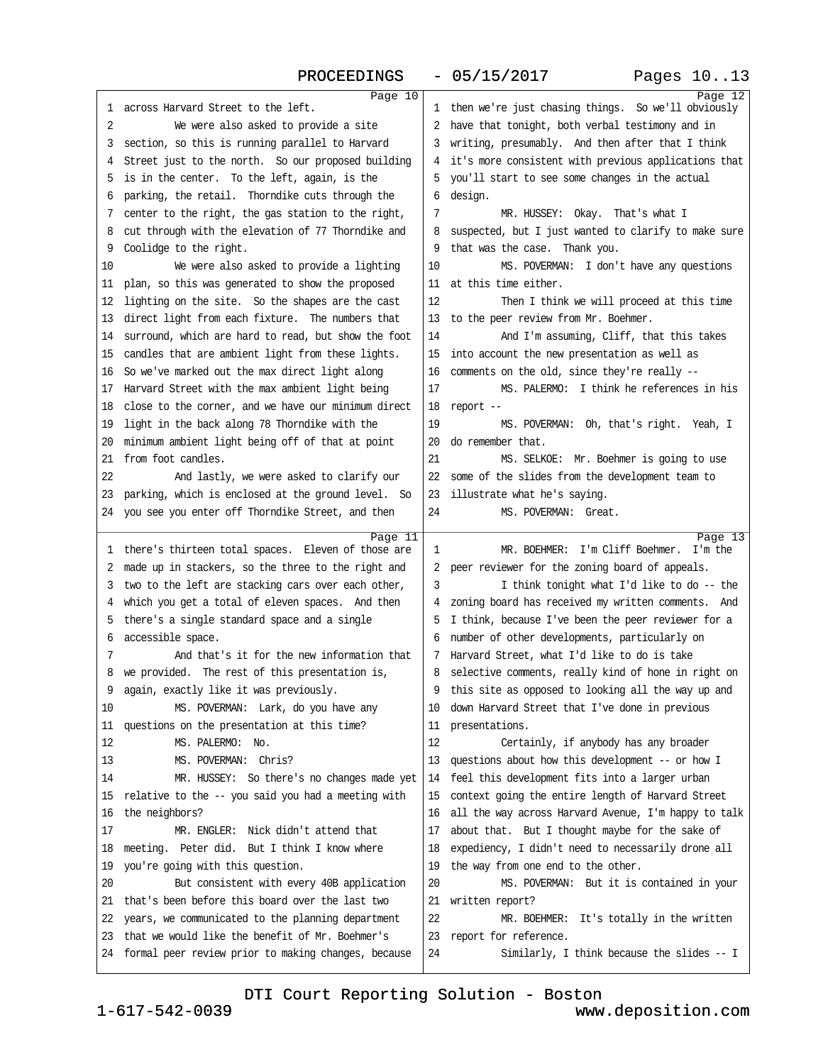Page 10

1 across Harvard Street to the left.
2 We were also asked to provide a site
3 section, so this is running parallel to Harvard
4 Street just to the north. So our proposed building
5 is in the center. To the left, again, is the
6 parking, the retail. Thorndike cuts through the
7 center to the right, the gas station to the right,
8 cut through with the elevation of 77 Thorndike and
9 Coolidge to the right.
10 We were also asked to provide a lighting
11 plan, so this was generated to show the proposed
12 lighting on the site. So the shapes are the cast
13 direct light from each fixture. The numbers that
14 surround, which are hard to read, but show the foot
15 candles that are ambient light from these lights.
16 So we've marked out the max direct light along
17 Harvard Street with the max ambient light being
18 close to the corner, and we have our minimum direct
19 light in the back along 78 Thorndike with the
20 minimum ambient light being off of that at point
21 from foot candles.
22 And lastly, we were asked to clarify our
23 parking, which is enclosed at the ground level. So
24 you see you enter off Thorndike Street, and then

Page 11

1 there's thirteen total spaces. Eleven of those are
2 made up in stackers, so the three to the right and
3 two to the left are stacking cars over each other,
4 which you get a total of eleven spaces. And then
5 there's a single standard space and a single
6 accessible space.
7 And that's it for the new information that
8 we provided. The rest of this presentation is,
9 again, exactly like it was previously.
10 MS. POVERMAN: Lark, do you have any
11 questions on the presentation at this time?
12 MS. PALERMO: No.
13 MS. POVERMAN: Chris?
14 MR. HUSSEY: So there's no changes made yet
15 relative to the -- you said you had a meeting with
16 the neighbors?
17 MR. ENGLER: Nick didn't attend that
18 meeting. Peter did. But I think I know where
19 you're going with this question.
20 But consistent with every 40B application
21 that's been before this board over the last two
22 years, we communicated to the planning department
23 that we would like the benefit of Mr. Boehmer's
24 formal peer review prior to making changes, because

Page 12

1 then we're just chasing things. So we'll obviously
2 have that tonight, both verbal testimony and in
3 writing, presumably. And then after that I think
4 it's more consistent with previous applications that
5 you'll start to see some changes in the actual
6 design.
7 MR. HUSSEY: Okay. That's what I
8 suspected, but I just wanted to clarify to make sure
9 that was the case. Thank you.
10 MS. POVERMAN: I don't have any questions
11 at this time either.
12 Then I think we will proceed at this time
13 to the peer review from Mr. Boehmer.
14 And I'm assuming, Cliff, that this takes
15 into account the new presentation as well as
16 comments on the old, since they're really --
17 MS. PALERMO: I think he references in his
18 report --
19 MS. POVERMAN: Oh, that's right. Yeah, I
20 do remember that.
21 MS. SELKOE: Mr. Boehmer is going to use
22 some of the slides from the development team to
23 illustrate what he's saying.
24 MS. POVERMAN: Great.

Page 13

1 MR. BOEHMER: I'm Cliff Boehmer. I'm the
2 peer reviewer for the zoning board of appeals.
3 I think tonight what I'd like to do -- the
4 zoning board has received my written comments. And
5 I think, because I've been the peer reviewer for a
6 number of other developments, particularly on
7 Harvard Street, what I'd like to do is take
8 selective comments, really kind of hone in right on
9 this site as opposed to looking all the way up and
10 down Harvard Street that I've done in previous
11 presentations.
12 Certainly, if anybody has any broader
13 questions about how this development -- or how I
14 feel this development fits into a larger urban
15 context going the entire length of Harvard Street
16 all the way across Harvard Avenue, I'm happy to talk
17 about that. But I thought maybe for the sake of
18 expediency, I didn't need to necessarily drone all
19 the way from one end to the other.
20 MS. POVERMAN: But it is contained in your
21 written report?
22 MR. BOEHMER: It's totally in the written
23 report for reference.
24 Similarly, I think because the slides -- I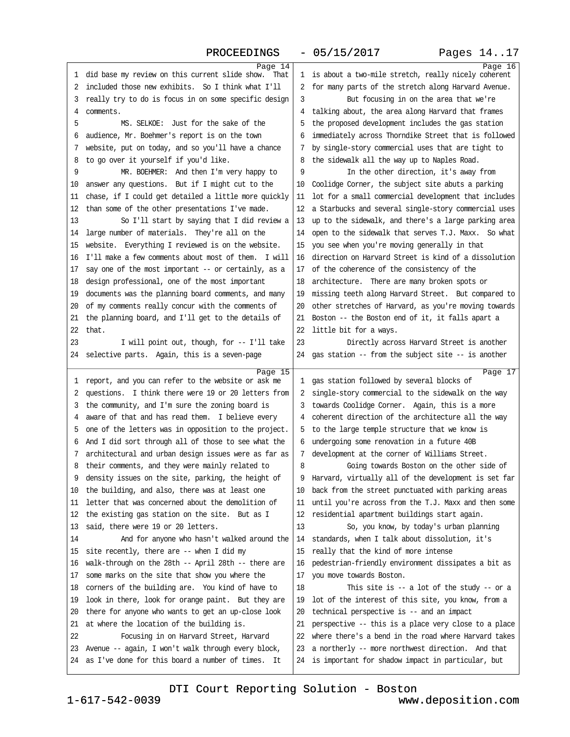did base my review on this current slide show. That included those new exhibits. So I think what I'll really try to do is focus in on some specific design comments.

MS. SELKOE: Just for the sake of the audience, Mr. Boehmer's report is on the town website, put on today, and so you'll have a chance to go over it yourself if you'd like.

MR. BOEHMER: And then I'm very happy to answer any questions. But if I might cut to the chase, if I could get detailed a little more quickly than some of the other presentations I've made.

So I'll start by saying that I did review a large number of materials. They're all on the website. Everything I reviewed is on the website. I'll make a few comments about most of them. I will say one of the most important -- or certainly, as a design professional, one of the most important documents was the planning board comments, and many of my comments really concur with the comments of the planning board, and I'll get to the details of that.

I will point out, though, for -- I'll take selective parts. Again, this is a seven-page report, and you can refer to the website or ask me questions. I think there were 19 or 20 letters from the community, and I'm sure the zoning board is aware of that and has read them. I believe every one of the letters was in opposition to the project. And I did sort through all of those to see what the architectural and urban design issues were as far as their comments, and they were mainly related to density issues on the site, parking, the height of the building, and also, there was at least one letter that was concerned about the demolition of the existing gas station on the site. But as I said, there were 19 or 20 letters.

And for anyone who hasn't walked around the site recently, there are -- when I did my walk-through on the 28th -- April 28th -- there are some marks on the site that show you where the corners of the building are. You kind of have to look in there, look for orange paint. But they are there for anyone who wants to get an up-close look at where the location of the building is.

Focusing in on Harvard Street, Harvard Avenue -- again, I won't walk through every block, as I've done for this board a number of times. It is about a two-mile stretch, really nicely coherent for many parts of the stretch along Harvard Avenue.

But focusing in on the area that we're talking about, the area along Harvard that frames the proposed development includes the gas station immediately across Thorndike Street that is followed by single-story commercial uses that are tight to the sidewalk all the way up to Naples Road.

In the other direction, it's away from Coolidge Corner, the subject site abuts a parking lot for a small commercial development that includes a Starbucks and several single-story commercial uses up to the sidewalk, and there's a large parking area open to the sidewalk that serves T.J. Maxx. So what you see when you're moving generally in that direction on Harvard Street is kind of a dissolution of the coherence of the consistency of the architecture. There are many broken spots or missing teeth along Harvard Street. But compared to other stretches of Harvard, as you're moving towards Boston -- the Boston end of it, it falls apart a little bit for a ways.

Directly across Harvard Street is another gas station -- from the subject site -- is another gas station followed by several blocks of single-story commercial to the sidewalk on the way towards Coolidge Corner. Again, this is a more coherent direction of the architecture all the way to the large temple structure that we know is undergoing some renovation in a future 40B development at the corner of Williams Street.

Going towards Boston on the other side of Harvard, virtually all of the development is set far back from the street punctuated with parking areas until you're across from the T.J. Maxx and then some residential apartment buildings start again.

So, you know, by today's urban planning standards, when I talk about dissolution, it's really that the kind of more intense pedestrian-friendly environment dissipates a bit as you move towards Boston.

This site is -- a lot of the study -- or a lot of the interest of this site, you know, from a technical perspective is -- and an impact perspective -- this is a place very close to a place where there's a bend in the road where Harvard takes a northerly -- more northwest direction. And that is important for shadow impact in particular, but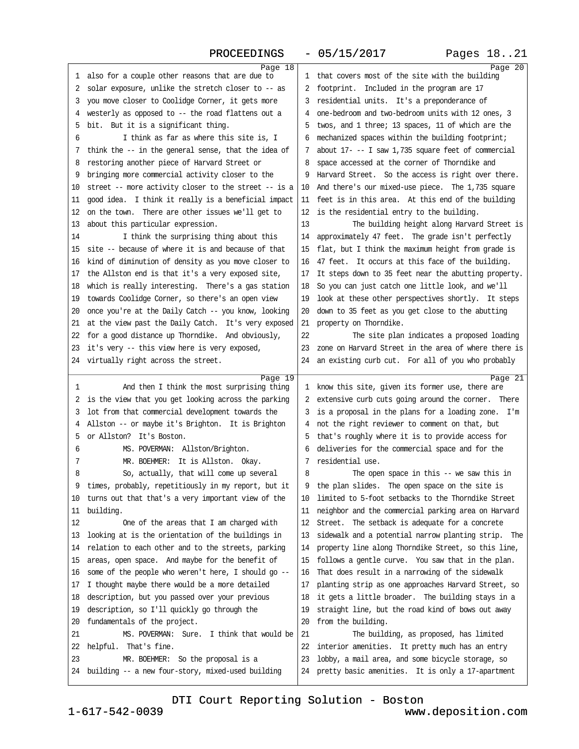also for a couple other reasons that are due to solar exposure, unlike the stretch closer to -- as you move closer to Coolidge Corner, it gets more westerly as opposed to -- the road flattens out a bit. But it is a significant thing.

I think as far as where this site is, I think the -- in the general sense, that the idea of restoring another piece of Harvard Street or bringing more commercial activity closer to the street -- more activity closer to the street -- is a good idea. I think it really is a beneficial impact on the town. There are other issues we'll get to about this particular expression.

I think the surprising thing about this site -- because of where it is and because of that kind of diminution of density as you move closer to the Allston end is that it's a very exposed site, which is really interesting. There's a gas station towards Coolidge Corner, so there's an open view once you're at the Daily Catch -- you know, looking at the view past the Daily Catch. It's very exposed for a good distance up Thorndike. And obviously, it's very -- this view here is very exposed, virtually right across the street.

And then I think the most surprising thing is the view that you get looking across the parking lot from that commercial development towards the Allston -- or maybe it's Brighton. It is Brighton or Allston? It's Boston.

MS. POVERMAN: Allston/Brighton.

MR. BOEHMER: It is Allston. Okay.

So, actually, that will come up several times, probably, repetitiously in my report, but it turns out that that's a very important view of the building.

One of the areas that I am charged with looking at is the orientation of the buildings in relation to each other and to the streets, parking areas, open space. And maybe for the benefit of some of the people who weren't here, I should go -- I thought maybe there would be a more detailed description, but you passed over your previous description, so I'll quickly go through the fundamentals of the project.

MS. POVERMAN: Sure. I think that would be helpful. That's fine.

MR. BOEHMER: So the proposal is a building -- a new four-story, mixed-used building that covers most of the site with the building footprint. Included in the program are 17 residential units. It's a preponderance of one-bedroom and two-bedroom units with 12 ones, 3 twos, and 1 three; 13 spaces, 11 of which are the mechanized spaces within the building footprint; about 17- -- I saw 1,735 square feet of commercial space accessed at the corner of Thorndike and Harvard Street. So the access is right over there. And there's our mixed-use piece. The 1,735 square feet is in this area. At this end of the building is the residential entry to the building.

The building height along Harvard Street is approximately 47 feet. The grade isn't perfectly flat, but I think the maximum height from grade is 47 feet. It occurs at this face of the building. It steps down to 35 feet near the abutting property. So you can just catch one little look, and we'll look at these other perspectives shortly. It steps down to 35 feet as you get close to the abutting property on Thorndike.

The site plan indicates a proposed loading zone on Harvard Street in the area of where there is an existing curb cut. For all of you who probably know this site, given its former use, there are extensive curb cuts going around the corner. There is a proposal in the plans for a loading zone. I'm not the right reviewer to comment on that, but that's roughly where it is to provide access for deliveries for the commercial space and for the residential use.

The open space in this -- we saw this in the plan slides. The open space on the site is limited to 5-foot setbacks to the Thorndike Street neighbor and the commercial parking area on Harvard Street. The setback is adequate for a concrete sidewalk and a potential narrow planting strip. The property line along Thorndike Street, so this line, follows a gentle curve. You saw that in the plan. That does result in a narrowing of the sidewalk planting strip as one approaches Harvard Street, so it gets a little broader. The building stays in a straight line, but the road kind of bows out away from the building.

The building, as proposed, has limited interior amenities. It pretty much has an entry lobby, a mail area, and some bicycle storage, so pretty basic amenities. It is only a 17-apartment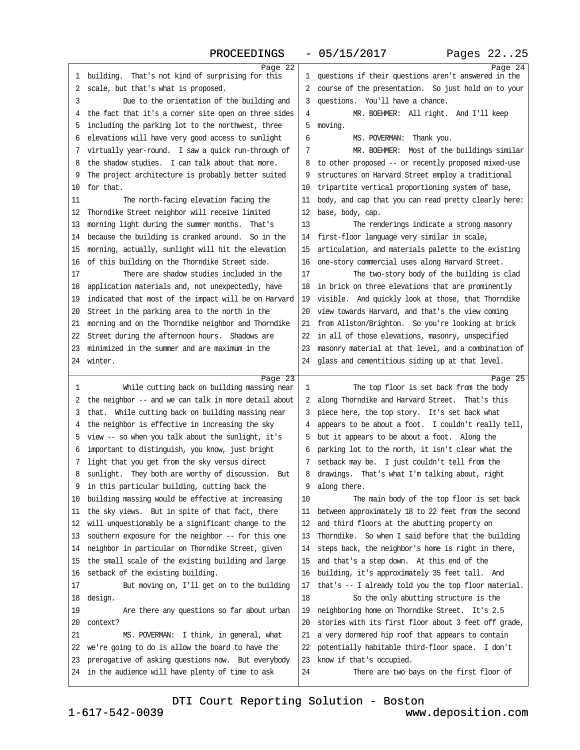**Page 22**

1 building. That's not kind of surprising for this
2 scale, but that's what is proposed.
3 Due to the orientation of the building and
4 the fact that it's a corner site open on three sides
5 including the parking lot to the northwest, three
6 elevations will have very good access to sunlight
7 virtually year-round. I saw a quick run-through of
8 the shadow studies. I can talk about that more.
9 The project architecture is probably better suited
10 for that.
11 The north-facing elevation facing the
12 Thorndike Street neighbor will receive limited
13 morning light during the summer months. That's
14 because the building is cranked around. So in the
15 morning, actually, sunlight will hit the elevation
16 of this building on the Thorndike Street side.
17 There are shadow studies included in the
18 application materials and, not unexpectedly, have
19 indicated that most of the impact will be on Harvard
20 Street in the parking area to the north in the
21 morning and on the Thorndike neighbor and Thorndike
22 Street during the afternoon hours. Shadows are
23 minimized in the summer and are maximum in the
24 winter.

**Page 23**

1 While cutting back on building massing near
2 the neighbor -- and we can talk in more detail about
3 that. While cutting back on building massing near
4 the neighbor is effective in increasing the sky
5 view -- so when you talk about the sunlight, it's
6 important to distinguish, you know, just bright
7 light that you get from the sky versus direct
8 sunlight. They both are worthy of discussion. But
9 in this particular building, cutting back the
10 building massing would be effective at increasing
11 the sky views. But in spite of that fact, there
12 will unquestionably be a significant change to the
13 southern exposure for the neighbor -- for this one
14 neighbor in particular on Thorndike Street, given
15 the small scale of the existing building and large
16 setback of the existing building.
17 But moving on, I'll get on to the building
18 design.
19 Are there any questions so far about urban
20 context?
21 MS. POVERMAN: I think, in general, what
22 we're going to do is allow the board to have the
23 prerogative of asking questions now. But everybody
24 in the audience will have plenty of time to ask

**Page 24**

1 questions if their questions aren't answered in the
2 course of the presentation. So just hold on to your
3 questions. You'll have a chance.
4 MR. BOEHMER: All right. And I'll keep
5 moving.
6 MS. POVERMAN: Thank you.
7 MR. BOEHMER: Most of the buildings similar
8 to other proposed -- or recently proposed mixed-use
9 structures on Harvard Street employ a traditional
10 tripartite vertical proportioning system of base,
11 body, and cap that you can read pretty clearly here:
12 base, body, cap.
13 The renderings indicate a strong masonry
14 first-floor language very similar in scale,
15 articulation, and materials palette to the existing
16 one-story commercial uses along Harvard Street.
17 The two-story body of the building is clad
18 in brick on three elevations that are prominently
19 visible. And quickly look at those, that Thorndike
20 view towards Harvard, and that's the view coming
21 from Allston/Brighton. So you're looking at brick
22 in all of those elevations, masonry, unspecified
23 masonry material at that level, and a combination of
24 glass and cementitious siding up at that level.

**Page 25**

1 The top floor is set back from the body
2 along Thorndike and Harvard Street. That's this
3 piece here, the top story. It's set back what
4 appears to be about a foot. I couldn't really tell,
5 but it appears to be about a foot. Along the
6 parking lot to the north, it isn't clear what the
7 setback may be. I just couldn't tell from the
8 drawings. That's what I'm talking about, right
9 along there.
10 The main body of the top floor is set back
11 between approximately 18 to 22 feet from the second
12 and third floors at the abutting property on
13 Thorndike. So when I said before that the building
14 steps back, the neighbor's home is right in there,
15 and that's a step down. At this end of the
16 building, it's approximately 35 feet tall. And
17 that's -- I already told you the top floor material.
18 So the only abutting structure is the
19 neighboring home on Thorndike Street. It's 2.5
20 stories with its first floor about 3 feet off grade,
21 a very dormered hip roof that appears to contain
22 potentially habitable third-floor space. I don't
23 know if that's occupied.
24 There are two bays on the first floor of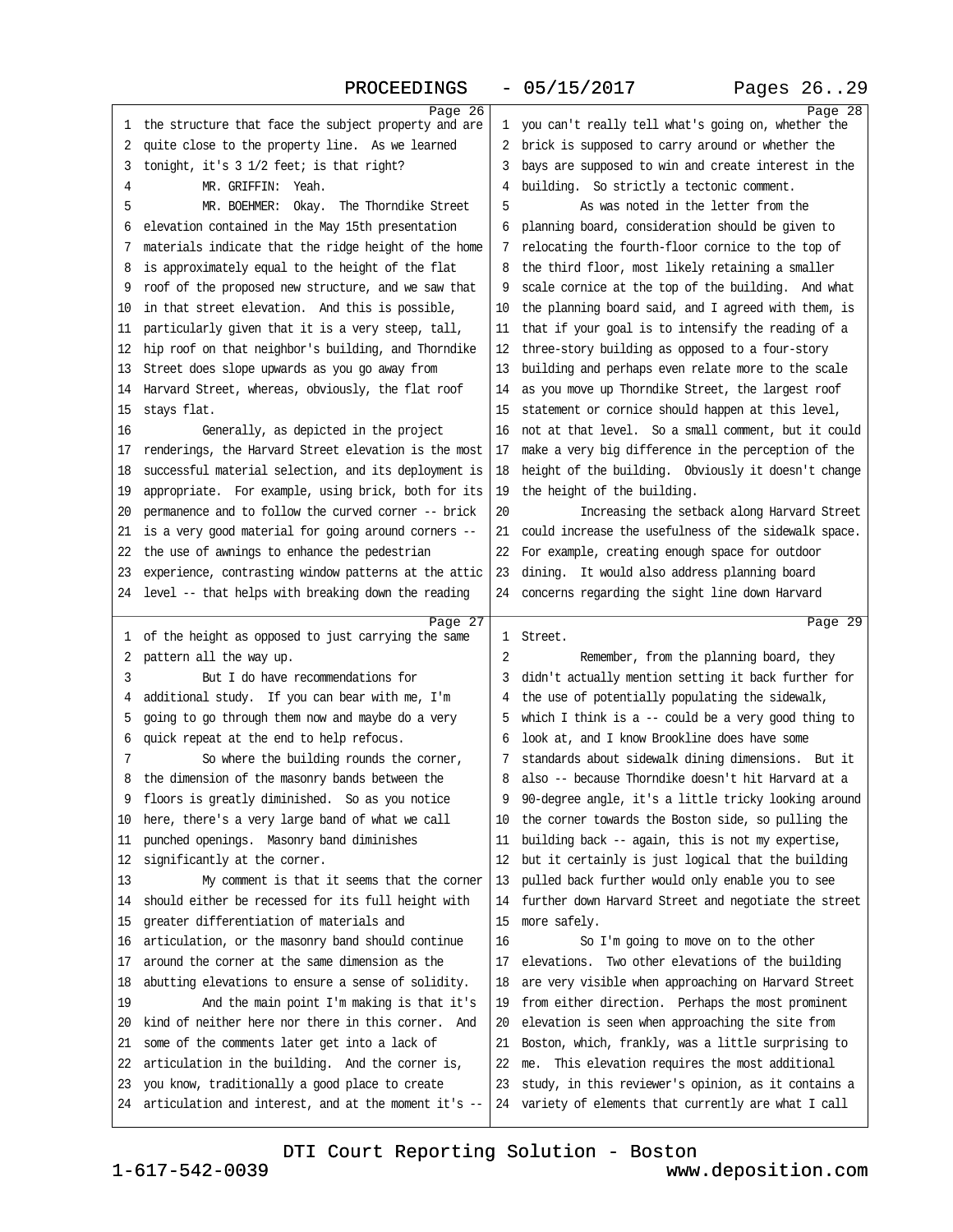the structure that face the subject property and are quite close to the property line. As we learned tonight, it's 3 1/2 feet; is that right?

MR. GRIFFIN: Yeah.

MR. BOEHMER: Okay. The Thorndike Street elevation contained in the May 15th presentation materials indicate that the ridge height of the home is approximately equal to the height of the flat roof of the proposed new structure, and we saw that in that street elevation. And this is possible, particularly given that it is a very steep, tall, hip roof on that neighbor's building, and Thorndike Street does slope upwards as you go away from Harvard Street, whereas, obviously, the flat roof stays flat.

Generally, as depicted in the project renderings, the Harvard Street elevation is the most successful material selection, and its deployment is appropriate. For example, using brick, both for its permanence and to follow the curved corner -- brick is a very good material for going around corners -- the use of awnings to enhance the pedestrian experience, contrasting window patterns at the attic level -- that helps with breaking down the reading of the height as opposed to just carrying the same pattern all the way up.

But I do have recommendations for additional study. If you can bear with me, I'm going to go through them now and maybe do a very quick repeat at the end to help refocus.

So where the building rounds the corner, the dimension of the masonry bands between the floors is greatly diminished. So as you notice here, there's a very large band of what we call punched openings. Masonry band diminishes significantly at the corner.

My comment is that it seems that the corner should either be recessed for its full height with greater differentiation of materials and articulation, or the masonry band should continue around the corner at the same dimension as the abutting elevations to ensure a sense of solidity.

And the main point I'm making is that it's kind of neither here nor there in this corner. And some of the comments later get into a lack of articulation in the building. And the corner is, you know, traditionally a good place to create articulation and interest, and at the moment it's -- you can't really tell what's going on, whether the brick is supposed to carry around or whether the bays are supposed to win and create interest in the building. So strictly a tectonic comment.

As was noted in the letter from the planning board, consideration should be given to relocating the fourth-floor cornice to the top of the third floor, most likely retaining a smaller scale cornice at the top of the building. And what the planning board said, and I agreed with them, is that if your goal is to intensify the reading of a three-story building as opposed to a four-story building and perhaps even relate more to the scale as you move up Thorndike Street, the largest roof statement or cornice should happen at this level, not at that level. So a small comment, but it could make a very big difference in the perception of the height of the building. Obviously it doesn't change the height of the building.

Increasing the setback along Harvard Street could increase the usefulness of the sidewalk space. For example, creating enough space for outdoor dining. It would also address planning board concerns regarding the sight line down Harvard Street.

Remember, from the planning board, they didn't actually mention setting it back further for the use of potentially populating the sidewalk, which I think is a -- could be a very good thing to look at, and I know Brookline does have some standards about sidewalk dining dimensions. But it also -- because Thorndike doesn't hit Harvard at a 90-degree angle, it's a little tricky looking around the corner towards the Boston side, so pulling the building back -- again, this is not my expertise, but it certainly is just logical that the building pulled back further would only enable you to see further down Harvard Street and negotiate the street more safely.

So I'm going to move on to the other elevations. Two other elevations of the building are very visible when approaching on Harvard Street from either direction. Perhaps the most prominent elevation is seen when approaching the site from Boston, which, frankly, was a little surprising to me. This elevation requires the most additional study, in this reviewer's opinion, as it contains a variety of elements that currently are what I call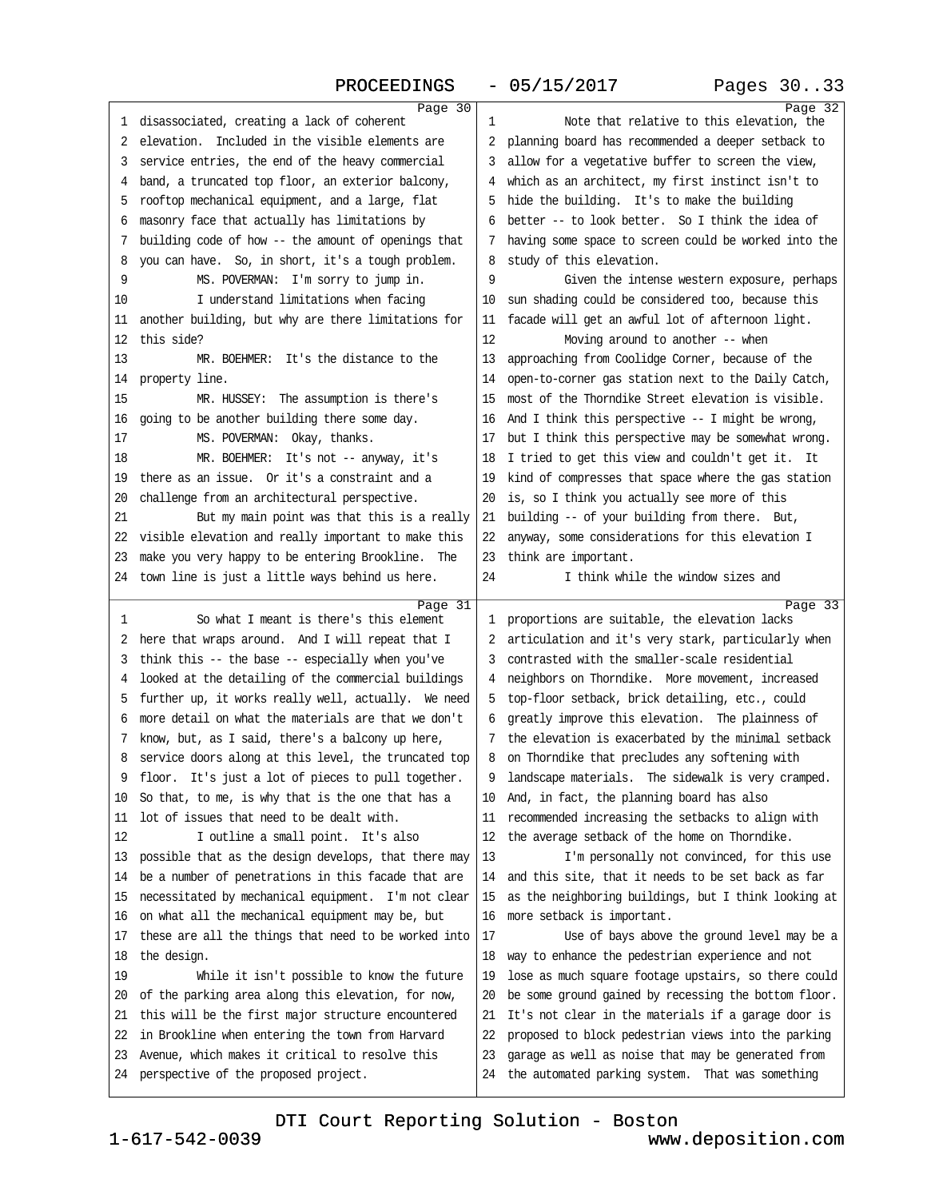**Page 30**

1 disassociated, creating a lack of coherent
2 elevation. Included in the visible elements are
3 service entries, the end of the heavy commercial
4 band, a truncated top floor, an exterior balcony,
5 rooftop mechanical equipment, and a large, flat
6 masonry face that actually has limitations by
7 building code of how -- the amount of openings that
8 you can have. So, in short, it's a tough problem.
9 MS. POVERMAN: I'm sorry to jump in.
10 I understand limitations when facing
11 another building, but why are there limitations for
12 this side?
13 MR. BOEHMER: It's the distance to the
14 property line.
15 MR. HUSSEY: The assumption is there's
16 going to be another building there some day.
17 MS. POVERMAN: Okay, thanks.
18 MR. BOEHMER: It's not -- anyway, it's
19 there as an issue. Or it's a constraint and a
20 challenge from an architectural perspective.
21 But my main point was that this is a really
22 visible elevation and really important to make this
23 make you very happy to be entering Brookline. The
24 town line is just a little ways behind us here.

**Page 31**

1 So what I meant is there's this element
2 here that wraps around. And I will repeat that I
3 think this -- the base -- especially when you've
4 looked at the detailing of the commercial buildings
5 further up, it works really well, actually. We need
6 more detail on what the materials are that we don't
7 know, but, as I said, there's a balcony up here,
8 service doors along at this level, the truncated top
9 floor. It's just a lot of pieces to pull together.
10 So that, to me, is why that is the one that has a
11 lot of issues that need to be dealt with.
12 I outline a small point. It's also
13 possible that as the design develops, that there may
14 be a number of penetrations in this facade that are
15 necessitated by mechanical equipment. I'm not clear
16 on what all the mechanical equipment may be, but
17 these are all the things that need to be worked into
18 the design.
19 While it isn't possible to know the future
20 of the parking area along this elevation, for now,
21 this will be the first major structure encountered
22 in Brookline when entering the town from Harvard
23 Avenue, which makes it critical to resolve this
24 perspective of the proposed project.

**Page 32**

1 Note that relative to this elevation, the
2 planning board has recommended a deeper setback to
3 allow for a vegetative buffer to screen the view,
4 which as an architect, my first instinct isn't to
5 hide the building. It's to make the building
6 better -- to look better. So I think the idea of
7 having some space to screen could be worked into the
8 study of this elevation.
9 Given the intense western exposure, perhaps
10 sun shading could be considered too, because this
11 facade will get an awful lot of afternoon light.
12 Moving around to another -- when
13 approaching from Coolidge Corner, because of the
14 open-to-corner gas station next to the Daily Catch,
15 most of the Thorndike Street elevation is visible.
16 And I think this perspective -- I might be wrong,
17 but I think this perspective may be somewhat wrong.
18 I tried to get this view and couldn't get it. It
19 kind of compresses that space where the gas station
20 is, so I think you actually see more of this
21 building -- of your building from there. But,
22 anyway, some considerations for this elevation I
23 think are important.
24 I think while the window sizes and

**Page 33**

1 proportions are suitable, the elevation lacks
2 articulation and it's very stark, particularly when
3 contrasted with the smaller-scale residential
4 neighbors on Thorndike. More movement, increased
5 top-floor setback, brick detailing, etc., could
6 greatly improve this elevation. The plainness of
7 the elevation is exacerbated by the minimal setback
8 on Thorndike that precludes any softening with
9 landscape materials. The sidewalk is very cramped.
10 And, in fact, the planning board has also
11 recommended increasing the setbacks to align with
12 the average setback of the home on Thorndike.
13 I'm personally not convinced, for this use
14 and this site, that it needs to be set back as far
15 as the neighboring buildings, but I think looking at
16 more setback is important.
17 Use of bays above the ground level may be a
18 way to enhance the pedestrian experience and not
19 lose as much square footage upstairs, so there could
20 be some ground gained by recessing the bottom floor.
21 It's not clear in the materials if a garage door is
22 proposed to block pedestrian views into the parking
23 garage as well as noise that may be generated from
24 the automated parking system. That was something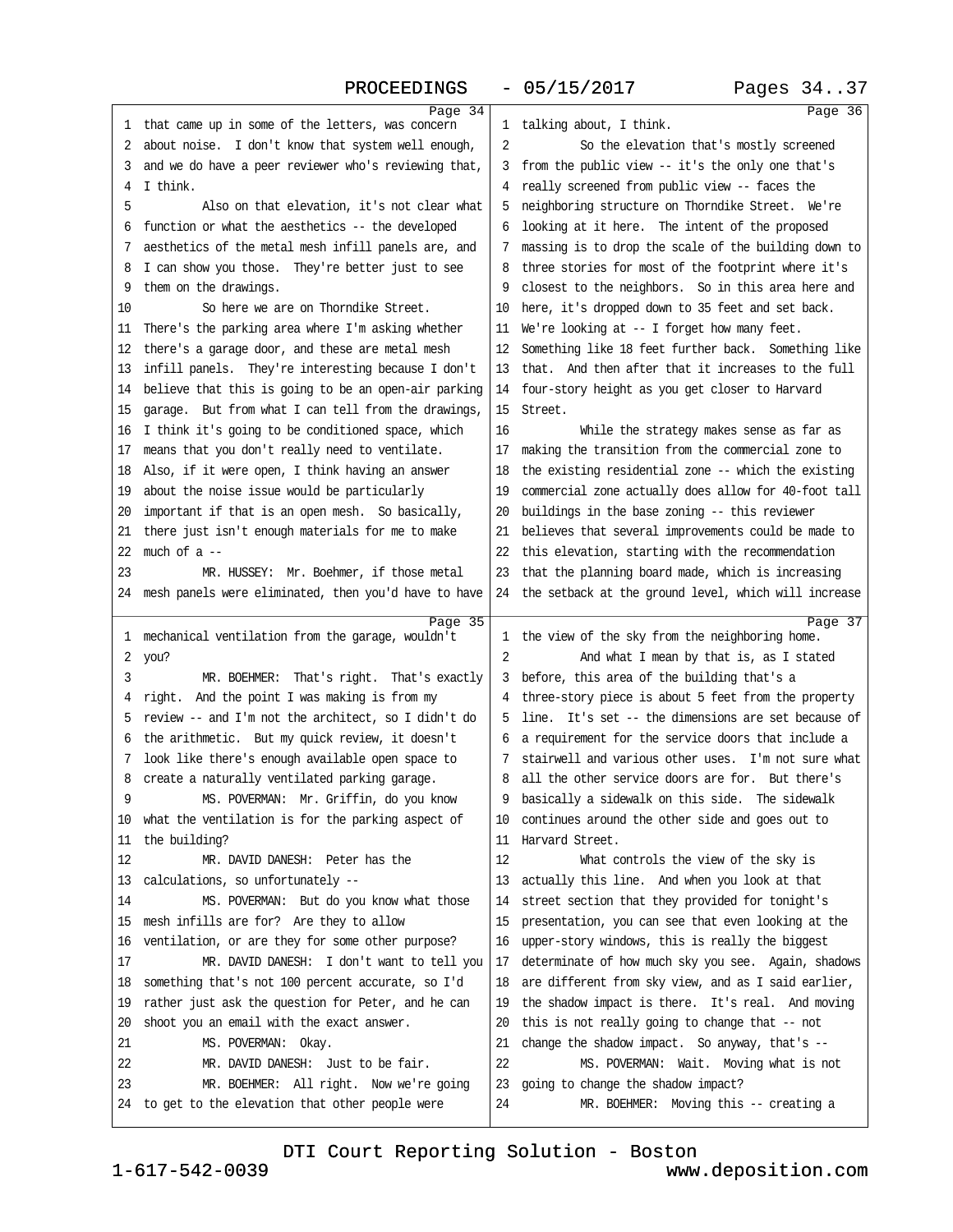Page 34

that came up in some of the letters, was concern about noise. I don't know that system well enough, and we do have a peer reviewer who's reviewing that, I think.

Also on that elevation, it's not clear what function or what the aesthetics -- the developed aesthetics of the metal mesh infill panels are, and I can show you those. They're better just to see them on the drawings.

So here we are on Thorndike Street. There's the parking area where I'm asking whether there's a garage door, and these are metal mesh infill panels. They're interesting because I don't believe that this is going to be an open-air parking garage. But from what I can tell from the drawings, I think it's going to be conditioned space, which means that you don't really need to ventilate. Also, if it were open, I think having an answer about the noise issue would be particularly important if that is an open mesh. So basically, there just isn't enough materials for me to make much of a --

MR. HUSSEY: Mr. Boehmer, if those metal mesh panels were eliminated, then you'd have to have

Page 35

mechanical ventilation from the garage, wouldn't you?

MR. BOEHMER: That's right. That's exactly right. And the point I was making is from my review -- and I'm not the architect, so I didn't do the arithmetic. But my quick review, it doesn't look like there's enough available open space to create a naturally ventilated parking garage.

MS. POVERMAN: Mr. Griffin, do you know what the ventilation is for the parking aspect of the building?

MR. DAVID DANESH: Peter has the calculations, so unfortunately --

MS. POVERMAN: But do you know what those mesh infills are for? Are they to allow ventilation, or are they for some other purpose?

MR. DAVID DANESH: I don't want to tell you something that's not 100 percent accurate, so I'd rather just ask the question for Peter, and he can shoot you an email with the exact answer.

MS. POVERMAN: Okay.

MR. DAVID DANESH: Just to be fair.

MR. BOEHMER: All right. Now we're going to get to the elevation that other people were

Page 36

talking about, I think.

So the elevation that's mostly screened from the public view -- it's the only one that's really screened from public view -- faces the neighboring structure on Thorndike Street. We're looking at it here. The intent of the proposed massing is to drop the scale of the building down to three stories for most of the footprint where it's closest to the neighbors. So in this area here and here, it's dropped down to 35 feet and set back. We're looking at -- I forget how many feet. Something like 18 feet further back. Something like that. And then after that it increases to the full four-story height as you get closer to Harvard Street.

While the strategy makes sense as far as making the transition from the commercial zone to the existing residential zone -- which the existing commercial zone actually does allow for 40-foot tall buildings in the base zoning -- this reviewer believes that several improvements could be made to this elevation, starting with the recommendation that the planning board made, which is increasing the setback at the ground level, which will increase

Page 37

the view of the sky from the neighboring home.

And what I mean by that is, as I stated before, this area of the building that's a three-story piece is about 5 feet from the property line. It's set -- the dimensions are set because of a requirement for the service doors that include a stairwell and various other uses. I'm not sure what all the other service doors are for. But there's basically a sidewalk on this side. The sidewalk continues around the other side and goes out to Harvard Street.

What controls the view of the sky is actually this line. And when you look at that street section that they provided for tonight's presentation, you can see that even looking at the upper-story windows, this is really the biggest determinate of how much sky you see. Again, shadows are different from sky view, and as I said earlier, the shadow impact is there. It's real. And moving this is not really going to change that -- not change the shadow impact. So anyway, that's --

MS. POVERMAN: Wait. Moving what is not going to change the shadow impact?

MR. BOEHMER: Moving this -- creating a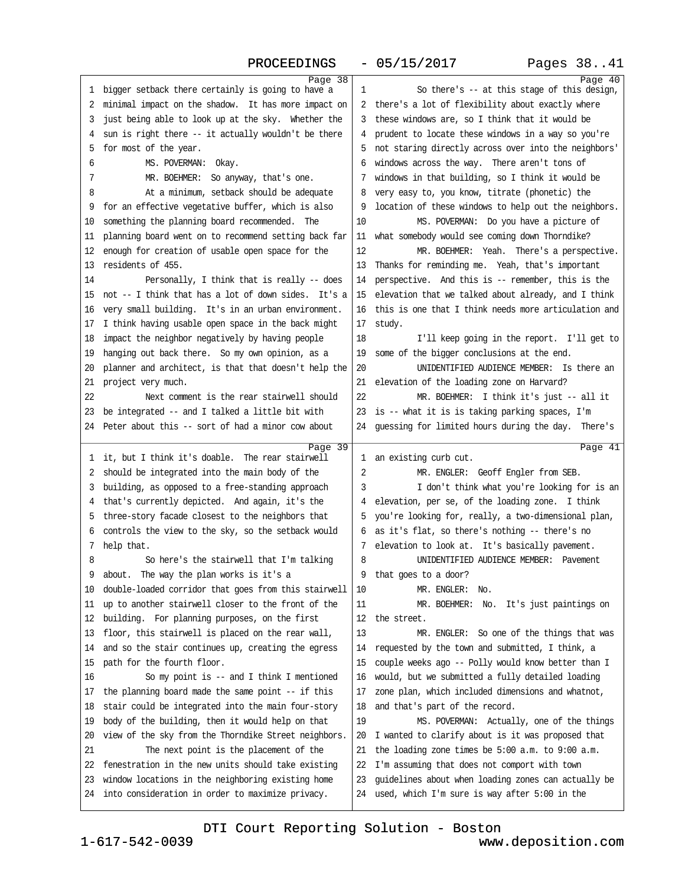Page 38

1 bigger setback there certainly is going to have a
2 minimal impact on the shadow. It has more impact on
3 just being able to look up at the sky. Whether the
4 sun is right there -- it actually wouldn't be there
5 for most of the year.
6 MS. POVERMAN: Okay.
7 MR. BOEHMER: So anyway, that's one.
8 At a minimum, setback should be adequate
9 for an effective vegetative buffer, which is also
10 something the planning board recommended. The
11 planning board went on to recommend setting back far
12 enough for creation of usable open space for the
13 residents of 455.
14 Personally, I think that is really -- does
15 not -- I think that has a lot of down sides. It's a
16 very small building. It's in an urban environment.
17 I think having usable open space in the back might
18 impact the neighbor negatively by having people
19 hanging out back there. So my own opinion, as a
20 planner and architect, is that that doesn't help the
21 project very much.
22 Next comment is the rear stairwell should
23 be integrated -- and I talked a little bit with
24 Peter about this -- sort of had a minor cow about

Page 39

1 it, but I think it's doable. The rear stairwell
2 should be integrated into the main body of the
3 building, as opposed to a free-standing approach
4 that's currently depicted. And again, it's the
5 three-story facade closest to the neighbors that
6 controls the view to the sky, so the setback would
7 help that.
8 So here's the stairwell that I'm talking
9 about. The way the plan works is it's a
10 double-loaded corridor that goes from this stairwell
11 up to another stairwell closer to the front of the
12 building. For planning purposes, on the first
13 floor, this stairwell is placed on the rear wall,
14 and so the stair continues up, creating the egress
15 path for the fourth floor.
16 So my point is -- and I think I mentioned
17 the planning board made the same point -- if this
18 stair could be integrated into the main four-story
19 body of the building, then it would help on that
20 view of the sky from the Thorndike Street neighbors.
21 The next point is the placement of the
22 fenestration in the new units should take existing
23 window locations in the neighboring existing home
24 into consideration in order to maximize privacy.

Page 40

1 So there's -- at this stage of this design,
2 there's a lot of flexibility about exactly where
3 these windows are, so I think that it would be
4 prudent to locate these windows in a way so you're
5 not staring directly across over into the neighbors'
6 windows across the way. There aren't tons of
7 windows in that building, so I think it would be
8 very easy to, you know, titrate (phonetic) the
9 location of these windows to help out the neighbors.
10 MS. POVERMAN: Do you have a picture of
11 what somebody would see coming down Thorndike?
12 MR. BOEHMER: Yeah. There's a perspective.
13 Thanks for reminding me. Yeah, that's important
14 perspective. And this is -- remember, this is the
15 elevation that we talked about already, and I think
16 this is one that I think needs more articulation and
17 study.
18 I'll keep going in the report. I'll get to
19 some of the bigger conclusions at the end.
20 UNIDENTIFIED AUDIENCE MEMBER: Is there an
21 elevation of the loading zone on Harvard?
22 MR. BOEHMER: I think it's just -- all it
23 is -- what it is is taking parking spaces, I'm
24 guessing for limited hours during the day. There's

Page 41

1 an existing curb cut.
2 MR. ENGLER: Geoff Engler from SEB.
3 I don't think what you're looking for is an
4 elevation, per se, of the loading zone. I think
5 you're looking for, really, a two-dimensional plan,
6 as it's flat, so there's nothing -- there's no
7 elevation to look at. It's basically pavement.
8 UNIDENTIFIED AUDIENCE MEMBER: Pavement
9 that goes to a door?
10 MR. ENGLER: No.
11 MR. BOEHMER: No. It's just paintings on
12 the street.
13 MR. ENGLER: So one of the things that was
14 requested by the town and submitted, I think, a
15 couple weeks ago -- Polly would know better than I
16 would, but we submitted a fully detailed loading
17 zone plan, which included dimensions and whatnot,
18 and that's part of the record.
19 MS. POVERMAN: Actually, one of the things
20 I wanted to clarify about is it was proposed that
21 the loading zone times be 5:00 a.m. to 9:00 a.m.
22 I'm assuming that does not comport with town
23 guidelines about when loading zones can actually be
24 used, which I'm sure is way after 5:00 in the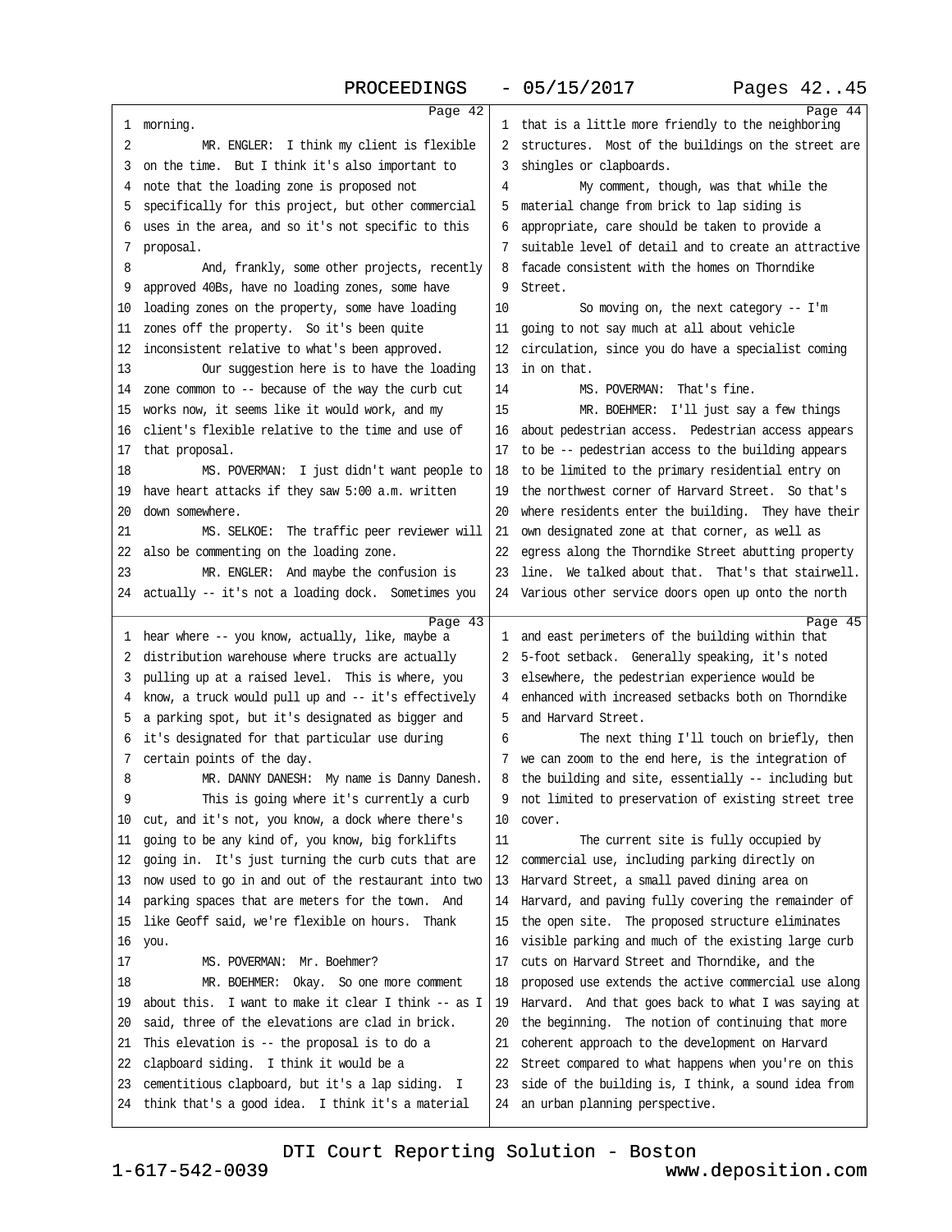Page 42

1 morning.
2 MR. ENGLER: I think my client is flexible
3 on the time. But I think it's also important to
4 note that the loading zone is proposed not
5 specifically for this project, but other commercial
6 uses in the area, and so it's not specific to this
7 proposal.
8 And, frankly, some other projects, recently
9 approved 40Bs, have no loading zones, some have
10 loading zones on the property, some have loading
11 zones off the property. So it's been quite
12 inconsistent relative to what's been approved.
13 Our suggestion here is to have the loading
14 zone common to -- because of the way the curb cut
15 works now, it seems like it would work, and my
16 client's flexible relative to the time and use of
17 that proposal.
18 MS. POVERMAN: I just didn't want people to
19 have heart attacks if they saw 5:00 a.m. written
20 down somewhere.
21 MS. SELKOE: The traffic peer reviewer will
22 also be commenting on the loading zone.
23 MR. ENGLER: And maybe the confusion is
24 actually -- it's not a loading dock. Sometimes you

Page 43

1 hear where -- you know, actually, like, maybe a
2 distribution warehouse where trucks are actually
3 pulling up at a raised level. This is where, you
4 know, a truck would pull up and -- it's effectively
5 a parking spot, but it's designated as bigger and
6 it's designated for that particular use during
7 certain points of the day.
8 MR. DANNY DANESH: My name is Danny Danesh.
9 This is going where it's currently a curb
10 cut, and it's not, you know, a dock where there's
11 going to be any kind of, you know, big forklifts
12 going in. It's just turning the curb cuts that are
13 now used to go in and out of the restaurant into two
14 parking spaces that are meters for the town. And
15 like Geoff said, we're flexible on hours. Thank
16 you.
17 MS. POVERMAN: Mr. Boehmer?
18 MR. BOEHMER: Okay. So one more comment
19 about this. I want to make it clear I think -- as I
20 said, three of the elevations are clad in brick.
21 This elevation is -- the proposal is to do a
22 clapboard siding. I think it would be a
23 cementitious clapboard, but it's a lap siding. I
24 think that's a good idea. I think it's a material

Page 44

1 that is a little more friendly to the neighboring
2 structures. Most of the buildings on the street are
3 shingles or clapboards.
4 My comment, though, was that while the
5 material change from brick to lap siding is
6 appropriate, care should be taken to provide a
7 suitable level of detail and to create an attractive
8 facade consistent with the homes on Thorndike
9 Street.
10 So moving on, the next category -- I'm
11 going to not say much at all about vehicle
12 circulation, since you do have a specialist coming
13 in on that.
14 MS. POVERMAN: That's fine.
15 MR. BOEHMER: I'll just say a few things
16 about pedestrian access. Pedestrian access appears
17 to be -- pedestrian access to the building appears
18 to be limited to the primary residential entry on
19 the northwest corner of Harvard Street. So that's
20 where residents enter the building. They have their
21 own designated zone at that corner, as well as
22 egress along the Thorndike Street abutting property
23 line. We talked about that. That's that stairwell.
24 Various other service doors open up onto the north

Page 45

1 and east perimeters of the building within that
2 5-foot setback. Generally speaking, it's noted
3 elsewhere, the pedestrian experience would be
4 enhanced with increased setbacks both on Thorndike
5 and Harvard Street.
6 The next thing I'll touch on briefly, then
7 we can zoom to the end here, is the integration of
8 the building and site, essentially -- including but
9 not limited to preservation of existing street tree
10 cover.
11 The current site is fully occupied by
12 commercial use, including parking directly on
13 Harvard Street, a small paved dining area on
14 Harvard, and paving fully covering the remainder of
15 the open site. The proposed structure eliminates
16 visible parking and much of the existing large curb
17 cuts on Harvard Street and Thorndike, and the
18 proposed use extends the active commercial use along
19 Harvard. And that goes back to what I was saying at
20 the beginning. The notion of continuing that more
21 coherent approach to the development on Harvard
22 Street compared to what happens when you're on this
23 side of the building is, I think, a sound idea from
24 an urban planning perspective.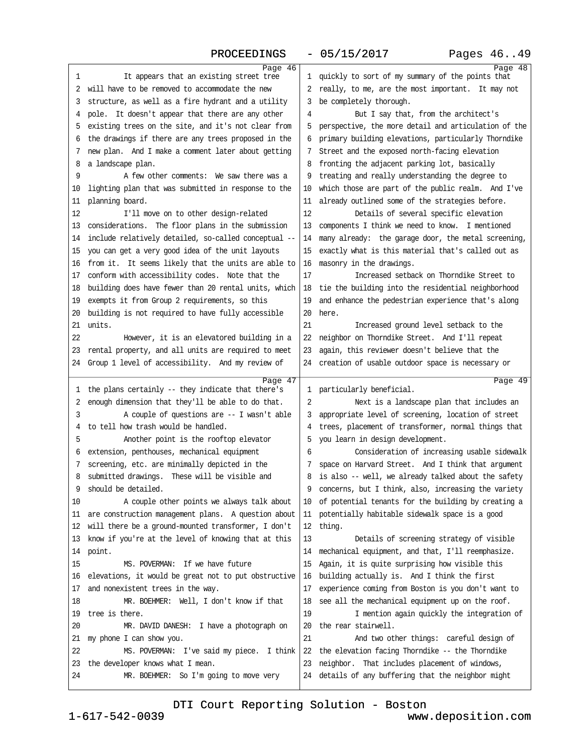Page 46

1 It appears that an existing street tree
2 will have to be removed to accommodate the new
3 structure, as well as a fire hydrant and a utility
4 pole. It doesn't appear that there are any other
5 existing trees on the site, and it's not clear from
6 the drawings if there are any trees proposed in the
7 new plan. And I make a comment later about getting
8 a landscape plan.
9 A few other comments: We saw there was a
10 lighting plan that was submitted in response to the
11 planning board.
12 I'll move on to other design-related
13 considerations. The floor plans in the submission
14 include relatively detailed, so-called conceptual --
15 you can get a very good idea of the unit layouts
16 from it. It seems likely that the units are able to
17 conform with accessibility codes. Note that the
18 building does have fewer than 20 rental units, which
19 exempts it from Group 2 requirements, so this
20 building is not required to have fully accessible
21 units.
22 However, it is an elevatored building in a
23 rental property, and all units are required to meet
24 Group 1 level of accessibility. And my review of

Page 47

1 the plans certainly -- they indicate that there's
2 enough dimension that they'll be able to do that.
3 A couple of questions are -- I wasn't able
4 to tell how trash would be handled.
5 Another point is the rooftop elevator
6 extension, penthouses, mechanical equipment
7 screening, etc. are minimally depicted in the
8 submitted drawings. These will be visible and
9 should be detailed.
10 A couple other points we always talk about
11 are construction management plans. A question about
12 will there be a ground-mounted transformer, I don't
13 know if you're at the level of knowing that at this
14 point.
15 MS. POVERMAN: If we have future
16 elevations, it would be great not to put obstructive
17 and nonexistent trees in the way.
18 MR. BOEHMER: Well, I don't know if that
19 tree is there.
20 MR. DAVID DANESH: I have a photograph on
21 my phone I can show you.
22 MS. POVERMAN: I've said my piece. I think
23 the developer knows what I mean.
24 MR. BOEHMER: So I'm going to move very

Page 48

1 quickly to sort of my summary of the points that
2 really, to me, are the most important. It may not
3 be completely thorough.
4 But I say that, from the architect's
5 perspective, the more detail and articulation of the
6 primary building elevations, particularly Thorndike
7 Street and the exposed north-facing elevation
8 fronting the adjacent parking lot, basically
9 treating and really understanding the degree to
10 which those are part of the public realm. And I've
11 already outlined some of the strategies before.
12 Details of several specific elevation
13 components I think we need to know. I mentioned
14 many already: the garage door, the metal screening,
15 exactly what is this material that's called out as
16 masonry in the drawings.
17 Increased setback on Thorndike Street to
18 tie the building into the residential neighborhood
19 and enhance the pedestrian experience that's along
20 here.
21 Increased ground level setback to the
22 neighbor on Thorndike Street. And I'll repeat
23 again, this reviewer doesn't believe that the
24 creation of usable outdoor space is necessary or

Page 49

1 particularly beneficial.
2 Next is a landscape plan that includes an
3 appropriate level of screening, location of street
4 trees, placement of transformer, normal things that
5 you learn in design development.
6 Consideration of increasing usable sidewalk
7 space on Harvard Street. And I think that argument
8 is also -- well, we already talked about the safety
9 concerns, but I think, also, increasing the variety
10 of potential tenants for the building by creating a
11 potentially habitable sidewalk space is a good
12 thing.
13 Details of screening strategy of visible
14 mechanical equipment, and that, I'll reemphasize.
15 Again, it is quite surprising how visible this
16 building actually is. And I think the first
17 experience coming from Boston is you don't want to
18 see all the mechanical equipment up on the roof.
19 I mention again quickly the integration of
20 the rear stairwell.
21 And two other things: careful design of
22 the elevation facing Thorndike -- the Thorndike
23 neighbor. That includes placement of windows,
24 details of any buffering that the neighbor might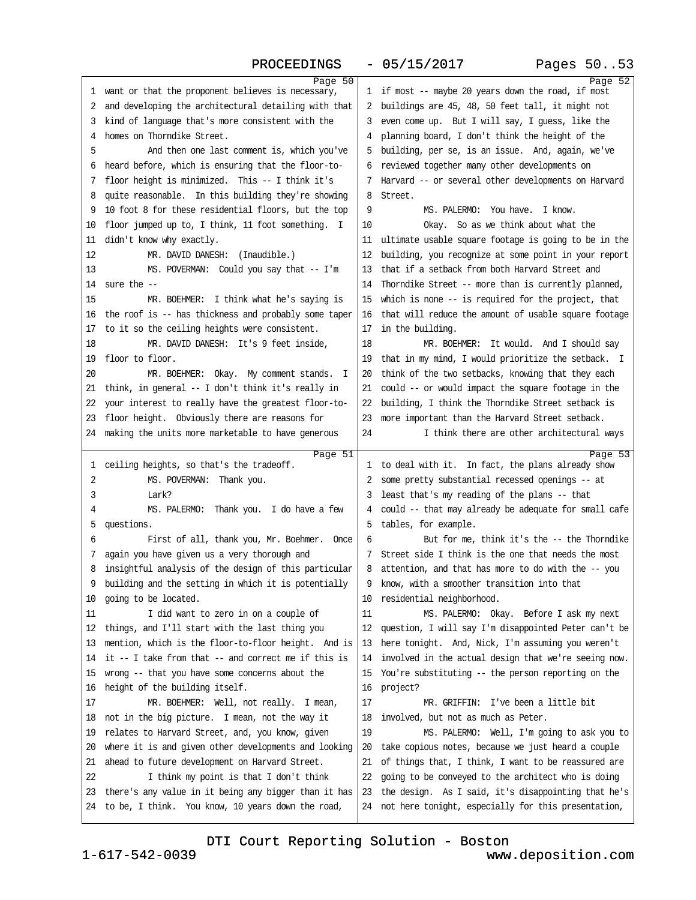Page 50

1 want or that the proponent believes is necessary,
2 and developing the architectural detailing with that
3 kind of language that's more consistent with the
4 homes on Thorndike Street.
5 And then one last comment is, which you've
6 heard before, which is ensuring that the floor-to-
7 floor height is minimized. This -- I think it's
8 quite reasonable. In this building they're showing
9 10 foot 8 for these residential floors, but the top
10 floor jumped up to, I think, 11 foot something. I
11 didn't know why exactly.
12 MR. DAVID DANESH: (Inaudible.)
13 MS. POVERMAN: Could you say that -- I'm
14 sure the --
15 MR. BOEHMER: I think what he's saying is
16 the roof is -- has thickness and probably some taper
17 to it so the ceiling heights were consistent.
18 MR. DAVID DANESH: It's 9 feet inside,
19 floor to floor.
20 MR. BOEHMER: Okay. My comment stands. I
21 think, in general -- I don't think it's really in
22 your interest to really have the greatest floor-to-
23 floor height. Obviously there are reasons for
24 making the units more marketable to have generous

Page 51

1 ceiling heights, so that's the tradeoff.
2 MS. POVERMAN: Thank you.
3 Lark?
4 MS. PALERMO: Thank you. I do have a few
5 questions.
6 First of all, thank you, Mr. Boehmer. Once
7 again you have given us a very thorough and
8 insightful analysis of the design of this particular
9 building and the setting in which it is potentially
10 going to be located.
11 I did want to zero in on a couple of
12 things, and I'll start with the last thing you
13 mention, which is the floor-to-floor height. And is
14 it -- I take from that -- and correct me if this is
15 wrong -- that you have some concerns about the
16 height of the building itself.
17 MR. BOEHMER: Well, not really. I mean,
18 not in the big picture. I mean, not the way it
19 relates to Harvard Street, and, you know, given
20 where it is and given other developments and looking
21 ahead to future development on Harvard Street.
22 I think my point is that I don't think
23 there's any value in it being any bigger than it has
24 to be, I think. You know, 10 years down the road,

Page 52

1 if most -- maybe 20 years down the road, if most
2 buildings are 45, 48, 50 feet tall, it might not
3 even come up. But I will say, I guess, like the
4 planning board, I don't think the height of the
5 building, per se, is an issue. And, again, we've
6 reviewed together many other developments on
7 Harvard -- or several other developments on Harvard
8 Street.
9 MS. PALERMO: You have. I know.
10 Okay. So as we think about what the
11 ultimate usable square footage is going to be in the
12 building, you recognize at some point in your report
13 that if a setback from both Harvard Street and
14 Thorndike Street -- more than is currently planned,
15 which is none -- is required for the project, that
16 that will reduce the amount of usable square footage
17 in the building.
18 MR. BOEHMER: It would. And I should say
19 that in my mind, I would prioritize the setback. I
20 think of the two setbacks, knowing that they each
21 could -- or would impact the square footage in the
22 building, I think the Thorndike Street setback is
23 more important than the Harvard Street setback.
24 I think there are other architectural ways

Page 53

1 to deal with it. In fact, the plans already show
2 some pretty substantial recessed openings -- at
3 least that's my reading of the plans -- that
4 could -- that may already be adequate for small cafe
5 tables, for example.
6 But for me, think it's the -- the Thorndike
7 Street side I think is the one that needs the most
8 attention, and that has more to do with the -- you
9 know, with a smoother transition into that
10 residential neighborhood.
11 MS. PALERMO: Okay. Before I ask my next
12 question, I will say I'm disappointed Peter can't be
13 here tonight. And, Nick, I'm assuming you weren't
14 involved in the actual design that we're seeing now.
15 You're substituting -- the person reporting on the
16 project?
17 MR. GRIFFIN: I've been a little bit
18 involved, but not as much as Peter.
19 MS. PALERMO: Well, I'm going to ask you to
20 take copious notes, because we just heard a couple
21 of things that, I think, I want to be reassured are
22 going to be conveyed to the architect who is doing
23 the design. As I said, it's disappointing that he's
24 not here tonight, especially for this presentation,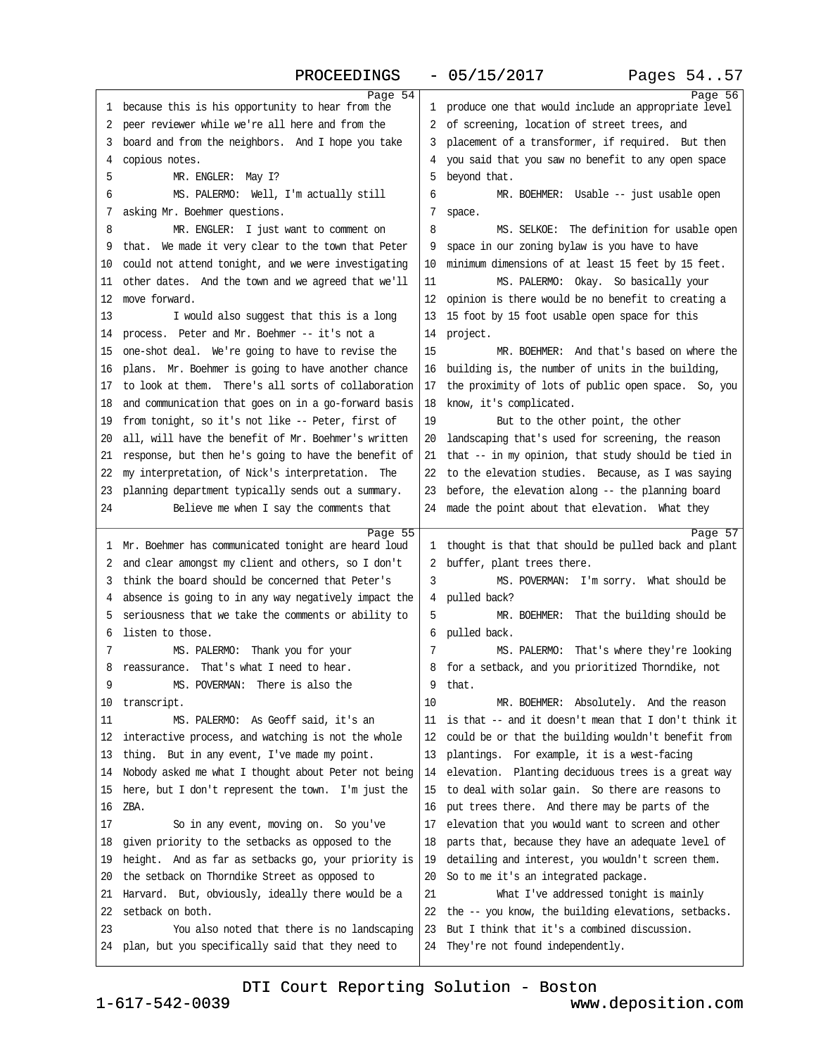because this is his opportunity to hear from the peer reviewer while we're all here and from the board and from the neighbors. And I hope you take copious notes.

MR. ENGLER: May I?

MS. PALERMO: Well, I'm actually still asking Mr. Boehmer questions.

MR. ENGLER: I just want to comment on that. We made it very clear to the town that Peter could not attend tonight, and we were investigating other dates. And the town and we agreed that we'll move forward.

I would also suggest that this is a long process. Peter and Mr. Boehmer -- it's not a one-shot deal. We're going to have to revise the plans. Mr. Boehmer is going to have another chance to look at them. There's all sorts of collaboration and communication that goes on in a go-forward basis from tonight, so it's not like -- Peter, first of all, will have the benefit of Mr. Boehmer's written response, but then he's going to have the benefit of my interpretation, of Nick's interpretation. The planning department typically sends out a summary.

Believe me when I say the comments that Mr. Boehmer has communicated tonight are heard loud and clear amongst my client and others, so I don't think the board should be concerned that Peter's absence is going to in any way negatively impact the seriousness that we take the comments or ability to listen to those.

MS. PALERMO: Thank you for your reassurance. That's what I need to hear.

MS. POVERMAN: There is also the transcript.

MS. PALERMO: As Geoff said, it's an interactive process, and watching is not the whole thing. But in any event, I've made my point. Nobody asked me what I thought about Peter not being here, but I don't represent the town. I'm just the ZBA.

So in any event, moving on. So you've given priority to the setbacks as opposed to the height. And as far as setbacks go, your priority is the setback on Thorndike Street as opposed to Harvard. But, obviously, ideally there would be a setback on both.

You also noted that there is no landscaping plan, but you specifically said that they need to produce one that would include an appropriate level of screening, location of street trees, and placement of a transformer, if required. But then you said that you saw no benefit to any open space beyond that.

MR. BOEHMER: Usable -- just usable open space.

MS. SELKOE: The definition for usable open space in our zoning bylaw is you have to have minimum dimensions of at least 15 feet by 15 feet.

MS. PALERMO: Okay. So basically your opinion is there would be no benefit to creating a 15 foot by 15 foot usable open space for this project.

MR. BOEHMER: And that's based on where the building is, the number of units in the building, the proximity of lots of public open space. So, you know, it's complicated.

But to the other point, the other landscaping that's used for screening, the reason that -- in my opinion, that study should be tied in to the elevation studies. Because, as I was saying before, the elevation along -- the planning board made the point about that elevation. What they thought is that that should be pulled back and plant buffer, plant trees there.

MS. POVERMAN: I'm sorry. What should be pulled back?

MR. BOEHMER: That the building should be pulled back.

MS. PALERMO: That's where they're looking for a setback, and you prioritized Thorndike, not that.

MR. BOEHMER: Absolutely. And the reason is that -- and it doesn't mean that I don't think it could be or that the building wouldn't benefit from plantings. For example, it is a west-facing elevation. Planting deciduous trees is a great way to deal with solar gain. So there are reasons to put trees there. And there may be parts of the elevation that you would want to screen and other parts that, because they have an adequate level of detailing and interest, you wouldn't screen them. So to me it's an integrated package.

What I've addressed tonight is mainly the -- you know, the building elevations, setbacks. But I think that it's a combined discussion. They're not found independently.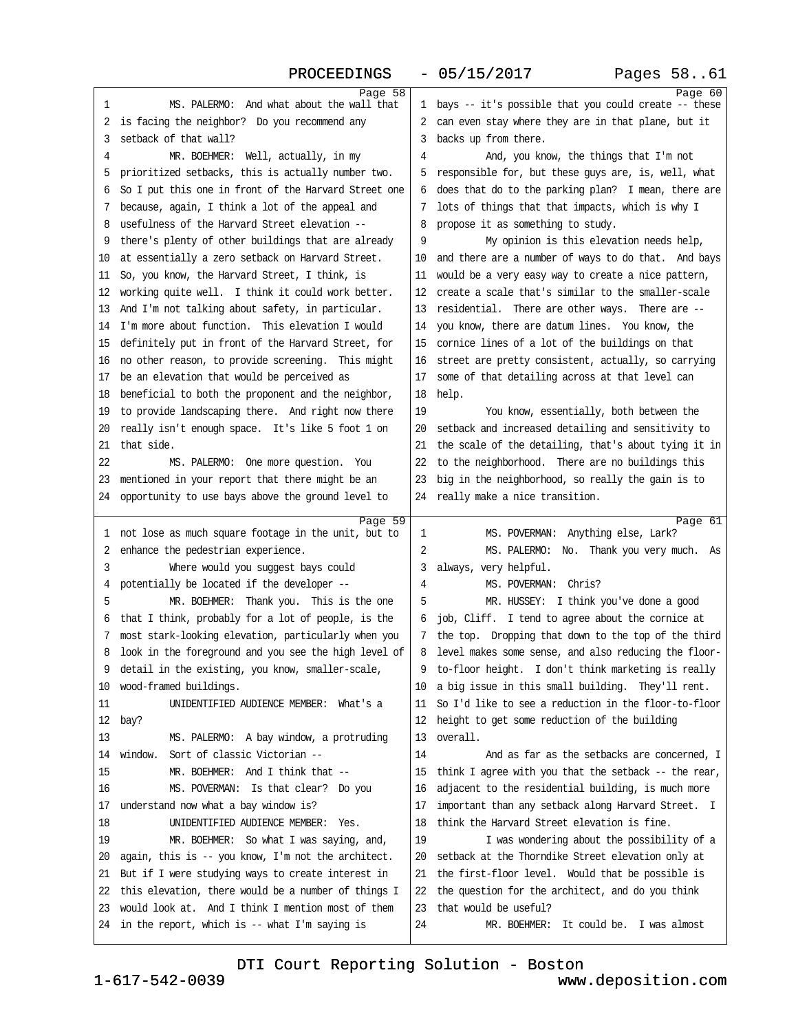Page 58

1 MS. PALERMO: And what about the wall that
2 is facing the neighbor? Do you recommend any
3 setback of that wall?
4 MR. BOEHMER: Well, actually, in my
5 prioritized setbacks, this is actually number two.
6 So I put this one in front of the Harvard Street one
7 because, again, I think a lot of the appeal and
8 usefulness of the Harvard Street elevation --
9 there's plenty of other buildings that are already
10 at essentially a zero setback on Harvard Street.
11 So, you know, the Harvard Street, I think, is
12 working quite well. I think it could work better.
13 And I'm not talking about safety, in particular.
14 I'm more about function. This elevation I would
15 definitely put in front of the Harvard Street, for
16 no other reason, to provide screening. This might
17 be an elevation that would be perceived as
18 beneficial to both the proponent and the neighbor,
19 to provide landscaping there. And right now there
20 really isn't enough space. It's like 5 foot 1 on
21 that side.
22 MS. PALERMO: One more question. You
23 mentioned in your report that there might be an
24 opportunity to use bays above the ground level to

Page 59

1 not lose as much square footage in the unit, but to
2 enhance the pedestrian experience.
3 Where would you suggest bays could
4 potentially be located if the developer --
5 MR. BOEHMER: Thank you. This is the one
6 that I think, probably for a lot of people, is the
7 most stark-looking elevation, particularly when you
8 look in the foreground and you see the high level of
9 detail in the existing, you know, smaller-scale,
10 wood-framed buildings.
11 UNIDENTIFIED AUDIENCE MEMBER: What's a
12 bay?
13 MS. PALERMO: A bay window, a protruding
14 window. Sort of classic Victorian --
15 MR. BOEHMER: And I think that --
16 MS. POVERMAN: Is that clear? Do you
17 understand now what a bay window is?
18 UNIDENTIFIED AUDIENCE MEMBER: Yes.
19 MR. BOEHMER: So what I was saying, and,
20 again, this is -- you know, I'm not the architect.
21 But if I were studying ways to create interest in
22 this elevation, there would be a number of things I
23 would look at. And I think I mention most of them
24 in the report, which is -- what I'm saying is

Page 60

1 bays -- it's possible that you could create -- these
2 can even stay where they are in that plane, but it
3 backs up from there.
4 And, you know, the things that I'm not
5 responsible for, but these guys are, is, well, what
6 does that do to the parking plan? I mean, there are
7 lots of things that that impacts, which is why I
8 propose it as something to study.
9 My opinion is this elevation needs help,
10 and there are a number of ways to do that. And bays
11 would be a very easy way to create a nice pattern,
12 create a scale that's similar to the smaller-scale
13 residential. There are other ways. There are --
14 you know, there are datum lines. You know, the
15 cornice lines of a lot of the buildings on that
16 street are pretty consistent, actually, so carrying
17 some of that detailing across at that level can
18 help.
19 You know, essentially, both between the
20 setback and increased detailing and sensitivity to
21 the scale of the detailing, that's about tying it in
22 to the neighborhood. There are no buildings this
23 big in the neighborhood, so really the gain is to
24 really make a nice transition.

Page 61

1 MS. POVERMAN: Anything else, Lark?
2 MS. PALERMO: No. Thank you very much. As
3 always, very helpful.
4 MS. POVERMAN: Chris?
5 MR. HUSSEY: I think you've done a good
6 job, Cliff. I tend to agree about the cornice at
7 the top. Dropping that down to the top of the third
8 level makes some sense, and also reducing the floor-
9 to-floor height. I don't think marketing is really
10 a big issue in this small building. They'll rent.
11 So I'd like to see a reduction in the floor-to-floor
12 height to get some reduction of the building
13 overall.
14 And as far as the setbacks are concerned, I
15 think I agree with you that the setback -- the rear,
16 adjacent to the residential building, is much more
17 important than any setback along Harvard Street. I
18 think the Harvard Street elevation is fine.
19 I was wondering about the possibility of a
20 setback at the Thorndike Street elevation only at
21 the first-floor level. Would that be possible is
22 the question for the architect, and do you think
23 that would be useful?
24 MR. BOEHMER: It could be. I was almost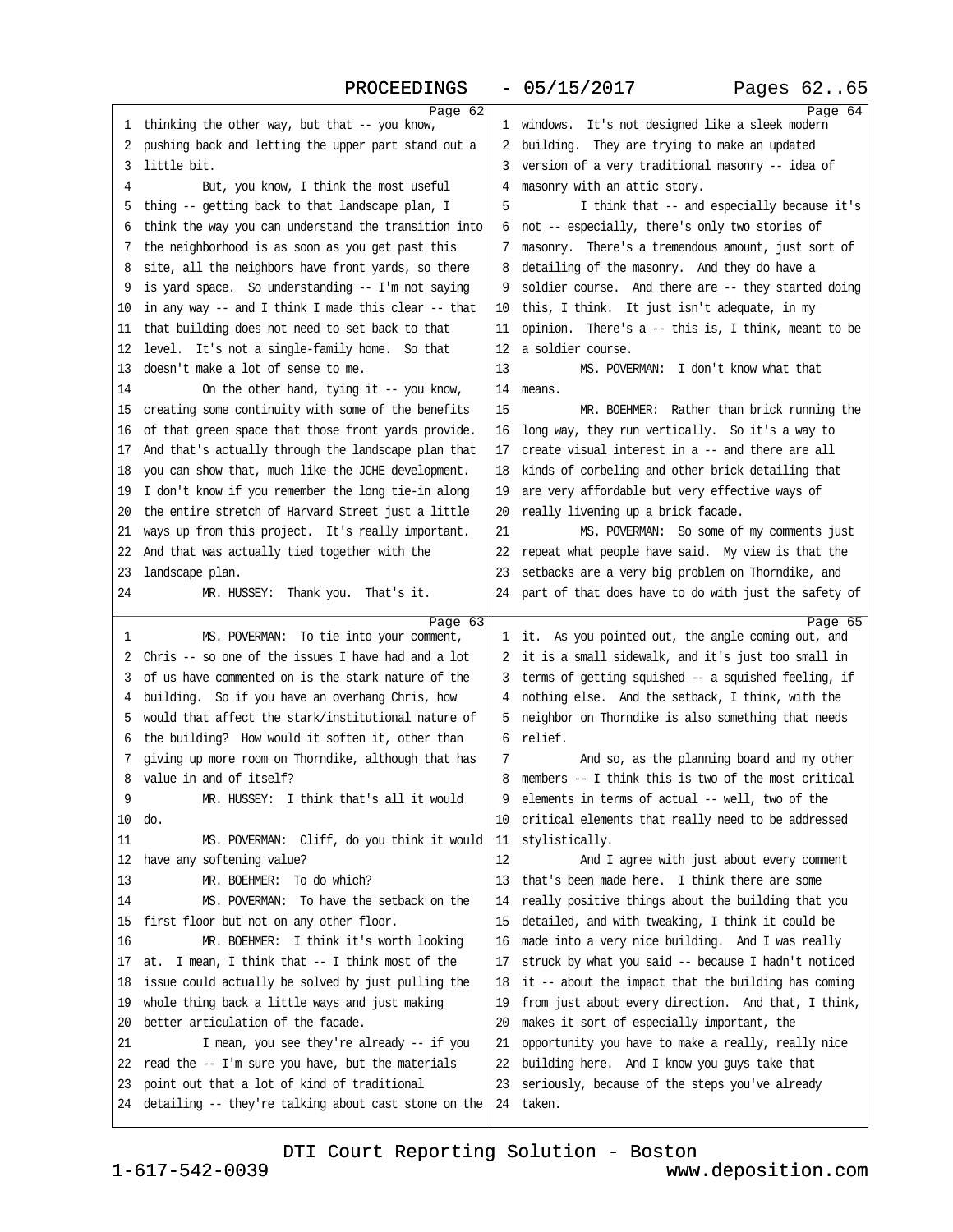Page 62

1 thinking the other way, but that -- you know,
2 pushing back and letting the upper part stand out a
3 little bit.
4 But, you know, I think the most useful
5 thing -- getting back to that landscape plan, I
6 think the way you can understand the transition into
7 the neighborhood is as soon as you get past this
8 site, all the neighbors have front yards, so there
9 is yard space. So understanding -- I'm not saying
10 in any way -- and I think I made this clear -- that
11 that building does not need to set back to that
12 level. It's not a single-family home. So that
13 doesn't make a lot of sense to me.
14 On the other hand, tying it -- you know,
15 creating some continuity with some of the benefits
16 of that green space that those front yards provide.
17 And that's actually through the landscape plan that
18 you can show that, much like the JCHE development.
19 I don't know if you remember the long tie-in along
20 the entire stretch of Harvard Street just a little
21 ways up from this project. It's really important.
22 And that was actually tied together with the
23 landscape plan.
24 MR. HUSSEY: Thank you. That's it.

Page 63

1 MS. POVERMAN: To tie into your comment,
2 Chris -- so one of the issues I have had and a lot
3 of us have commented on is the stark nature of the
4 building. So if you have an overhang Chris, how
5 would that affect the stark/institutional nature of
6 the building? How would it soften it, other than
7 giving up more room on Thorndike, although that has
8 value in and of itself?
9 MR. HUSSEY: I think that's all it would
10 do.
11 MS. POVERMAN: Cliff, do you think it would
12 have any softening value?
13 MR. BOEHMER: To do which?
14 MS. POVERMAN: To have the setback on the
15 first floor but not on any other floor.
16 MR. BOEHMER: I think it's worth looking
17 at. I mean, I think that -- I think most of the
18 issue could actually be solved by just pulling the
19 whole thing back a little ways and just making
20 better articulation of the facade.
21 I mean, you see they're already -- if you
22 read the -- I'm sure you have, but the materials
23 point out that a lot of kind of traditional
24 detailing -- they're talking about cast stone on the

Page 64

1 windows. It's not designed like a sleek modern
2 building. They are trying to make an updated
3 version of a very traditional masonry -- idea of
4 masonry with an attic story.
5 I think that -- and especially because it's
6 not -- especially, there's only two stories of
7 masonry. There's a tremendous amount, just sort of
8 detailing of the masonry. And they do have a
9 soldier course. And there are -- they started doing
10 this, I think. It just isn't adequate, in my
11 opinion. There's a -- this is, I think, meant to be
12 a soldier course.
13 MS. POVERMAN: I don't know what that
14 means.
15 MR. BOEHMER: Rather than brick running the
16 long way, they run vertically. So it's a way to
17 create visual interest in a -- and there are all
18 kinds of corbeling and other brick detailing that
19 are very affordable but very effective ways of
20 really livening up a brick facade.
21 MS. POVERMAN: So some of my comments just
22 repeat what people have said. My view is that the
23 setbacks are a very big problem on Thorndike, and
24 part of that does have to do with just the safety of

Page 65

1 it. As you pointed out, the angle coming out, and
2 it is a small sidewalk, and it's just too small in
3 terms of getting squished -- a squished feeling, if
4 nothing else. And the setback, I think, with the
5 neighbor on Thorndike is also something that needs
6 relief.
7 And so, as the planning board and my other
8 members -- I think this is two of the most critical
9 elements in terms of actual -- well, two of the
10 critical elements that really need to be addressed
11 stylistically.
12 And I agree with just about every comment
13 that's been made here. I think there are some
14 really positive things about the building that you
15 detailed, and with tweaking, I think it could be
16 made into a very nice building. And I was really
17 struck by what you said -- because I hadn't noticed
18 it -- about the impact that the building has coming
19 from just about every direction. And that, I think,
20 makes it sort of especially important, the
21 opportunity you have to make a really, really nice
22 building here. And I know you guys take that
23 seriously, because of the steps you've already
24 taken.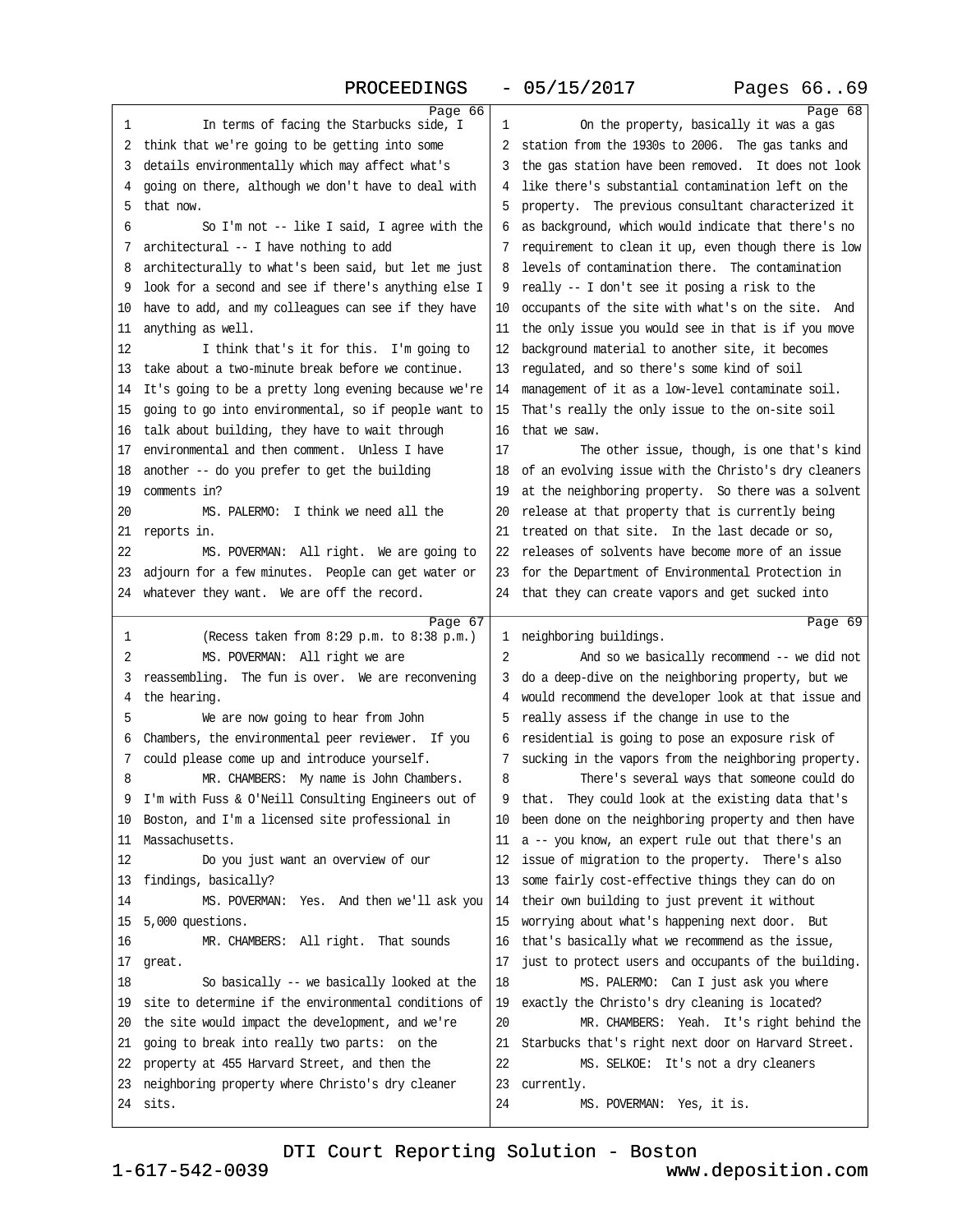Page 66

1 In terms of facing the Starbucks side, I
2 think that we're going to be getting into some
3 details environmentally which may affect what's
4 going on there, although we don't have to deal with
5 that now.
6 So I'm not -- like I said, I agree with the
7 architectural -- I have nothing to add
8 architecturally to what's been said, but let me just
9 look for a second and see if there's anything else I
10 have to add, and my colleagues can see if they have
11 anything as well.
12 I think that's it for this. I'm going to
13 take about a two-minute break before we continue.
14 It's going to be a pretty long evening because we're
15 going to go into environmental, so if people want to
16 talk about building, they have to wait through
17 environmental and then comment. Unless I have
18 another -- do you prefer to get the building
19 comments in?
20 MS. PALERMO: I think we need all the
21 reports in.
22 MS. POVERMAN: All right. We are going to
23 adjourn for a few minutes. People can get water or
24 whatever they want. We are off the record.

Page 67

1 (Recess taken from 8:29 p.m. to 8:38 p.m.)
2 MS. POVERMAN: All right we are
3 reassembling. The fun is over. We are reconvening
4 the hearing.
5 We are now going to hear from John
6 Chambers, the environmental peer reviewer. If you
7 could please come up and introduce yourself.
8 MR. CHAMBERS: My name is John Chambers.
9 I'm with Fuss & O'Neill Consulting Engineers out of
10 Boston, and I'm a licensed site professional in
11 Massachusetts.
12 Do you just want an overview of our
13 findings, basically?
14 MS. POVERMAN: Yes. And then we'll ask you
15 5,000 questions.
16 MR. CHAMBERS: All right. That sounds
17 great.
18 So basically -- we basically looked at the
19 site to determine if the environmental conditions of
20 the site would impact the development, and we're
21 going to break into really two parts: on the
22 property at 455 Harvard Street, and then the
23 neighboring property where Christo's dry cleaner
24 sits.

Page 68

1 On the property, basically it was a gas
2 station from the 1930s to 2006. The gas tanks and
3 the gas station have been removed. It does not look
4 like there's substantial contamination left on the
5 property. The previous consultant characterized it
6 as background, which would indicate that there's no
7 requirement to clean it up, even though there is low
8 levels of contamination there. The contamination
9 really -- I don't see it posing a risk to the
10 occupants of the site with what's on the site. And
11 the only issue you would see in that is if you move
12 background material to another site, it becomes
13 regulated, and so there's some kind of soil
14 management of it as a low-level contaminate soil.
15 That's really the only issue to the on-site soil
16 that we saw.
17 The other issue, though, is one that's kind
18 of an evolving issue with the Christo's dry cleaners
19 at the neighboring property. So there was a solvent
20 release at that property that is currently being
21 treated on that site. In the last decade or so,
22 releases of solvents have become more of an issue
23 for the Department of Environmental Protection in
24 that they can create vapors and get sucked into

Page 69

1 neighboring buildings.
2 And so we basically recommend -- we did not
3 do a deep-dive on the neighboring property, but we
4 would recommend the developer look at that issue and
5 really assess if the change in use to the
6 residential is going to pose an exposure risk of
7 sucking in the vapors from the neighboring property.
8 There's several ways that someone could do
9 that. They could look at the existing data that's
10 been done on the neighboring property and then have
11 a -- you know, an expert rule out that there's an
12 issue of migration to the property. There's also
13 some fairly cost-effective things they can do on
14 their own building to just prevent it without
15 worrying about what's happening next door. But
16 that's basically what we recommend as the issue,
17 just to protect users and occupants of the building.
18 MS. PALERMO: Can I just ask you where
19 exactly the Christo's dry cleaning is located?
20 MR. CHAMBERS: Yeah. It's right behind the
21 Starbucks that's right next door on Harvard Street.
22 MS. SELKOE: It's not a dry cleaners
23 currently.
24 MS. POVERMAN: Yes, it is.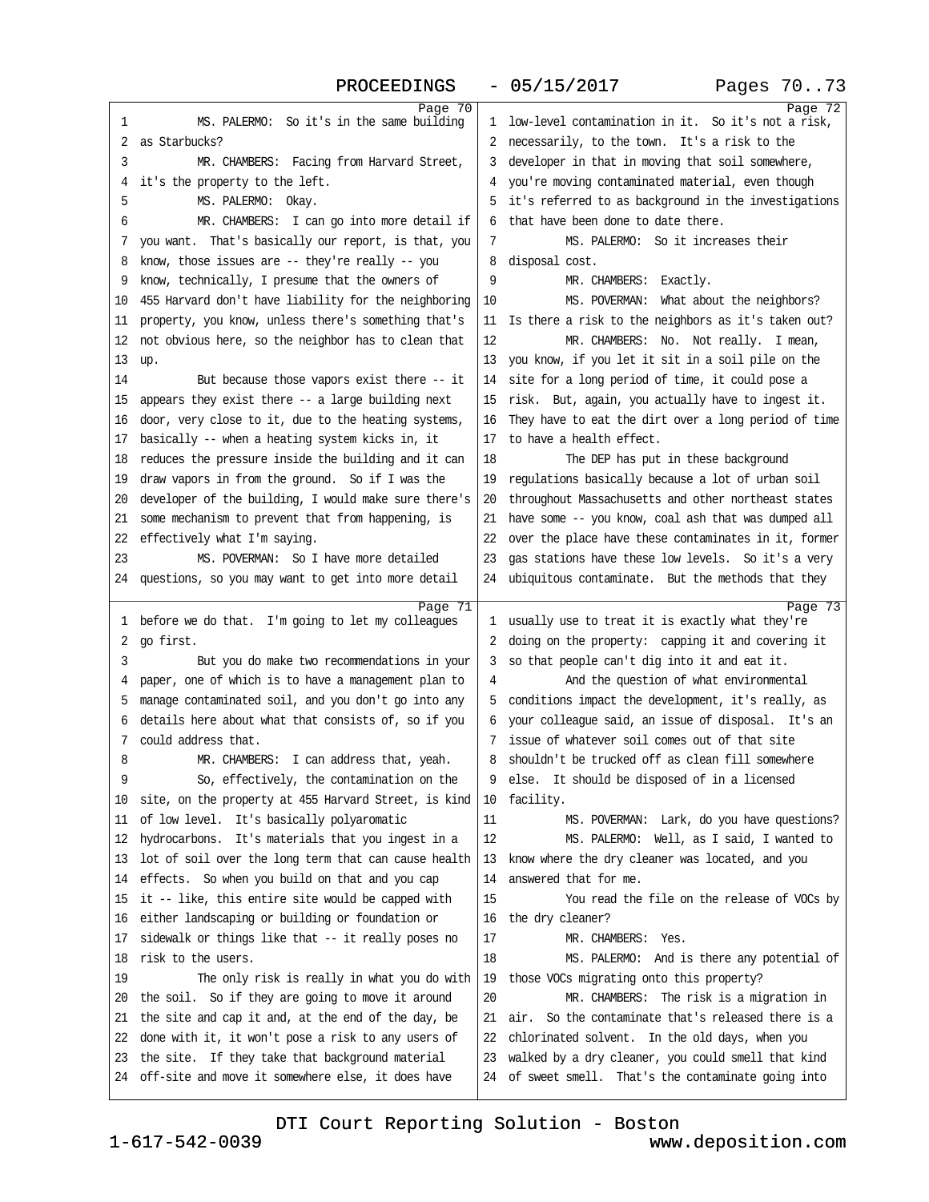**Page 70**

1 MS. PALERMO: So it's in the same building
2 as Starbucks?
3 MR. CHAMBERS: Facing from Harvard Street,
4 it's the property to the left.
5 MS. PALERMO: Okay.
6 MR. CHAMBERS: I can go into more detail if
7 you want. That's basically our report, is that, you
8 know, those issues are -- they're really -- you
9 know, technically, I presume that the owners of
10 455 Harvard don't have liability for the neighboring
11 property, you know, unless there's something that's
12 not obvious here, so the neighbor has to clean that
13 up.
14 But because those vapors exist there -- it
15 appears they exist there -- a large building next
16 door, very close to it, due to the heating systems,
17 basically -- when a heating system kicks in, it
18 reduces the pressure inside the building and it can
19 draw vapors in from the ground. So if I was the
20 developer of the building, I would make sure there's
21 some mechanism to prevent that from happening, is
22 effectively what I'm saying.
23 MS. POVERMAN: So I have more detailed
24 questions, so you may want to get into more detail

**Page 71**

1 before we do that. I'm going to let my colleagues
2 go first.
3 But you do make two recommendations in your
4 paper, one of which is to have a management plan to
5 manage contaminated soil, and you don't go into any
6 details here about what that consists of, so if you
7 could address that.
8 MR. CHAMBERS: I can address that, yeah.
9 So, effectively, the contamination on the
10 site, on the property at 455 Harvard Street, is kind
11 of low level. It's basically polyaromatic
12 hydrocarbons. It's materials that you ingest in a
13 lot of soil over the long term that can cause health
14 effects. So when you build on that and you cap
15 it -- like, this entire site would be capped with
16 either landscaping or building or foundation or
17 sidewalk or things like that -- it really poses no
18 risk to the users.
19 The only risk is really in what you do with
20 the soil. So if they are going to move it around
21 the site and cap it and, at the end of the day, be
22 done with it, it won't pose a risk to any users of
23 the site. If they take that background material
24 off-site and move it somewhere else, it does have

**Page 72**

1 low-level contamination in it. So it's not a risk,
2 necessarily, to the town. It's a risk to the
3 developer in that in moving that soil somewhere,
4 you're moving contaminated material, even though
5 it's referred to as background in the investigations
6 that have been done to date there.
7 MS. PALERMO: So it increases their
8 disposal cost.
9 MR. CHAMBERS: Exactly.
10 MS. POVERMAN: What about the neighbors?
11 Is there a risk to the neighbors as it's taken out?
12 MR. CHAMBERS: No. Not really. I mean,
13 you know, if you let it sit in a soil pile on the
14 site for a long period of time, it could pose a
15 risk. But, again, you actually have to ingest it.
16 They have to eat the dirt over a long period of time
17 to have a health effect.
18 The DEP has put in these background
19 regulations basically because a lot of urban soil
20 throughout Massachusetts and other northeast states
21 have some -- you know, coal ash that was dumped all
22 over the place have these contaminates in it, former
23 gas stations have these low levels. So it's a very
24 ubiquitous contaminate. But the methods that they

**Page 73**

1 usually use to treat it is exactly what they're
2 doing on the property: capping it and covering it
3 so that people can't dig into it and eat it.
4 And the question of what environmental
5 conditions impact the development, it's really, as
6 your colleague said, an issue of disposal. It's an
7 issue of whatever soil comes out of that site
8 shouldn't be trucked off as clean fill somewhere
9 else. It should be disposed of in a licensed
10 facility.
11 MS. POVERMAN: Lark, do you have questions?
12 MS. PALERMO: Well, as I said, I wanted to
13 know where the dry cleaner was located, and you
14 answered that for me.
15 You read the file on the release of VOCs by
16 the dry cleaner?
17 MR. CHAMBERS: Yes.
18 MS. PALERMO: And is there any potential of
19 those VOCs migrating onto this property?
20 MR. CHAMBERS: The risk is a migration in
21 air. So the contaminate that's released there is a
22 chlorinated solvent. In the old days, when you
23 walked by a dry cleaner, you could smell that kind
24 of sweet smell. That's the contaminate going into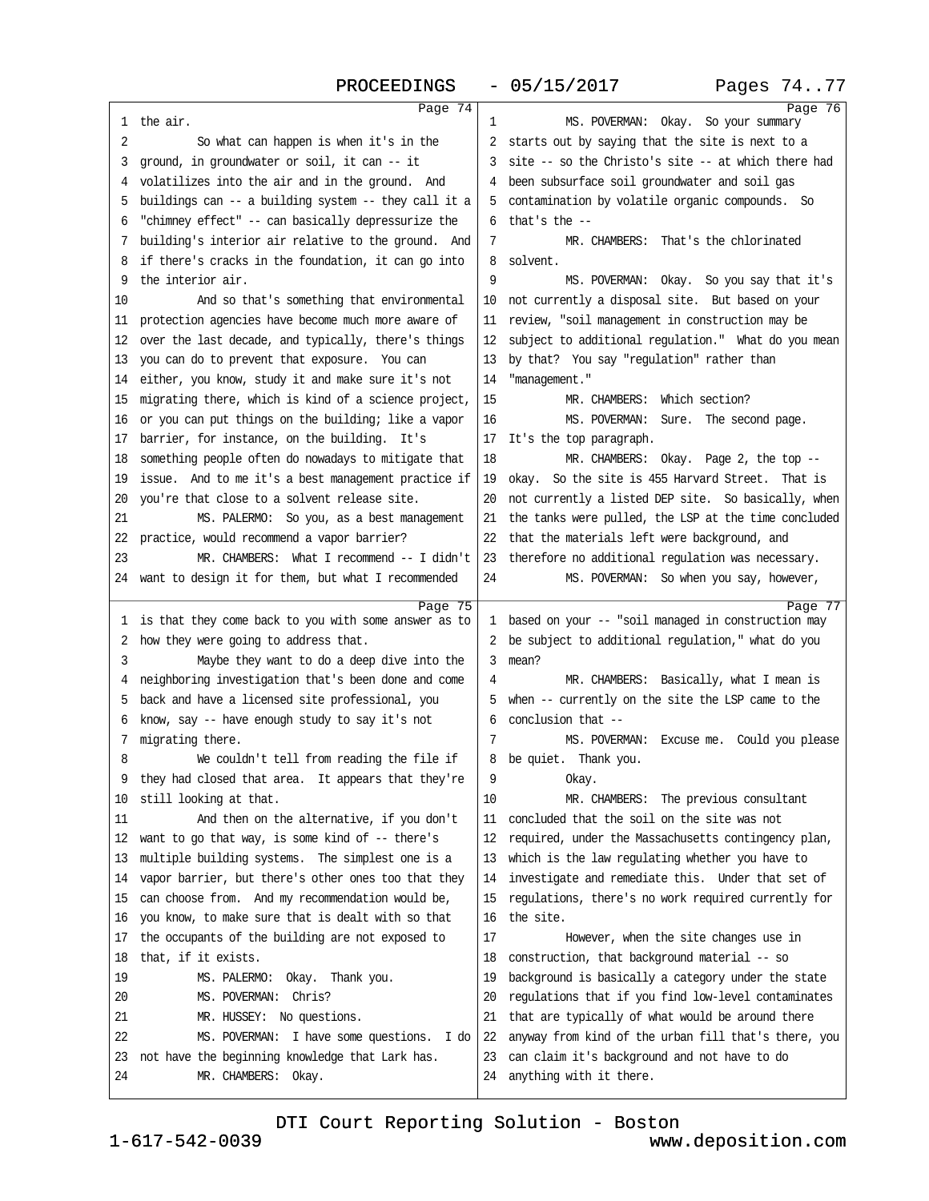Page 74

1 the air.

2 So what can happen is when it's in the
3 ground, in groundwater or soil, it can -- it
4 volatilizes into the air and in the ground. And
5 buildings can -- a building system -- they call it a
6 "chimney effect" -- can basically depressurize the
7 building's interior air relative to the ground. And
8 if there's cracks in the foundation, it can go into
9 the interior air.

10 And so that's something that environmental
11 protection agencies have become much more aware of
12 over the last decade, and typically, there's things
13 you can do to prevent that exposure. You can
14 either, you know, study it and make sure it's not
15 migrating there, which is kind of a science project,
16 or you can put things on the building; like a vapor
17 barrier, for instance, on the building. It's
18 something people often do nowadays to mitigate that
19 issue. And to me it's a best management practice if
20 you're that close to a solvent release site.

21 MS. PALERMO: So you, as a best management
22 practice, would recommend a vapor barrier?

23 MR. CHAMBERS: What I recommend -- I didn't
24 want to design it for them, but what I recommended

Page 75

1 is that they come back to you with some answer as to
2 how they were going to address that.

3 Maybe they want to do a deep dive into the
4 neighboring investigation that's been done and come
5 back and have a licensed site professional, you
6 know, say -- have enough study to say it's not
7 migrating there.

8 We couldn't tell from reading the file if
9 they had closed that area. It appears that they're
10 still looking at that.

11 And then on the alternative, if you don't
12 want to go that way, is some kind of -- there's
13 multiple building systems. The simplest one is a
14 vapor barrier, but there's other ones too that they
15 can choose from. And my recommendation would be,
16 you know, to make sure that is dealt with so that
17 the occupants of the building are not exposed to
18 that, if it exists.

19 MS. PALERMO: Okay. Thank you.

20 MS. POVERMAN: Chris?

21 MR. HUSSEY: No questions.

22 MS. POVERMAN: I have some questions. I do
23 not have the beginning knowledge that Lark has.

24 MR. CHAMBERS: Okay.

Page 76

1 MS. POVERMAN: Okay. So your summary
2 starts out by saying that the site is next to a
3 site -- so the Christo's site -- at which there had
4 been subsurface soil groundwater and soil gas
5 contamination by volatile organic compounds. So
6 that's the --

7 MR. CHAMBERS: That's the chlorinated
8 solvent.

9 MS. POVERMAN: Okay. So you say that it's
10 not currently a disposal site. But based on your
11 review, "soil management in construction may be
12 subject to additional regulation." What do you mean
13 by that? You say "regulation" rather than
14 "management."

15 MR. CHAMBERS: Which section?

16 MS. POVERMAN: Sure. The second page.
17 It's the top paragraph.

18 MR. CHAMBERS: Okay. Page 2, the top --
19 okay. So the site is 455 Harvard Street. That is
20 not currently a listed DEP site. So basically, when
21 the tanks were pulled, the LSP at the time concluded
22 that the materials left were background, and
23 therefore no additional regulation was necessary.

24 MS. POVERMAN: So when you say, however,

Page 77

1 based on your -- "soil managed in construction may
2 be subject to additional regulation," what do you
3 mean?

4 MR. CHAMBERS: Basically, what I mean is
5 when -- currently on the site the LSP came to the
6 conclusion that --

7 MS. POVERMAN: Excuse me. Could you please
8 be quiet. Thank you.

9 Okay.

10 MR. CHAMBERS: The previous consultant
11 concluded that the soil on the site was not
12 required, under the Massachusetts contingency plan,
13 which is the law regulating whether you have to
14 investigate and remediate this. Under that set of
15 regulations, there's no work required currently for
16 the site.

17 However, when the site changes use in
18 construction, that background material -- so
19 background is basically a category under the state
20 regulations that if you find low-level contaminates
21 that are typically of what would be around there
22 anyway from kind of the urban fill that's there, you
23 can claim it's background and not have to do
24 anything with it there.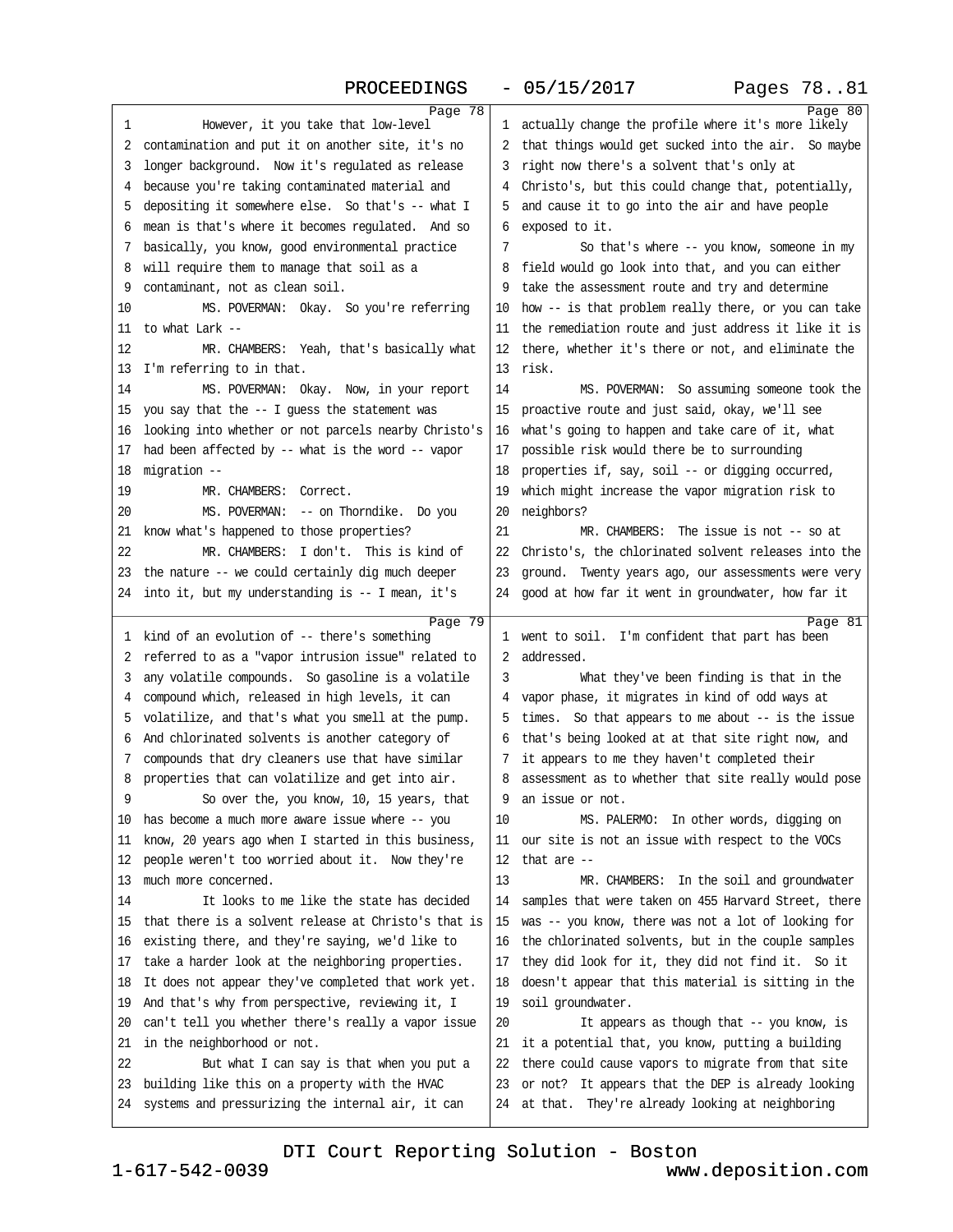**Page 78**

1 However, it you take that low-level
2 contamination and put it on another site, it's no
3 longer background. Now it's regulated as release
4 because you're taking contaminated material and
5 depositing it somewhere else. So that's -- what I
6 mean is that's where it becomes regulated. And so
7 basically, you know, good environmental practice
8 will require them to manage that soil as a
9 contaminant, not as clean soil.
10 MS. POVERMAN: Okay. So you're referring
11 to what Lark --
12 MR. CHAMBERS: Yeah, that's basically what
13 I'm referring to in that.
14 MS. POVERMAN: Okay. Now, in your report
15 you say that the -- I guess the statement was
16 looking into whether or not parcels nearby Christo's
17 had been affected by -- what is the word -- vapor
18 migration --
19 MR. CHAMBERS: Correct.
20 MS. POVERMAN: -- on Thorndike. Do you
21 know what's happened to those properties?
22 MR. CHAMBERS: I don't. This is kind of
23 the nature -- we could certainly dig much deeper
24 into it, but my understanding is -- I mean, it's

**Page 79**

1 kind of an evolution of -- there's something
2 referred to as a "vapor intrusion issue" related to
3 any volatile compounds. So gasoline is a volatile
4 compound which, released in high levels, it can
5 volatilize, and that's what you smell at the pump.
6 And chlorinated solvents is another category of
7 compounds that dry cleaners use that have similar
8 properties that can volatilize and get into air.
9 So over the, you know, 10, 15 years, that
10 has become a much more aware issue where -- you
11 know, 20 years ago when I started in this business,
12 people weren't too worried about it. Now they're
13 much more concerned.
14 It looks to me like the state has decided
15 that there is a solvent release at Christo's that is
16 existing there, and they're saying, we'd like to
17 take a harder look at the neighboring properties.
18 It does not appear they've completed that work yet.
19 And that's why from perspective, reviewing it, I
20 can't tell you whether there's really a vapor issue
21 in the neighborhood or not.
22 But what I can say is that when you put a
23 building like this on a property with the HVAC
24 systems and pressurizing the internal air, it can

**Page 80**

1 actually change the profile where it's more likely
2 that things would get sucked into the air. So maybe
3 right now there's a solvent that's only at
4 Christo's, but this could change that, potentially,
5 and cause it to go into the air and have people
6 exposed to it.
7 So that's where -- you know, someone in my
8 field would go look into that, and you can either
9 take the assessment route and try and determine
10 how -- is that problem really there, or you can take
11 the remediation route and just address it like it is
12 there, whether it's there or not, and eliminate the
13 risk.
14 MS. POVERMAN: So assuming someone took the
15 proactive route and just said, okay, we'll see
16 what's going to happen and take care of it, what
17 possible risk would there be to surrounding
18 properties if, say, soil -- or digging occurred,
19 which might increase the vapor migration risk to
20 neighbors?
21 MR. CHAMBERS: The issue is not -- so at
22 Christo's, the chlorinated solvent releases into the
23 ground. Twenty years ago, our assessments were very
24 good at how far it went in groundwater, how far it

**Page 81**

1 went to soil. I'm confident that part has been
2 addressed.
3 What they've been finding is that in the
4 vapor phase, it migrates in kind of odd ways at
5 times. So that appears to me about -- is the issue
6 that's being looked at at that site right now, and
7 it appears to me they haven't completed their
8 assessment as to whether that site really would pose
9 an issue or not.
10 MS. PALERMO: In other words, digging on
11 our site is not an issue with respect to the VOCs
12 that are --
13 MR. CHAMBERS: In the soil and groundwater
14 samples that were taken on 455 Harvard Street, there
15 was -- you know, there was not a lot of looking for
16 the chlorinated solvents, but in the couple samples
17 they did look for it, they did not find it. So it
18 doesn't appear that this material is sitting in the
19 soil groundwater.
20 It appears as though that -- you know, is
21 it a potential that, you know, putting a building
22 there could cause vapors to migrate from that site
23 or not? It appears that the DEP is already looking
24 at that. They're already looking at neighboring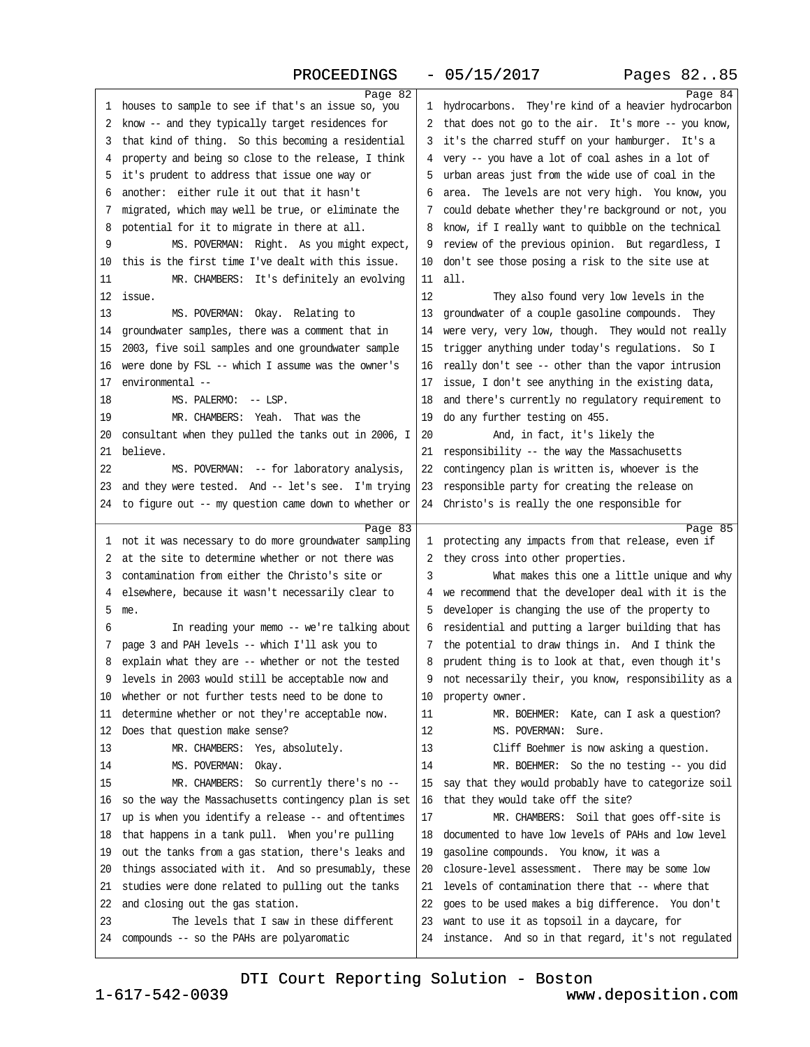Page 82

1 houses to sample to see if that's an issue so, you
2 know -- and they typically target residences for
3 that kind of thing. So this becoming a residential
4 property and being so close to the release, I think
5 it's prudent to address that issue one way or
6 another: either rule it out that it hasn't
7 migrated, which may well be true, or eliminate the
8 potential for it to migrate in there at all.
9 MS. POVERMAN: Right. As you might expect,
10 this is the first time I've dealt with this issue.
11 MR. CHAMBERS: It's definitely an evolving
12 issue.
13 MS. POVERMAN: Okay. Relating to
14 groundwater samples, there was a comment that in
15 2003, five soil samples and one groundwater sample
16 were done by FSL -- which I assume was the owner's
17 environmental --
18 MS. PALERMO: -- LSP.
19 MR. CHAMBERS: Yeah. That was the
20 consultant when they pulled the tanks out in 2006, I
21 believe.
22 MS. POVERMAN: -- for laboratory analysis,
23 and they were tested. And -- let's see. I'm trying
24 to figure out -- my question came down to whether or

Page 83

1 not it was necessary to do more groundwater sampling
2 at the site to determine whether or not there was
3 contamination from either the Christo's site or
4 elsewhere, because it wasn't necessarily clear to
5 me.
6 In reading your memo -- we're talking about
7 page 3 and PAH levels -- which I'll ask you to
8 explain what they are -- whether or not the tested
9 levels in 2003 would still be acceptable now and
10 whether or not further tests need to be done to
11 determine whether or not they're acceptable now.
12 Does that question make sense?
13 MR. CHAMBERS: Yes, absolutely.
14 MS. POVERMAN: Okay.
15 MR. CHAMBERS: So currently there's no --
16 so the way the Massachusetts contingency plan is set
17 up is when you identify a release -- and oftentimes
18 that happens in a tank pull. When you're pulling
19 out the tanks from a gas station, there's leaks and
20 things associated with it. And so presumably, these
21 studies were done related to pulling out the tanks
22 and closing out the gas station.
23 The levels that I saw in these different
24 compounds -- so the PAHs are polyaromatic

Page 84

1 hydrocarbons. They're kind of a heavier hydrocarbon
2 that does not go to the air. It's more -- you know,
3 it's the charred stuff on your hamburger. It's a
4 very -- you have a lot of coal ashes in a lot of
5 urban areas just from the wide use of coal in the
6 area. The levels are not very high. You know, you
7 could debate whether they're background or not, you
8 know, if I really want to quibble on the technical
9 review of the previous opinion. But regardless, I
10 don't see those posing a risk to the site use at
11 all.
12 They also found very low levels in the
13 groundwater of a couple gasoline compounds. They
14 were very, very low, though. They would not really
15 trigger anything under today's regulations. So I
16 really don't see -- other than the vapor intrusion
17 issue, I don't see anything in the existing data,
18 and there's currently no regulatory requirement to
19 do any further testing on 455.
20 And, in fact, it's likely the
21 responsibility -- the way the Massachusetts
22 contingency plan is written is, whoever is the
23 responsible party for creating the release on
24 Christo's is really the one responsible for

Page 85

1 protecting any impacts from that release, even if
2 they cross into other properties.
3 What makes this one a little unique and why
4 we recommend that the developer deal with it is the
5 developer is changing the use of the property to
6 residential and putting a larger building that has
7 the potential to draw things in. And I think the
8 prudent thing is to look at that, even though it's
9 not necessarily their, you know, responsibility as a
10 property owner.
11 MR. BOEHMER: Kate, can I ask a question?
12 MS. POVERMAN: Sure.
13 Cliff Boehmer is now asking a question.
14 MR. BOEHMER: So the no testing -- you did
15 say that they would probably have to categorize soil
16 that they would take off the site?
17 MR. CHAMBERS: Soil that goes off-site is
18 documented to have low levels of PAHs and low level
19 gasoline compounds. You know, it was a
20 closure-level assessment. There may be some low
21 levels of contamination there that -- where that
22 goes to be used makes a big difference. You don't
23 want to use it as topsoil in a daycare, for
24 instance. And so in that regard, it's not regulated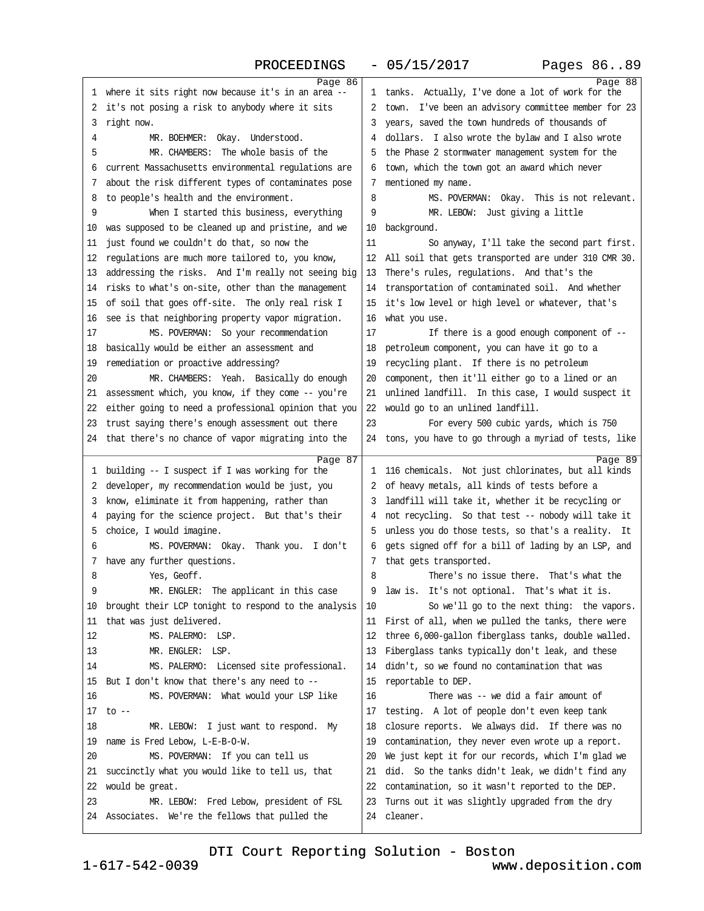Page 86

1 where it sits right now because it's in an area --
2 it's not posing a risk to anybody where it sits
3 right now.
4 MR. BOEHMER: Okay. Understood.
5 MR. CHAMBERS: The whole basis of the
6 current Massachusetts environmental regulations are
7 about the risk different types of contaminates pose
8 to people's health and the environment.
9 When I started this business, everything
10 was supposed to be cleaned up and pristine, and we
11 just found we couldn't do that, so now the
12 regulations are much more tailored to, you know,
13 addressing the risks. And I'm really not seeing big
14 risks to what's on-site, other than the management
15 of soil that goes off-site. The only real risk I
16 see is that neighboring property vapor migration.
17 MS. POVERMAN: So your recommendation
18 basically would be either an assessment and
19 remediation or proactive addressing?
20 MR. CHAMBERS: Yeah. Basically do enough
21 assessment which, you know, if they come -- you're
22 either going to need a professional opinion that you
23 trust saying there's enough assessment out there
24 that there's no chance of vapor migrating into the

Page 87

1 building -- I suspect if I was working for the
2 developer, my recommendation would be just, you
3 know, eliminate it from happening, rather than
4 paying for the science project. But that's their
5 choice, I would imagine.
6 MS. POVERMAN: Okay. Thank you. I don't
7 have any further questions.
8 Yes, Geoff.
9 MR. ENGLER: The applicant in this case
10 brought their LCP tonight to respond to the analysis
11 that was just delivered.
12 MS. PALERMO: LSP.
13 MR. ENGLER: LSP.
14 MS. PALERMO: Licensed site professional.
15 But I don't know that there's any need to --
16 MS. POVERMAN: What would your LSP like
17 to --
18 MR. LEBOW: I just want to respond. My
19 name is Fred Lebow, L-E-B-O-W.
20 MS. POVERMAN: If you can tell us
21 succinctly what you would like to tell us, that
22 would be great.
23 MR. LEBOW: Fred Lebow, president of FSL
24 Associates. We're the fellows that pulled the

Page 88

1 tanks. Actually, I've done a lot of work for the
2 town. I've been an advisory committee member for 23
3 years, saved the town hundreds of thousands of
4 dollars. I also wrote the bylaw and I also wrote
5 the Phase 2 stormwater management system for the
6 town, which the town got an award which never
7 mentioned my name.
8 MS. POVERMAN: Okay. This is not relevant.
9 MR. LEBOW: Just giving a little
10 background.
11 So anyway, I'll take the second part first.
12 All soil that gets transported are under 310 CMR 30.
13 There's rules, regulations. And that's the
14 transportation of contaminated soil. And whether
15 it's low level or high level or whatever, that's
16 what you use.
17 If there is a good enough component of --
18 petroleum component, you can have it go to a
19 recycling plant. If there is no petroleum
20 component, then it'll either go to a lined or an
21 unlined landfill. In this case, I would suspect it
22 would go to an unlined landfill.
23 For every 500 cubic yards, which is 750
24 tons, you have to go through a myriad of tests, like

Page 89

1 116 chemicals. Not just chlorinates, but all kinds
2 of heavy metals, all kinds of tests before a
3 landfill will take it, whether it be recycling or
4 not recycling. So that test -- nobody will take it
5 unless you do those tests, so that's a reality. It
6 gets signed off for a bill of lading by an LSP, and
7 that gets transported.
8 There's no issue there. That's what the
9 law is. It's not optional. That's what it is.
10 So we'll go to the next thing: the vapors.
11 First of all, when we pulled the tanks, there were
12 three 6,000-gallon fiberglass tanks, double walled.
13 Fiberglass tanks typically don't leak, and these
14 didn't, so we found no contamination that was
15 reportable to DEP.
16 There was -- we did a fair amount of
17 testing. A lot of people don't even keep tank
18 closure reports. We always did. If there was no
19 contamination, they never even wrote up a report.
20 We just kept it for our records, which I'm glad we
21 did. So the tanks didn't leak, we didn't find any
22 contamination, so it wasn't reported to the DEP.
23 Turns out it was slightly upgraded from the dry
24 cleaner.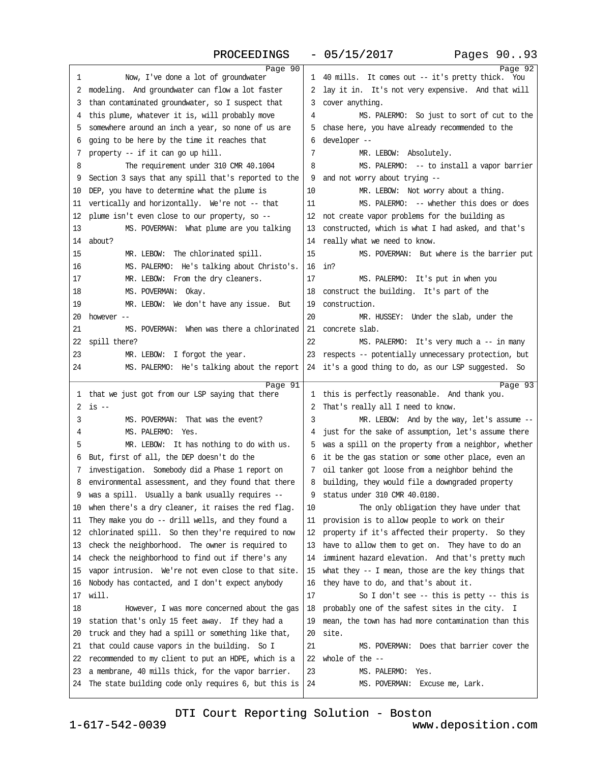Page 90

1 Now, I've done a lot of groundwater
2 modeling. And groundwater can flow a lot faster
3 than contaminated groundwater, so I suspect that
4 this plume, whatever it is, will probably move
5 somewhere around an inch a year, so none of us are
6 going to be here by the time it reaches that
7 property -- if it can go up hill.
8 The requirement under 310 CMR 40.1004
9 Section 3 says that any spill that's reported to the
10 DEP, you have to determine what the plume is
11 vertically and horizontally. We're not -- that
12 plume isn't even close to our property, so --
13 MS. POVERMAN: What plume are you talking
14 about?
15 MR. LEBOW: The chlorinated spill.
16 MS. PALERMO: He's talking about Christo's.
17 MR. LEBOW: From the dry cleaners.
18 MS. POVERMAN: Okay.
19 MR. LEBOW: We don't have any issue. But
20 however --
21 MS. POVERMAN: When was there a chlorinated
22 spill there?
23 MR. LEBOW: I forgot the year.
24 MS. PALERMO: He's talking about the report

Page 91

1 that we just got from our LSP saying that there
2 is --
3 MS. POVERMAN: That was the event?
4 MS. PALERMO: Yes.
5 MR. LEBOW: It has nothing to do with us.
6 But, first of all, the DEP doesn't do the
7 investigation. Somebody did a Phase 1 report on
8 environmental assessment, and they found that there
9 was a spill. Usually a bank usually requires --
10 when there's a dry cleaner, it raises the red flag.
11 They make you do -- drill wells, and they found a
12 chlorinated spill. So then they're required to now
13 check the neighborhood. The owner is required to
14 check the neighborhood to find out if there's any
15 vapor intrusion. We're not even close to that site.
16 Nobody has contacted, and I don't expect anybody
17 will.
18 However, I was more concerned about the gas
19 station that's only 15 feet away. If they had a
20 truck and they had a spill or something like that,
21 that could cause vapors in the building. So I
22 recommended to my client to put an HDPE, which is a
23 a membrane, 40 mills thick, for the vapor barrier.
24 The state building code only requires 6, but this is

Page 92

1 40 mills. It comes out -- it's pretty thick. You
2 lay it in. It's not very expensive. And that will
3 cover anything.
4 MS. PALERMO: So just to sort of cut to the
5 chase here, you have already recommended to the
6 developer --
7 MR. LEBOW: Absolutely.
8 MS. PALERMO: -- to install a vapor barrier
9 and not worry about trying --
10 MR. LEBOW: Not worry about a thing.
11 MS. PALERMO: -- whether this does or does
12 not create vapor problems for the building as
13 constructed, which is what I had asked, and that's
14 really what we need to know.
15 MS. POVERMAN: But where is the barrier put
16 in?
17 MS. PALERMO: It's put in when you
18 construct the building. It's part of the
19 construction.
20 MR. HUSSEY: Under the slab, under the
21 concrete slab.
22 MS. PALERMO: It's very much a -- in many
23 respects -- potentially unnecessary protection, but
24 it's a good thing to do, as our LSP suggested. So

Page 93

1 this is perfectly reasonable. And thank you.
2 That's really all I need to know.
3 MR. LEBOW: And by the way, let's assume --
4 just for the sake of assumption, let's assume there
5 was a spill on the property from a neighbor, whether
6 it be the gas station or some other place, even an
7 oil tanker got loose from a neighbor behind the
8 building, they would file a downgraded property
9 status under 310 CMR 40.0180.
10 The only obligation they have under that
11 provision is to allow people to work on their
12 property if it's affected their property. So they
13 have to allow them to get on. They have to do an
14 imminent hazard elevation. And that's pretty much
15 what they -- I mean, those are the key things that
16 they have to do, and that's about it.
17 So I don't see -- this is petty -- this is
18 probably one of the safest sites in the city. I
19 mean, the town has had more contamination than this
20 site.
21 MS. POVERMAN: Does that barrier cover the
22 whole of the --
23 MS. PALERMO: Yes.
24 MS. POVERMAN: Excuse me, Lark.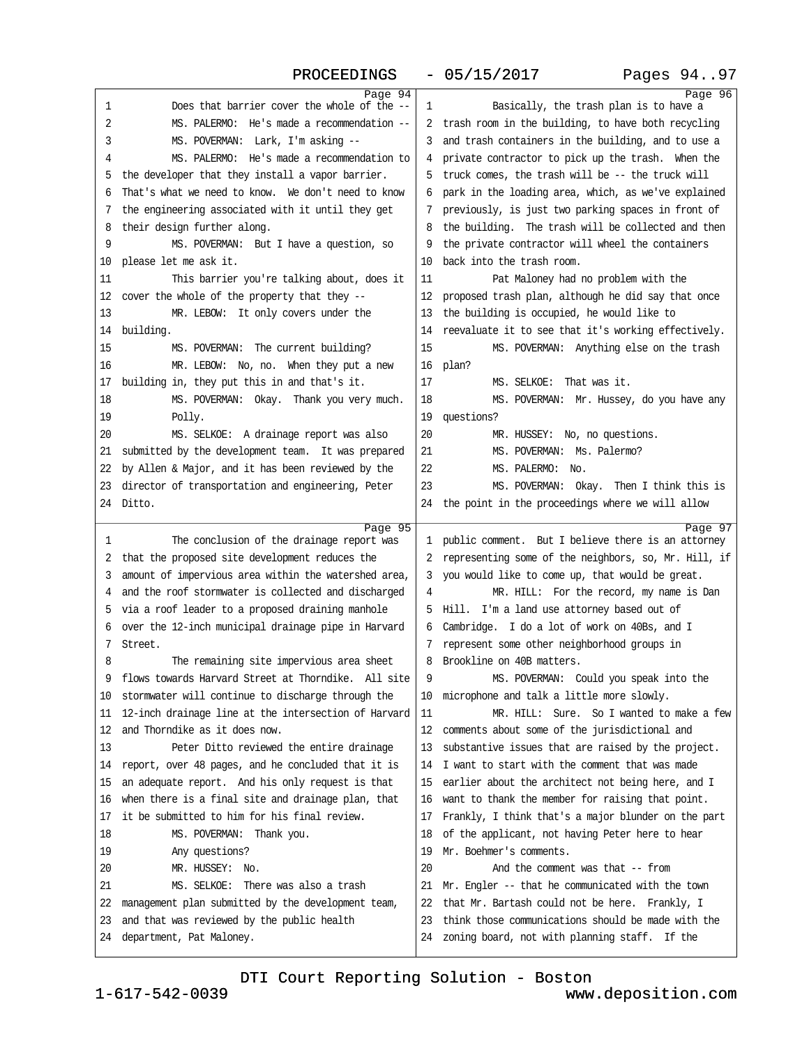Page 94

1 Does that barrier cover the whole of the --
2 MS. PALERMO: He's made a recommendation --
3 MS. POVERMAN: Lark, I'm asking --
4 MS. PALERMO: He's made a recommendation to
5 the developer that they install a vapor barrier.
6 That's what we need to know. We don't need to know
7 the engineering associated with it until they get
8 their design further along.
9 MS. POVERMAN: But I have a question, so
10 please let me ask it.
11 This barrier you're talking about, does it
12 cover the whole of the property that they --
13 MR. LEBOW: It only covers under the
14 building.
15 MS. POVERMAN: The current building?
16 MR. LEBOW: No, no. When they put a new
17 building in, they put this in and that's it.
18 MS. POVERMAN: Okay. Thank you very much.
19 Polly.
20 MS. SELKOE: A drainage report was also
21 submitted by the development team. It was prepared
22 by Allen & Major, and it has been reviewed by the
23 director of transportation and engineering, Peter
24 Ditto.

Page 95

1 The conclusion of the drainage report was
2 that the proposed site development reduces the
3 amount of impervious area within the watershed area,
4 and the roof stormwater is collected and discharged
5 via a roof leader to a proposed draining manhole
6 over the 12-inch municipal drainage pipe in Harvard
7 Street.
8 The remaining site impervious area sheet
9 flows towards Harvard Street at Thorndike. All site
10 stormwater will continue to discharge through the
11 12-inch drainage line at the intersection of Harvard
12 and Thorndike as it does now.
13 Peter Ditto reviewed the entire drainage
14 report, over 48 pages, and he concluded that it is
15 an adequate report. And his only request is that
16 when there is a final site and drainage plan, that
17 it be submitted to him for his final review.
18 MS. POVERMAN: Thank you.
19 Any questions?
20 MR. HUSSEY: No.
21 MS. SELKOE: There was also a trash
22 management plan submitted by the development team,
23 and that was reviewed by the public health
24 department, Pat Maloney.

Page 96

1 Basically, the trash plan is to have a
2 trash room in the building, to have both recycling
3 and trash containers in the building, and to use a
4 private contractor to pick up the trash. When the
5 truck comes, the trash will be -- the truck will
6 park in the loading area, which, as we've explained
7 previously, is just two parking spaces in front of
8 the building. The trash will be collected and then
9 the private contractor will wheel the containers
10 back into the trash room.
11 Pat Maloney had no problem with the
12 proposed trash plan, although he did say that once
13 the building is occupied, he would like to
14 reevaluate it to see that it's working effectively.
15 MS. POVERMAN: Anything else on the trash
16 plan?
17 MS. SELKOE: That was it.
18 MS. POVERMAN: Mr. Hussey, do you have any
19 questions?
20 MR. HUSSEY: No, no questions.
21 MS. POVERMAN: Ms. Palermo?
22 MS. PALERMO: No.
23 MS. POVERMAN: Okay. Then I think this is
24 the point in the proceedings where we will allow

Page 97

1 public comment. But I believe there is an attorney
2 representing some of the neighbors, so, Mr. Hill, if
3 you would like to come up, that would be great.
4 MR. HILL: For the record, my name is Dan
5 Hill. I'm a land use attorney based out of
6 Cambridge. I do a lot of work on 40Bs, and I
7 represent some other neighborhood groups in
8 Brookline on 40B matters.
9 MS. POVERMAN: Could you speak into the
10 microphone and talk a little more slowly.
11 MR. HILL: Sure. So I wanted to make a few
12 comments about some of the jurisdictional and
13 substantive issues that are raised by the project.
14 I want to start with the comment that was made
15 earlier about the architect not being here, and I
16 want to thank the member for raising that point.
17 Frankly, I think that's a major blunder on the part
18 of the applicant, not having Peter here to hear
19 Mr. Boehmer's comments.
20 And the comment was that -- from
21 Mr. Engler -- that he communicated with the town
22 that Mr. Bartash could not be here. Frankly, I
23 think those communications should be made with the
24 zoning board, not with planning staff. If the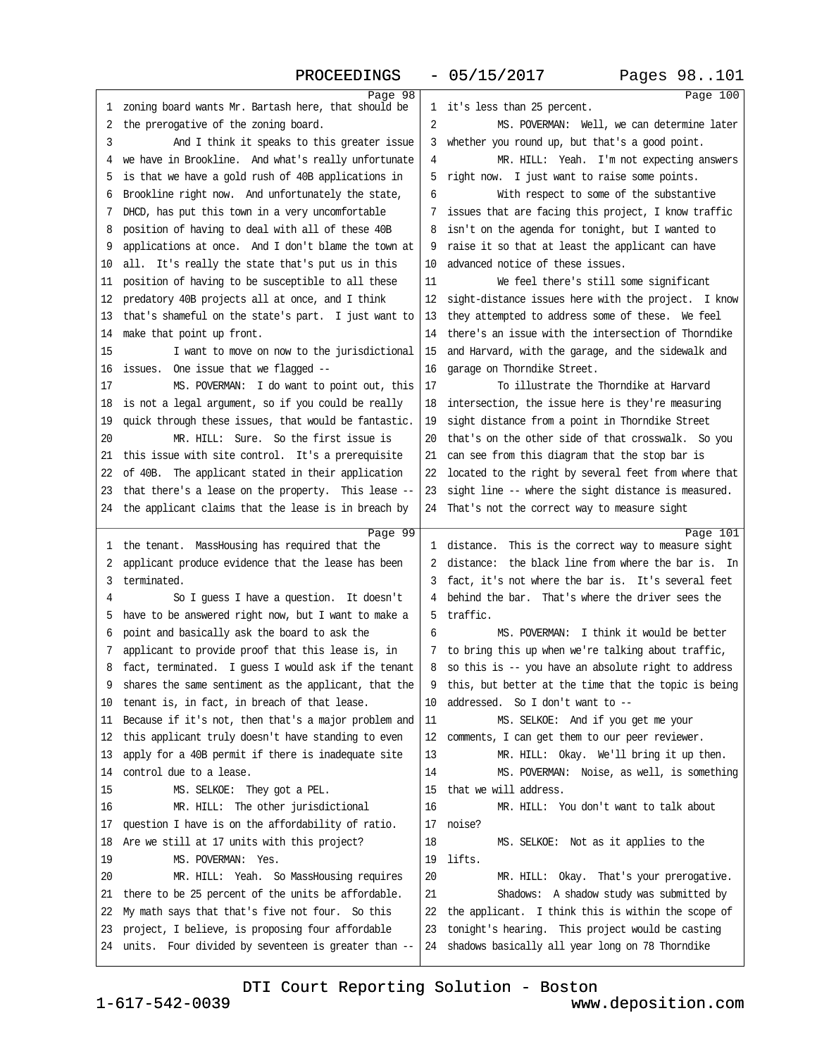Page 98

1 zoning board wants Mr. Bartash here, that should be
2 the prerogative of the zoning board.
3 And I think it speaks to this greater issue
4 we have in Brookline. And what's really unfortunate
5 is that we have a gold rush of 40B applications in
6 Brookline right now. And unfortunately the state,
7 DHCD, has put this town in a very uncomfortable
8 position of having to deal with all of these 40B
9 applications at once. And I don't blame the town at
10 all. It's really the state that's put us in this
11 position of having to be susceptible to all these
12 predatory 40B projects all at once, and I think
13 that's shameful on the state's part. I just want to
14 make that point up front.
15 I want to move on now to the jurisdictional
16 issues. One issue that we flagged --
17 MS. POVERMAN: I do want to point out, this
18 is not a legal argument, so if you could be really
19 quick through these issues, that would be fantastic.
20 MR. HILL: Sure. So the first issue is
21 this issue with site control. It's a prerequisite
22 of 40B. The applicant stated in their application
23 that there's a lease on the property. This lease --
24 the applicant claims that the lease is in breach by

Page 99

1 the tenant. MassHousing has required that the
2 applicant produce evidence that the lease has been
3 terminated.
4 So I guess I have a question. It doesn't
5 have to be answered right now, but I want to make a
6 point and basically ask the board to ask the
7 applicant to provide proof that this lease is, in
8 fact, terminated. I guess I would ask if the tenant
9 shares the same sentiment as the applicant, that the
10 tenant is, in fact, in breach of that lease.
11 Because if it's not, then that's a major problem and
12 this applicant truly doesn't have standing to even
13 apply for a 40B permit if there is inadequate site
14 control due to a lease.
15 MS. SELKOE: They got a PEL.
16 MR. HILL: The other jurisdictional
17 question I have is on the affordability of ratio.
18 Are we still at 17 units with this project?
19 MS. POVERMAN: Yes.
20 MR. HILL: Yeah. So MassHousing requires
21 there to be 25 percent of the units be affordable.
22 My math says that that's five not four. So this
23 project, I believe, is proposing four affordable
24 units. Four divided by seventeen is greater than --

Page 100

1 it's less than 25 percent.
2 MS. POVERMAN: Well, we can determine later
3 whether you round up, but that's a good point.
4 MR. HILL: Yeah. I'm not expecting answers
5 right now. I just want to raise some points.
6 With respect to some of the substantive
7 issues that are facing this project, I know traffic
8 isn't on the agenda for tonight, but I wanted to
9 raise it so that at least the applicant can have
10 advanced notice of these issues.
11 We feel there's still some significant
12 sight-distance issues here with the project. I know
13 they attempted to address some of these. We feel
14 there's an issue with the intersection of Thorndike
15 and Harvard, with the garage, and the sidewalk and
16 garage on Thorndike Street.
17 To illustrate the Thorndike at Harvard
18 intersection, the issue here is they're measuring
19 sight distance from a point in Thorndike Street
20 that's on the other side of that crosswalk. So you
21 can see from this diagram that the stop bar is
22 located to the right by several feet from where that
23 sight line -- where the sight distance is measured.
24 That's not the correct way to measure sight

Page 101

1 distance. This is the correct way to measure sight
2 distance: the black line from where the bar is. In
3 fact, it's not where the bar is. It's several feet
4 behind the bar. That's where the driver sees the
5 traffic.
6 MS. POVERMAN: I think it would be better
7 to bring this up when we're talking about traffic,
8 so this is -- you have an absolute right to address
9 this, but better at the time that the topic is being
10 addressed. So I don't want to --
11 MS. SELKOE: And if you get me your
12 comments, I can get them to our peer reviewer.
13 MR. HILL: Okay. We'll bring it up then.
14 MS. POVERMAN: Noise, as well, is something
15 that we will address.
16 MR. HILL: You don't want to talk about
17 noise?
18 MS. SELKOE: Not as it applies to the
19 lifts.
20 MR. HILL: Okay. That's your prerogative.
21 Shadows: A shadow study was submitted by
22 the applicant. I think this is within the scope of
23 tonight's hearing. This project would be casting
24 shadows basically all year long on 78 Thorndike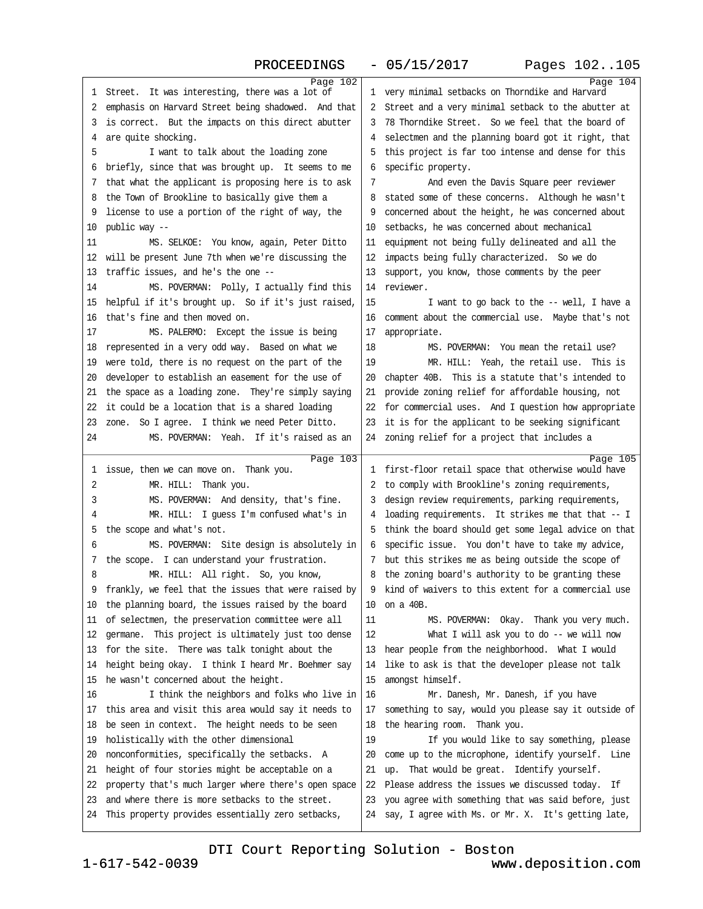Street. It was interesting, there was a lot of emphasis on Harvard Street being shadowed. And that is correct. But the impacts on this direct abutter are quite shocking.

I want to talk about the loading zone briefly, since that was brought up. It seems to me that what the applicant is proposing here is to ask the Town of Brookline to basically give them a license to use a portion of the right of way, the public way --

MS. SELKOE: You know, again, Peter Ditto will be present June 7th when we're discussing the traffic issues, and he's the one --

MS. POVERMAN: Polly, I actually find this helpful if it's brought up. So if it's just raised, that's fine and then moved on.

MS. PALERMO: Except the issue is being represented in a very odd way. Based on what we were told, there is no request on the part of the developer to establish an easement for the use of the space as a loading zone. They're simply saying it could be a location that is a shared loading zone. So I agree. I think we need Peter Ditto.

MS. POVERMAN: Yeah. If it's raised as an issue, then we can move on. Thank you.

MR. HILL: Thank you.

MS. POVERMAN: And density, that's fine.

MR. HILL: I guess I'm confused what's in the scope and what's not.

MS. POVERMAN: Site design is absolutely in the scope. I can understand your frustration.

MR. HILL: All right. So, you know, frankly, we feel that the issues that were raised by the planning board, the issues raised by the board of selectmen, the preservation committee were all germane. This project is ultimately just too dense for the site. There was talk tonight about the height being okay. I think I heard Mr. Boehmer say he wasn't concerned about the height.

I think the neighbors and folks who live in this area and visit this area would say it needs to be seen in context. The height needs to be seen holistically with the other dimensional nonconformities, specifically the setbacks. A height of four stories might be acceptable on a property that's much larger where there's open space and where there is more setbacks to the street. This property provides essentially zero setbacks, very minimal setbacks on Thorndike and Harvard Street and a very minimal setback to the abutter at 78 Thorndike Street. So we feel that the board of selectmen and the planning board got it right, that this project is far too intense and dense for this specific property.

And even the Davis Square peer reviewer stated some of these concerns. Although he wasn't concerned about the height, he was concerned about setbacks, he was concerned about mechanical equipment not being fully delineated and all the impacts being fully characterized. So we do support, you know, those comments by the peer reviewer.

I want to go back to the -- well, I have a comment about the commercial use. Maybe that's not appropriate.

MS. POVERMAN: You mean the retail use?

MR. HILL: Yeah, the retail use. This is chapter 40B. This is a statute that's intended to provide zoning relief for affordable housing, not for commercial uses. And I question how appropriate it is for the applicant to be seeking significant zoning relief for a project that includes a first-floor retail space that otherwise would have to comply with Brookline's zoning requirements, design review requirements, parking requirements, loading requirements. It strikes me that that -- I think the board should get some legal advice on that specific issue. You don't have to take my advice, but this strikes me as being outside the scope of the zoning board's authority to be granting these kind of waivers to this extent for a commercial use on a 40B.

MS. POVERMAN: Okay. Thank you very much.

What I will ask you to do -- we will now hear people from the neighborhood. What I would like to ask is that the developer please not talk amongst himself.

Mr. Danesh, Mr. Danesh, if you have something to say, would you please say it outside of the hearing room. Thank you.

If you would like to say something, please come up to the microphone, identify yourself. Line up. That would be great. Identify yourself. Please address the issues we discussed today. If you agree with something that was said before, just say, I agree with Ms. or Mr. X. It's getting late,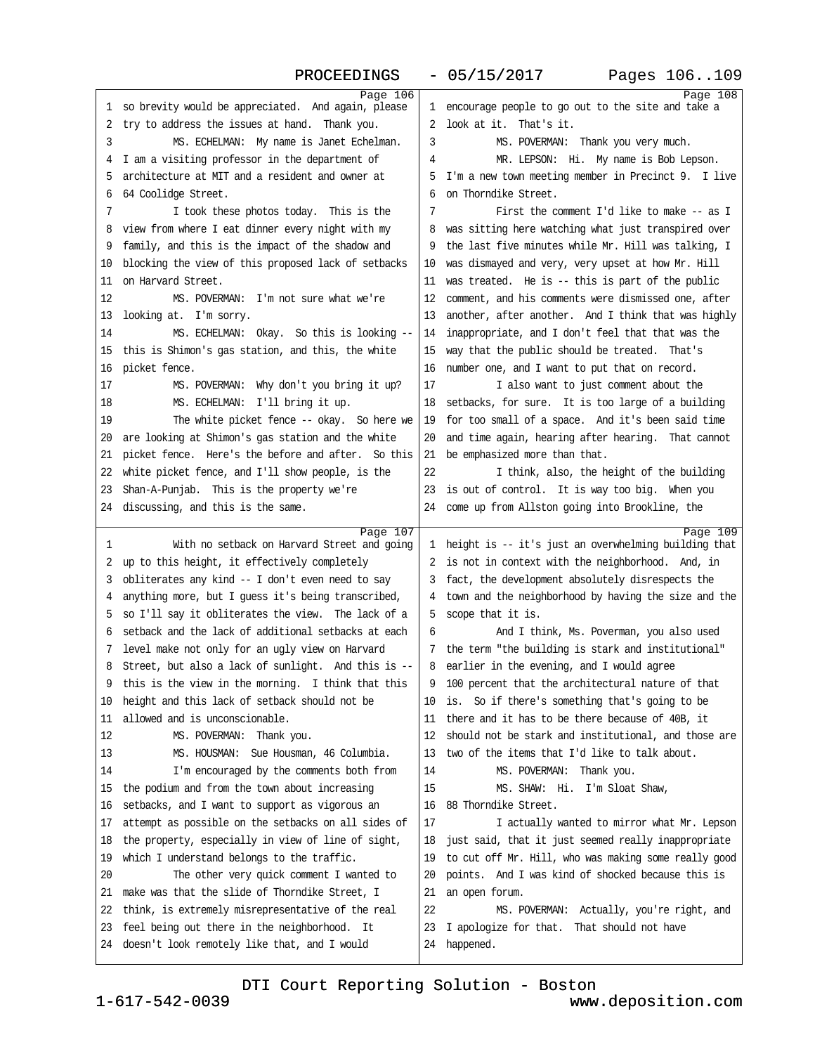Page 106

1 so brevity would be appreciated. And again, please
2 try to address the issues at hand. Thank you.
3 MS. ECHELMAN: My name is Janet Echelman.
4 I am a visiting professor in the department of
5 architecture at MIT and a resident and owner at
6 64 Coolidge Street.
7 I took these photos today. This is the
8 view from where I eat dinner every night with my
9 family, and this is the impact of the shadow and
10 blocking the view of this proposed lack of setbacks
11 on Harvard Street.
12 MS. POVERMAN: I'm not sure what we're
13 looking at. I'm sorry.
14 MS. ECHELMAN: Okay. So this is looking --
15 this is Shimon's gas station, and this, the white
16 picket fence.
17 MS. POVERMAN: Why don't you bring it up?
18 MS. ECHELMAN: I'll bring it up.
19 The white picket fence -- okay. So here we
20 are looking at Shimon's gas station and the white
21 picket fence. Here's the before and after. So this
22 white picket fence, and I'll show people, is the
23 Shan-A-Punjab. This is the property we're
24 discussing, and this is the same.

Page 107

1 With no setback on Harvard Street and going
2 up to this height, it effectively completely
3 obliterates any kind -- I don't even need to say
4 anything more, but I guess it's being transcribed,
5 so I'll say it obliterates the view. The lack of a
6 setback and the lack of additional setbacks at each
7 level make not only for an ugly view on Harvard
8 Street, but also a lack of sunlight. And this is --
9 this is the view in the morning. I think that this
10 height and this lack of setback should not be
11 allowed and is unconscionable.
12 MS. POVERMAN: Thank you.
13 MS. HOUSMAN: Sue Housman, 46 Columbia.
14 I'm encouraged by the comments both from
15 the podium and from the town about increasing
16 setbacks, and I want to support as vigorous an
17 attempt as possible on the setbacks on all sides of
18 the property, especially in view of line of sight,
19 which I understand belongs to the traffic.
20 The other very quick comment I wanted to
21 make was that the slide of Thorndike Street, I
22 think, is extremely misrepresentative of the real
23 feel being out there in the neighborhood. It
24 doesn't look remotely like that, and I would

Page 108

1 encourage people to go out to the site and take a
2 look at it. That's it.
3 MS. POVERMAN: Thank you very much.
4 MR. LEPSON: Hi. My name is Bob Lepson.
5 I'm a new town meeting member in Precinct 9. I live
6 on Thorndike Street.
7 First the comment I'd like to make -- as I
8 was sitting here watching what just transpired over
9 the last five minutes while Mr. Hill was talking, I
10 was dismayed and very, very upset at how Mr. Hill
11 was treated. He is -- this is part of the public
12 comment, and his comments were dismissed one, after
13 another, after another. And I think that was highly
14 inappropriate, and I don't feel that that was the
15 way that the public should be treated. That's
16 number one, and I want to put that on record.
17 I also want to just comment about the
18 setbacks, for sure. It is too large of a building
19 for too small of a space. And it's been said time
20 and time again, hearing after hearing. That cannot
21 be emphasized more than that.
22 I think, also, the height of the building
23 is out of control. It is way too big. When you
24 come up from Allston going into Brookline, the

Page 109

1 height is -- it's just an overwhelming building that
2 is not in context with the neighborhood. And, in
3 fact, the development absolutely disrespects the
4 town and the neighborhood by having the size and the
5 scope that it is.
6 And I think, Ms. Poverman, you also used
7 the term "the building is stark and institutional"
8 earlier in the evening, and I would agree
9 100 percent that the architectural nature of that
10 is. So if there's something that's going to be
11 there and it has to be there because of 40B, it
12 should not be stark and institutional, and those are
13 two of the items that I'd like to talk about.
14 MS. POVERMAN: Thank you.
15 MS. SHAW: Hi. I'm Sloat Shaw,
16 88 Thorndike Street.
17 I actually wanted to mirror what Mr. Lepson
18 just said, that it just seemed really inappropriate
19 to cut off Mr. Hill, who was making some really good
20 points. And I was kind of shocked because this is
21 an open forum.
22 MS. POVERMAN: Actually, you're right, and
23 I apologize for that. That should not have
24 happened.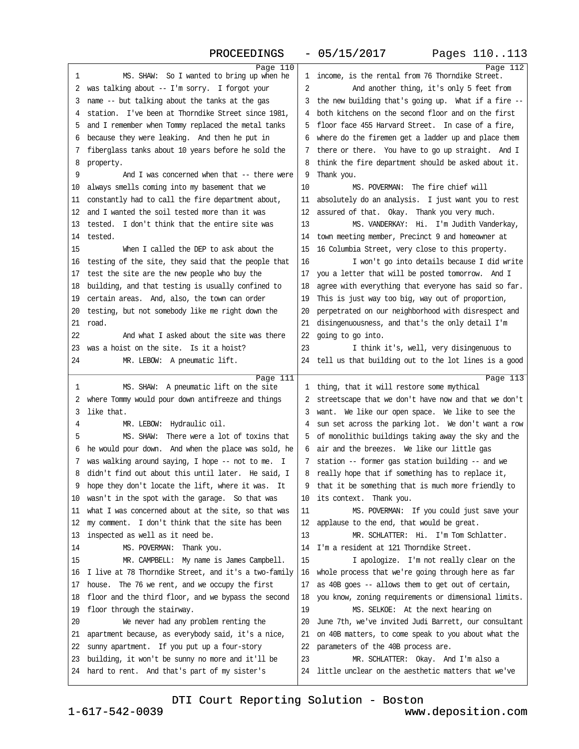MS. SHAW: So I wanted to bring up when he was talking about -- I'm sorry. I forgot your name -- but talking about the tanks at the gas station. I've been at Thorndike Street since 1981, and I remember when Tommy replaced the metal tanks because they were leaking. And then he put in fiberglass tanks about 10 years before he sold the property.

And I was concerned when that -- there were always smells coming into my basement that we constantly had to call the fire department about, and I wanted the soil tested more than it was tested. I don't think that the entire site was tested.

When I called the DEP to ask about the testing of the site, they said that the people that test the site are the new people who buy the building, and that testing is usually confined to certain areas. And, also, the town can order testing, but not somebody like me right down the road.

And what I asked about the site was there was a hoist on the site. Is it a hoist?

MR. LEBOW: A pneumatic lift.

MS. SHAW: A pneumatic lift on the site where Tommy would pour down antifreeze and things like that.

MR. LEBOW: Hydraulic oil.

MS. SHAW: There were a lot of toxins that he would pour down. And when the place was sold, he was walking around saying, I hope -- not to me. I didn't find out about this until later. He said, I hope they don't locate the lift, where it was. It wasn't in the spot with the garage. So that was what I was concerned about at the site, so that was my comment. I don't think that the site has been inspected as well as it need be.

MS. POVERMAN: Thank you.

MR. CAMPBELL: My name is James Campbell. I live at 78 Thorndike Street, and it's a two-family house. The 76 we rent, and we occupy the first floor and the third floor, and we bypass the second floor through the stairway.

We never had any problem renting the apartment because, as everybody said, it's a nice, sunny apartment. If you put up a four-story building, it won't be sunny no more and it'll be hard to rent. And that's part of my sister's income, is the rental from 76 Thorndike Street.

And another thing, it's only 5 feet from the new building that's going up. What if a fire -- both kitchens on the second floor and on the first floor face 455 Harvard Street. In case of a fire, where do the firemen get a ladder up and place them there or there. You have to go up straight. And I think the fire department should be asked about it. Thank you.

MS. POVERMAN: The fire chief will absolutely do an analysis. I just want you to rest assured of that. Okay. Thank you very much.

MS. VANDERKAY: Hi. I'm Judith Vanderkay, town meeting member, Precinct 9 and homeowner at 16 Columbia Street, very close to this property.

I won't go into details because I did write you a letter that will be posted tomorrow. And I agree with everything that everyone has said so far. This is just way too big, way out of proportion, perpetrated on our neighborhood with disrespect and disingenuousness, and that's the only detail I'm going to go into.

I think it's, well, very disingenuous to tell us that building out to the lot lines is a good thing, that it will restore some mythical streetscape that we don't have now and that we don't want. We like our open space. We like to see the sun set across the parking lot. We don't want a row of monolithic buildings taking away the sky and the air and the breezes. We like our little gas station -- former gas station building -- and we really hope that if something has to replace it, that it be something that is much more friendly to its context. Thank you.

MS. POVERMAN: If you could just save your applause to the end, that would be great.

MR. SCHLATTER: Hi. I'm Tom Schlatter. I'm a resident at 121 Thorndike Street.

I apologize. I'm not really clear on the whole process that we're going through here as far as 40B goes -- allows them to get out of certain, you know, zoning requirements or dimensional limits.

MS. SELKOE: At the next hearing on June 7th, we've invited Judi Barrett, our consultant on 40B matters, to come speak to you about what the parameters of the 40B process are.

MR. SCHLATTER: Okay. And I'm also a little unclear on the aesthetic matters that we've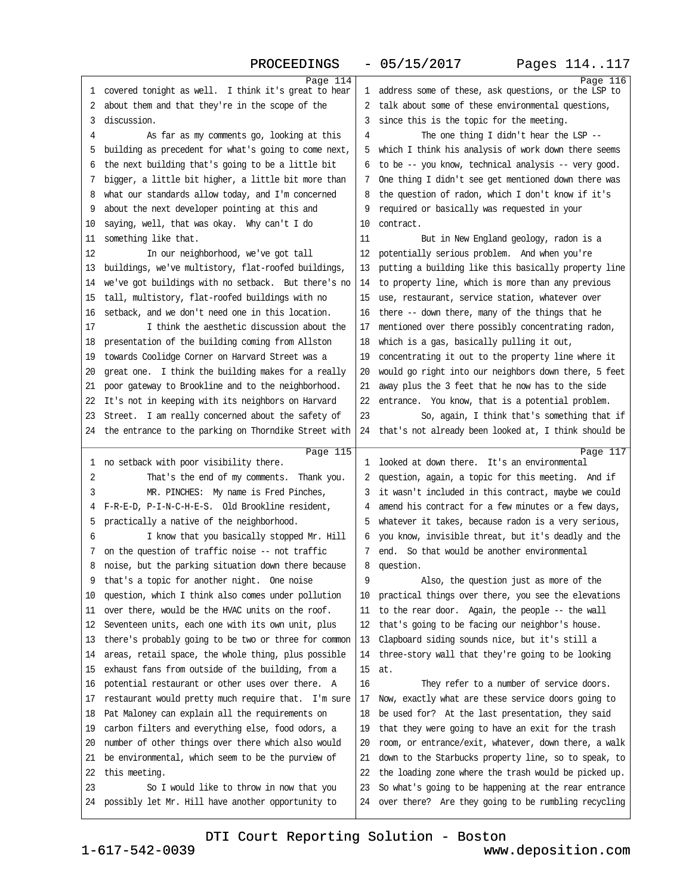covered tonight as well. I think it's great to hear about them and that they're in the scope of the discussion.

As far as my comments go, looking at this building as precedent for what's going to come next, the next building that's going to be a little bit bigger, a little bit higher, a little bit more than what our standards allow today, and I'm concerned about the next developer pointing at this and saying, well, that was okay. Why can't I do something like that.

In our neighborhood, we've got tall buildings, we've multistory, flat-roofed buildings, we've got buildings with no setback. But there's no tall, multistory, flat-roofed buildings with no setback, and we don't need one in this location.

I think the aesthetic discussion about the presentation of the building coming from Allston towards Coolidge Corner on Harvard Street was a great one. I think the building makes for a really poor gateway to Brookline and to the neighborhood. It's not in keeping with its neighbors on Harvard Street. I am really concerned about the safety of the entrance to the parking on Thorndike Street with no setback with poor visibility there.

That's the end of my comments. Thank you.

MR. PINCHES: My name is Fred Pinches, F-R-E-D, P-I-N-C-H-E-S. Old Brookline resident, practically a native of the neighborhood.

I know that you basically stopped Mr. Hill on the question of traffic noise -- not traffic noise, but the parking situation down there because that's a topic for another night. One noise question, which I think also comes under pollution over there, would be the HVAC units on the roof. Seventeen units, each one with its own unit, plus there's probably going to be two or three for common areas, retail space, the whole thing, plus possible exhaust fans from outside of the building, from a potential restaurant or other uses over there. A restaurant would pretty much require that. I'm sure Pat Maloney can explain all the requirements on carbon filters and everything else, food odors, a number of other things over there which also would be environmental, which seem to be the purview of this meeting.

So I would like to throw in now that you possibly let Mr. Hill have another opportunity to address some of these, ask questions, or the LSP to talk about some of these environmental questions, since this is the topic for the meeting.

The one thing I didn't hear the LSP -- which I think his analysis of work down there seems to be -- you know, technical analysis -- very good. One thing I didn't see get mentioned down there was the question of radon, which I don't know if it's required or basically was requested in your contract.

But in New England geology, radon is a potentially serious problem. And when you're putting a building like this basically property line to property line, which is more than any previous use, restaurant, service station, whatever over there -- down there, many of the things that he mentioned over there possibly concentrating radon, which is a gas, basically pulling it out, concentrating it out to the property line where it would go right into our neighbors down there, 5 feet away plus the 3 feet that he now has to the side entrance. You know, that is a potential problem.

So, again, I think that's something that if that's not already been looked at, I think should be looked at down there. It's an environmental question, again, a topic for this meeting. And if it wasn't included in this contract, maybe we could amend his contract for a few minutes or a few days, whatever it takes, because radon is a very serious, you know, invisible threat, but it's deadly and the end. So that would be another environmental question.

Also, the question just as more of the practical things over there, you see the elevations to the rear door. Again, the people -- the wall that's going to be facing our neighbor's house. Clapboard siding sounds nice, but it's still a three-story wall that they're going to be looking at.

They refer to a number of service doors. Now, exactly what are these service doors going to be used for? At the last presentation, they said that they were going to have an exit for the trash room, or entrance/exit, whatever, down there, a walk down to the Starbucks property line, so to speak, to the loading zone where the trash would be picked up. So what's going to be happening at the rear entrance over there? Are they going to be rumbling recycling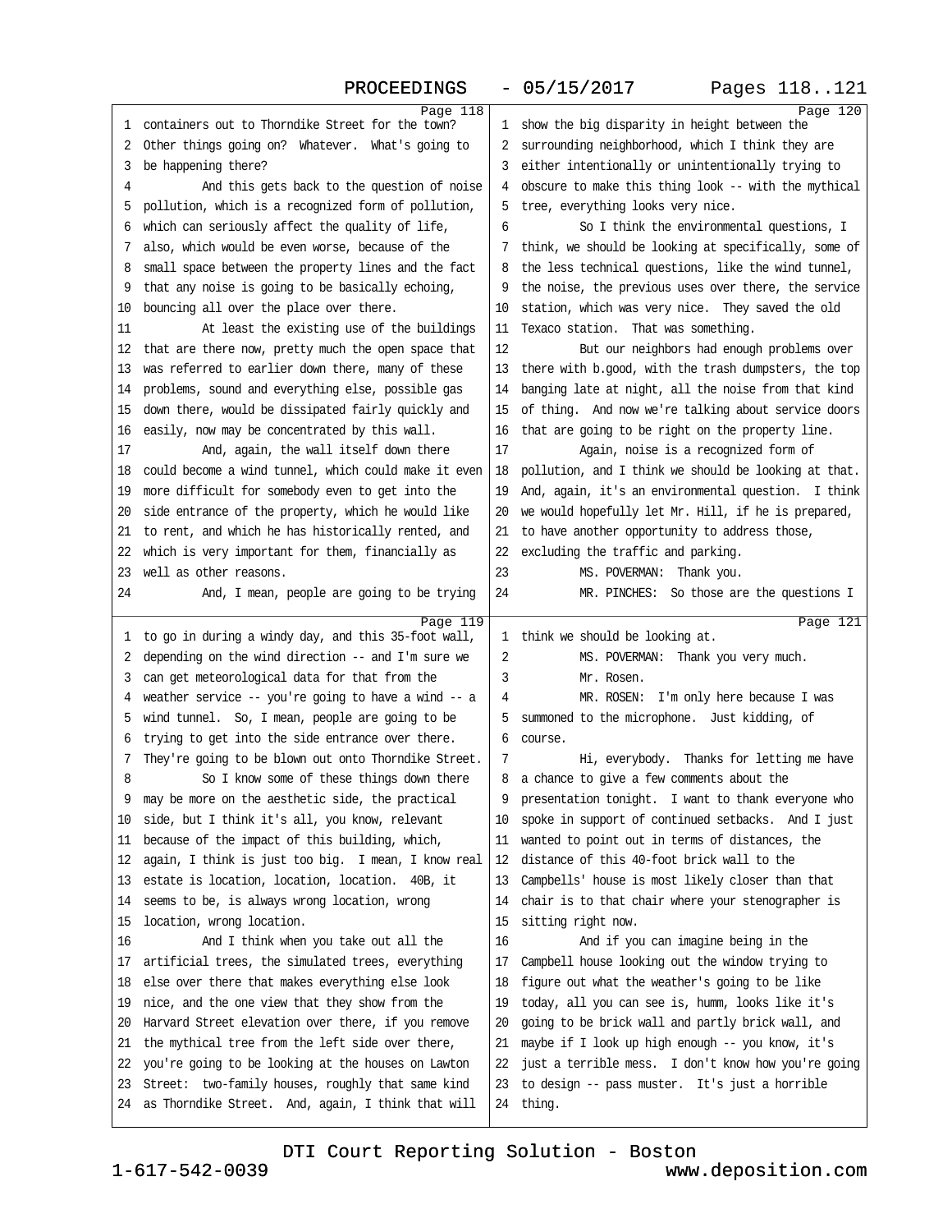Page 118

1 containers out to Thorndike Street for the town?
2 Other things going on? Whatever. What's going to
3 be happening there?
4 And this gets back to the question of noise
5 pollution, which is a recognized form of pollution,
6 which can seriously affect the quality of life,
7 also, which would be even worse, because of the
8 small space between the property lines and the fact
9 that any noise is going to be basically echoing,
10 bouncing all over the place over there.
11 At least the existing use of the buildings
12 that are there now, pretty much the open space that
13 was referred to earlier down there, many of these
14 problems, sound and everything else, possible gas
15 down there, would be dissipated fairly quickly and
16 easily, now may be concentrated by this wall.
17 And, again, the wall itself down there
18 could become a wind tunnel, which could make it even
19 more difficult for somebody even to get into the
20 side entrance of the property, which he would like
21 to rent, and which he has historically rented, and
22 which is very important for them, financially as
23 well as other reasons.
24 And, I mean, people are going to be trying

Page 119

1 to go in during a windy day, and this 35-foot wall,
2 depending on the wind direction -- and I'm sure we
3 can get meteorological data for that from the
4 weather service -- you're going to have a wind -- a
5 wind tunnel. So, I mean, people are going to be
6 trying to get into the side entrance over there.
7 They're going to be blown out onto Thorndike Street.
8 So I know some of these things down there
9 may be more on the aesthetic side, the practical
10 side, but I think it's all, you know, relevant
11 because of the impact of this building, which,
12 again, I think is just too big. I mean, I know real
13 estate is location, location, location. 40B, it
14 seems to be, is always wrong location, wrong
15 location, wrong location.
16 And I think when you take out all the
17 artificial trees, the simulated trees, everything
18 else over there that makes everything else look
19 nice, and the one view that they show from the
20 Harvard Street elevation over there, if you remove
21 the mythical tree from the left side over there,
22 you're going to be looking at the houses on Lawton
23 Street: two-family houses, roughly that same kind
24 as Thorndike Street. And, again, I think that will

Page 120

1 show the big disparity in height between the
2 surrounding neighborhood, which I think they are
3 either intentionally or unintentionally trying to
4 obscure to make this thing look -- with the mythical
5 tree, everything looks very nice.
6 So I think the environmental questions, I
7 think, we should be looking at specifically, some of
8 the less technical questions, like the wind tunnel,
9 the noise, the previous uses over there, the service
10 station, which was very nice. They saved the old
11 Texaco station. That was something.
12 But our neighbors had enough problems over
13 there with b.good, with the trash dumpsters, the top
14 banging late at night, all the noise from that kind
15 of thing. And now we're talking about service doors
16 that are going to be right on the property line.
17 Again, noise is a recognized form of
18 pollution, and I think we should be looking at that.
19 And, again, it's an environmental question. I think
20 we would hopefully let Mr. Hill, if he is prepared,
21 to have another opportunity to address those,
22 excluding the traffic and parking.
23 MS. POVERMAN: Thank you.
24 MR. PINCHES: So those are the questions I

Page 121

1 think we should be looking at.
2 MS. POVERMAN: Thank you very much.
3 Mr. Rosen.
4 MR. ROSEN: I'm only here because I was
5 summoned to the microphone. Just kidding, of
6 course.
7 Hi, everybody. Thanks for letting me have
8 a chance to give a few comments about the
9 presentation tonight. I want to thank everyone who
10 spoke in support of continued setbacks. And I just
11 wanted to point out in terms of distances, the
12 distance of this 40-foot brick wall to the
13 Campbells' house is most likely closer than that
14 chair is to that chair where your stenographer is
15 sitting right now.
16 And if you can imagine being in the
17 Campbell house looking out the window trying to
18 figure out what the weather's going to be like
19 today, all you can see is, humm, looks like it's
20 going to be brick wall and partly brick wall, and
21 maybe if I look up high enough -- you know, it's
22 just a terrible mess. I don't know how you're going
23 to design -- pass muster. It's just a horrible
24 thing.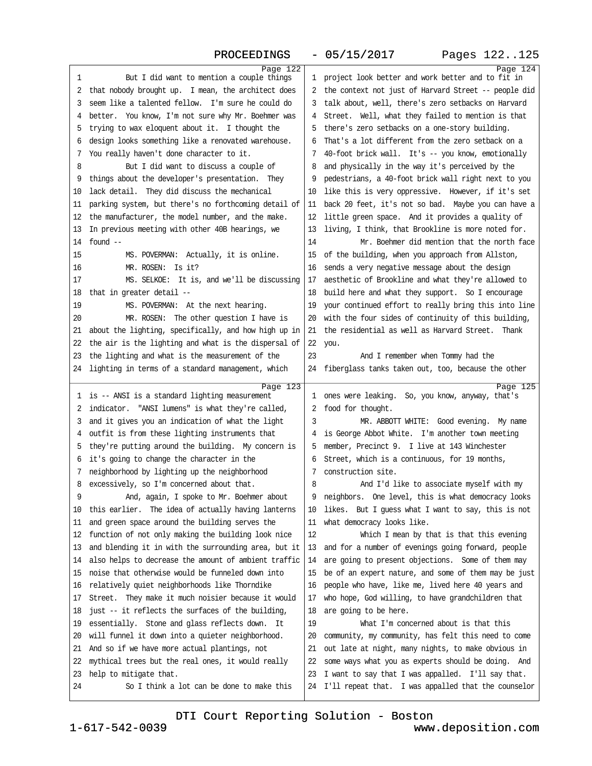Page 122

1 But I did want to mention a couple things
2 that nobody brought up. I mean, the architect does
3 seem like a talented fellow. I'm sure he could do
4 better. You know, I'm not sure why Mr. Boehmer was
5 trying to wax eloquent about it. I thought the
6 design looks something like a renovated warehouse.
7 You really haven't done character to it.
8 But I did want to discuss a couple of
9 things about the developer's presentation. They
10 lack detail. They did discuss the mechanical
11 parking system, but there's no forthcoming detail of
12 the manufacturer, the model number, and the make.
13 In previous meeting with other 40B hearings, we
14 found --
15 MS. POVERMAN: Actually, it is online.
16 MR. ROSEN: Is it?
17 MS. SELKOE: It is, and we'll be discussing
18 that in greater detail --
19 MS. POVERMAN: At the next hearing.
20 MR. ROSEN: The other question I have is
21 about the lighting, specifically, and how high up in
22 the air is the lighting and what is the dispersal of
23 the lighting and what is the measurement of the
24 lighting in terms of a standard management, which

Page 123

1 is -- ANSI is a standard lighting measurement
2 indicator. "ANSI lumens" is what they're called,
3 and it gives you an indication of what the light
4 outfit is from these lighting instruments that
5 they're putting around the building. My concern is
6 it's going to change the character in the
7 neighborhood by lighting up the neighborhood
8 excessively, so I'm concerned about that.
9 And, again, I spoke to Mr. Boehmer about
10 this earlier. The idea of actually having lanterns
11 and green space around the building serves the
12 function of not only making the building look nice
13 and blending it in with the surrounding area, but it
14 also helps to decrease the amount of ambient traffic
15 noise that otherwise would be funneled down into
16 relatively quiet neighborhoods like Thorndike
17 Street. They make it much noisier because it would
18 just -- it reflects the surfaces of the building,
19 essentially. Stone and glass reflects down. It
20 will funnel it down into a quieter neighborhood.
21 And so if we have more actual plantings, not
22 mythical trees but the real ones, it would really
23 help to mitigate that.
24 So I think a lot can be done to make this

Page 124

1 project look better and work better and to fit in
2 the context not just of Harvard Street -- people did
3 talk about, well, there's zero setbacks on Harvard
4 Street. Well, what they failed to mention is that
5 there's zero setbacks on a one-story building.
6 That's a lot different from the zero setback on a
7 40-foot brick wall. It's -- you know, emotionally
8 and physically in the way it's perceived by the
9 pedestrians, a 40-foot brick wall right next to you
10 like this is very oppressive. However, if it's set
11 back 20 feet, it's not so bad. Maybe you can have a
12 little green space. And it provides a quality of
13 living, I think, that Brookline is more noted for.
14 Mr. Boehmer did mention that the north face
15 of the building, when you approach from Allston,
16 sends a very negative message about the design
17 aesthetic of Brookline and what they're allowed to
18 build here and what they support. So I encourage
19 your continued effort to really bring this into line
20 with the four sides of continuity of this building,
21 the residential as well as Harvard Street. Thank
22 you.
23 And I remember when Tommy had the
24 fiberglass tanks taken out, too, because the other

Page 125

1 ones were leaking. So, you know, anyway, that's
2 food for thought.
3 MR. ABBOTT WHITE: Good evening. My name
4 is George Abbot White. I'm another town meeting
5 member, Precinct 9. I live at 143 Winchester
6 Street, which is a continuous, for 19 months,
7 construction site.
8 And I'd like to associate myself with my
9 neighbors. One level, this is what democracy looks
10 likes. But I guess what I want to say, this is not
11 what democracy looks like.
12 Which I mean by that is that this evening
13 and for a number of evenings going forward, people
14 are going to present objections. Some of them may
15 be of an expert nature, and some of them may be just
16 people who have, like me, lived here 40 years and
17 who hope, God willing, to have grandchildren that
18 are going to be here.
19 What I'm concerned about is that this
20 community, my community, has felt this need to come
21 out late at night, many nights, to make obvious in
22 some ways what you as experts should be doing. And
23 I want to say that I was appalled. I'll say that.
24 I'll repeat that. I was appalled that the counselor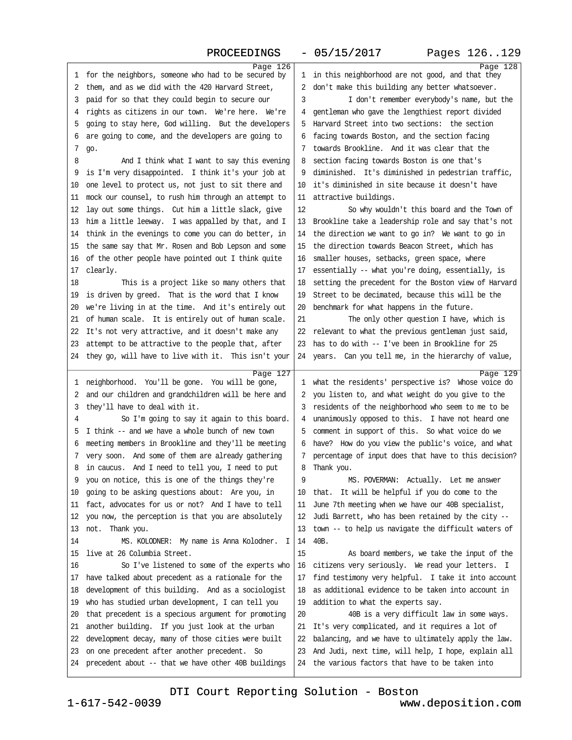Page 126

1 for the neighbors, someone who had to be secured by
2 them, and as we did with the 420 Harvard Street,
3 paid for so that they could begin to secure our
4 rights as citizens in our town. We're here. We're
5 going to stay here, God willing. But the developers
6 are going to come, and the developers are going to
7 go.
8 And I think what I want to say this evening
9 is I'm very disappointed. I think it's your job at
10 one level to protect us, not just to sit there and
11 mock our counsel, to rush him through an attempt to
12 lay out some things. Cut him a little slack, give
13 him a little leeway. I was appalled by that, and I
14 think in the evenings to come you can do better, in
15 the same say that Mr. Rosen and Bob Lepson and some
16 of the other people have pointed out I think quite
17 clearly.
18 This is a project like so many others that
19 is driven by greed. That is the word that I know
20 we're living in at the time. And it's entirely out
21 of human scale. It is entirely out of human scale.
22 It's not very attractive, and it doesn't make any
23 attempt to be attractive to the people that, after
24 they go, will have to live with it. This isn't your

Page 127

1 neighborhood. You'll be gone. You will be gone,
2 and our children and grandchildren will be here and
3 they'll have to deal with it.
4 So I'm going to say it again to this board.
5 I think -- and we have a whole bunch of new town
6 meeting members in Brookline and they'll be meeting
7 very soon. And some of them are already gathering
8 in caucus. And I need to tell you, I need to put
9 you on notice, this is one of the things they're
10 going to be asking questions about: Are you, in
11 fact, advocates for us or not? And I have to tell
12 you now, the perception is that you are absolutely
13 not. Thank you.
14 MS. KOLODNER: My name is Anna Kolodner. I
15 live at 26 Columbia Street.
16 So I've listened to some of the experts who
17 have talked about precedent as a rationale for the
18 development of this building. And as a sociologist
19 who has studied urban development, I can tell you
20 that precedent is a specious argument for promoting
21 another building. If you just look at the urban
22 development decay, many of those cities were built
23 on one precedent after another precedent. So
24 precedent about -- that we have other 40B buildings

Page 128

1 in this neighborhood are not good, and that they
2 don't make this building any better whatsoever.
3 I don't remember everybody's name, but the
4 gentleman who gave the lengthiest report divided
5 Harvard Street into two sections: the section
6 facing towards Boston, and the section facing
7 towards Brookline. And it was clear that the
8 section facing towards Boston is one that's
9 diminished. It's diminished in pedestrian traffic,
10 it's diminished in site because it doesn't have
11 attractive buildings.
12 So why wouldn't this board and the Town of
13 Brookline take a leadership role and say that's not
14 the direction we want to go in? We want to go in
15 the direction towards Beacon Street, which has
16 smaller houses, setbacks, green space, where
17 essentially -- what you're doing, essentially, is
18 setting the precedent for the Boston view of Harvard
19 Street to be decimated, because this will be the
20 benchmark for what happens in the future.
21 The only other question I have, which is
22 relevant to what the previous gentleman just said,
23 has to do with -- I've been in Brookline for 25
24 years. Can you tell me, in the hierarchy of value,

Page 129

1 what the residents' perspective is? Whose voice do
2 you listen to, and what weight do you give to the
3 residents of the neighborhood who seem to me to be
4 unanimously opposed to this. I have not heard one
5 comment in support of this. So what voice do we
6 have? How do you view the public's voice, and what
7 percentage of input does that have to this decision?
8 Thank you.
9 MS. POVERMAN: Actually. Let me answer
10 that. It will be helpful if you do come to the
11 June 7th meeting when we have our 40B specialist,
12 Judi Barrett, who has been retained by the city --
13 town -- to help us navigate the difficult waters of
14 40B.
15 As board members, we take the input of the
16 citizens very seriously. We read your letters. I
17 find testimony very helpful. I take it into account
18 as additional evidence to be taken into account in
19 addition to what the experts say.
20 40B is a very difficult law in some ways.
21 It's very complicated, and it requires a lot of
22 balancing, and we have to ultimately apply the law.
23 And Judi, next time, will help, I hope, explain all
24 the various factors that have to be taken into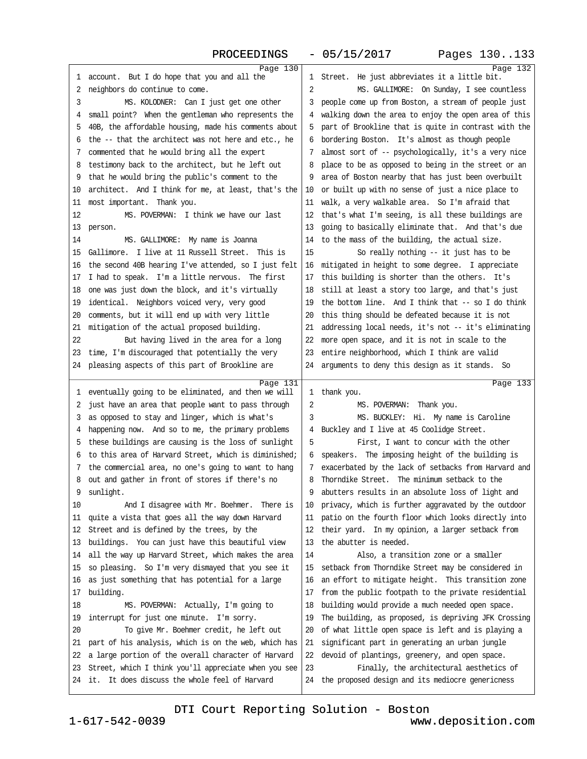account. But I do hope that you and all the neighbors do continue to come.

MS. KOLODNER: Can I just get one other small point? When the gentleman who represents the 40B, the affordable housing, made his comments about the -- that the architect was not here and etc., he commented that he would bring all the expert testimony back to the architect, but he left out that he would bring the public's comment to the architect. And I think for me, at least, that's the most important. Thank you.

MS. POVERMAN: I think we have our last person.

MS. GALLIMORE: My name is Joanna Gallimore. I live at 11 Russell Street. This is the second 40B hearing I've attended, so I just felt I had to speak. I'm a little nervous. The first one was just down the block, and it's virtually identical. Neighbors voiced very, very good comments, but it will end up with very little mitigation of the actual proposed building.

But having lived in the area for a long time, I'm discouraged that potentially the very pleasing aspects of this part of Brookline are eventually going to be eliminated, and then we will just have an area that people want to pass through as opposed to stay and linger, which is what's happening now. And so to me, the primary problems these buildings are causing is the loss of sunlight to this area of Harvard Street, which is diminished; the commercial area, no one's going to want to hang out and gather in front of stores if there's no sunlight.

And I disagree with Mr. Boehmer. There is quite a vista that goes all the way down Harvard Street and is defined by the trees, by the buildings. You can just have this beautiful view all the way up Harvard Street, which makes the area so pleasing. So I'm very dismayed that you see it as just something that has potential for a large building.

MS. POVERMAN: Actually, I'm going to interrupt for just one minute. I'm sorry.

To give Mr. Boehmer credit, he left out part of his analysis, which is on the web, which has a large portion of the overall character of Harvard Street, which I think you'll appreciate when you see it. It does discuss the whole feel of Harvard Street. He just abbreviates it a little bit.

MS. GALLIMORE: On Sunday, I see countless people come up from Boston, a stream of people just walking down the area to enjoy the open area of this part of Brookline that is quite in contrast with the bordering Boston. It's almost as though people almost sort of -- psychologically, it's a very nice place to be as opposed to being in the street or an area of Boston nearby that has just been overbuilt or built up with no sense of just a nice place to walk, a very walkable area. So I'm afraid that that's what I'm seeing, is all these buildings are going to basically eliminate that. And that's due to the mass of the building, the actual size.

So really nothing -- it just has to be mitigated in height to some degree. I appreciate this building is shorter than the others. It's still at least a story too large, and that's just the bottom line. And I think that -- so I do think this thing should be defeated because it is not addressing local needs, it's not -- it's eliminating more open space, and it is not in scale to the entire neighborhood, which I think are valid arguments to deny this design as it stands. So thank you.

MS. POVERMAN: Thank you.

MS. BUCKLEY: Hi. My name is Caroline Buckley and I live at 45 Coolidge Street.

First, I want to concur with the other speakers. The imposing height of the building is exacerbated by the lack of setbacks from Harvard and Thorndike Street. The minimum setback to the abutters results in an absolute loss of light and privacy, which is further aggravated by the outdoor patio on the fourth floor which looks directly into their yard. In my opinion, a larger setback from the abutter is needed.

Also, a transition zone or a smaller setback from Thorndike Street may be considered in an effort to mitigate height. This transition zone from the public footpath to the private residential building would provide a much needed open space. The building, as proposed, is depriving JFK Crossing of what little open space is left and is playing a significant part in generating an urban jungle devoid of plantings, greenery, and open space.

Finally, the architectural aesthetics of the proposed design and its mediocre genericness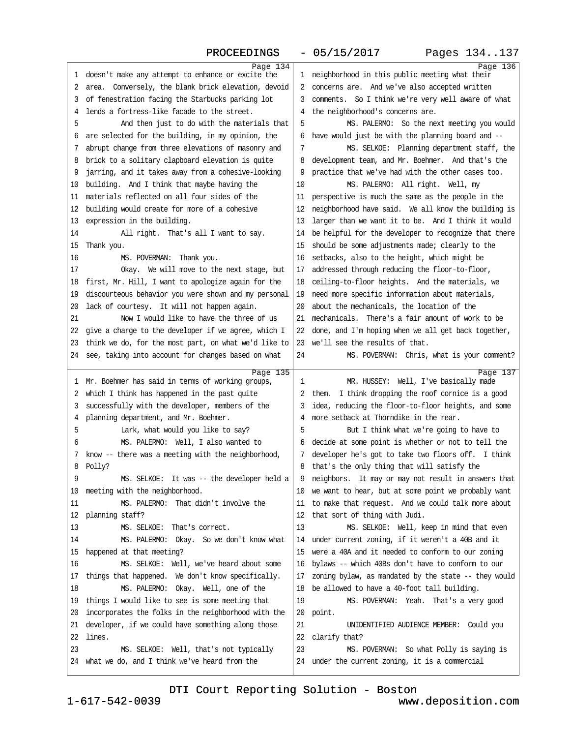Page 134

1 doesn't make any attempt to enhance or excite the
2 area. Conversely, the blank brick elevation, devoid
3 of fenestration facing the Starbucks parking lot
4 lends a fortress-like facade to the street.
5 And then just to do with the materials that
6 are selected for the building, in my opinion, the
7 abrupt change from three elevations of masonry and
8 brick to a solitary clapboard elevation is quite
9 jarring, and it takes away from a cohesive-looking
10 building. And I think that maybe having the
11 materials reflected on all four sides of the
12 building would create for more of a cohesive
13 expression in the building.
14 All right. That's all I want to say.
15 Thank you.
16 MS. POVERMAN: Thank you.
17 Okay. We will move to the next stage, but
18 first, Mr. Hill, I want to apologize again for the
19 discourteous behavior you were shown and my personal
20 lack of courtesy. It will not happen again.
21 Now I would like to have the three of us
22 give a charge to the developer if we agree, which I
23 think we do, for the most part, on what we'd like to
24 see, taking into account for changes based on what

Page 135

1 Mr. Boehmer has said in terms of working groups,
2 which I think has happened in the past quite
3 successfully with the developer, members of the
4 planning department, and Mr. Boehmer.
5 Lark, what would you like to say?
6 MS. PALERMO: Well, I also wanted to
7 know -- there was a meeting with the neighborhood,
8 Polly?
9 MS. SELKOE: It was -- the developer held a
10 meeting with the neighborhood.
11 MS. PALERMO: That didn't involve the
12 planning staff?
13 MS. SELKOE: That's correct.
14 MS. PALERMO: Okay. So we don't know what
15 happened at that meeting?
16 MS. SELKOE: Well, we've heard about some
17 things that happened. We don't know specifically.
18 MS. PALERMO: Okay. Well, one of the
19 things I would like to see is some meeting that
20 incorporates the folks in the neighborhood with the
21 developer, if we could have something along those
22 lines.
23 MS. SELKOE: Well, that's not typically
24 what we do, and I think we've heard from the

Page 136

1 neighborhood in this public meeting what their
2 concerns are. And we've also accepted written
3 comments. So I think we're very well aware of what
4 the neighborhood's concerns are.
5 MS. PALERMO: So the next meeting you would
6 have would just be with the planning board and --
7 MS. SELKOE: Planning department staff, the
8 development team, and Mr. Boehmer. And that's the
9 practice that we've had with the other cases too.
10 MS. PALERMO: All right. Well, my
11 perspective is much the same as the people in the
12 neighborhood have said. We all know the building is
13 larger than we want it to be. And I think it would
14 be helpful for the developer to recognize that there
15 should be some adjustments made; clearly to the
16 setbacks, also to the height, which might be
17 addressed through reducing the floor-to-floor,
18 ceiling-to-floor heights. And the materials, we
19 need more specific information about materials,
20 about the mechanicals, the location of the
21 mechanicals. There's a fair amount of work to be
22 done, and I'm hoping when we all get back together,
23 we'll see the results of that.
24 MS. POVERMAN: Chris, what is your comment?

Page 137

1 MR. HUSSEY: Well, I've basically made
2 them. I think dropping the roof cornice is a good
3 idea, reducing the floor-to-floor heights, and some
4 more setback at Thorndike in the rear.
5 But I think what we're going to have to
6 decide at some point is whether or not to tell the
7 developer he's got to take two floors off. I think
8 that's the only thing that will satisfy the
9 neighbors. It may or may not result in answers that
10 we want to hear, but at some point we probably want
11 to make that request. And we could talk more about
12 that sort of thing with Judi.
13 MS. SELKOE: Well, keep in mind that even
14 under current zoning, if it weren't a 40B and it
15 were a 40A and it needed to conform to our zoning
16 bylaws -- which 40Bs don't have to conform to our
17 zoning bylaw, as mandated by the state -- they would
18 be allowed to have a 40-foot tall building.
19 MS. POVERMAN: Yeah. That's a very good
20 point.
21 UNIDENTIFIED AUDIENCE MEMBER: Could you
22 clarify that?
23 MS. POVERMAN: So what Polly is saying is
24 under the current zoning, it is a commercial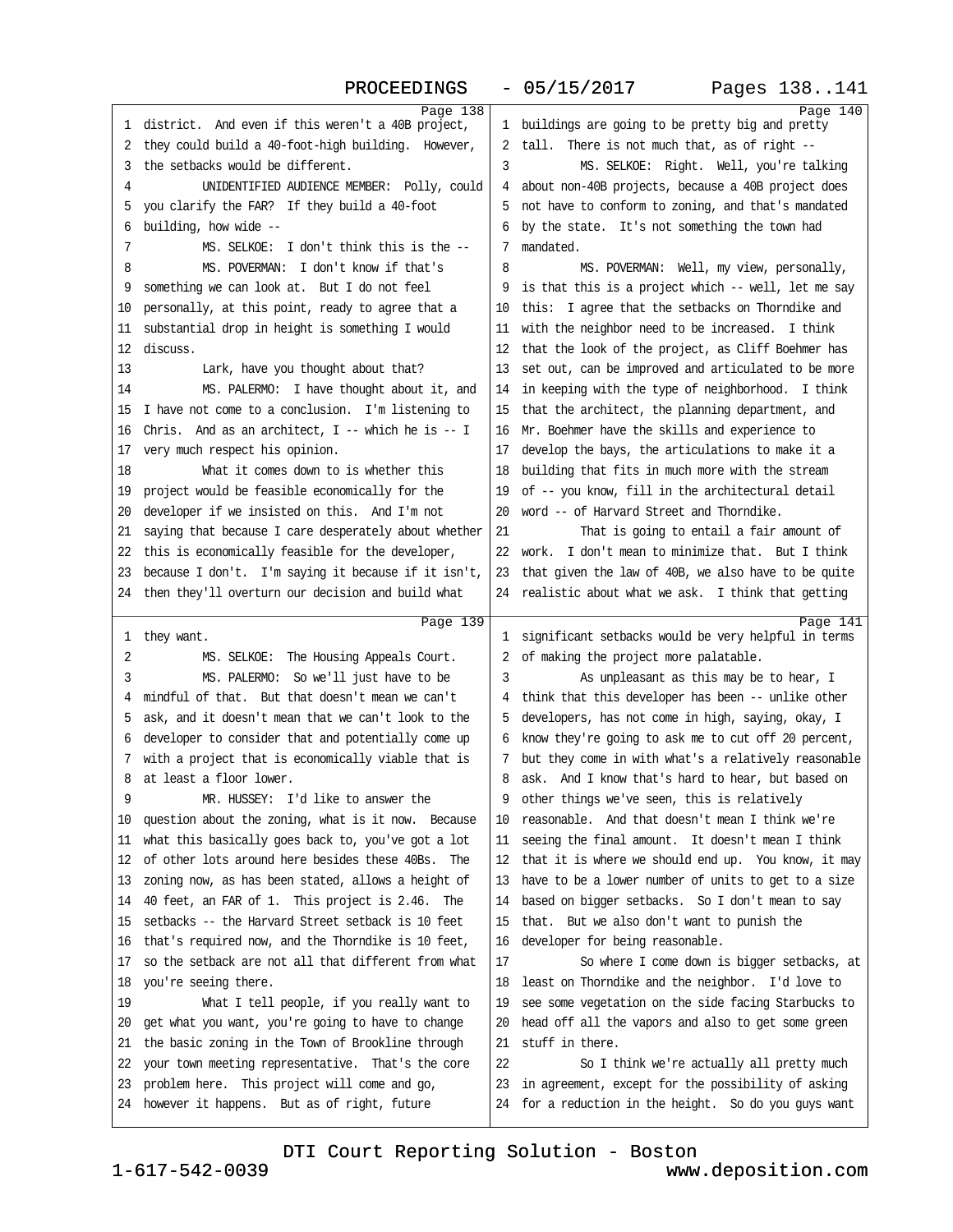Page 138

1 district. And even if this weren't a 40B project,
2 they could build a 40-foot-high building. However,
3 the setbacks would be different.
4 UNIDENTIFIED AUDIENCE MEMBER: Polly, could
5 you clarify the FAR? If they build a 40-foot
6 building, how wide --
7 MS. SELKOE: I don't think this is the --
8 MS. POVERMAN: I don't know if that's
9 something we can look at. But I do not feel
10 personally, at this point, ready to agree that a
11 substantial drop in height is something I would
12 discuss.
13 Lark, have you thought about that?
14 MS. PALERMO: I have thought about it, and
15 I have not come to a conclusion. I'm listening to
16 Chris. And as an architect, I -- which he is -- I
17 very much respect his opinion.
18 What it comes down to is whether this
19 project would be feasible economically for the
20 developer if we insisted on this. And I'm not
21 saying that because I care desperately about whether
22 this is economically feasible for the developer,
23 because I don't. I'm saying it because if it isn't,
24 then they'll overturn our decision and build what

Page 139

1 they want.
2 MS. SELKOE: The Housing Appeals Court.
3 MS. PALERMO: So we'll just have to be
4 mindful of that. But that doesn't mean we can't
5 ask, and it doesn't mean that we can't look to the
6 developer to consider that and potentially come up
7 with a project that is economically viable that is
8 at least a floor lower.
9 MR. HUSSEY: I'd like to answer the
10 question about the zoning, what is it now. Because
11 what this basically goes back to, you've got a lot
12 of other lots around here besides these 40Bs. The
13 zoning now, as has been stated, allows a height of
14 40 feet, an FAR of 1. This project is 2.46. The
15 setbacks -- the Harvard Street setback is 10 feet
16 that's required now, and the Thorndike is 10 feet,
17 so the setback are not all that different from what
18 you're seeing there.
19 What I tell people, if you really want to
20 get what you want, you're going to have to change
21 the basic zoning in the Town of Brookline through
22 your town meeting representative. That's the core
23 problem here. This project will come and go,
24 however it happens. But as of right, future

Page 140

1 buildings are going to be pretty big and pretty
2 tall. There is not much that, as of right --
3 MS. SELKOE: Right. Well, you're talking
4 about non-40B projects, because a 40B project does
5 not have to conform to zoning, and that's mandated
6 by the state. It's not something the town had
7 mandated.
8 MS. POVERMAN: Well, my view, personally,
9 is that this is a project which -- well, let me say
10 this: I agree that the setbacks on Thorndike and
11 with the neighbor need to be increased. I think
12 that the look of the project, as Cliff Boehmer has
13 set out, can be improved and articulated to be more
14 in keeping with the type of neighborhood. I think
15 that the architect, the planning department, and
16 Mr. Boehmer have the skills and experience to
17 develop the bays, the articulations to make it a
18 building that fits in much more with the stream
19 of -- you know, fill in the architectural detail
20 word -- of Harvard Street and Thorndike.
21 That is going to entail a fair amount of
22 work. I don't mean to minimize that. But I think
23 that given the law of 40B, we also have to be quite
24 realistic about what we ask. I think that getting

Page 141

1 significant setbacks would be very helpful in terms
2 of making the project more palatable.
3 As unpleasant as this may be to hear, I
4 think that this developer has been -- unlike other
5 developers, has not come in high, saying, okay, I
6 know they're going to ask me to cut off 20 percent,
7 but they come in with what's a relatively reasonable
8 ask. And I know that's hard to hear, but based on
9 other things we've seen, this is relatively
10 reasonable. And that doesn't mean I think we're
11 seeing the final amount. It doesn't mean I think
12 that it is where we should end up. You know, it may
13 have to be a lower number of units to get to a size
14 based on bigger setbacks. So I don't mean to say
15 that. But we also don't want to punish the
16 developer for being reasonable.
17 So where I come down is bigger setbacks, at
18 least on Thorndike and the neighbor. I'd love to
19 see some vegetation on the side facing Starbucks to
20 head off all the vapors and also to get some green
21 stuff in there.
22 So I think we're actually all pretty much
23 in agreement, except for the possibility of asking
24 for a reduction in the height. So do you guys want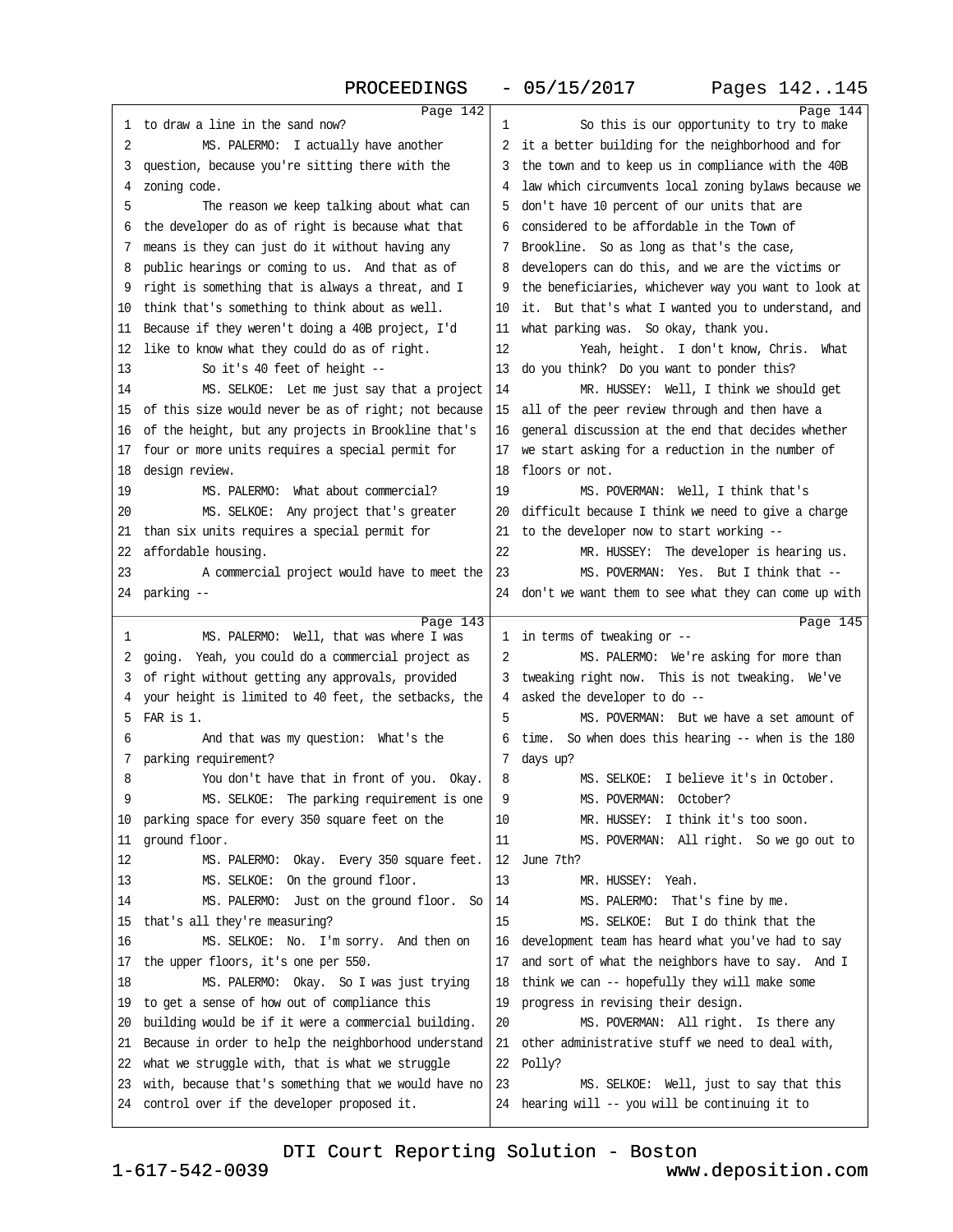## Page 142

1 to draw a line in the sand now?
2 MS. PALERMO: I actually have another
3 question, because you're sitting there with the
4 zoning code.
5 The reason we keep talking about what can
6 the developer do as of right is because what that
7 means is they can just do it without having any
8 public hearings or coming to us. And that as of
9 right is something that is always a threat, and I
10 think that's something to think about as well.
11 Because if they weren't doing a 40B project, I'd
12 like to know what they could do as of right.
13 So it's 40 feet of height --
14 MS. SELKOE: Let me just say that a project
15 of this size would never be as of right; not because
16 of the height, but any projects in Brookline that's
17 four or more units requires a special permit for
18 design review.
19 MS. PALERMO: What about commercial?
20 MS. SELKOE: Any project that's greater
21 than six units requires a special permit for
22 affordable housing.
23 A commercial project would have to meet the
24 parking --

## Page 143

1 MS. PALERMO: Well, that was where I was
2 going. Yeah, you could do a commercial project as
3 of right without getting any approvals, provided
4 your height is limited to 40 feet, the setbacks, the
5 FAR is 1.
6 And that was my question: What's the
7 parking requirement?
8 You don't have that in front of you. Okay.
9 MS. SELKOE: The parking requirement is one
10 parking space for every 350 square feet on the
11 ground floor.
12 MS. PALERMO: Okay. Every 350 square feet.
13 MS. SELKOE: On the ground floor.
14 MS. PALERMO: Just on the ground floor. So
15 that's all they're measuring?
16 MS. SELKOE: No. I'm sorry. And then on
17 the upper floors, it's one per 550.
18 MS. PALERMO: Okay. So I was just trying
19 to get a sense of how out of compliance this
20 building would be if it were a commercial building.
21 Because in order to help the neighborhood understand
22 what we struggle with, that is what we struggle
23 with, because that's something that we would have no
24 control over if the developer proposed it.

## Page 144

1 So this is our opportunity to try to make
2 it a better building for the neighborhood and for
3 the town and to keep us in compliance with the 40B
4 law which circumvents local zoning bylaws because we
5 don't have 10 percent of our units that are
6 considered to be affordable in the Town of
7 Brookline. So as long as that's the case,
8 developers can do this, and we are the victims or
9 the beneficiaries, whichever way you want to look at
10 it. But that's what I wanted you to understand, and
11 what parking was. So okay, thank you.
12 Yeah, height. I don't know, Chris. What
13 do you think? Do you want to ponder this?
14 MR. HUSSEY: Well, I think we should get
15 all of the peer review through and then have a
16 general discussion at the end that decides whether
17 we start asking for a reduction in the number of
18 floors or not.
19 MS. POVERMAN: Well, I think that's
20 difficult because I think we need to give a charge
21 to the developer now to start working --
22 MR. HUSSEY: The developer is hearing us.
23 MS. POVERMAN: Yes. But I think that --
24 don't we want them to see what they can come up with

## Page 145

1 in terms of tweaking or --
2 MS. PALERMO: We're asking for more than
3 tweaking right now. This is not tweaking. We've
4 asked the developer to do --
5 MS. POVERMAN: But we have a set amount of
6 time. So when does this hearing -- when is the 180
7 days up?
8 MS. SELKOE: I believe it's in October.
9 MS. POVERMAN: October?
10 MR. HUSSEY: I think it's too soon.
11 MS. POVERMAN: All right. So we go out to
12 June 7th?
13 MR. HUSSEY: Yeah.
14 MS. PALERMO: That's fine by me.
15 MS. SELKOE: But I do think that the
16 development team has heard what you've had to say
17 and sort of what the neighbors have to say. And I
18 think we can -- hopefully they will make some
19 progress in revising their design.
20 MS. POVERMAN: All right. Is there any
21 other administrative stuff we need to deal with,
22 Polly?
23 MS. SELKOE: Well, just to say that this
24 hearing will -- you will be continuing it to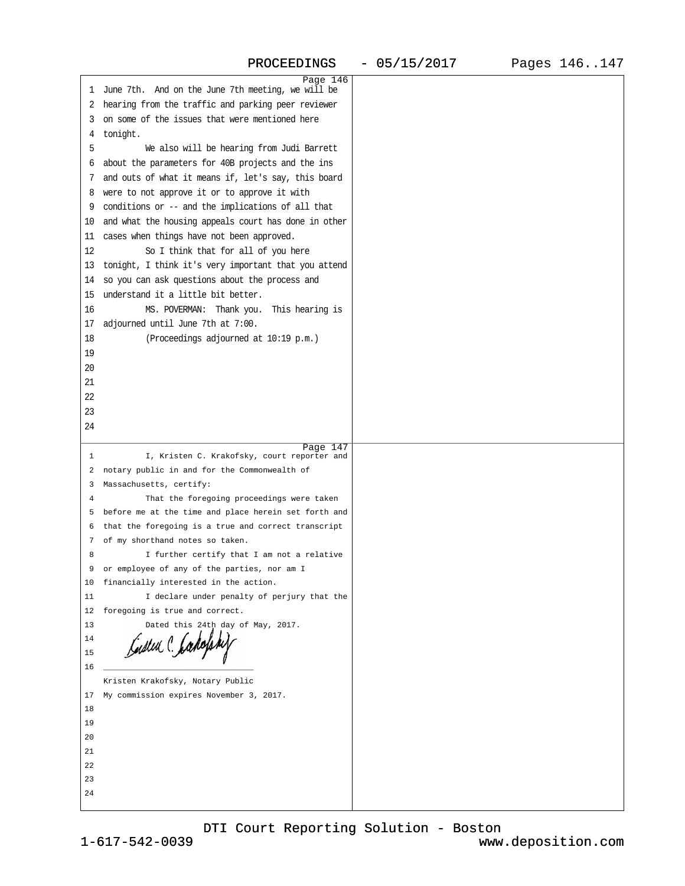Page 146

1 June 7th. And on the June 7th meeting, we will be
2 hearing from the traffic and parking peer reviewer
3 on some of the issues that were mentioned here
4 tonight.
5 We also will be hearing from Judi Barrett
6 about the parameters for 40B projects and the ins
7 and outs of what it means if, let's say, this board
8 were to not approve it or to approve it with
9 conditions or -- and the implications of all that
10 and what the housing appeals court has done in other
11 cases when things have not been approved.
12 So I think that for all of you here
13 tonight, I think it's very important that you attend
14 so you can ask questions about the process and
15 understand it a little bit better.
16 MS. POVERMAN: Thank you. This hearing is
17 adjourned until June 7th at 7:00.
18 (Proceedings adjourned at 10:19 p.m.)
19
20
21
22
23
24

Page 147

1 I, Kristen C. Krakofsky, court reporter and
2 notary public in and for the Commonwealth of
3 Massachusetts, certify:
4 That the foregoing proceedings were taken
5 before me at the time and place herein set forth and
6 that the foregoing is a true and correct transcript
7 of my shorthand notes so taken.
8 I further certify that I am not a relative
9 or employee of any of the parties, nor am I
10 financially interested in the action.
11 I declare under penalty of perjury that the
12 foregoing is true and correct.
13 Dated this 24th day of May, 2017.
14
15
16 ______________________________
Kristen Krakofsky, Notary Public
17 My commission expires November 3, 2017.
18
19
20
21
22
23
24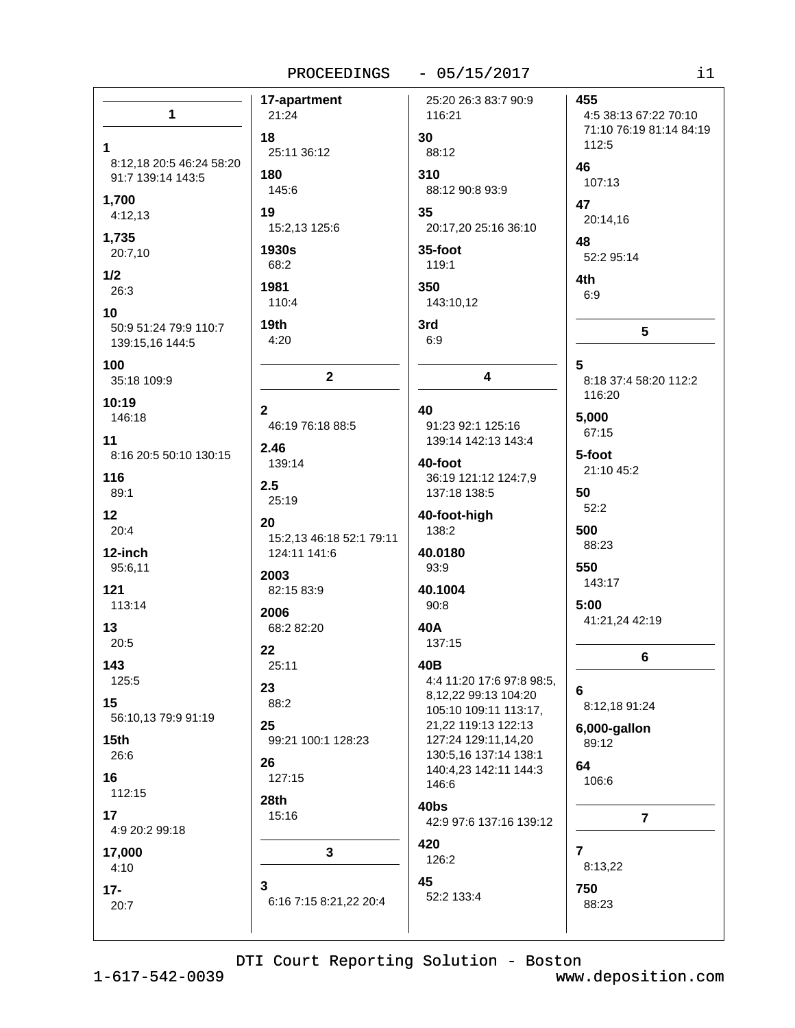## 1

**1**
8:12,18 20:5 46:24 58:20 91:7 139:14 143:5

**1,700**
4:12,13

**1,735**
20:7,10

**1/2**
26:3

**10**
50:9 51:24 79:9 110:7 139:15,16 144:5

**100**
35:18 109:9

**10:19**
146:18

**11**
8:16 20:5 50:10 130:15

**116**
89:1

**12**
20:4

**12-inch**
95:6,11

**121**
113:14

**13**
20:5

**143**
125:5

**15**
56:10,13 79:9 91:19

**15th**
26:6

**16**
112:15

**17**
4:9 20:2 99:18

**17,000**
4:10

**17-**
20:7

**17-apartment**
21:24

**18**
25:11 36:12

**180**
145:6

**19**
15:2,13 125:6

**1930s**
68:2

**1981**
110:4

**19th**
4:20

## 2

**2**
46:19 76:18 88:5

**2.46**
139:14

**2.5**
25:19

**20**
15:2,13 46:18 52:1 79:11 124:11 141:6

**2003**
82:15 83:9

**2006**
68:2 82:20

**22**
25:11

**23**
88:2

**25**
99:21 100:1 128:23

**26**
127:15

**28th**
15:16

## 3

**3**
6:16 7:15 8:21,22 20:4 25:20 26:3 83:7 90:9 116:21

**30**
88:12

**310**
88:12 90:8 93:9

**35**
20:17,20 25:16 36:10

**35-foot**
119:1

**350**
143:10,12

**3rd**
6:9

## 4

**40**
91:23 92:1 125:16 139:14 142:13 143:4

**40-foot**
36:19 121:12 124:7,9 137:18 138:5

**40-foot-high**
138:2

**40.0180**
93:9

**40.1004**
90:8

**40A**
137:15

**40B**
4:4 11:20 17:6 97:8 98:5,8,12,22 99:13 104:20 105:10 109:11 113:17,21,22 119:13 122:13 127:24 129:11,14,20 130:5,16 137:14 138:1 140:4,23 142:11 144:3 146:6

**40bs**
42:9 97:6 137:16 139:12

**420**
126:2

**45**
52:2 133:4

**455**
4:5 38:13 67:22 70:10 71:10 76:19 81:14 84:19 112:5

**46**
107:13

**47**
20:14,16

**48**
52:2 95:14

**4th**
6:9

## 5

**5**
8:18 37:4 58:20 112:2 116:20

**5,000**
67:15

**5-foot**
21:10 45:2

**50**
52:2

**500**
88:23

**550**
143:17

**5:00**
41:21,24 42:19

## 6

**6**
8:12,18 91:24

**6,000-gallon**
89:12

**64**
106:6

## 7

**7**
8:13,22

**750**
88:23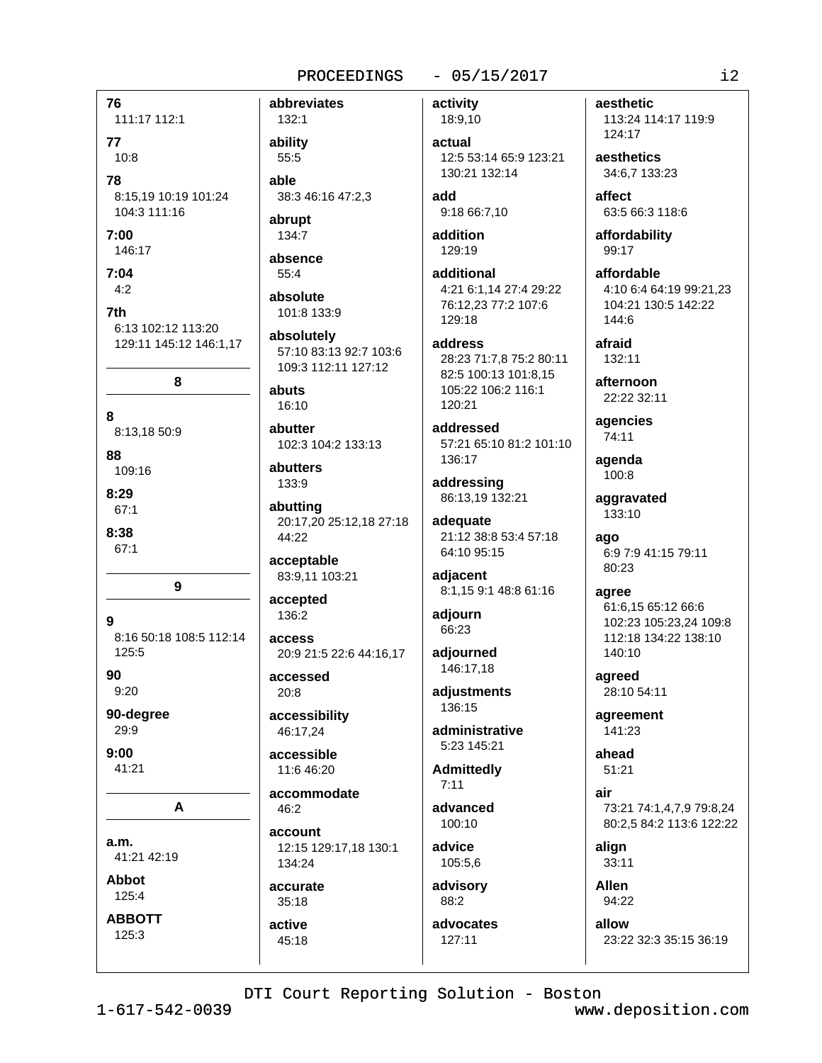**76**
111:17 112:1

**77**
10:8

**78**
8:15,19 10:19 101:24 104:3 111:16

**7:00**
146:17

**7:04**
4:2

**7th**
6:13 102:12 113:20 129:11 145:12 146:1,17

## 8

**8**
8:13,18 50:9

**88**
109:16

**8:29**
67:1

**8:38**
67:1

## 9

**9**
8:16 50:18 108:5 112:14 125:5

**90**
9:20

**90-degree**
29:9

**9:00**
41:21

## A

**a.m.**
41:21 42:19

**Abbot**
125:4

**ABBOTT**
125:3

**abbreviates**
132:1

**ability**
55:5

**able**
38:3 46:16 47:2,3

**abrupt**
134:7

**absence**
55:4

**absolute**
101:8 133:9

**absolutely**
57:10 83:13 92:7 103:6 109:3 112:11 127:12

**abuts**
16:10

**abutter**
102:3 104:2 133:13

**abutters**
133:9

**abutting**
20:17,20 25:12,18 27:18 44:22

**acceptable**
83:9,11 103:21

**accepted**
136:2

**access**
20:9 21:5 22:6 44:16,17

**accessed**
20:8

**accessibility**
46:17,24

**accessible**
11:6 46:20

**accommodate**
46:2

**account**
12:15 129:17,18 130:1 134:24

**accurate**
35:18

**active**
45:18

**activity**
18:9,10

**actual**
12:5 53:14 65:9 123:21 130:21 132:14

**add**
9:18 66:7,10

**addition**
129:19

**additional**
4:21 6:1,14 27:4 29:22 76:12,23 77:2 107:6 129:18

**address**
28:23 71:7,8 75:2 80:11 82:5 100:13 101:8,15 105:22 106:2 116:1 120:21

**addressed**
57:21 65:10 81:2 101:10 136:17

**addressing**
86:13,19 132:21

**adequate**
21:12 38:8 53:4 57:18 64:10 95:15

**adjacent**
8:1,15 9:1 48:8 61:16

**adjourn**
66:23

**adjourned**
146:17,18

**adjustments**
136:15

**administrative**
5:23 145:21

**Admittedly**
7:11

**advanced**
100:10

**advice**
105:5,6

**advisory**
88:2

**advocates**
127:11

**aesthetic**
113:24 114:17 119:9 124:17

**aesthetics**
34:6,7 133:23

**affect**
63:5 66:3 118:6

**affordability**
99:17

**affordable**
4:10 6:4 64:19 99:21,23 104:21 130:5 142:22 144:6

**afraid**
132:11

**afternoon**
22:22 32:11

**agencies**
74:11

**agenda**
100:8

**aggravated**
133:10

**ago**
6:9 7:9 41:15 79:11 80:23

**agree**
61:6,15 65:12 66:6 102:23 105:23,24 109:8 112:18 134:22 138:10 140:10

**agreed**
28:10 54:11

**agreement**
141:23

**ahead**
51:21

**air**
73:21 74:1,4,7,9 79:8,24 80:2,5 84:2 113:6 122:22

**align**
33:11

**Allen**
94:22

**allow**
23:22 32:3 35:15 36:19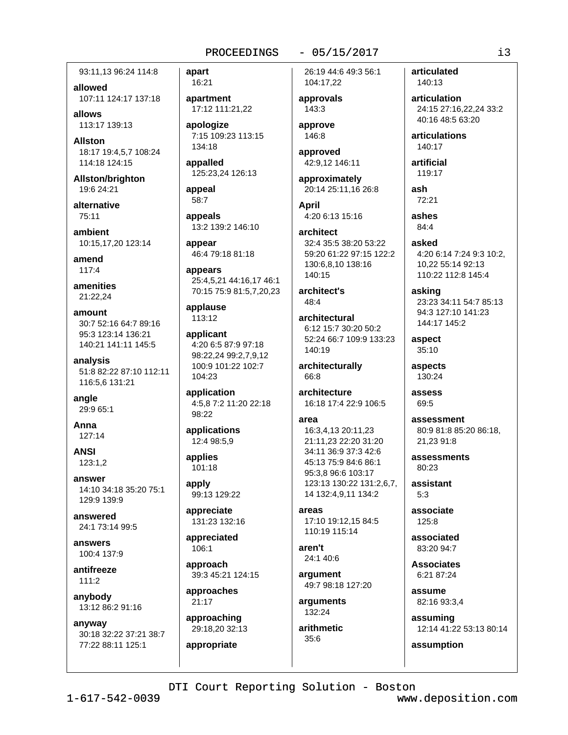93:11,13 96:24 114:8

**allowed**
107:11 124:17 137:18

**allows**
113:17 139:13

**Allston**
18:17 19:4,5,7 108:24 114:18 124:15

**Allston/brighton**
19:6 24:21

**alternative**
75:11

**ambient**
10:15,17,20 123:14

**amend**
117:4

**amenities**
21:22,24

**amount**
30:7 52:16 64:7 89:16 95:3 123:14 136:21 140:21 141:11 145:5

**analysis**
51:8 82:22 87:10 112:11 116:5,6 131:21

**angle**
29:9 65:1

**Anna**
127:14

**ANSI**
123:1,2

**answer**
14:10 34:18 35:20 75:1 129:9 139:9

**answered**
24:1 73:14 99:5

**answers**
100:4 137:9

**antifreeze**
111:2

**anybody**
13:12 86:2 91:16

**anyway**
30:18 32:22 37:21 38:7 77:22 88:11 125:1

**apart**
16:21

**apartment**
17:12 111:21,22

**apologize**
7:15 109:23 113:15 134:18

**appalled**
125:23,24 126:13

**appeal**
58:7

**appeals**
13:2 139:2 146:10

**appear**
46:4 79:18 81:18

**appears**
25:4,5,21 44:16,17 46:1 70:15 75:9 81:5,7,20,23

**applause**
113:12

**applicant**
4:20 6:5 87:9 97:18 98:22,24 99:2,7,9,12 100:9 101:22 102:7 104:23

**application**
4:5,8 7:2 11:20 22:18 98:22

**applications**
12:4 98:5,9

**applies**
101:18

**apply**
99:13 129:22

**appreciate**
131:23 132:16

**appreciated**
106:1

**approach**
39:3 45:21 124:15

**approaches**
21:17

**approaching**
29:18,20 32:13

**appropriate**
26:19 44:6 49:3 56:1 104:17,22

**approvals**
143:3

**approve**
146:8

**approved**
42:9,12 146:11

**approximately**
20:14 25:11,16 26:8

**April**
4:20 6:13 15:16

**architect**
32:4 35:5 38:20 53:22 59:20 61:22 97:15 122:2 130:6,8,10 138:16 140:15

**architect's**
48:4

**architectural**
6:12 15:7 30:20 50:2 52:24 66:7 109:9 133:23 140:19

**architecturally**
66:8

**architecture**
16:18 17:4 22:9 106:5

**area**
16:3,4,13 20:11,23 21:11,23 22:20 31:20 34:11 36:9 37:3 42:6 45:13 75:9 84:6 86:1 95:3,8 96:6 103:17 123:13 130:22 131:2,6,7, 14 132:4,9,11 134:2

**areas**
17:10 19:12,15 84:5 110:19 115:14

**aren't**
24:1 40:6

**argument**
49:7 98:18 127:20

**arguments**
132:24

**arithmetic**
35:6

**articulated**
140:13

**articulation**
24:15 27:16,22,24 33:2 40:16 48:5 63:20

**articulations**
140:17

**artificial**
119:17

**ash**
72:21

**ashes**
84:4

**asked**
4:20 6:14 7:24 9:3 10:2, 10,22 55:14 92:13 110:22 112:8 145:4

**asking**
23:23 34:11 54:7 85:13 94:3 127:10 141:23 144:17 145:2

**aspect**
35:10

**aspects**
130:24

**assess**
69:5

**assessment**
80:9 81:8 85:20 86:18, 21,23 91:8

**assessments**
80:23

**assistant**
5:3

**associate**
125:8

**associated**
83:20 94:7

**Associates**
6:21 87:24

**assume**
82:16 93:3,4

**assuming**
12:14 41:22 53:13 80:14

**assumption**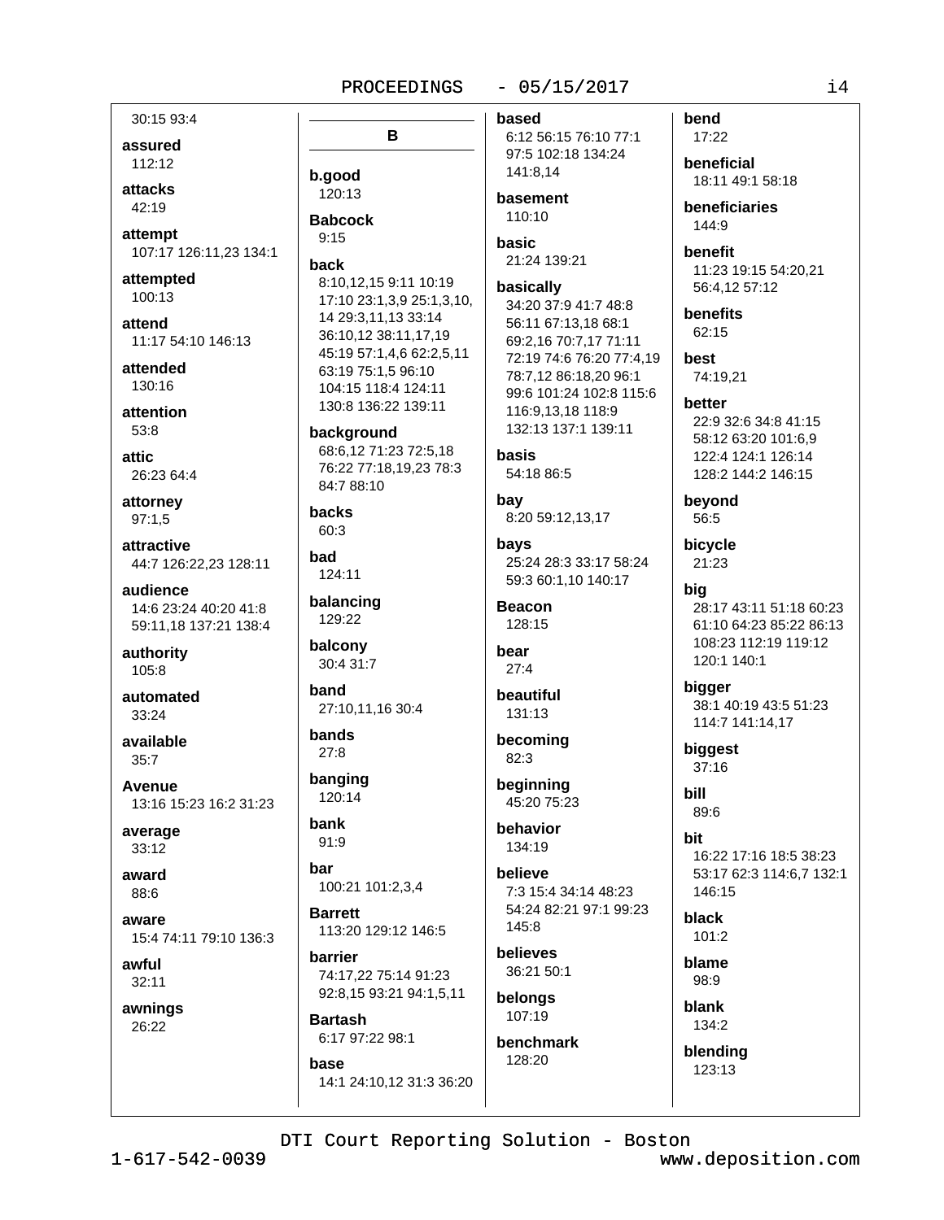30:15 93:4

**assured**
112:12

**attacks**
42:19

**attempt**
107:17 126:11,23 134:1

**attempted**
100:13

**attend**
11:17 54:10 146:13

**attended**
130:16

**attention**
53:8

**attic**
26:23 64:4

**attorney**
97:1,5

**attractive**
44:7 126:22,23 128:11

**audience**
14:6 23:24 40:20 41:8 59:11,18 137:21 138:4

**authority**
105:8

**automated**
33:24

**available**
35:7

**Avenue**
13:16 15:23 16:2 31:23

**average**
33:12

**award**
88:6

**aware**
15:4 74:11 79:10 136:3

**awful**
32:11

**awnings**
26:22

## B

**b.good**
120:13

**Babcock**
9:15

**back**
8:10,12,15 9:11 10:19 17:10 23:1,3,9 25:1,3,10, 14 29:3,11,13 33:14 36:10,12 38:11,17,19 45:19 57:1,4,6 62:2,5,11 63:19 75:1,5 96:10 104:15 118:4 124:11 130:8 136:22 139:11

**background**
68:6,12 71:23 72:5,18 76:22 77:18,19,23 78:3 84:7 88:10

**backs**
60:3

**bad**
124:11

**balancing**
129:22

**balcony**
30:4 31:7

**band**
27:10,11,16 30:4

**bands**
27:8

**banging**
120:14

**bank**
91:9

**bar**
100:21 101:2,3,4

**Barrett**
113:20 129:12 146:5

**barrier**
74:17,22 75:14 91:23 92:8,15 93:21 94:1,5,11

**Bartash**
6:17 97:22 98:1

**base**
14:1 24:10,12 31:3 36:20

**based**
6:12 56:15 76:10 77:1 97:5 102:18 134:24 141:8,14

**basement**
110:10

**basic**
21:24 139:21

**basically**
34:20 37:9 41:7 48:8 56:11 67:13,18 68:1 69:2,16 70:7,17 71:11 72:19 74:6 76:20 77:4,19 78:7,12 86:18,20 96:1 99:6 101:24 102:8 115:6 116:9,13,18 118:9 132:13 137:1 139:11

**basis**
54:18 86:5

**bay**
8:20 59:12,13,17

**bays**
25:24 28:3 33:17 58:24 59:3 60:1,10 140:17

**Beacon**
128:15

**bear**
27:4

**beautiful**
131:13

**becoming**
82:3

**beginning**
45:20 75:23

**behavior**
134:19

**believe**
7:3 15:4 34:14 48:23 54:24 82:21 97:1 99:23 145:8

**believes**
36:21 50:1

**belongs**
107:19

**benchmark**
128:20

**bend**
17:22

**beneficial**
18:11 49:1 58:18

**beneficiaries**
144:9

**benefit**
11:23 19:15 54:20,21 56:4,12 57:12

**benefits**
62:15

**best**
74:19,21

**better**
22:9 32:6 34:8 41:15 58:12 63:20 101:6,9 122:4 124:1 126:14 128:2 144:2 146:15

**beyond**
56:5

**bicycle**
21:23

**big**
28:17 43:11 51:18 60:23 61:10 64:23 85:22 86:13 108:23 112:19 119:12 120:1 140:1

**bigger**
38:1 40:19 43:5 51:23 114:7 141:14,17

**biggest**
37:16

**bill**
89:6

**bit**
16:22 17:16 18:5 38:23 53:17 62:3 114:6,7 132:1 146:15

**black**
101:2

**blame**
98:9

**blank**
134:2

**blending**
123:13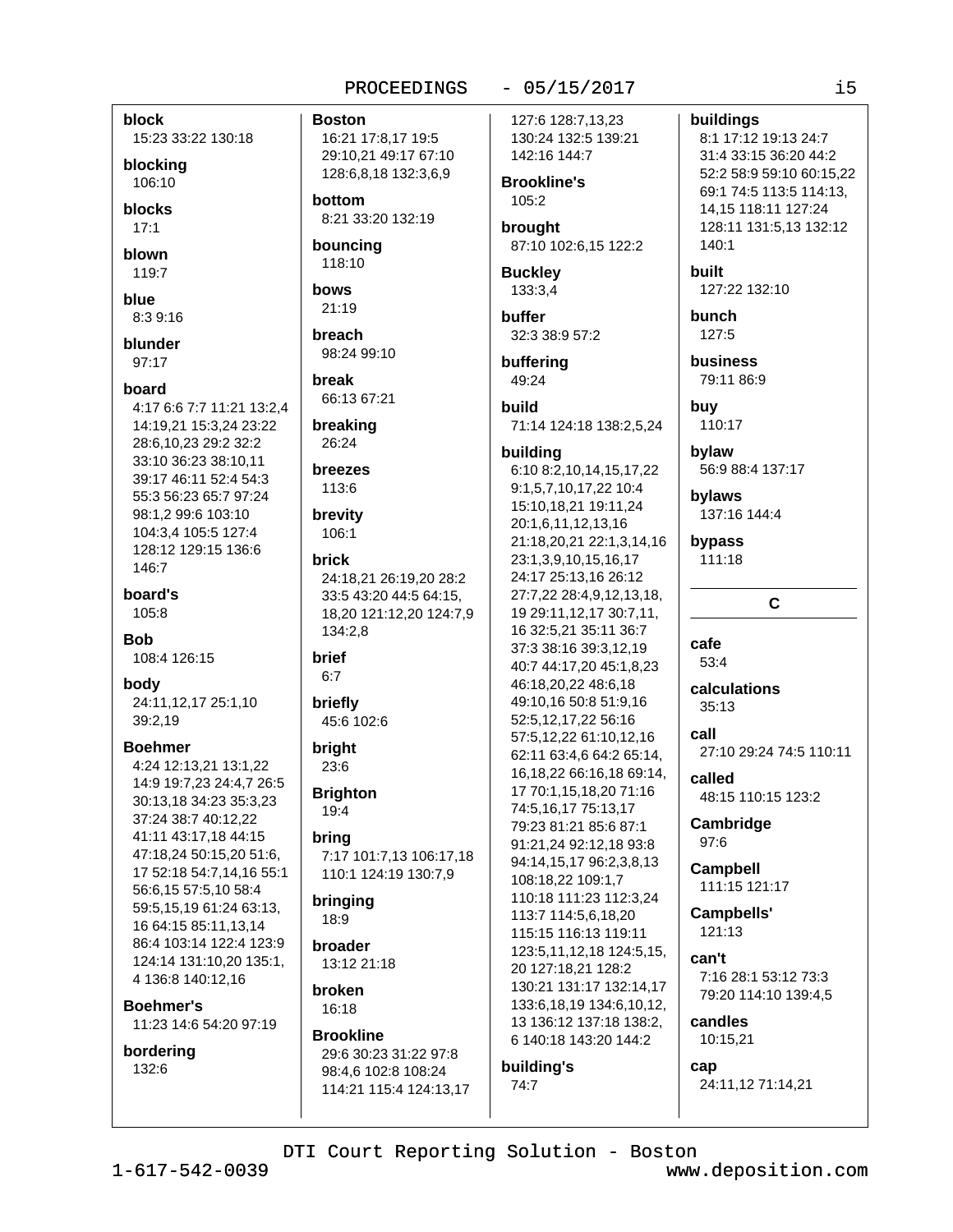**block**
15:23 33:22 130:18

**blocking**
106:10

**blocks**
17:1

**blown**
119:7

**blue**
8:3 9:16

**blunder**
97:17

**board**
4:17 6:6 7:7 11:21 13:2,4 14:19,21 15:3,24 23:22 28:6,10,23 29:2 32:2 33:10 36:23 38:10,11 39:17 46:11 52:4 54:3 55:3 56:23 65:7 97:24 98:1,2 99:6 103:10 104:3,4 105:5 127:4 128:12 129:15 136:6 146:7

**board's**
105:8

**Bob**
108:4 126:15

**body**
24:11,12,17 25:1,10 39:2,19

**Boehmer**
4:24 12:13,21 13:1,22 14:9 19:7,23 24:4,7 26:5 30:13,18 34:23 35:3,23 37:24 38:7 40:12,22 41:11 43:17,18 44:15 47:18,24 50:15,20 51:6, 17 52:18 54:7,14,16 55:1 56:6,15 57:5,10 58:4 59:5,15,19 61:24 63:13, 16 64:15 85:11,13,14 86:4 103:14 122:4 123:9 124:14 131:10,20 135:1, 4 136:8 140:12,16

**Boehmer's**
11:23 14:6 54:20 97:19

**bordering**
132:6

**Boston**
16:21 17:8,17 19:5 29:10,21 49:17 67:10 128:6,8,18 132:3,6,9

**bottom**
8:21 33:20 132:19

**bouncing**
118:10

**bows**
21:19

**breach**
98:24 99:10

**break**
66:13 67:21

**breaking**
26:24

**breezes**
113:6

**brevity**
106:1

**brick**
24:18,21 26:19,20 28:2 33:5 43:20 44:5 64:15, 18,20 121:12,20 124:7,9 134:2,8

**brief**
6:7

**briefly**
45:6 102:6

**bright**
23:6

**Brighton**
19:4

**bring**
7:17 101:7,13 106:17,18 110:1 124:19 130:7,9

**bringing**
18:9

**broader**
13:12 21:18

**broken**
16:18

**Brookline**
29:6 30:23 31:22 97:8 98:4,6 102:8 108:24 114:21 115:4 124:13,17 127:6 128:7,13,23 130:24 132:5 139:21 142:16 144:7

**Brookline's**
105:2

**brought**
87:10 102:6,15 122:2

**Buckley**
133:3,4

**buffer**
32:3 38:9 57:2

**buffering**
49:24

**build**
71:14 124:18 138:2,5,24

**building**
6:10 8:2,10,14,15,17,22 9:1,5,7,10,17,22 10:4 15:10,18,21 19:11,24 20:1,6,11,12,13,16 21:18,20,21 22:1,3,14,16 23:1,3,9,10,15,16,17 24:17 25:13,16 26:12 27:7,22 28:4,9,12,13,18, 19 29:11,12,17 30:7,11, 16 32:5,21 35:11 36:7 37:3 38:16 39:3,12,19 40:7 44:17,20 45:1,8,23 46:18,20,22 48:6,18 49:10,16 50:8 51:9,16 52:5,12,17,22 56:16 57:5,12,22 61:10,12,16 62:11 63:4,6 64:2 65:14, 16,18,22 66:16,18 69:14, 17 70:1,15,18,20 71:16 74:5,16,17 75:13,17 79:23 81:21 85:6 87:1 91:21,24 92:12,18 93:8 94:14,15,17 96:2,3,8,13 108:18,22 109:1,7 110:18 111:23 112:3,24 113:7 114:5,6,18,20 115:15 116:13 119:11 123:5,11,12,18 124:5,15, 20 127:18,21 128:2 130:21 131:17 132:14,17 133:6,18,19 134:6,10,12, 13 136:12 137:18 138:2, 6 140:18 143:20 144:2

**building's**
74:7

**buildings**
8:1 17:12 19:13 24:7 31:4 33:15 36:20 44:2 52:2 58:9 59:10 60:15,22 69:1 74:5 113:5 114:13, 14,15 118:11 127:24 128:11 131:5,13 132:12 140:1

**built**
127:22 132:10

**bunch**
127:5

**business**
79:11 86:9

**buy**
110:17

**bylaw**
56:9 88:4 137:17

**bylaws**
137:16 144:4

**bypass**
111:18

## C

**cafe**
53:4

**calculations**
35:13

**call**
27:10 29:24 74:5 110:11

**called**
48:15 110:15 123:2

**Cambridge**
97:6

**Campbell**
111:15 121:17

**Campbells'**
121:13

**can't**
7:16 28:1 53:12 73:3 79:20 114:10 139:4,5

**candles**
10:15,21

**cap**
24:11,12 71:14,21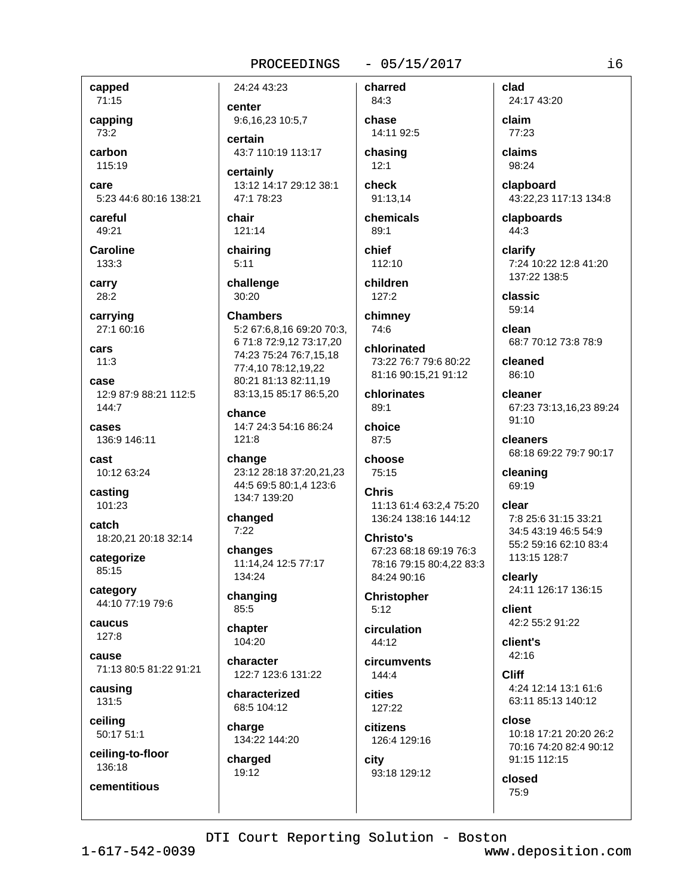**capped**
71:15

**capping**
73:2

**carbon**
115:19

**care**
5:23 44:6 80:16 138:21

**careful**
49:21

**Caroline**
133:3

**carry**
28:2

**carrying**
27:1 60:16

**cars**
11:3

**case**
12:9 87:9 88:21 112:5 144:7

**cases**
136:9 146:11

**cast**
10:12 63:24

**casting**
101:23

**catch**
18:20,21 20:18 32:14

**categorize**
85:15

**category**
44:10 77:19 79:6

**caucus**
127:8

**cause**
71:13 80:5 81:22 91:21

**causing**
131:5

**ceiling**
50:17 51:1

**ceiling-to-floor**
136:18

**cementitious**
24:24 43:23

**center**
9:6,16,23 10:5,7

**certain**
43:7 110:19 113:17

**certainly**
13:12 14:17 29:12 38:1 47:1 78:23

**chair**
121:14

**chairing**
5:11

**challenge**
30:20

**Chambers**
5:2 67:6,8,16 69:20 70:3, 6 71:8 72:9,12 73:17,20 74:23 75:24 76:7,15,18 77:4,10 78:12,19,22 80:21 81:13 82:11,19 83:13,15 85:17 86:5,20

**chance**
14:7 24:3 54:16 86:24 121:8

**change**
23:12 28:18 37:20,21,23 44:5 69:5 80:1,4 123:6 134:7 139:20

**changed**
7:22

**changes**
11:14,24 12:5 77:17 134:24

**changing**
85:5

**chapter**
104:20

**character**
122:7 123:6 131:22

**characterized**
68:5 104:12

**charge**
134:22 144:20

**charged**
19:12

**charred**
84:3

**chase**
14:11 92:5

**chasing**
12:1

**check**
91:13,14

**chemicals**
89:1

**chief**
112:10

**children**
127:2

**chimney**
74:6

**chlorinated**
73:22 76:7 79:6 80:22 81:16 90:15,21 91:12

**chlorinates**
89:1

**choice**
87:5

**choose**
75:15

**Chris**
11:13 61:4 63:2,4 75:20 136:24 138:16 144:12

**Christo's**
67:23 68:18 69:19 76:3 78:16 79:15 80:4,22 83:3 84:24 90:16

**Christopher**
5:12

**circulation**
44:12

**circumvents**
144:4

**cities**
127:22

**citizens**
126:4 129:16

**city**
93:18 129:12

**clad**
24:17 43:20

**claim**
77:23

**claims**
98:24

**clapboard**
43:22,23 117:13 134:8

**clapboards**
44:3

**clarify**
7:24 10:22 12:8 41:20 137:22 138:5

**classic**
59:14

**clean**
68:7 70:12 73:8 78:9

**cleaned**
86:10

**cleaner**
67:23 73:13,16,23 89:24 91:10

**cleaners**
68:18 69:22 79:7 90:17

**cleaning**
69:19

**clear**
7:8 25:6 31:15 33:21 34:5 43:19 46:5 54:9 55:2 59:16 62:10 83:4 113:15 128:7

**clearly**
24:11 126:17 136:15

**client**
42:2 55:2 91:22

**client's**
42:16

**Cliff**
4:24 12:14 13:1 61:6 63:11 85:13 140:12

**close**
10:18 17:21 20:20 26:2 70:16 74:20 82:4 90:12 91:15 112:15

**closed**
75:9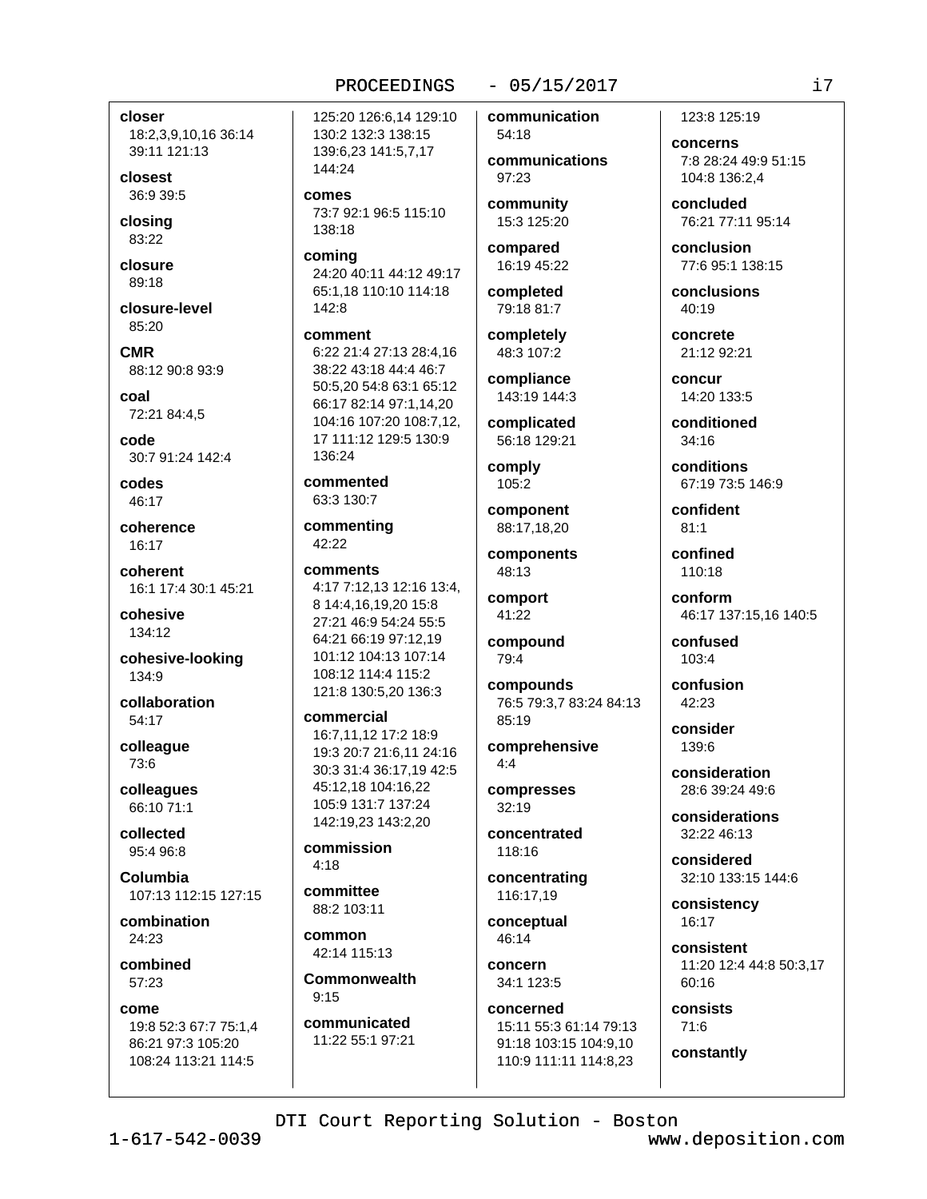**closer**
18:2,3,9,10,16 36:14 39:11 121:13

**closest**
36:9 39:5

**closing**
83:22

**closure**
89:18

**closure-level**
85:20

**CMR**
88:12 90:8 93:9

**coal**
72:21 84:4,5

**code**
30:7 91:24 142:4

**codes**
46:17

**coherence**
16:17

**coherent**
16:1 17:4 30:1 45:21

**cohesive**
134:12

**cohesive-looking**
134:9

**collaboration**
54:17

**colleague**
73:6

**colleagues**
66:10 71:1

**collected**
95:4 96:8

**Columbia**
107:13 112:15 127:15

**combination**
24:23

**combined**
57:23

**come**
19:8 52:3 67:7 75:1,4 86:21 97:3 105:20 108:24 113:21 114:5 125:20 126:6,14 129:10 130:2 132:3 138:15 139:6,23 141:5,7,17 144:24

**comes**
73:7 92:1 96:5 115:10 138:18

**coming**
24:20 40:11 44:12 49:17 65:1,18 110:10 114:18 142:8

**comment**
6:22 21:4 27:13 28:4,16 38:22 43:18 44:4 46:7 50:5,20 54:8 63:1 65:12 66:17 82:14 97:1,14,20 104:16 107:20 108:7,12, 17 111:12 129:5 130:9 136:24

**commented**
63:3 130:7

**commenting**
42:22

**comments**
4:17 7:12,13 12:16 13:4, 8 14:4,16,19,20 15:8 27:21 46:9 54:24 55:5 64:21 66:19 97:12,19 101:12 104:13 107:14 108:12 114:4 115:2 121:8 130:5,20 136:3

**commercial**
16:7,11,12 17:2 18:9 19:3 20:7 21:6,11 24:16 30:3 31:4 36:17,19 42:5 45:12,18 104:16,22 105:9 131:7 137:24 142:19,23 143:2,20

**commission**
4:18

**committee**
88:2 103:11

**common**
42:14 115:13

**Commonwealth**
9:15

**communicated**
11:22 55:1 97:21

**communication**
54:18

**communications**
97:23

**community**
15:3 125:20

**compared**
16:19 45:22

**completed**
79:18 81:7

**completely**
48:3 107:2

**compliance**
143:19 144:3

**complicated**
56:18 129:21

**comply**
105:2

**component**
88:17,18,20

**components**
48:13

**comport**
41:22

**compound**
79:4

**compounds**
76:5 79:3,7 83:24 84:13 85:19

**comprehensive**
4:4

**compresses**
32:19

**concentrated**
118:16

**concentrating**
116:17,19

**conceptual**
46:14

**concern**
34:1 123:5

**concerned**
15:11 55:3 61:14 79:13 91:18 103:15 104:9,10 110:9 111:11 114:8,23 123:8 125:19

**concerns**
7:8 28:24 49:9 51:15 104:8 136:2,4

**concluded**
76:21 77:11 95:14

**conclusion**
77:6 95:1 138:15

**conclusions**
40:19

**concrete**
21:12 92:21

**concur**
14:20 133:5

**conditioned**
34:16

**conditions**
67:19 73:5 146:9

**confident**
81:1

**confined**
110:18

**conform**
46:17 137:15,16 140:5

**confused**
103:4

**confusion**
42:23

**consider**
139:6

**consideration**
28:6 39:24 49:6

**considerations**
32:22 46:13

**considered**
32:10 133:15 144:6

**consistency**
16:17

**consistent**
11:20 12:4 44:8 50:3,17 60:16

**consists**
71:6

**constantly**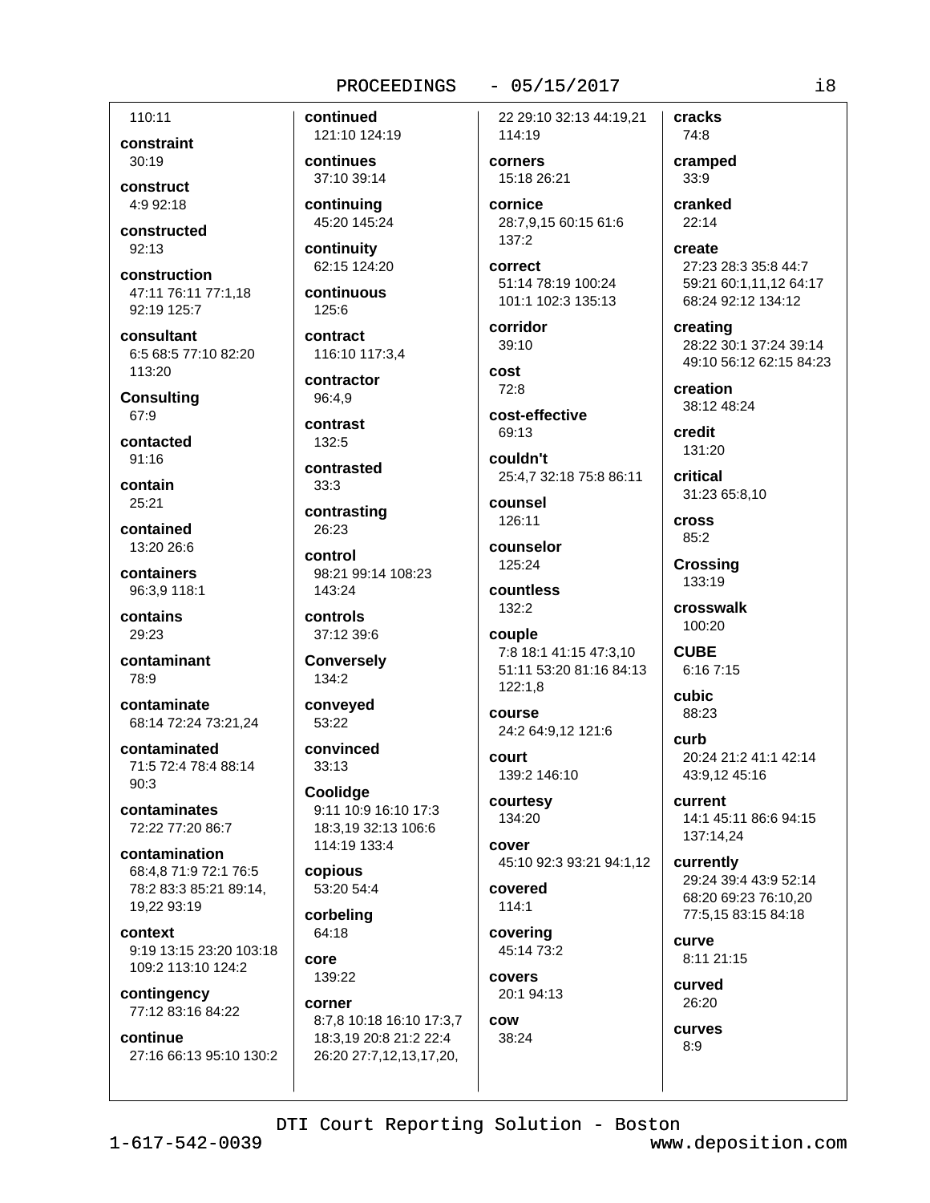110:11

**constraint**
30:19

**construct**
4:9 92:18

**constructed**
92:13

**construction**
47:11 76:11 77:1,18 92:19 125:7

**consultant**
6:5 68:5 77:10 82:20 113:20

**Consulting**
67:9

**contacted**
91:16

**contain**
25:21

**contained**
13:20 26:6

**containers**
96:3,9 118:1

**contains**
29:23

**contaminant**
78:9

**contaminate**
68:14 72:24 73:21,24

**contaminated**
71:5 72:4 78:4 88:14 90:3

**contaminates**
72:22 77:20 86:7

**contamination**
68:4,8 71:9 72:1 76:5 78:2 83:3 85:21 89:14, 19,22 93:19

**context**
9:19 13:15 23:20 103:18 109:2 113:10 124:2

**contingency**
77:12 83:16 84:22

**continue**
27:16 66:13 95:10 130:2

**continued**
121:10 124:19

**continues**
37:10 39:14

**continuing**
45:20 145:24

**continuity**
62:15 124:20

**continuous**
125:6

**contract**
116:10 117:3,4

**contractor**
96:4,9

**contrast**
132:5

**contrasted**
33:3

**contrasting**
26:23

**control**
98:21 99:14 108:23 143:24

**controls**
37:12 39:6

**Conversely**
134:2

**conveyed**
53:22

**convinced**
33:13

**Coolidge**
9:11 10:9 16:10 17:3 18:3,19 32:13 106:6 114:19 133:4

**copious**
53:20 54:4

**corbeling**
64:18

**core**
139:22

**corner**
8:7,8 10:18 16:10 17:3,7 18:3,19 20:8 21:2 22:4 26:20 27:7,12,13,17,20, 22 29:10 32:13 44:19,21 114:19

**corners**
15:18 26:21

**cornice**
28:7,9,15 60:15 61:6 137:2

**correct**
51:14 78:19 100:24 101:1 102:3 135:13

**corridor**
39:10

**cost**
72:8

**cost-effective**
69:13

**couldn't**
25:4,7 32:18 75:8 86:11

**counsel**
126:11

**counselor**
125:24

**countless**
132:2

**couple**
7:8 18:1 41:15 47:3,10 51:11 53:20 81:16 84:13 122:1,8

**course**
24:2 64:9,12 121:6

**court**
139:2 146:10

**courtesy**
134:20

**cover**
45:10 92:3 93:21 94:1,12

**covered**
114:1

**covering**
45:14 73:2

**covers**
20:1 94:13

**cow**
38:24

**cracks**
74:8

**cramped**
33:9

**cranked**
22:14

**create**
27:23 28:3 35:8 44:7 59:21 60:1,11,12 64:17 68:24 92:12 134:12

**creating**
28:22 30:1 37:24 39:14 49:10 56:12 62:15 84:23

**creation**
38:12 48:24

**credit**
131:20

**critical**
31:23 65:8,10

**cross**
85:2

**Crossing**
133:19

**crosswalk**
100:20

**CUBE**
6:16 7:15

**cubic**
88:23

**curb**
20:24 21:2 41:1 42:14 43:9,12 45:16

**current**
14:1 45:11 86:6 94:15 137:14,24

**currently**
29:24 39:4 43:9 52:14 68:20 69:23 76:10,20 77:5,15 83:15 84:18

**curve**
8:11 21:15

**curved**
26:20

**curves**
8:9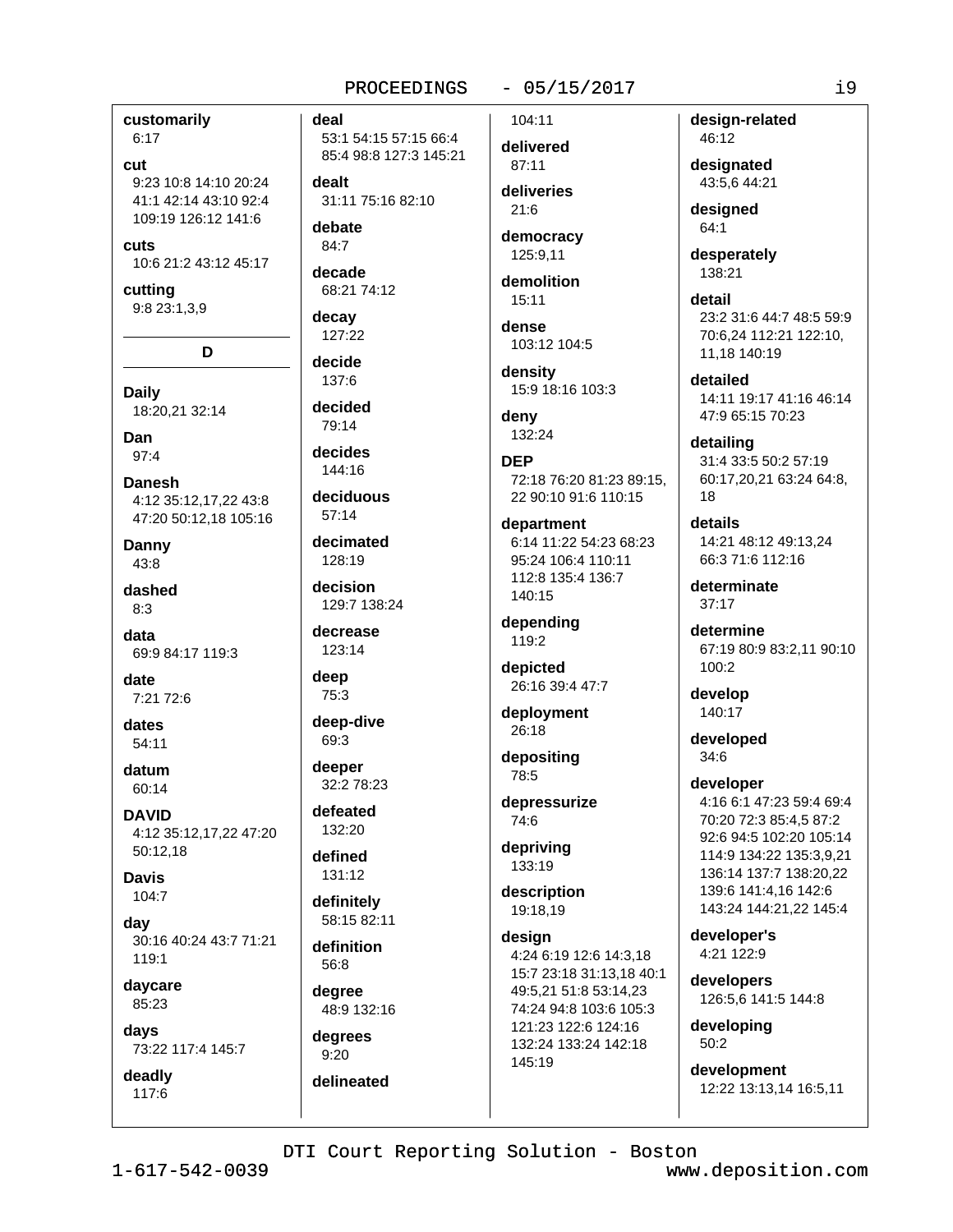**customarily**
6:17

**cut**
9:23 10:8 14:10 20:24 41:1 42:14 43:10 92:4 109:19 126:12 141:6

**cuts**
10:6 21:2 43:12 45:17

**cutting**
9:8 23:1,3,9

## D

**Daily**
18:20,21 32:14

**Dan**
97:4

**Danesh**
4:12 35:12,17,22 43:8 47:20 50:12,18 105:16

**Danny**
43:8

**dashed**
8:3

**data**
69:9 84:17 119:3

**date**
7:21 72:6

**dates**
54:11

**datum**
60:14

**DAVID**
4:12 35:12,17,22 47:20 50:12,18

**Davis**
104:7

**day**
30:16 40:24 43:7 71:21 119:1

**daycare**
85:23

**days**
73:22 117:4 145:7

**deadly**
117:6

**deal**
53:1 54:15 57:15 66:4 85:4 98:8 127:3 145:21

**dealt**
31:11 75:16 82:10

**debate**
84:7

**decade**
68:21 74:12

**decay**
127:22

**decide**
137:6

**decided**
79:14

**decides**
144:16

**deciduous**
57:14

**decimated**
128:19

**decision**
129:7 138:24

**decrease**
123:14

**deep**
75:3

**deep-dive**
69:3

**deeper**
32:2 78:23

**defeated**
132:20

**defined**
131:12

**definitely**
58:15 82:11

**definition**
56:8

**degree**
48:9 132:16

**degrees**
9:20

**delineated**
104:11

**delivered**
87:11

**deliveries**
21:6

**democracy**
125:9,11

**demolition**
15:11

**dense**
103:12 104:5

**density**
15:9 18:16 103:3

**deny**
132:24

**DEP**
72:18 76:20 81:23 89:15,22 90:10 91:6 110:15

**department**
6:14 11:22 54:23 68:23 95:24 106:4 110:11 112:8 135:4 136:7 140:15

**depending**
119:2

**depicted**
26:16 39:4 47:7

**deployment**
26:18

**depositing**
78:5

**depressurize**
74:6

**depriving**
133:19

**description**
19:18,19

**design**
4:24 6:19 12:6 14:3,18 15:7 23:18 31:13,18 40:1 49:5,21 51:8 53:14,23 74:24 94:8 103:6 105:3 121:23 122:6 124:16 132:24 133:24 142:18 145:19

**design-related**
46:12

**designated**
43:5,6 44:21

**designed**
64:1

**desperately**
138:21

**detail**
23:2 31:6 44:7 48:5 59:9 70:6,24 112:21 122:10,11,18 140:19

**detailed**
14:11 19:17 41:16 46:14 47:9 65:15 70:23

**detailing**
31:4 33:5 50:2 57:19 60:17,20,21 63:24 64:8,18

**details**
14:21 48:12 49:13,24 66:3 71:6 112:16

**determinate**
37:17

**determine**
67:19 80:9 83:2,11 90:10 100:2

**develop**
140:17

**developed**
34:6

**developer**
4:16 6:1 47:23 59:4 69:4 70:20 72:3 85:4,5 87:2 92:6 94:5 102:20 105:14 114:9 134:22 135:3,9,21 136:14 137:7 138:20,22 139:6 141:4,16 142:6 143:24 144:21,22 145:4

**developer's**
4:21 122:9

**developers**
126:5,6 141:5 144:8

**developing**
50:2

**development**
12:22 13:13,14 16:5,11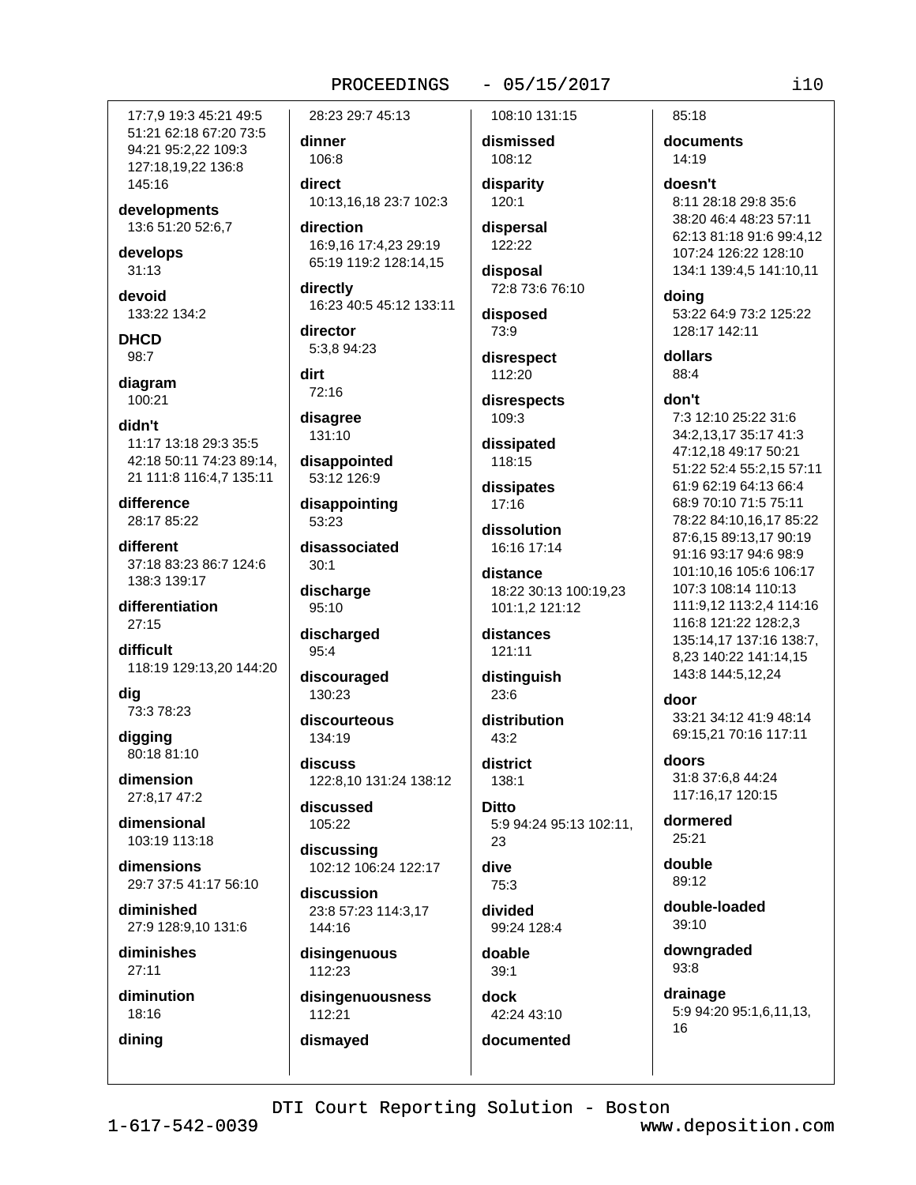17:7,9 19:3 45:21 49:5 51:21 62:18 67:20 73:5 94:21 95:2,22 109:3 127:18,19,22 136:8 145:16

**developments**
13:6 51:20 52:6,7

**develops**
31:13

**devoid**
133:22 134:2

**DHCD**
98:7

**diagram**
100:21

**didn't**
11:17 13:18 29:3 35:5 42:18 50:11 74:23 89:14, 21 111:8 116:4,7 135:11

**difference**
28:17 85:22

**different**
37:18 83:23 86:7 124:6 138:3 139:17

**differentiation**
27:15

**difficult**
118:19 129:13,20 144:20

**dig**
73:3 78:23

**digging**
80:18 81:10

**dimension**
27:8,17 47:2

**dimensional**
103:19 113:18

**dimensions**
29:7 37:5 41:17 56:10

**diminished**
27:9 128:9,10 131:6

**diminishes**
27:11

**diminution**
18:16

**dining**
28:23 29:7 45:13

**dinner**
106:8

**direct**
10:13,16,18 23:7 102:3

**direction**
16:9,16 17:4,23 29:19 65:19 119:2 128:14,15

**directly**
16:23 40:5 45:12 133:11

**director**
5:3,8 94:23

**dirt**
72:16

**disagree**
131:10

**disappointed**
53:12 126:9

**disappointing**
53:23

**disassociated**
30:1

**discharge**
95:10

**discharged**
95:4

**discouraged**
130:23

**discourteous**
134:19

**discuss**
122:8,10 131:24 138:12

**discussed**
105:22

**discussing**
102:12 106:24 122:17

**discussion**
23:8 57:23 114:3,17 144:16

**disingenuous**
112:23

**disingenuousness**
112:21

**dismayed**
108:10 131:15

**dismissed**
108:12

**disparity**
120:1

**dispersal**
122:22

**disposal**
72:8 73:6 76:10

**disposed**
73:9

**disrespect**
112:20

**disrespects**
109:3

**dissipated**
118:15

**dissipates**
17:16

**dissolution**
16:16 17:14

**distance**
18:22 30:13 100:19,23 101:1,2 121:12

**distances**
121:11

**distinguish**
23:6

**distribution**
43:2

**district**
138:1

**Ditto**
5:9 94:24 95:13 102:11, 23

**dive**
75:3

**divided**
99:24 128:4

**doable**
39:1

**dock**
42:24 43:10

**documented**
85:18

**documents**
14:19

**doesn't**
8:11 28:18 29:8 35:6 38:20 46:4 48:23 57:11 62:13 81:18 91:6 99:4,12 107:24 126:22 128:10 134:1 139:4,5 141:10,11

**doing**
53:22 64:9 73:2 125:22 128:17 142:11

**dollars**
88:4

**don't**
7:3 12:10 25:22 31:6 34:2,13,17 35:17 41:3 47:12,18 49:17 50:21 51:22 52:4 55:2,15 57:11 61:9 62:19 64:13 66:4 68:9 70:10 71:5 75:11 78:22 84:10,16,17 85:22 87:6,15 89:13,17 90:19 91:16 93:17 94:6 98:9 101:10,16 105:6 106:17 107:3 108:14 110:13 111:9,12 113:2,4 114:16 116:8 121:22 128:2,3 135:14,17 137:16 138:7, 8,23 140:22 141:14,15 143:8 144:5,12,24

**door**
33:21 34:12 41:9 48:14 69:15,21 70:16 117:11

**doors**
31:8 37:6,8 44:24 117:16,17 120:15

**dormered**
25:21

**double**
89:12

**double-loaded**
39:10

**downgraded**
93:8

**drainage**
5:9 94:20 95:1,6,11,13, 16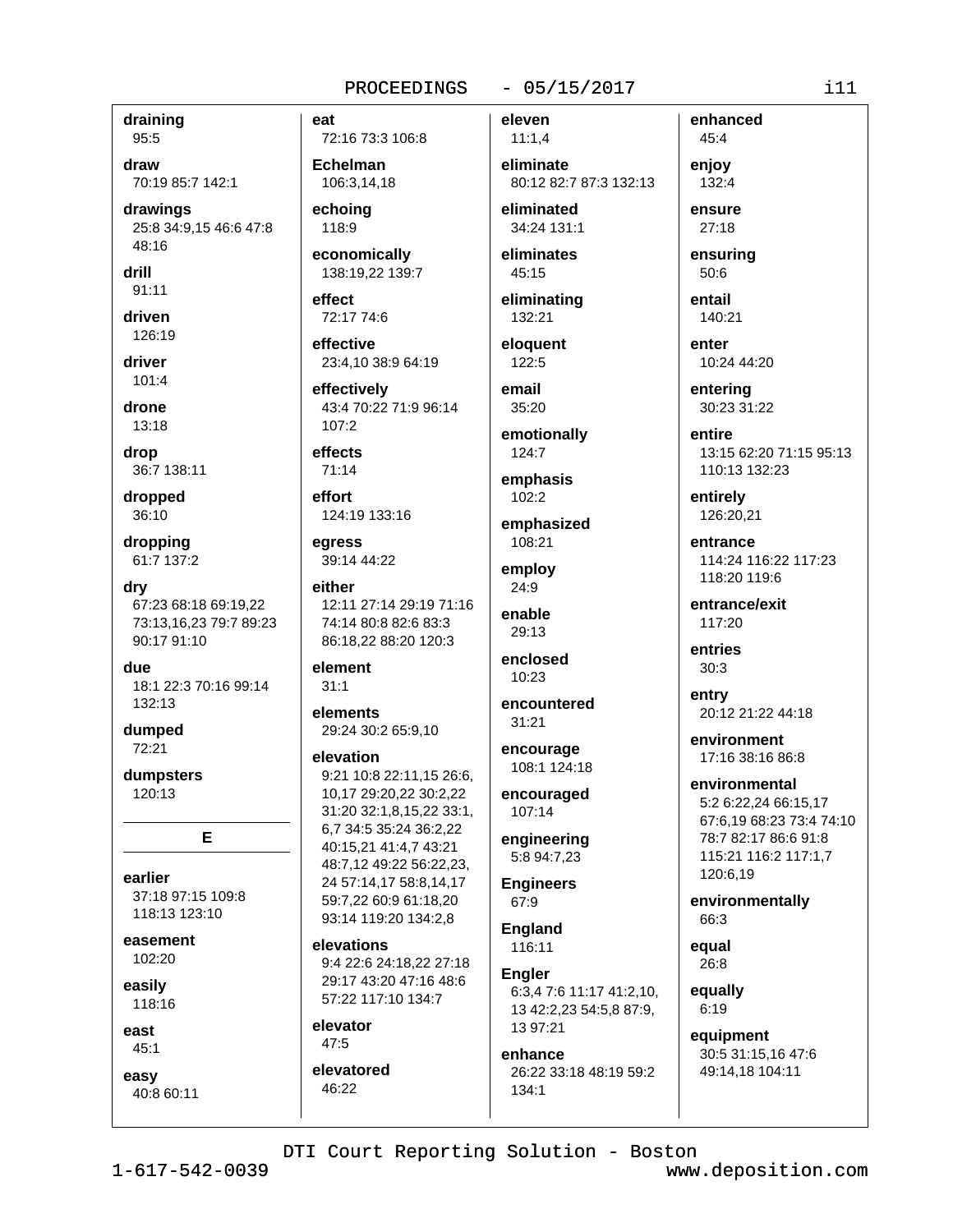**draining**
95:5

**draw**
70:19 85:7 142:1

**drawings**
25:8 34:9,15 46:6 47:8 48:16

**drill**
91:11

**driven**
126:19

**driver**
101:4

**drone**
13:18

**drop**
36:7 138:11

**dropped**
36:10

**dropping**
61:7 137:2

**dry**
67:23 68:18 69:19,22 73:13,16,23 79:7 89:23 90:17 91:10

**due**
18:1 22:3 70:16 99:14 132:13

**dumped**
72:21

**dumpsters**
120:13

## E

**earlier**
37:18 97:15 109:8 118:13 123:10

**easement**
102:20

**easily**
118:16

**east**
45:1

**easy**
40:8 60:11

**eat**
72:16 73:3 106:8

**Echelman**
106:3,14,18

**echoing**
118:9

**economically**
138:19,22 139:7

**effect**
72:17 74:6

**effective**
23:4,10 38:9 64:19

**effectively**
43:4 70:22 71:9 96:14 107:2

**effects**
71:14

**effort**
124:19 133:16

**egress**
39:14 44:22

**either**
12:11 27:14 29:19 71:16 74:14 80:8 82:6 83:3 86:18,22 88:20 120:3

**element**
31:1

**elements**
29:24 30:2 65:9,10

**elevation**
9:21 10:8 22:11,15 26:6, 10,17 29:20,22 30:2,22 31:20 32:1,8,15,22 33:1, 6,7 34:5 35:24 36:2,22 40:15,21 41:4,7 43:21 48:7,12 49:22 56:22,23, 24 57:14,17 58:8,14,17 59:7,22 60:9 61:18,20 93:14 119:20 134:2,8

**elevations**
9:4 22:6 24:18,22 27:18 29:17 43:20 47:16 48:6 57:22 117:10 134:7

**elevator**
47:5

**elevatored**
46:22

**eleven**
11:1,4

**eliminate**
80:12 82:7 87:3 132:13

**eliminated**
34:24 131:1

**eliminates**
45:15

**eliminating**
132:21

**eloquent**
122:5

**email**
35:20

**emotionally**
124:7

**emphasis**
102:2

**emphasized**
108:21

**employ**
24:9

**enable**
29:13

**enclosed**
10:23

**encountered**
31:21

**encourage**
108:1 124:18

**encouraged**
107:14

**engineering**
5:8 94:7,23

**Engineers**
67:9

**England**
116:11

**Engler**
6:3,4 7:6 11:17 41:2,10, 13 42:2,23 54:5,8 87:9, 13 97:21

**enhance**
26:22 33:18 48:19 59:2 134:1

**enhanced**
45:4

**enjoy**
132:4

**ensure**
27:18

**ensuring**
50:6

**entail**
140:21

**enter**
10:24 44:20

**entering**
30:23 31:22

**entire**
13:15 62:20 71:15 95:13 110:13 132:23

**entirely**
126:20,21

**entrance**
114:24 116:22 117:23 118:20 119:6

**entrance/exit**
117:20

**entries**
30:3

**entry**
20:12 21:22 44:18

**environment**
17:16 38:16 86:8

**environmental**
5:2 6:22,24 66:15,17 67:6,19 68:23 73:4 74:10 78:7 82:17 86:6 91:8 115:21 116:2 117:1,7 120:6,19

**environmentally**
66:3

**equal**
26:8

**equally**
6:19

**equipment**
30:5 31:15,16 47:6 49:14,18 104:11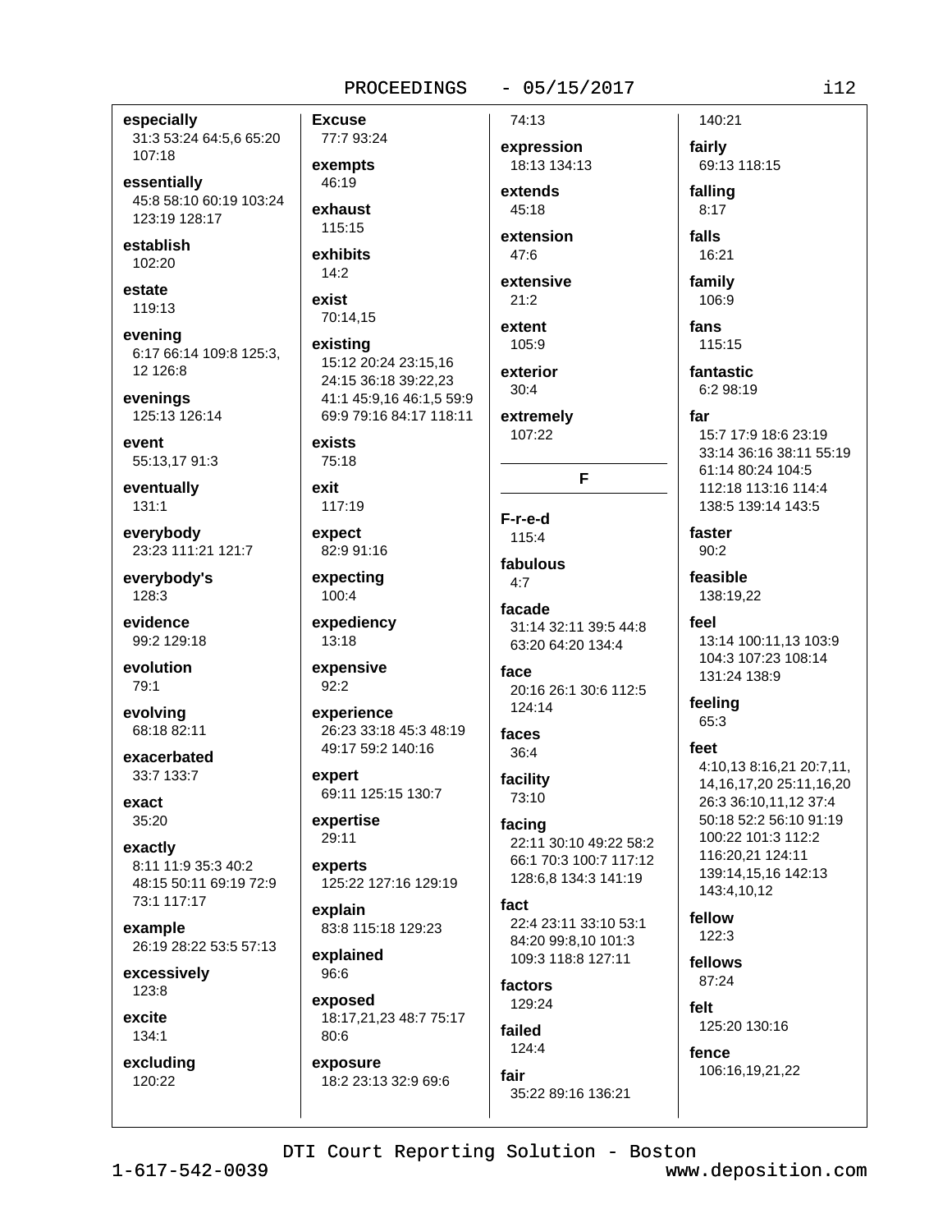**especially**
31:3 53:24 64:5,6 65:20 107:18

**essentially**
45:8 58:10 60:19 103:24 123:19 128:17

**establish**
102:20

**estate**
119:13

**evening**
6:17 66:14 109:8 125:3, 12 126:8

**evenings**
125:13 126:14

**event**
55:13,17 91:3

**eventually**
131:1

**everybody**
23:23 111:21 121:7

**everybody's**
128:3

**evidence**
99:2 129:18

**evolution**
79:1

**evolving**
68:18 82:11

**exacerbated**
33:7 133:7

**exact**
35:20

**exactly**
8:11 11:9 35:3 40:2 48:15 50:11 69:19 72:9 73:1 117:17

**example**
26:19 28:22 53:5 57:13

**excessively**
123:8

**excite**
134:1

**excluding**
120:22

**Excuse**
77:7 93:24

**exempts**
46:19

**exhaust**
115:15

**exhibits**
14:2

**exist**
70:14,15

**existing**
15:12 20:24 23:15,16 24:15 36:18 39:22,23 41:1 45:9,16 46:1,5 59:9 69:9 79:16 84:17 118:11

**exists**
75:18

**exit**
117:19

**expect**
82:9 91:16

**expecting**
100:4

**expediency**
13:18

**expensive**
92:2

**experience**
26:23 33:18 45:3 48:19 49:17 59:2 140:16

**expert**
69:11 125:15 130:7

**expertise**
29:11

**experts**
125:22 127:16 129:19

**explain**
83:8 115:18 129:23

**explained**
96:6

**exposed**
18:17,21,23 48:7 75:17 80:6

**exposure**
18:2 23:13 32:9 69:6 74:13

**expression**
18:13 134:13

**extends**
45:18

**extension**
47:6

**extensive**
21:2

**extent**
105:9

**exterior**
30:4

**extremely**
107:22

## F

**F-r-e-d**
115:4

**fabulous**
4:7

**facade**
31:14 32:11 39:5 44:8 63:20 64:20 134:4

**face**
20:16 26:1 30:6 112:5 124:14

**faces**
36:4

**facility**
73:10

**facing**
22:11 30:10 49:22 58:2 66:1 70:3 100:7 117:12 128:6,8 134:3 141:19

**fact**
22:4 23:11 33:10 53:1 84:20 99:8,10 101:3 109:3 118:8 127:11

**factors**
129:24

**failed**
124:4

**fair**
35:22 89:16 136:21 140:21

**fairly**
69:13 118:15

**falling**
8:17

**falls**
16:21

**family**
106:9

**fans**
115:15

**fantastic**
6:2 98:19

**far**
15:7 17:9 18:6 23:19 33:14 36:16 38:11 55:19 61:14 80:24 104:5 112:18 113:16 114:4 138:5 139:14 143:5

**faster**
90:2

**feasible**
138:19,22

**feel**
13:14 100:11,13 103:9 104:3 107:23 108:14 131:24 138:9

**feeling**
65:3

**feet**
4:10,13 8:16,21 20:7,11, 14,16,17,20 25:11,16,20 26:3 36:10,11,12 37:4 50:18 52:2 56:10 91:19 100:22 101:3 112:2 116:20,21 124:11 139:14,15,16 142:13 143:4,10,12

**fellow**
122:3

**fellows**
87:24

**felt**
125:20 130:16

**fence**
106:16,19,21,22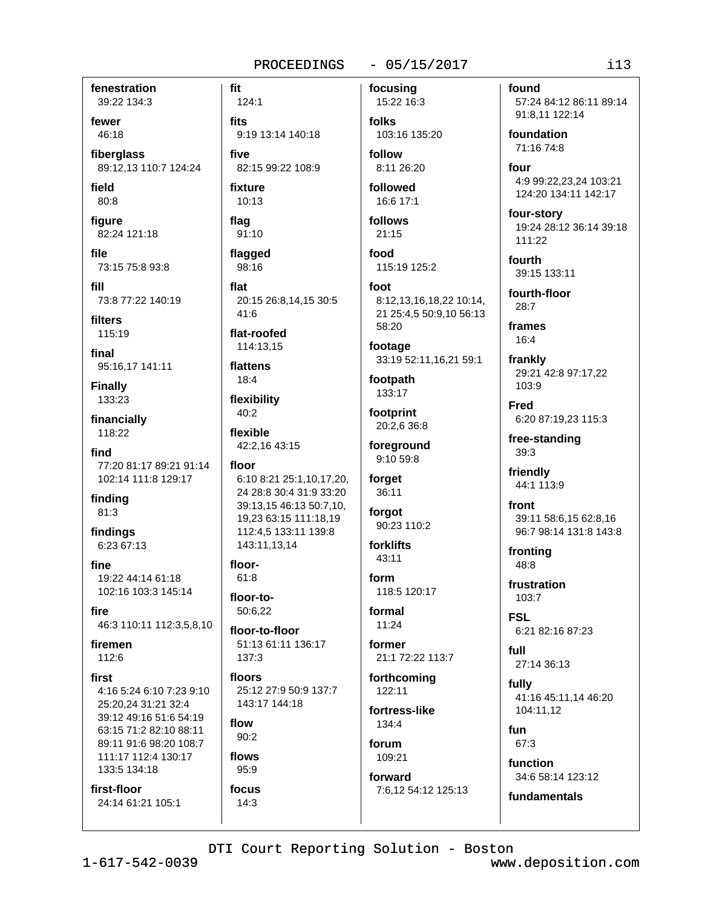**fenestration**
39:22 134:3

**fewer**
46:18

**fiberglass**
89:12,13 110:7 124:24

**field**
80:8

**figure**
82:24 121:18

**file**
73:15 75:8 93:8

**fill**
73:8 77:22 140:19

**filters**
115:19

**final**
95:16,17 141:11

**Finally**
133:23

**financially**
118:22

**find**
77:20 81:17 89:21 91:14 102:14 111:8 129:17

**finding**
81:3

**findings**
6:23 67:13

**fine**
19:22 44:14 61:18 102:16 103:3 145:14

**fire**
46:3 110:11 112:3,5,8,10

**firemen**
112:6

**first**
4:16 5:24 6:10 7:23 9:10 25:20,24 31:21 32:4 39:12 49:16 51:6 54:19 63:15 71:2 82:10 88:11 89:11 91:6 98:20 108:7 111:17 112:4 130:17 133:5 134:18

**first-floor**
24:14 61:21 105:1

**fit**
124:1

**fits**
9:19 13:14 140:18

**five**
82:15 99:22 108:9

**fixture**
10:13

**flag**
91:10

**flagged**
98:16

**flat**
20:15 26:8,14,15 30:5 41:6

**flat-roofed**
114:13,15

**flattens**
18:4

**flexibility**
40:2

**flexible**
42:2,16 43:15

**floor**
6:10 8:21 25:1,10,17,20, 24 28:8 30:4 31:9 33:20 39:13,15 46:13 50:7,10, 19,23 63:15 111:18,19 112:4,5 133:11 139:8 143:11,13,14

**floor-**
61:8

**floor-to-**
50:6,22

**floor-to-floor**
51:13 61:11 136:17 137:3

**floors**
25:12 27:9 50:9 137:7 143:17 144:18

**flow**
90:2

**flows**
95:9

**focus**
14:3

**focusing**
15:22 16:3

**folks**
103:16 135:20

**follow**
8:11 26:20

**followed**
16:6 17:1

**follows**
21:15

**food**
115:19 125:2

**foot**
8:12,13,16,18,22 10:14, 21 25:4,5 50:9,10 56:13 58:20

**footage**
33:19 52:11,16,21 59:1

**footpath**
133:17

**footprint**
20:2,6 36:8

**foreground**
9:10 59:8

**forget**
36:11

**forgot**
90:23 110:2

**forklifts**
43:11

**form**
118:5 120:17

**formal**
11:24

**former**
21:1 72:22 113:7

**forthcoming**
122:11

**fortress-like**
134:4

**forum**
109:21

**forward**
7:6,12 54:12 125:13

**found**
57:24 84:12 86:11 89:14 91:8,11 122:14

**foundation**
71:16 74:8

**four**
4:9 99:22,23,24 103:21 124:20 134:11 142:17

**four-story**
19:24 28:12 36:14 39:18 111:22

**fourth**
39:15 133:11

**fourth-floor**
28:7

**frames**
16:4

**frankly**
29:21 42:8 97:17,22 103:9

**Fred**
6:20 87:19,23 115:3

**free-standing**
39:3

**friendly**
44:1 113:9

**front**
39:11 58:6,15 62:8,16 96:7 98:14 131:8 143:8

**fronting**
48:8

**frustration**
103:7

**FSL**
6:21 82:16 87:23

**full**
27:14 36:13

**fully**
41:16 45:11,14 46:20 104:11,12

**fun**
67:3

**function**
34:6 58:14 123:12

**fundamentals**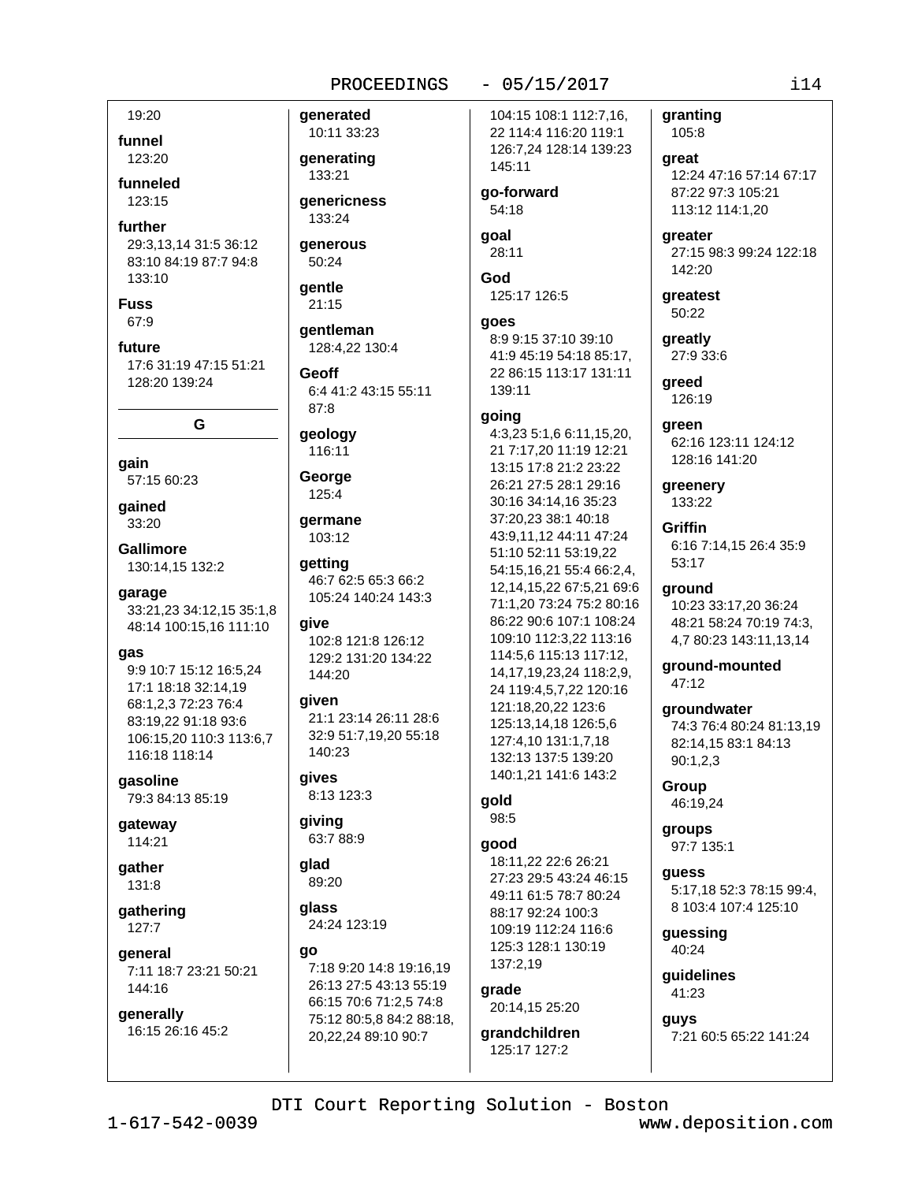19:20

**funnel**
123:20

**funneled**
123:15

**further**
29:3,13,14 31:5 36:12 83:10 84:19 87:7 94:8 133:10

**Fuss**
67:9

**future**
17:6 31:19 47:15 51:21 128:20 139:24

## G

**gain**
57:15 60:23

**gained**
33:20

**Gallimore**
130:14,15 132:2

**garage**
33:21,23 34:12,15 35:1,8 48:14 100:15,16 111:10

**gas**
9:9 10:7 15:12 16:5,24 17:1 18:18 32:14,19 68:1,2,3 72:23 76:4 83:19,22 91:18 93:6 106:15,20 110:3 113:6,7 116:18 118:14

**gasoline**
79:3 84:13 85:19

**gateway**
114:21

**gather**
131:8

**gathering**
127:7

**general**
7:11 18:7 23:21 50:21 144:16

**generally**
16:15 26:16 45:2

**generated**
10:11 33:23

**generating**
133:21

**genericness**
133:24

**generous**
50:24

**gentle**
21:15

**gentleman**
128:4,22 130:4

**Geoff**
6:4 41:2 43:15 55:11 87:8

**geology**
116:11

**George**
125:4

**germane**
103:12

**getting**
46:7 62:5 65:3 66:2 105:24 140:24 143:3

**give**
102:8 121:8 126:12 129:2 131:20 134:22 144:20

**given**
21:1 23:14 26:11 28:6 32:9 51:7,19,20 55:18 140:23

**gives**
8:13 123:3

**giving**
63:7 88:9

**glad**
89:20

**glass**
24:24 123:19

**go**
7:18 9:20 14:8 19:16,19 26:13 27:5 43:13 55:19 66:15 70:6 71:2,5 74:8 75:12 80:5,8 84:2 88:18, 20,22,24 89:10 90:7 104:15 108:1 112:7,16, 22 114:4 116:20 119:1 126:7,24 128:14 139:23 145:11

**go-forward**
54:18

**goal**
28:11

**God**
125:17 126:5

**goes**
8:9 9:15 37:10 39:10 41:9 45:19 54:18 85:17, 22 86:15 113:17 131:11 139:11

**going**
4:3,23 5:1,6 6:11,15,20, 21 7:17,20 11:19 12:21 13:15 17:8 21:2 23:22 26:21 27:5 28:1 29:16 30:16 34:14,16 35:23 37:20,23 38:1 40:18 43:9,11,12 44:11 47:24 51:10 52:11 53:19,22 54:15,16,21 55:4 66:2,4, 12,14,15,22 67:5,21 69:6 71:1,20 73:24 75:2 80:16 86:22 90:6 107:1 108:24 109:10 112:3,22 113:16 114:5,6 115:13 117:12, 14,17,19,23,24 118:2,9, 24 119:4,5,7,22 120:16 121:18,20,22 123:6 125:13,14,18 126:5,6 127:4,10 131:1,7,18 132:13 137:5 139:20 140:1,21 141:6 143:2

**gold**
98:5

**good**
18:11,22 22:6 26:21 27:23 29:5 43:24 46:15 49:11 61:5 78:7 80:24 88:17 92:24 100:3 109:19 112:24 116:6 125:3 128:1 130:19 137:2,19

**grade**
20:14,15 25:20

**grandchildren**
125:17 127:2

**granting**
105:8

**great**
12:24 47:16 57:14 67:17 87:22 97:3 105:21 113:12 114:1,20

**greater**
27:15 98:3 99:24 122:18 142:20

**greatest**
50:22

**greatly**
27:9 33:6

**greed**
126:19

**green**
62:16 123:11 124:12 128:16 141:20

**greenery**
133:22

**Griffin**
6:16 7:14,15 26:4 35:9 53:17

**ground**
10:23 33:17,20 36:24 48:21 58:24 70:19 74:3, 4,7 80:23 143:11,13,14

**ground-mounted**
47:12

**groundwater**
74:3 76:4 80:24 81:13,19 82:14,15 83:1 84:13 90:1,2,3

**Group**
46:19,24

**groups**
97:7 135:1

**guess**
5:17,18 52:3 78:15 99:4, 8 103:4 107:4 125:10

**guessing**
40:24

**guidelines**
41:23

**guys**
7:21 60:5 65:22 141:24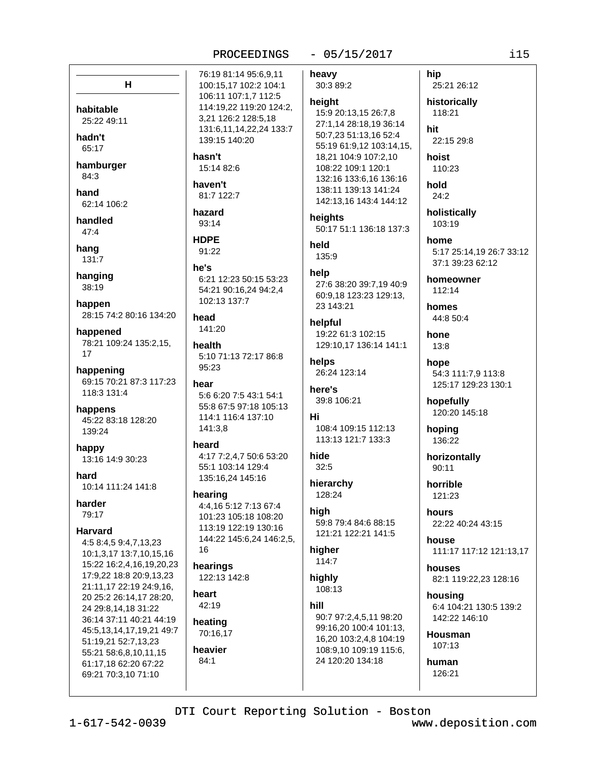## H

**habitable**
25:22 49:11

**hadn't**
65:17

**hamburger**
84:3

**hand**
62:14 106:2

**handled**
47:4

**hang**
131:7

**hanging**
38:19

**happen**
28:15 74:2 80:16 134:20

**happened**
78:21 109:24 135:2,15, 17

**happening**
69:15 70:21 87:3 117:23 118:3 131:4

**happens**
45:22 83:18 128:20 139:24

**happy**
13:16 14:9 30:23

**hard**
10:14 111:24 141:8

**harder**
79:17

**Harvard**
4:5 8:4,5 9:4,7,13,23 10:1,3,17 13:7,10,15,16 15:22 16:2,4,16,19,20,23 17:9,22 18:8 20:9,13,23 21:11,17 22:19 24:9,16, 20 25:2 26:14,17 28:20, 24 29:8,14,18 31:22 36:14 37:11 40:21 44:19 45:5,13,14,17,19,21 49:7 51:19,21 52:7,13,23 55:21 58:6,8,10,11,15 61:17,18 62:20 67:22 69:21 70:3,10 71:10 76:19 81:14 95:6,9,11 100:15,17 102:2 104:1 106:11 107:1,7 112:5 114:19,22 119:20 124:2, 3,21 126:2 128:5,18 131:6,11,14,22,24 133:7 139:15 140:20

**hasn't**
15:14 82:6

**haven't**
81:7 122:7

**hazard**
93:14

**HDPE**
91:22

**he's**
6:21 12:23 50:15 53:23 54:21 90:16,24 94:2,4 102:13 137:7

**head**
141:20

**health**
5:10 71:13 72:17 86:8 95:23

**hear**
5:6 6:20 7:5 43:1 54:1 55:8 67:5 97:18 105:13 114:1 116:4 137:10 141:3,8

**heard**
4:17 7:2,4,7 50:6 53:20 55:1 103:14 129:4 135:16,24 145:16

**hearing**
4:4,16 5:12 7:13 67:4 101:23 105:18 108:20 113:19 122:19 130:16 144:22 145:6,24 146:2,5, 16

**hearings**
122:13 142:8

**heart**
42:19

**heating**
70:16,17

**heavier**
84:1

**heavy**
30:3 89:2

**height**
15:9 20:13,15 26:7,8 27:1,14 28:18,19 36:14 50:7,23 51:13,16 52:4 55:19 61:9,12 103:14,15, 18,21 104:9 107:2,10 108:22 109:1 120:1 132:16 133:6,16 136:16 138:11 139:13 141:24 142:13,16 143:4 144:12

**heights**
50:17 51:1 136:18 137:3

**held**
135:9

**help**
27:6 38:20 39:7,19 40:9 60:9,18 123:23 129:13, 23 143:21

**helpful**
19:22 61:3 102:15 129:10,17 136:14 141:1

**helps**
26:24 123:14

**here's**
39:8 106:21

**Hi**
108:4 109:15 112:13 113:13 121:7 133:3

**hide**
32:5

**hierarchy**
128:24

**high**
59:8 79:4 84:6 88:15 121:21 122:21 141:5

**higher**
114:7

**highly**
108:13

**hill**
90:7 97:2,4,5,11 98:20 99:16,20 100:4 101:13, 16,20 103:2,4,8 104:19 108:9,10 109:19 115:6, 24 120:20 134:18

**hip**
25:21 26:12

**historically**
118:21

**hit**
22:15 29:8

**hoist**
110:23

**hold**
24:2

**holistically**
103:19

**home**
5:17 25:14,19 26:7 33:12 37:1 39:23 62:12

**homeowner**
112:14

**homes**
44:8 50:4

**hone**
13:8

**hope**
54:3 111:7,9 113:8 125:17 129:23 130:1

**hopefully**
120:20 145:18

**hoping**
136:22

**horizontally**
90:11

**horrible**
121:23

**hours**
22:22 40:24 43:15

**house**
111:17 117:12 121:13,17

**houses**
82:1 119:22,23 128:16

**housing**
6:4 104:21 130:5 139:2 142:22 146:10

**Housman**
107:13

**human**
126:21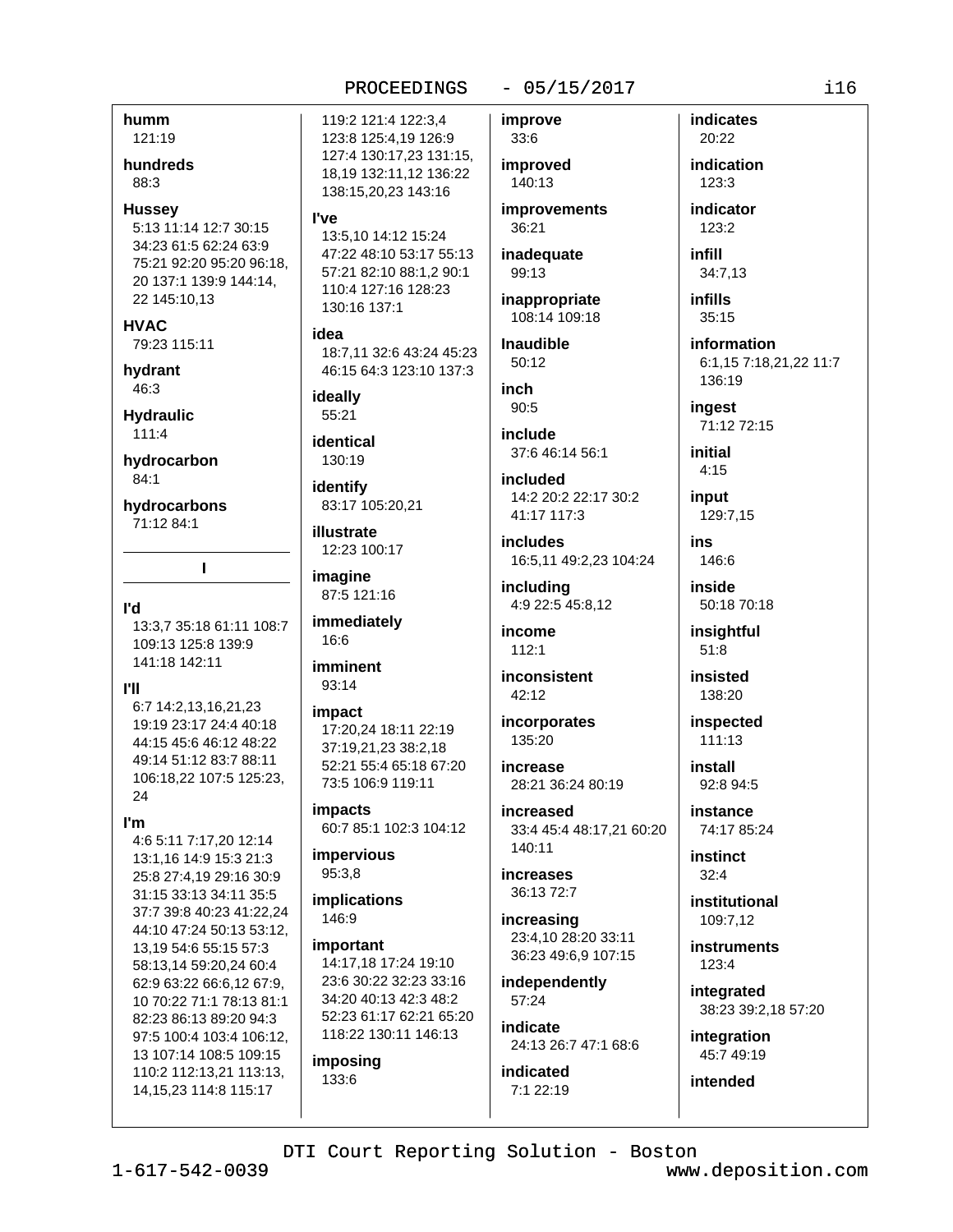**humm**
121:19

**hundreds**
88:3

**Hussey**
5:13 11:14 12:7 30:15 34:23 61:5 62:24 63:9 75:21 92:20 95:20 96:18, 20 137:1 139:9 144:14, 22 145:10,13

**HVAC**
79:23 115:11

**hydrant**
46:3

**Hydraulic**
111:4

**hydrocarbon**
84:1

**hydrocarbons**
71:12 84:1

## I

**I'd**
13:3,7 35:18 61:11 108:7 109:13 125:8 139:9 141:18 142:11

**I'll**
6:7 14:2,13,16,21,23 19:19 23:17 24:4 40:18 44:15 45:6 46:12 48:22 49:14 51:12 83:7 88:11 106:18,22 107:5 125:23, 24

**I'm**
4:6 5:11 7:17,20 12:14 13:1,16 14:9 15:3 21:3 25:8 27:4,19 29:16 30:9 31:15 33:13 34:11 35:5 37:7 39:8 40:23 41:22,24 44:10 47:24 50:13 53:12, 13,19 54:6 55:15 57:3 58:13,14 59:20,24 60:4 62:9 63:22 66:6,12 67:9, 10 70:22 71:1 78:13 81:1 82:23 86:13 89:20 94:3 97:5 100:4 103:4 106:12, 13 107:14 108:5 109:15 110:2 112:13,21 113:13, 14,15,23 114:8 115:17 119:2 121:4 122:3,4 123:8 125:4,19 126:9 127:4 130:17,23 131:15, 18,19 132:11,12 136:22 138:15,20,23 143:16

**I've**
13:5,10 14:12 15:24 47:22 48:10 53:17 55:13 57:21 82:10 88:1,2 90:1 110:4 127:16 128:23 130:16 137:1

**idea**
18:7,11 32:6 43:24 45:23 46:15 64:3 123:10 137:3

**ideally**
55:21

**identical**
130:19

**identify**
83:17 105:20,21

**illustrate**
12:23 100:17

**imagine**
87:5 121:16

**immediately**
16:6

**imminent**
93:14

**impact**
17:20,24 18:11 22:19 37:19,21,23 38:2,18 52:21 55:4 65:18 67:20 73:5 106:9 119:11

**impacts**
60:7 85:1 102:3 104:12

**impervious**
95:3,8

**implications**
146:9

**important**
14:17,18 17:24 19:10 23:6 30:22 32:23 33:16 34:20 40:13 42:3 48:2 52:23 61:17 62:21 65:20 118:22 130:11 146:13

**imposing**
133:6

**improve**
33:6

**improved**
140:13

**improvements**
36:21

**inadequate**
99:13

**inappropriate**
108:14 109:18

**Inaudible**
50:12

**inch**
90:5

**include**
37:6 46:14 56:1

**included**
14:2 20:2 22:17 30:2 41:17 117:3

**includes**
16:5,11 49:2,23 104:24

**including**
4:9 22:5 45:8,12

**income**
112:1

**inconsistent**
42:12

**incorporates**
135:20

**increase**
28:21 36:24 80:19

**increased**
33:4 45:4 48:17,21 60:20 140:11

**increases**
36:13 72:7

**increasing**
23:4,10 28:20 33:11 36:23 49:6,9 107:15

**independently**
57:24

**indicate**
24:13 26:7 47:1 68:6

**indicated**
7:1 22:19

**indicates**
20:22

**indication**
123:3

**indicator**
123:2

**infill**
34:7,13

**infills**
35:15

**information**
6:1,15 7:18,21,22 11:7 136:19

**ingest**
71:12 72:15

**initial**
4:15

**input**
129:7,15

**ins**
146:6

**inside**
50:18 70:18

**insightful**
51:8

**insisted**
138:20

**inspected**
111:13

**install**
92:8 94:5

**instance**
74:17 85:24

**instinct**
32:4

**institutional**
109:7,12

**instruments**
123:4

**integrated**
38:23 39:2,18 57:20

**integration**
45:7 49:19

**intended**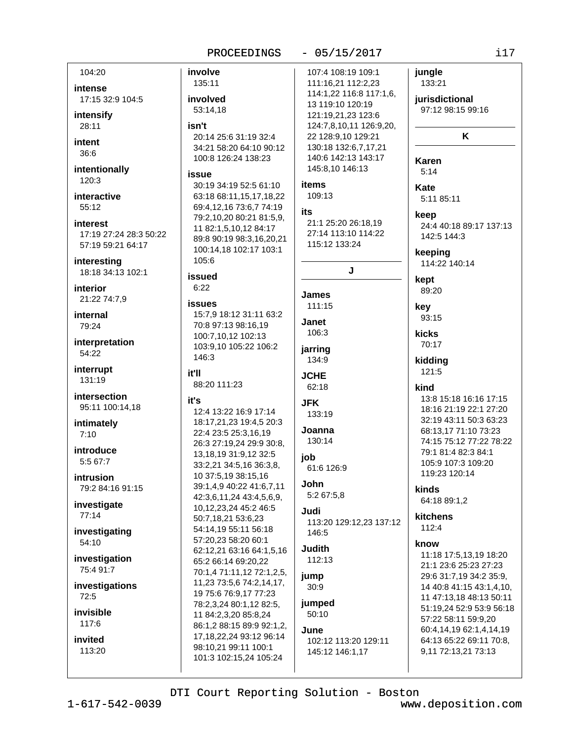104:20

**intense**
17:15 32:9 104:5

**intensify**
28:11

**intent**
36:6

**intentionally**
120:3

**interactive**
55:12

**interest**
17:19 27:24 28:3 50:22 57:19 59:21 64:17

**interesting**
18:18 34:13 102:1

**interior**
21:22 74:7,9

**internal**
79:24

**interpretation**
54:22

**interrupt**
131:19

**intersection**
95:11 100:14,18

**intimately**
7:10

**introduce**
5:5 67:7

**intrusion**
79:2 84:16 91:15

**investigate**
77:14

**investigating**
54:10

**investigation**
75:4 91:7

**investigations**
72:5

**invisible**
117:6

**invited**
113:20

**involve**
135:11

**involved**
53:14,18

**isn't**
20:14 25:6 31:19 32:4 34:21 58:20 64:10 90:12 100:8 126:24 138:23

**issue**
30:19 34:19 52:5 61:10 63:18 68:11,15,17,18,22 69:4,12,16 73:6,7 74:19 79:2,10,20 80:21 81:5,9, 11 82:1,5,10,12 84:17 89:8 90:19 98:3,16,20,21 100:14,18 102:17 103:1 105:6

**issued**
6:22

**issues**
15:7,9 18:12 31:11 63:2 70:8 97:13 98:16,19 100:7,10,12 102:13 103:9,10 105:22 106:2 146:3

**it'll**
88:20 111:23

**it's**
12:4 13:22 16:9 17:14 18:17,21,23 19:4,5 20:3 22:4 23:5 25:3,16,19 26:3 27:19,24 29:9 30:8, 13,18,19 31:9,12 32:5 33:2,21 34:5,16 36:3,8, 10 37:5,19 38:15,16 39:1,4,9 40:22 41:6,7,11 42:3,6,11,24 43:4,5,6,9, 10,12,23,24 45:2 46:5 50:7,18,21 53:6,23 54:14,19 55:11 56:18 57:20,23 58:20 60:1 62:12,21 63:16 64:1,5,16 65:2 66:14 69:20,22 70:1,4 71:11,12 72:1,2,5, 11,23 73:5,6 74:2,14,17, 19 75:6 76:9,17 77:23 78:2,3,24 80:1,12 82:5, 11 84:2,3,20 85:8,24 86:1,2 88:15 89:9 92:1,2, 17,18,22,24 93:12 96:14 98:10,21 99:11 100:1 101:3 102:15,24 105:24 107:4 108:19 109:1 111:16,21 112:2,23 114:1,22 116:8 117:1,6, 13 119:10 120:19 121:19,21,23 123:6 124:7,8,10,11 126:9,20, 22 128:9,10 129:21 130:18 132:6,7,17,21 140:6 142:13 143:17 145:8,10 146:13

**items**
109:13

**its**
21:1 25:20 26:18,19 27:14 113:10 114:22 115:12 133:24

## J

**James**
111:15

**Janet**
106:3

**jarring**
134:9

**JCHE**
62:18

**JFK**
133:19

**Joanna**
130:14

**job**
61:6 126:9

**John**
5:2 67:5,8

**Judi**
113:20 129:12,23 137:12 146:5

**Judith**
112:13

**jump**
30:9

**jumped**
50:10

**June**
102:12 113:20 129:11 145:12 146:1,17

**jungle**
133:21

**jurisdictional**
97:12 98:15 99:16

## K

**Karen**
5:14

**Kate**
5:11 85:11

**keep**
24:4 40:18 89:17 137:13 142:5 144:3

**keeping**
114:22 140:14

**kept**
89:20

**key**
93:15

**kicks**
70:17

**kidding**
121:5

**kind**
13:8 15:18 16:16 17:15 18:16 21:19 22:1 27:20 32:19 43:11 50:3 63:23 68:13,17 71:10 73:23 74:15 75:12 77:22 78:22 79:1 81:4 82:3 84:1 105:9 107:3 109:20 119:23 120:14

**kinds**
64:18 89:1,2

**kitchens**
112:4

**know**
11:18 17:5,13,19 18:20 21:1 23:6 25:23 27:23 29:6 31:7,19 34:2 35:9, 14 40:8 41:15 43:1,4,10, 11 47:13,18 48:13 50:11 51:19,24 52:9 53:9 56:18 57:22 58:11 59:9,20 60:4,14,19 62:1,4,14,19 64:13 65:22 69:11 70:8, 9,11 72:13,21 73:13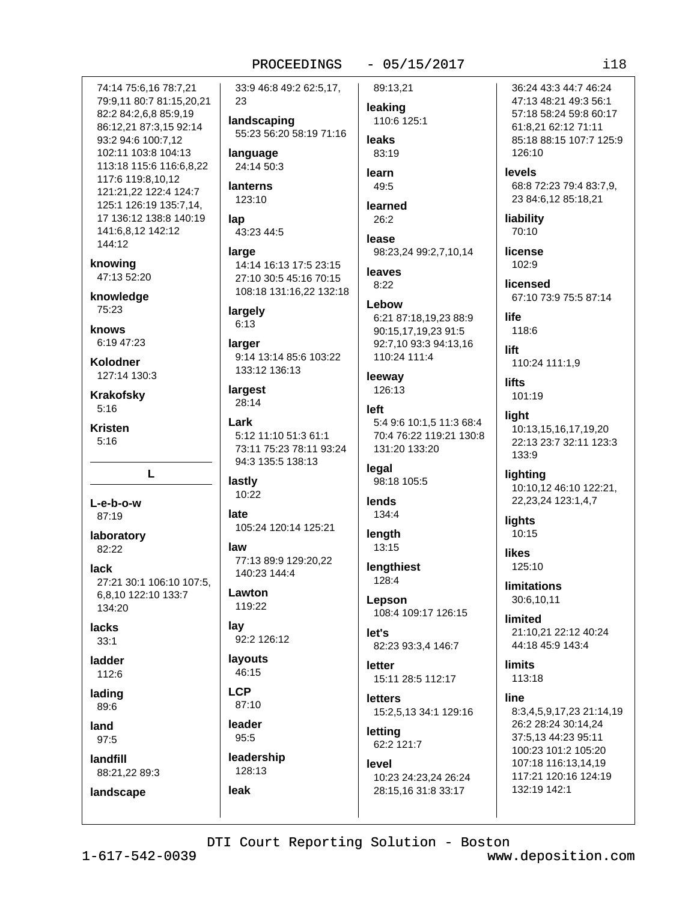74:14 75:6,16 78:7,21 79:9,11 80:7 81:15,20,21 82:2 84:2,6,8 85:9,19 86:12,21 87:3,15 92:14 93:2 94:6 100:7,12 102:11 103:8 104:13 113:18 115:6 116:6,8,22 117:6 119:8,10,12 121:21,22 122:4 124:7 125:1 126:19 135:7,14, 17 136:12 138:8 140:19 141:6,8,12 142:12 144:12

**knowing**
47:13 52:20

**knowledge**
75:23

**knows**
6:19 47:23

**Kolodner**
127:14 130:3

**Krakofsky**
5:16

**Kristen**
5:16

## L

**L-e-b-o-w**
87:19

**laboratory**
82:22

**lack**
27:21 30:1 106:10 107:5, 6,8,10 122:10 133:7 134:20

**lacks**
33:1

**ladder**
112:6

**lading**
89:6

**land**
97:5

**landfill**
88:21,22 89:3

**landscape**
33:9 46:8 49:2 62:5,17, 23

**landscaping**
55:23 56:20 58:19 71:16

**language**
24:14 50:3

**lanterns**
123:10

**lap**
43:23 44:5

**large**
14:14 16:13 17:5 23:15 27:10 30:5 45:16 70:15 108:18 131:16,22 132:18

**largely**
6:13

**larger**
9:14 13:14 85:6 103:22 133:12 136:13

**largest**
28:14

**Lark**
5:12 11:10 51:3 61:1 73:11 75:23 78:11 93:24 94:3 135:5 138:13

**lastly**
10:22

**late**
105:24 120:14 125:21

**law**
77:13 89:9 129:20,22 140:23 144:4

**Lawton**
119:22

**lay**
92:2 126:12

**layouts**
46:15

**LCP**
87:10

**leader**
95:5

**leadership**
128:13

**leak**
89:13,21

**leaking**
110:6 125:1

**leaks**
83:19

**learn**
49:5

**learned**
26:2

**lease**
98:23,24 99:2,7,10,14

**leaves**
8:22

**Lebow**
6:21 87:18,19,23 88:9 90:15,17,19,23 91:5 92:7,10 93:3 94:13,16 110:24 111:4

**leeway**
126:13

**left**
5:4 9:6 10:1,5 11:3 68:4 70:4 76:22 119:21 130:8 131:20 133:20

**legal**
98:18 105:5

**lends**
134:4

**length**
13:15

**lengthiest**
128:4

**Lepson**
108:4 109:17 126:15

**let's**
82:23 93:3,4 146:7

**letter**
15:11 28:5 112:17

**letters**
15:2,5,13 34:1 129:16

**letting**
62:2 121:7

**level**
10:23 24:23,24 26:24 28:15,16 31:8 33:17 36:24 43:3 44:7 46:24 47:13 48:21 49:3 56:1 57:18 58:24 59:8 60:17 61:8,21 62:12 71:11 85:18 88:15 107:7 125:9 126:10

**levels**
68:8 72:23 79:4 83:7,9, 23 84:6,12 85:18,21

**liability**
70:10

**license**
102:9

**licensed**
67:10 73:9 75:5 87:14

**life**
118:6

**lift**
110:24 111:1,9

**lifts**
101:19

**light**
10:13,15,16,17,19,20 22:13 23:7 32:11 123:3 133:9

**lighting**
10:10,12 46:10 122:21, 22,23,24 123:1,4,7

**lights**
10:15

**likes**
125:10

**limitations**
30:6,10,11

**limited**
21:10,21 22:12 40:24 44:18 45:9 143:4

**limits**
113:18

**line**
8:3,4,5,9,17,23 21:14,19 26:2 28:24 30:14,24 37:5,13 44:23 95:11 100:23 101:2 105:20 107:18 116:13,14,19 117:21 120:16 124:19 132:19 142:1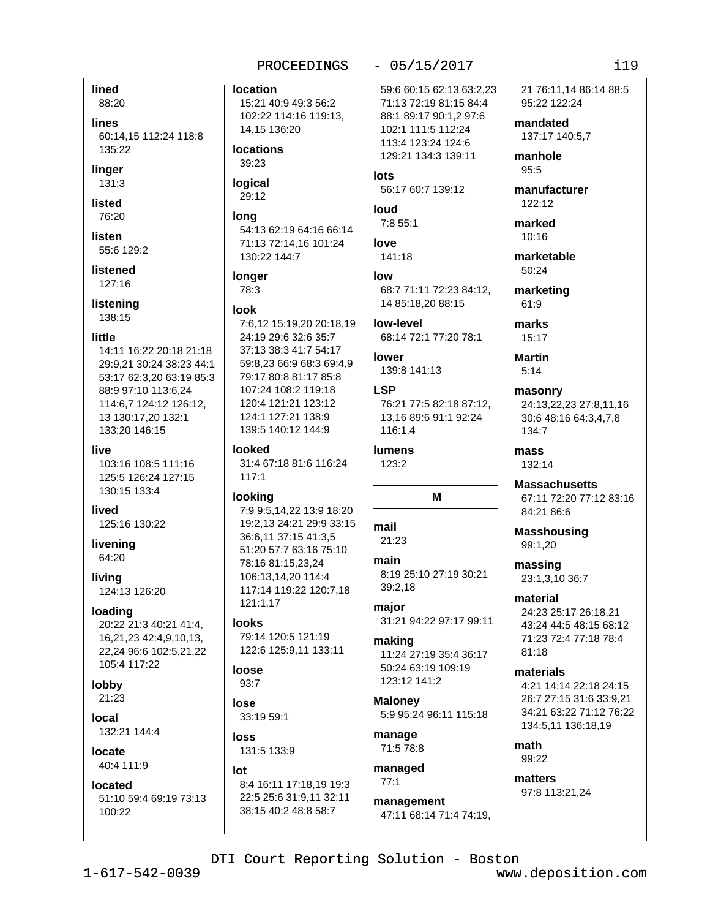**lined**
88:20

**lines**
60:14,15 112:24 118:8 135:22

**linger**
131:3

**listed**
76:20

**listen**
55:6 129:2

**listened**
127:16

**listening**
138:15

**little**
14:11 16:22 20:18 21:18 29:9,21 30:24 38:23 44:1 53:17 62:3,20 63:19 85:3 88:9 97:10 113:6,24 114:6,7 124:12 126:12, 13 130:17,20 132:1 133:20 146:15

**live**
103:16 108:5 111:16 125:5 126:24 127:15 130:15 133:4

**lived**
125:16 130:22

**livening**
64:20

**living**
124:13 126:20

**loading**
20:22 21:3 40:21 41:4, 16,21,23 42:4,9,10,13, 22,24 96:6 102:5,21,22 105:4 117:22

**lobby**
21:23

**local**
132:21 144:4

**locate**
40:4 111:9

**located**
51:10 59:4 69:19 73:13 100:22

**location**
15:21 40:9 49:3 56:2 102:22 114:16 119:13, 14,15 136:20

**locations**
39:23

**logical**
29:12

**long**
54:13 62:19 64:16 66:14 71:13 72:14,16 101:24 130:22 144:7

**longer**
78:3

**look**
7:6,12 15:19,20 20:18,19 24:19 29:6 32:6 35:7 37:13 38:3 41:7 54:17 59:8,23 66:9 68:3 69:4,9 79:17 80:8 81:17 85:8 107:24 108:2 119:18 120:4 121:21 123:12 124:1 127:21 138:9 139:5 140:12 144:9

**looked**
31:4 67:18 81:6 116:24 117:1

**looking**
7:9 9:5,14,22 13:9 18:20 19:2,13 24:21 29:9 33:15 36:6,11 37:15 41:3,5 51:20 57:7 63:16 75:10 78:16 81:15,23,24 106:13,14,20 114:4 117:14 119:22 120:7,18 121:1,17

**looks**
79:14 120:5 121:19 122:6 125:9,11 133:11

**loose**
93:7

**lose**
33:19 59:1

**loss**
131:5 133:9

**lot**
8:4 16:11 17:18,19 19:3 22:5 25:6 31:9,11 32:11 38:15 40:2 48:8 58:7 59:6 60:15 62:13 63:2,23 71:13 72:19 81:15 84:4 88:1 89:17 90:1,2 97:6 102:1 111:5 112:24 113:4 123:24 124:6 129:21 134:3 139:11

**lots**
56:17 60:7 139:12

**loud**
7:8 55:1

**love**
141:18

**low**
68:7 71:11 72:23 84:12, 14 85:18,20 88:15

**low-level**
68:14 72:1 77:20 78:1

**lower**
139:8 141:13

**LSP**
76:21 77:5 82:18 87:12, 13,16 89:6 91:1 92:24 116:1,4

**lumens**
123:2

## M

**mail**
21:23

**main**
8:19 25:10 27:19 30:21 39:2,18

**major**
31:21 94:22 97:17 99:11

**making**
11:24 27:19 35:4 36:17 50:24 63:19 109:19 123:12 141:2

**Maloney**
5:9 95:24 96:11 115:18

**manage**
71:5 78:8

**managed**
77:1

**management**
47:11 68:14 71:4 74:19, 21 76:11,14 86:14 88:5 95:22 122:24

**mandated**
137:17 140:5,7

**manhole**
95:5

**manufacturer**
122:12

**marked**
10:16

**marketable**
50:24

**marketing**
61:9

**marks**
15:17

**Martin**
5:14

**masonry**
24:13,22,23 27:8,11,16 30:6 48:16 64:3,4,7,8 134:7

**mass**
132:14

**Massachusetts**
67:11 72:20 77:12 83:16 84:21 86:6

**Masshousing**
99:1,20

**massing**
23:1,3,10 36:7

**material**
24:23 25:17 26:18,21 43:24 44:5 48:15 68:12 71:23 72:4 77:18 78:4 81:18

**materials**
4:21 14:14 22:18 24:15 26:7 27:15 31:6 33:9,21 34:21 63:22 71:12 76:22 134:5,11 136:18,19

**math**
99:22

**matters**
97:8 113:21,24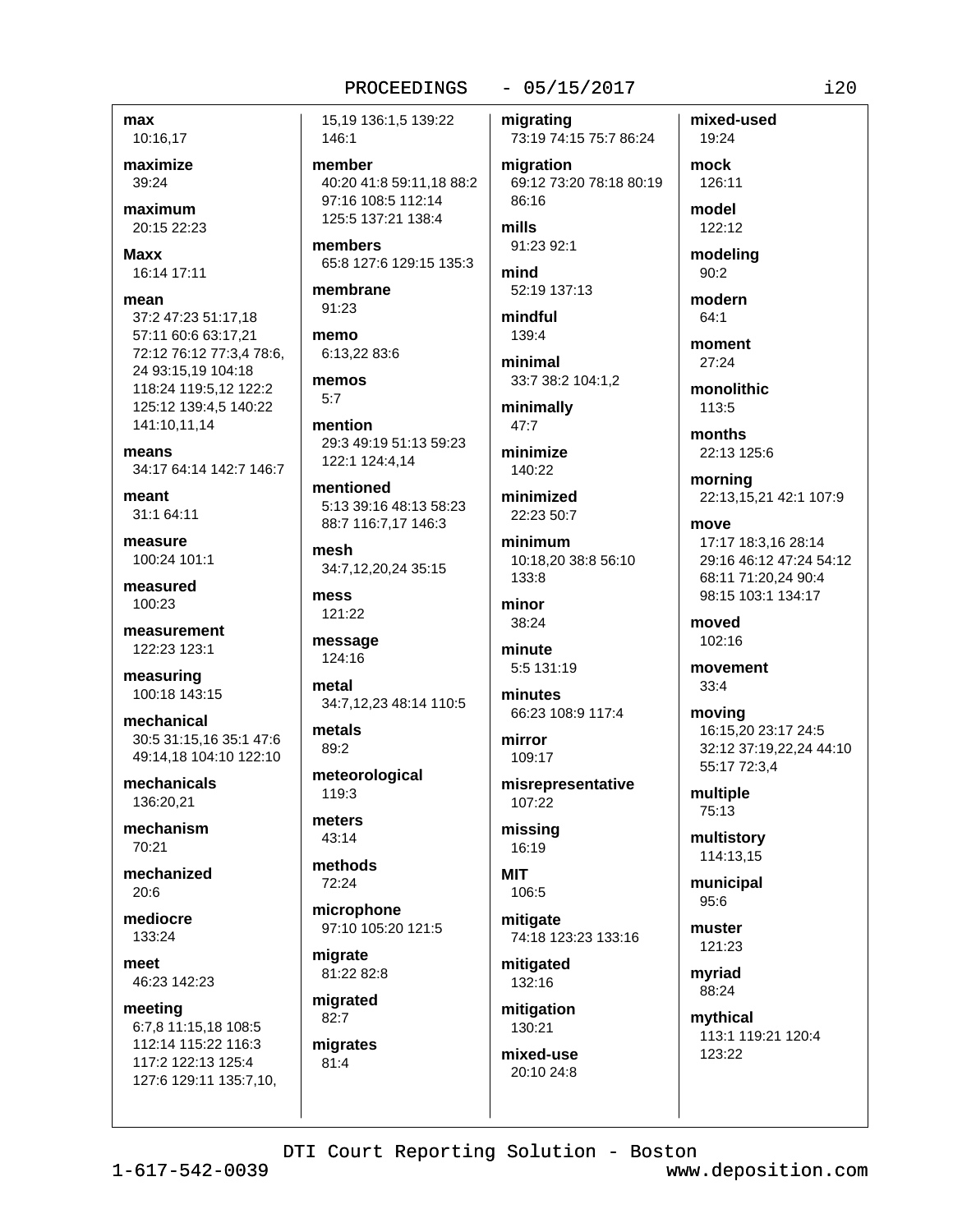**max**
10:16,17

**maximize**
39:24

**maximum**
20:15 22:23

**Maxx**
16:14 17:11

**mean**
37:2 47:23 51:17,18 57:11 60:6 63:17,21 72:12 76:12 77:3,4 78:6, 24 93:15,19 104:18 118:24 119:5,12 122:2 125:12 139:4,5 140:22 141:10,11,14

**means**
34:17 64:14 142:7 146:7

**meant**
31:1 64:11

**measure**
100:24 101:1

**measured**
100:23

**measurement**
122:23 123:1

**measuring**
100:18 143:15

**mechanical**
30:5 31:15,16 35:1 47:6 49:14,18 104:10 122:10

**mechanicals**
136:20,21

**mechanism**
70:21

**mechanized**
20:6

**mediocre**
133:24

**meet**
46:23 142:23

**meeting**
6:7,8 11:15,18 108:5 112:14 115:22 116:3 117:2 122:13 125:4 127:6 129:11 135:7,10, 15,19 136:1,5 139:22 146:1

**member**
40:20 41:8 59:11,18 88:2 97:16 108:5 112:14 125:5 137:21 138:4

**members**
65:8 127:6 129:15 135:3

**membrane**
91:23

**memo**
6:13,22 83:6

**memos**
5:7

**mention**
29:3 49:19 51:13 59:23 122:1 124:4,14

**mentioned**
5:13 39:16 48:13 58:23 88:7 116:7,17 146:3

**mesh**
34:7,12,20,24 35:15

**mess**
121:22

**message**
124:16

**metal**
34:7,12,23 48:14 110:5

**metals**
89:2

**meteorological**
119:3

**meters**
43:14

**methods**
72:24

**microphone**
97:10 105:20 121:5

**migrate**
81:22 82:8

**migrated**
82:7

**migrates**
81:4

**migrating**
73:19 74:15 75:7 86:24

**migration**
69:12 73:20 78:18 80:19 86:16

**mills**
91:23 92:1

**mind**
52:19 137:13

**mindful**
139:4

**minimal**
33:7 38:2 104:1,2

**minimally**
47:7

**minimize**
140:22

**minimized**
22:23 50:7

**minimum**
10:18,20 38:8 56:10 133:8

**minor**
38:24

**minute**
5:5 131:19

**minutes**
66:23 108:9 117:4

**mirror**
109:17

**misrepresentative**
107:22

**missing**
16:19

**MIT**
106:5

**mitigate**
74:18 123:23 133:16

**mitigated**
132:16

**mitigation**
130:21

**mixed-use**
20:10 24:8

**mixed-used**
19:24

**mock**
126:11

**model**
122:12

**modeling**
90:2

**modern**
64:1

**moment**
27:24

**monolithic**
113:5

**months**
22:13 125:6

**morning**
22:13,15,21 42:1 107:9

**move**
17:17 18:3,16 28:14 29:16 46:12 47:24 54:12 68:11 71:20,24 90:4 98:15 103:1 134:17

**moved**
102:16

**movement**
33:4

**moving**
16:15,20 23:17 24:5 32:12 37:19,22,24 44:10 55:17 72:3,4

**multiple**
75:13

**multistory**
114:13,15

**municipal**
95:6

**muster**
121:23

**myriad**
88:24

**mythical**
113:1 119:21 120:4 123:22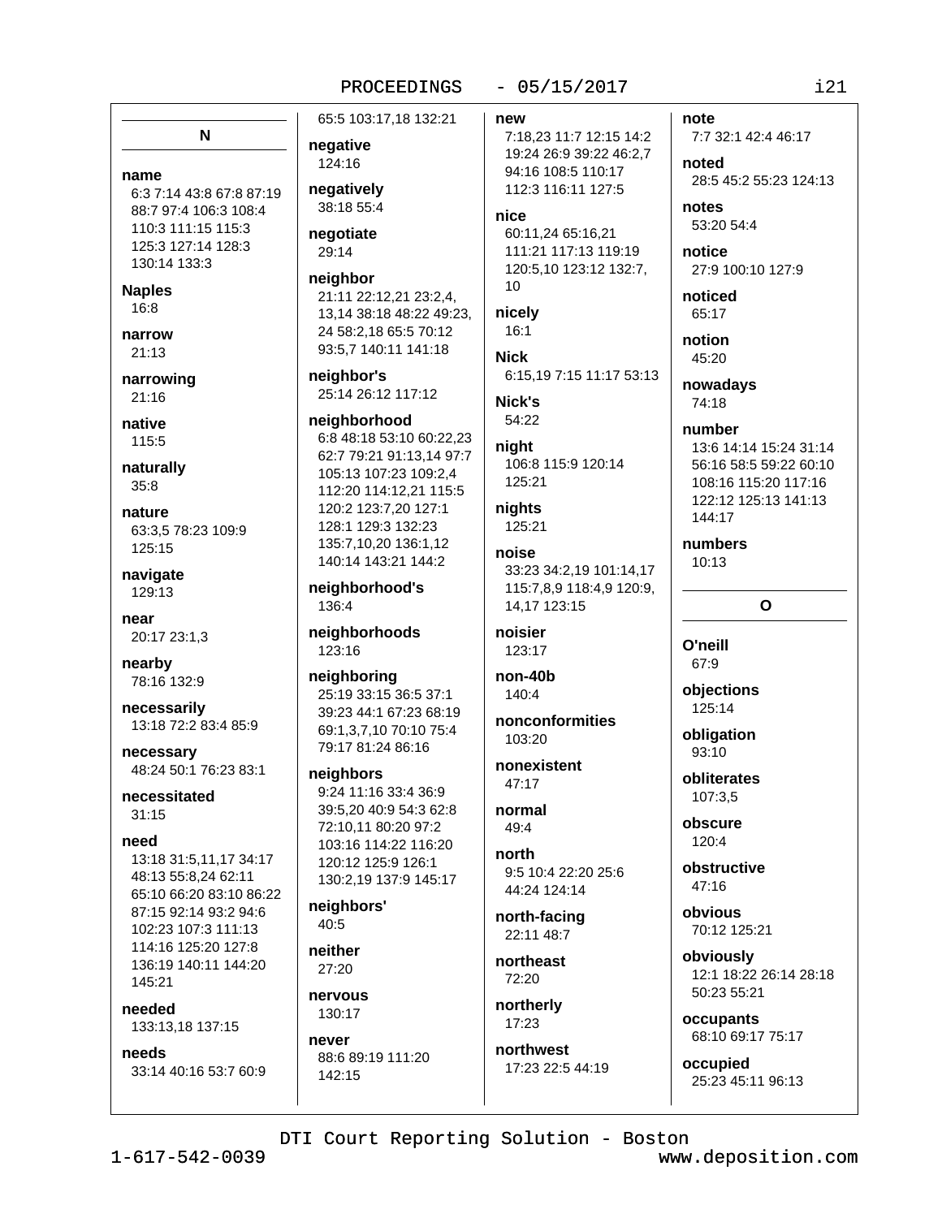## N

**name**
6:3 7:14 43:8 67:8 87:19 88:7 97:4 106:3 108:4 110:3 111:15 115:3 125:3 127:14 128:3 130:14 133:3

**Naples**
16:8

**narrow**
21:13

**narrowing**
21:16

**native**
115:5

**naturally**
35:8

**nature**
63:3,5 78:23 109:9 125:15

**navigate**
129:13

**near**
20:17 23:1,3

**nearby**
78:16 132:9

**necessarily**
13:18 72:2 83:4 85:9

**necessary**
48:24 50:1 76:23 83:1

**necessitated**
31:15

**need**
13:18 31:5,11,17 34:17 48:13 55:8,24 62:11 65:10 66:20 83:10 86:22 87:15 92:14 93:2 94:6 102:23 107:3 111:13 114:16 125:20 127:8 136:19 140:11 144:20 145:21

**needed**
133:13,18 137:15

**needs**
33:14 40:16 53:7 60:9 65:5 103:17,18 132:21

**negative**
124:16

**negatively**
38:18 55:4

**negotiate**
29:14

**neighbor**
21:11 22:12,21 23:2,4, 13,14 38:18 48:22 49:23, 24 58:2,18 65:5 70:12 93:5,7 140:11 141:18

**neighbor's**
25:14 26:12 117:12

**neighborhood**
6:8 48:18 53:10 60:22,23 62:7 79:21 91:13,14 97:7 105:13 107:23 109:2,4 112:20 114:12,21 115:5 120:2 123:7,20 127:1 128:1 129:3 132:23 135:7,10,20 136:1,12 140:14 143:21 144:2

**neighborhood's**
136:4

**neighborhoods**
123:16

**neighboring**
25:19 33:15 36:5 37:1 39:23 44:1 67:23 68:19 69:1,3,7,10 70:10 75:4 79:17 81:24 86:16

**neighbors**
9:24 11:16 33:4 36:9 39:5,20 40:9 54:3 62:8 72:10,11 80:20 97:2 103:16 114:22 116:20 120:12 125:9 126:1 130:2,19 137:9 145:17

**neighbors'**
40:5

**neither**
27:20

**nervous**
130:17

**never**
88:6 89:19 111:20 142:15

**new**
7:18,23 11:7 12:15 14:2 19:24 26:9 39:22 46:2,7 94:16 108:5 110:17 112:3 116:11 127:5

**nice**
60:11,24 65:16,21 111:21 117:13 119:19 120:5,10 123:12 132:7, 10

**nicely**
16:1

**Nick**
6:15,19 7:15 11:17 53:13

**Nick's**
54:22

**night**
106:8 115:9 120:14 125:21

**nights**
125:21

**noise**
33:23 34:2,19 101:14,17 115:7,8,9 118:4,9 120:9, 14,17 123:15

**noisier**
123:17

**non-40b**
140:4

**nonconformities**
103:20

**nonexistent**
47:17

**normal**
49:4

**north**
9:5 10:4 22:20 25:6 44:24 124:14

**north-facing**
22:11 48:7

**northeast**
72:20

**northerly**
17:23

**northwest**
17:23 22:5 44:19

**note**
7:7 32:1 42:4 46:17

**noted**
28:5 45:2 55:23 124:13

**notes**
53:20 54:4

**notice**
27:9 100:10 127:9

**noticed**
65:17

**notion**
45:20

**nowadays**
74:18

**number**
13:6 14:14 15:24 31:14 56:16 58:5 59:22 60:10 108:16 115:20 117:16 122:12 125:13 141:13 144:17

**numbers**
10:13

## O

**O'neill**
67:9

**objections**
125:14

**obligation**
93:10

**obliterates**
107:3,5

**obscure**
120:4

**obstructive**
47:16

**obvious**
70:12 125:21

**obviously**
12:1 18:22 26:14 28:18 50:23 55:21

**occupants**
68:10 69:17 75:17

**occupied**
25:23 45:11 96:13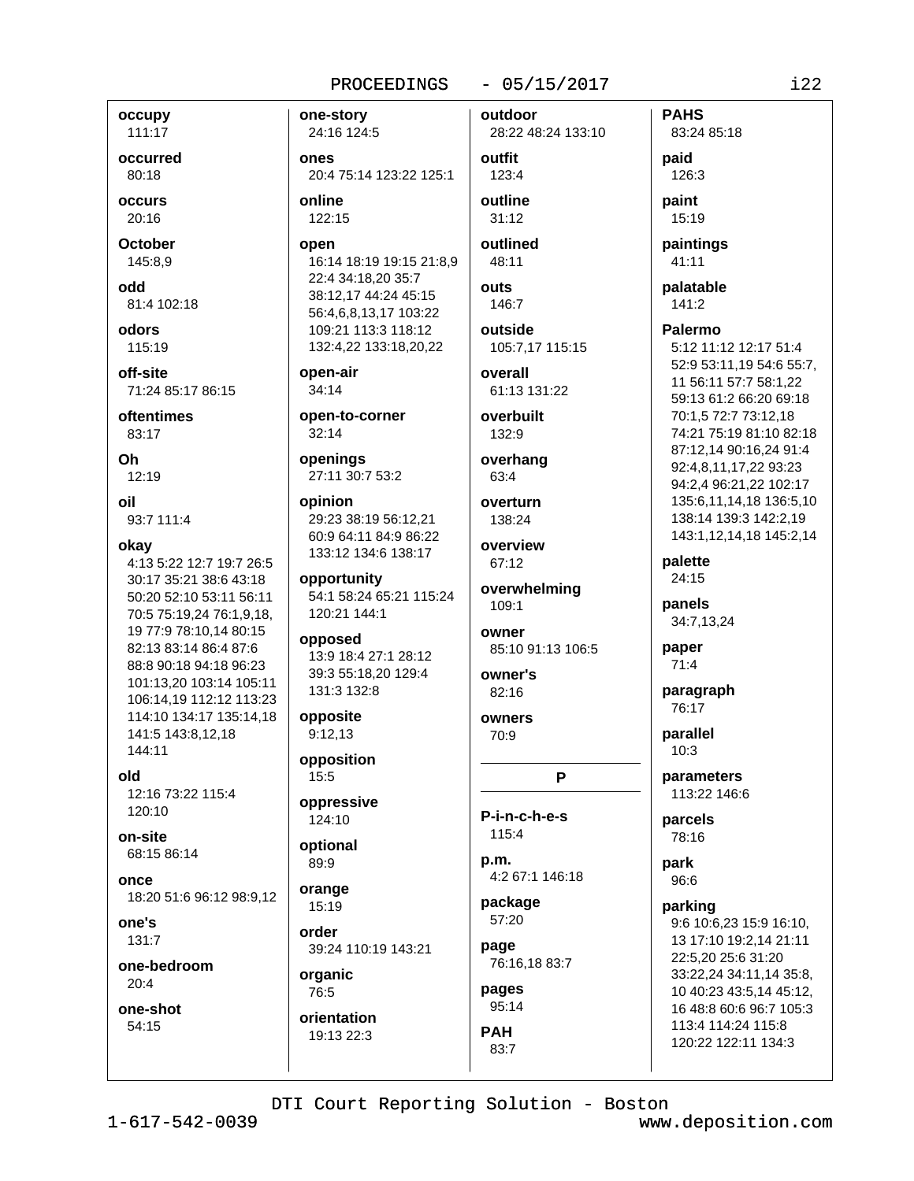**occupy**
111:17

**occurred**
80:18

**occurs**
20:16

**October**
145:8,9

**odd**
81:4 102:18

**odors**
115:19

**off-site**
71:24 85:17 86:15

**oftentimes**
83:17

**Oh**
12:19

**oil**
93:7 111:4

**okay**
4:13 5:22 12:7 19:7 26:5 30:17 35:21 38:6 43:18 50:20 52:10 53:11 56:11 70:5 75:19,24 76:1,9,18, 19 77:9 78:10,14 80:15 82:13 83:14 86:4 87:6 88:8 90:18 94:18 96:23 101:13,20 103:14 105:11 106:14,19 112:12 113:23 114:10 134:17 135:14,18 141:5 143:8,12,18 144:11

**old**
12:16 73:22 115:4 120:10

**on-site**
68:15 86:14

**once**
18:20 51:6 96:12 98:9,12

**one's**
131:7

**one-bedroom**
20:4

**one-shot**
54:15

**one-story**
24:16 124:5

**ones**
20:4 75:14 123:22 125:1

**online**
122:15

**open**
16:14 18:19 19:15 21:8,9 22:4 34:18,20 35:7 38:12,17 44:24 45:15 56:4,6,8,13,17 103:22 109:21 113:3 118:12 132:4,22 133:18,20,22

**open-air**
34:14

**open-to-corner**
32:14

**openings**
27:11 30:7 53:2

**opinion**
29:23 38:19 56:12,21 60:9 64:11 84:9 86:22 133:12 134:6 138:17

**opportunity**
54:1 58:24 65:21 115:24 120:21 144:1

**opposed**
13:9 18:4 27:1 28:12 39:3 55:18,20 129:4 131:3 132:8

**opposite**
9:12,13

**opposition**
15:5

**oppressive**
124:10

**optional**
89:9

**orange**
15:19

**order**
39:24 110:19 143:21

**organic**
76:5

**orientation**
19:13 22:3

**outdoor**
28:22 48:24 133:10

**outfit**
123:4

**outline**
31:12

**outlined**
48:11

**outs**
146:7

**outside**
105:7,17 115:15

**overall**
61:13 131:22

**overbuilt**
132:9

**overhang**
63:4

**overturn**
138:24

**overview**
67:12

**overwhelming**
109:1

**owner**
85:10 91:13 106:5

**owner's**
82:16

**owners**
70:9

## P

**P-i-n-c-h-e-s**
115:4

**p.m.**
4:2 67:1 146:18

**package**
57:20

**page**
76:16,18 83:7

**pages**
95:14

**PAH**
83:7

**PAHS**
83:24 85:18

**paid**
126:3

**paint**
15:19

**paintings**
41:11

**palatable**
141:2

**Palermo**
5:12 11:12 12:17 51:4 52:9 53:11,19 54:6 55:7, 11 56:11 57:7 58:1,22 59:13 61:2 66:20 69:18 70:1,5 72:7 73:12,18 74:21 75:19 81:10 82:18 87:12,14 90:16,24 91:4 92:4,8,11,17,22 93:23 94:2,4 96:21,22 102:17 135:6,11,14,18 136:5,10 138:14 139:3 142:2,19 143:1,12,14,18 145:2,14

**palette**
24:15

**panels**
34:7,13,24

**paper**
71:4

**paragraph**
76:17

**parallel**
10:3

**parameters**
113:22 146:6

**parcels**
78:16

**park**
96:6

**parking**
9:6 10:6,23 15:9 16:10, 13 17:10 19:2,14 21:11 22:5,20 25:6 31:20 33:22,24 34:11,14 35:8, 10 40:23 43:5,14 45:12, 16 48:8 60:6 96:7 105:3 113:4 114:24 115:8 120:22 122:11 134:3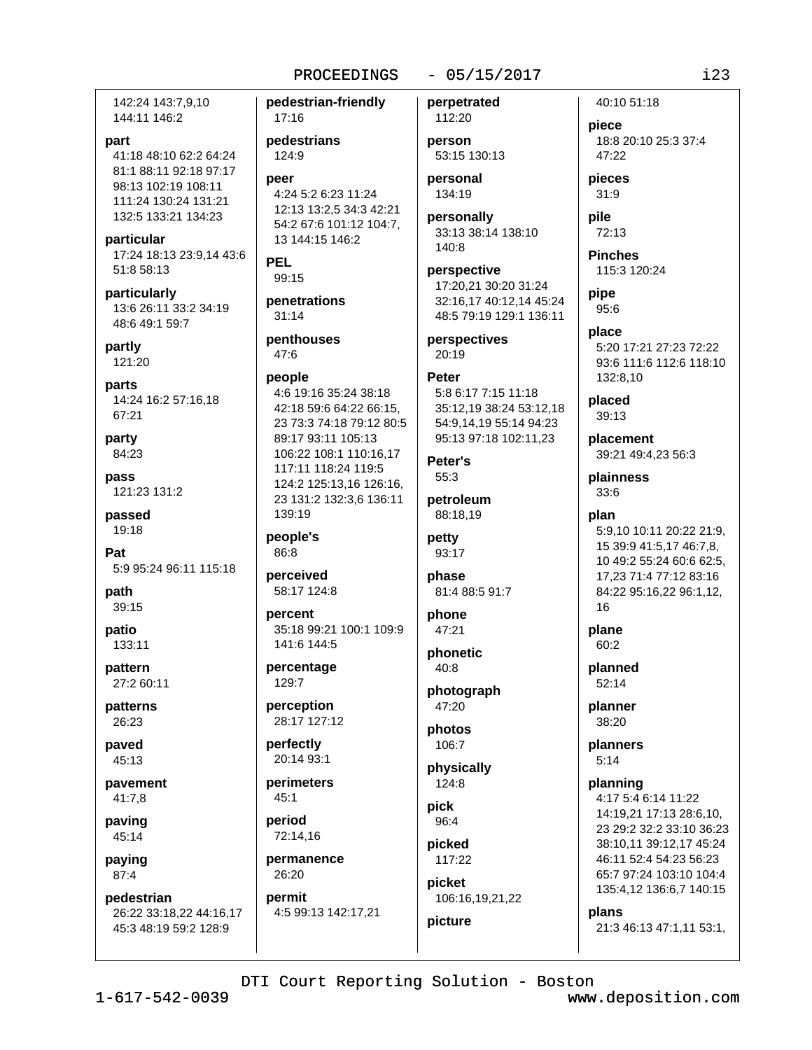142:24 143:7,9,10 144:11 146:2

**part**
41:18 48:10 62:2 64:24 81:1 88:11 92:18 97:17 98:13 102:19 108:11 111:24 130:24 131:21 132:5 133:21 134:23

**particular**
17:24 18:13 23:9,14 43:6 51:8 58:13

**particularly**
13:6 26:11 33:2 34:19 48:6 49:1 59:7

**partly**
121:20

**parts**
14:24 16:2 57:16,18 67:21

**party**
84:23

**pass**
121:23 131:2

**passed**
19:18

**Pat**
5:9 95:24 96:11 115:18

**path**
39:15

**patio**
133:11

**pattern**
27:2 60:11

**patterns**
26:23

**paved**
45:13

**pavement**
41:7,8

**paving**
45:14

**paying**
87:4

**pedestrian**
26:22 33:18,22 44:16,17 45:3 48:19 59:2 128:9

**pedestrian-friendly**
17:16

**pedestrians**
124:9

**peer**
4:24 5:2 6:23 11:24 12:13 13:2,5 34:3 42:21 54:2 67:6 101:12 104:7, 13 144:15 146:2

**PEL**
99:15

**penetrations**
31:14

**penthouses**
47:6

**people**
4:6 19:16 35:24 38:18 42:18 59:6 64:22 66:15, 23 73:3 74:18 79:12 80:5 89:17 93:11 105:13 106:22 108:1 110:16,17 117:11 118:24 119:5 124:2 125:13,16 126:16, 23 131:2 132:3,6 136:11 139:19

**people's**
86:8

**perceived**
58:17 124:8

**percent**
35:18 99:21 100:1 109:9 141:6 144:5

**percentage**
129:7

**perception**
28:17 127:12

**perfectly**
20:14 93:1

**perimeters**
45:1

**period**
72:14,16

**permanence**
26:20

**permit**
4:5 99:13 142:17,21

**perpetrated**
112:20

**person**
53:15 130:13

**personal**
134:19

**personally**
33:13 38:14 138:10 140:8

**perspective**
17:20,21 30:20 31:24 32:16,17 40:12,14 45:24 48:5 79:19 129:1 136:11

**perspectives**
20:19

**Peter**
5:8 6:17 7:15 11:18 35:12,19 38:24 53:12,18 54:9,14,19 55:14 94:23 95:13 97:18 102:11,23

**Peter's**
55:3

**petroleum**
88:18,19

**petty**
93:17

**phase**
81:4 88:5 91:7

**phone**
47:21

**phonetic**
40:8

**photograph**
47:20

**photos**
106:7

**physically**
124:8

**pick**
96:4

**picked**
117:22

**picket**
106:16,19,21,22

**picture**
40:10 51:18

**piece**
18:8 20:10 25:3 37:4 47:22

**pieces**
31:9

**pile**
72:13

**Pinches**
115:3 120:24

**pipe**
95:6

**place**
5:20 17:21 27:23 72:22 93:6 111:6 112:6 118:10 132:8,10

**placed**
39:13

**placement**
39:21 49:4,23 56:3

**plainness**
33:6

**plan**
5:9,10 10:11 20:22 21:9, 15 39:9 41:5,17 46:7,8, 10 49:2 55:24 60:6 62:5, 17,23 71:4 77:12 83:16 84:22 95:16,22 96:1,12, 16

**plane**
60:2

**planned**
52:14

**planner**
38:20

**planners**
5:14

**planning**
4:17 5:4 6:14 11:22 14:19,21 17:13 28:6,10, 23 29:2 32:2 33:10 36:23 38:10,11 39:12,17 45:24 46:11 52:4 54:23 56:23 65:7 97:24 103:10 104:4 135:4,12 136:6,7 140:15

**plans**
21:3 46:13 47:1,11 53:1,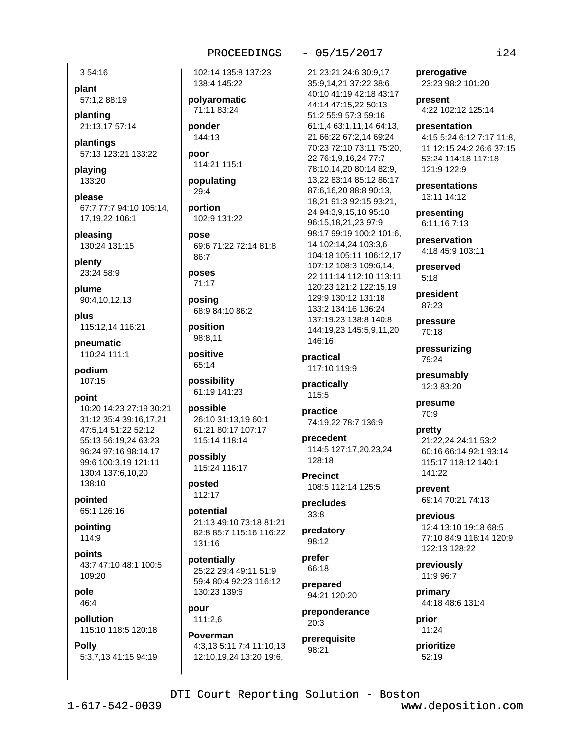3 54:16

**plant**
57:1,2 88:19

**planting**
21:13,17 57:14

**plantings**
57:13 123:21 133:22

**playing**
133:20

**please**
67:7 77:7 94:10 105:14, 17,19,22 106:1

**pleasing**
130:24 131:15

**plenty**
23:24 58:9

**plume**
90:4,10,12,13

**plus**
115:12,14 116:21

**pneumatic**
110:24 111:1

**podium**
107:15

**point**
10:20 14:23 27:19 30:21 31:12 35:4 39:16,17,21 47:5,14 51:22 52:12 55:13 56:19,24 63:23 96:24 97:16 98:14,17 99:6 100:3,19 121:11 130:4 137:6,10,20 138:10

**pointed**
65:1 126:16

**pointing**
114:9

**points**
43:7 47:10 48:1 100:5 109:20

**pole**
46:4

**pollution**
115:10 118:5 120:18

**Polly**
5:3,7,13 41:15 94:19

102:14 135:8 137:23 138:4 145:22

**polyaromatic**
71:11 83:24

**ponder**
144:13

**poor**
114:21 115:1

**populating**
29:4

**portion**
102:9 131:22

**pose**
69:6 71:22 72:14 81:8 86:7

**poses**
71:17

**posing**
68:9 84:10 86:2

**position**
98:8,11

**positive**
65:14

**possibility**
61:19 141:23

**possible**
26:10 31:13,19 60:1 61:21 80:17 107:17 115:14 118:14

**possibly**
115:24 116:17

**posted**
112:17

**potential**
21:13 49:10 73:18 81:21 82:8 85:7 115:16 116:22 131:16

**potentially**
25:22 29:4 49:11 51:9 59:4 80:4 92:23 116:12 130:23 139:6

**pour**
111:2,6

**Poverman**
4:3,13 5:11 7:4 11:10,13 12:10,19,24 13:20 19:6, 21 23:21 24:6 30:9,17 35:9,14,21 37:22 38:6 40:10 41:19 42:18 43:17 44:14 47:15,22 50:13 51:2 55:9 57:3 59:16 61:1,4 63:1,11,14 64:13, 21 66:22 67:2,14 69:24 70:23 72:10 73:11 75:20, 22 76:1,9,16,24 77:7 78:10,14,20 80:14 82:9, 13,22 83:14 85:12 86:17 87:6,16,20 88:8 90:13, 18,21 91:3 92:15 93:21, 24 94:3,9,15,18 95:18 96:15,18,21,23 97:9 98:17 99:19 100:2 101:6, 14 102:14,24 103:3,6 104:18 105:11 106:12,17 107:12 108:3 109:6,14, 22 111:14 112:10 113:11 120:23 121:2 122:15,19 129:9 130:12 131:18 133:2 134:16 136:24 137:19,23 138:8 140:8 144:19,23 145:5,9,11,20 146:16

**practical**
117:10 119:9

**practically**
115:5

**practice**
74:19,22 78:7 136:9

**precedent**
114:5 127:17,20,23,24 128:18

**Precinct**
108:5 112:14 125:5

**precludes**
33:8

**predatory**
98:12

**prefer**
66:18

**prepared**
94:21 120:20

**preponderance**
20:3

**prerequisite**
98:21

**prerogative**
23:23 98:2 101:20

**present**
4:22 102:12 125:14

**presentation**
4:15 5:24 6:12 7:17 11:8, 11 12:15 24:2 26:6 37:15 53:24 114:18 117:18 121:9 122:9

**presentations**
13:11 14:12

**presenting**
6:11,16 7:13

**preservation**
4:18 45:9 103:11

**preserved**
5:18

**president**
87:23

**pressure**
70:18

**pressurizing**
79:24

**presumably**
12:3 83:20

**presume**
70:9

**pretty**
21:22,24 24:11 53:2 60:16 66:14 92:1 93:14 115:17 118:12 140:1 141:22

**prevent**
69:14 70:21 74:13

**previous**
12:4 13:10 19:18 68:5 77:10 84:9 116:14 120:9 122:13 128:22

**previously**
11:9 96:7

**primary**
44:18 48:6 131:4

**prior**
11:24

**prioritize**
52:19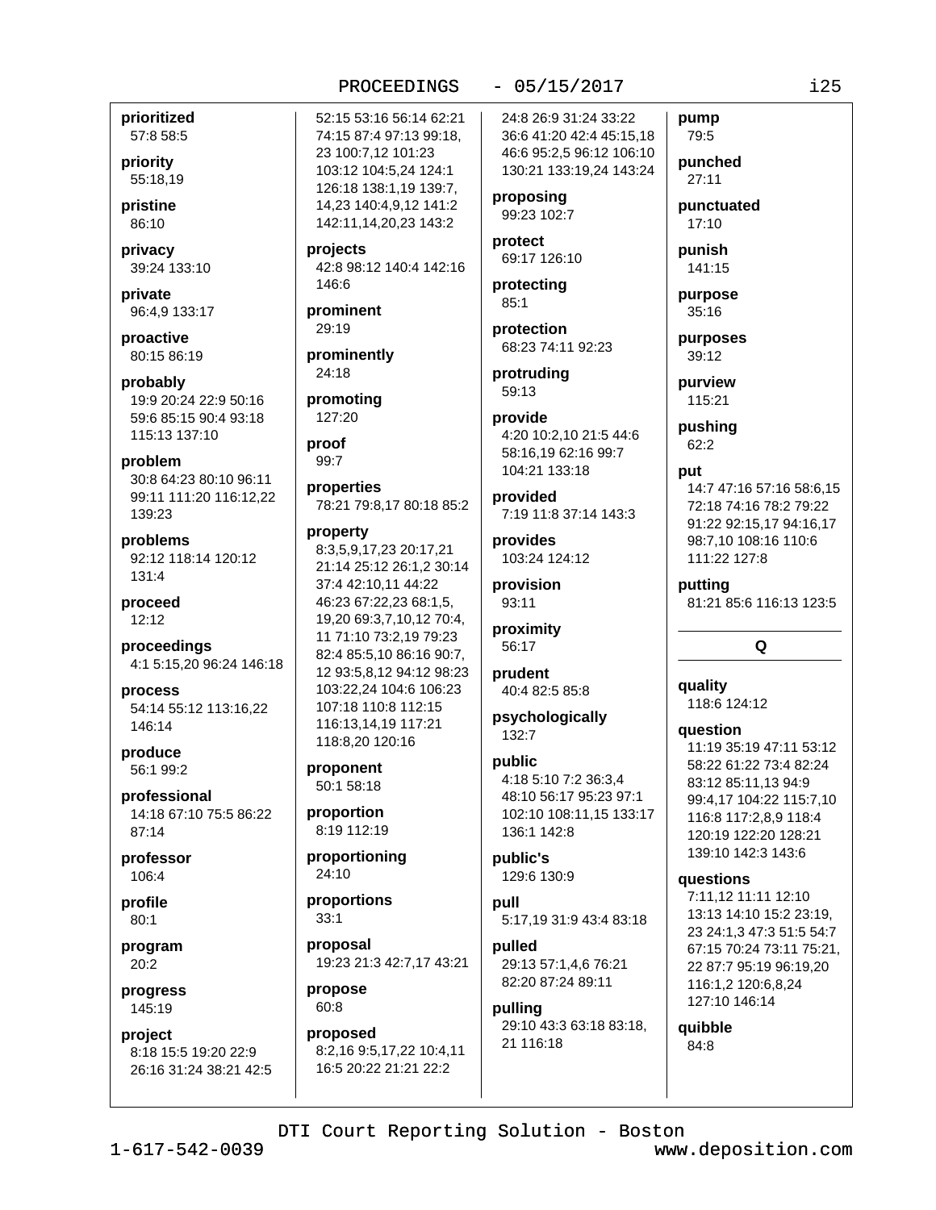**prioritized**
57:8 58:5

**priority**
55:18,19

**pristine**
86:10

**privacy**
39:24 133:10

**private**
96:4,9 133:17

**proactive**
80:15 86:19

**probably**
19:9 20:24 22:9 50:16 59:6 85:15 90:4 93:18 115:13 137:10

**problem**
30:8 64:23 80:10 96:11 99:11 111:20 116:12,22 139:23

**problems**
92:12 118:14 120:12 131:4

**proceed**
12:12

**proceedings**
4:1 5:15,20 96:24 146:18

**process**
54:14 55:12 113:16,22 146:14

**produce**
56:1 99:2

**professional**
14:18 67:10 75:5 86:22 87:14

**professor**
106:4

**profile**
80:1

**program**
20:2

**progress**
145:19

**project**
8:18 15:5 19:20 22:9 26:16 31:24 38:21 42:5 52:15 53:16 56:14 62:21 74:15 87:4 97:13 99:18, 23 100:7,12 101:23 103:12 104:5,24 124:1 126:18 138:1,19 139:7, 14,23 140:4,9,12 141:2 142:11,14,20,23 143:2

**projects**
42:8 98:12 140:4 142:16 146:6

**prominent**
29:19

**prominently**
24:18

**promoting**
127:20

**proof**
99:7

**properties**
78:21 79:8,17 80:18 85:2

**property**
8:3,5,9,17,23 20:17,21 21:14 25:12 26:1,2 30:14 37:4 42:10,11 44:22 46:23 67:22,23 68:1,5, 19,20 69:3,7,10,12 70:4, 11 71:10 73:2,19 79:23 82:4 85:5,10 86:16 90:7, 12 93:5,8,12 94:12 98:23 103:22,24 104:6 106:23 107:18 110:8 112:15 116:13,14,19 117:21 118:8,20 120:16

**proponent**
50:1 58:18

**proportion**
8:19 112:19

**proportioning**
24:10

**proportions**
33:1

**proposal**
19:23 21:3 42:7,17 43:21

**propose**
60:8

**proposed**
8:2,16 9:5,17,22 10:4,11 16:5 20:22 21:21 22:2 24:8 26:9 31:24 33:22 36:6 41:20 42:4 45:15,18 46:6 95:2,5 96:12 106:10 130:21 133:19,24 143:24

**proposing**
99:23 102:7

**protect**
69:17 126:10

**protecting**
85:1

**protection**
68:23 74:11 92:23

**protruding**
59:13

**provide**
4:20 10:2,10 21:5 44:6 58:16,19 62:16 99:7 104:21 133:18

**provided**
7:19 11:8 37:14 143:3

**provides**
103:24 124:12

**provision**
93:11

**proximity**
56:17

**prudent**
40:4 82:5 85:8

**psychologically**
132:7

**public**
4:18 5:10 7:2 36:3,4 48:10 56:17 95:23 97:1 102:10 108:11,15 133:17 136:1 142:8

**public's**
129:6 130:9

**pull**
5:17,19 31:9 43:4 83:18

**pulled**
29:13 57:1,4,6 76:21 82:20 87:24 89:11

**pulling**
29:10 43:3 63:18 83:18, 21 116:18

**pump**
79:5

**punched**
27:11

**punctuated**
17:10

**punish**
141:15

**purpose**
35:16

**purposes**
39:12

**purview**
115:21

**pushing**
62:2

**put**
14:7 47:16 57:16 58:6,15 72:18 74:16 78:2 79:22 91:22 92:15,17 94:16,17 98:7,10 108:16 110:6 111:22 127:8

**putting**
81:21 85:6 116:13 123:5

## Q

**quality**
118:6 124:12

**question**
11:19 35:19 47:11 53:12 58:22 61:22 73:4 82:24 83:12 85:11,13 94:9 99:4,17 104:22 115:7,10 116:8 117:2,8,9 118:4 120:19 122:20 128:21 139:10 142:3 143:6

**questions**
7:11,12 11:11 12:10 13:13 14:10 15:2 23:19, 23 24:1,3 47:3 51:5 54:7 67:15 70:24 73:11 75:21, 22 87:7 95:19 96:19,20 116:1,2 120:6,8,24 127:10 146:14

**quibble**
84:8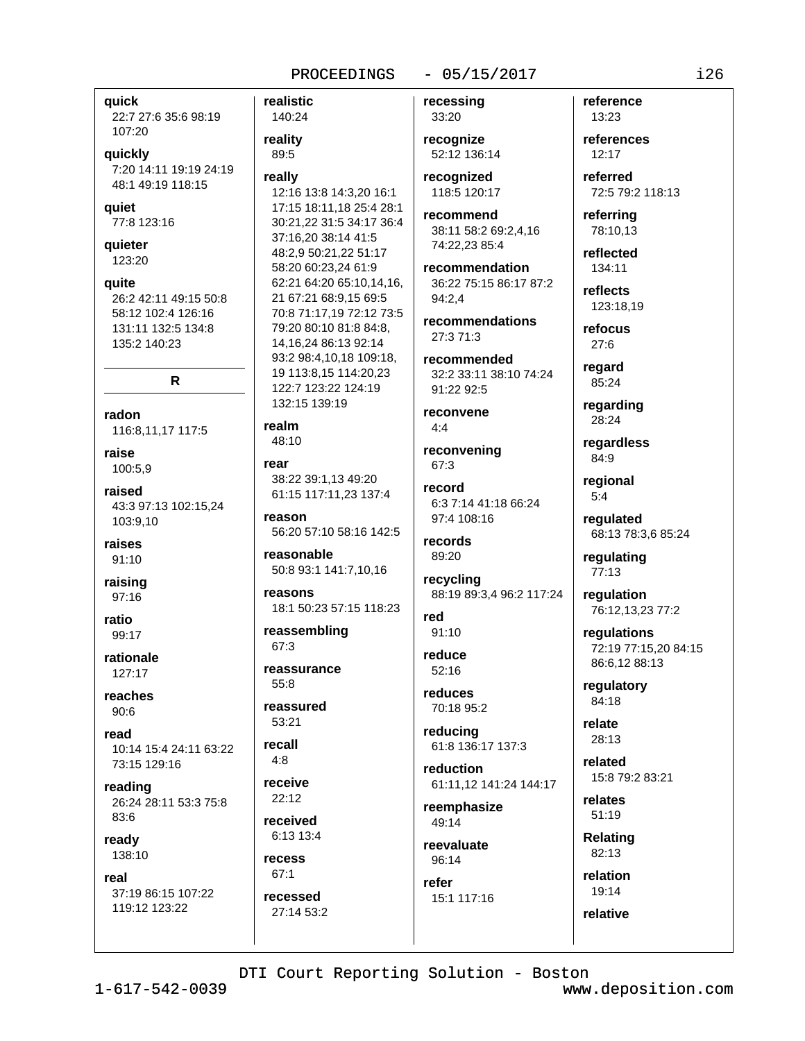**quick**
22:7 27:6 35:6 98:19 107:20

**quickly**
7:20 14:11 19:19 24:19 48:1 49:19 118:15

**quiet**
77:8 123:16

**quieter**
123:20

**quite**
26:2 42:11 49:15 50:8 58:12 102:4 126:16 131:11 132:5 134:8 135:2 140:23

## R

**radon**
116:8,11,17 117:5

**raise**
100:5,9

**raised**
43:3 97:13 102:15,24 103:9,10

**raises**
91:10

**raising**
97:16

**ratio**
99:17

**rationale**
127:17

**reaches**
90:6

**read**
10:14 15:4 24:11 63:22 73:15 129:16

**reading**
26:24 28:11 53:3 75:8 83:6

**ready**
138:10

**real**
37:19 86:15 107:22 119:12 123:22

**realistic**
140:24

**reality**
89:5

**really**
12:16 13:8 14:3,20 16:1 17:15 18:11,18 25:4 28:1 30:21,22 31:5 34:17 36:4 37:16,20 38:14 41:5 48:2,9 50:21,22 51:17 58:20 60:23,24 61:9 62:21 64:20 65:10,14,16, 21 67:21 68:9,15 69:5 70:8 71:17,19 72:12 73:5 79:20 80:10 81:8 84:8, 14,16,24 86:13 92:14 93:2 98:4,10,18 109:18, 19 113:8,15 114:20,23 122:7 123:22 124:19 132:15 139:19

**realm**
48:10

**rear**
38:22 39:1,13 49:20 61:15 117:11,23 137:4

**reason**
56:20 57:10 58:16 142:5

**reasonable**
50:8 93:1 141:7,10,16

**reasons**
18:1 50:23 57:15 118:23

**reassembling**
67:3

**reassurance**
55:8

**reassured**
53:21

**recall**
4:8

**receive**
22:12

**received**
6:13 13:4

**recess**
67:1

**recessed**
27:14 53:2

**recessing**
33:20

**recognize**
52:12 136:14

**recognized**
118:5 120:17

**recommend**
38:11 58:2 69:2,4,16 74:22,23 85:4

**recommendation**
36:22 75:15 86:17 87:2 94:2,4

**recommendations**
27:3 71:3

**recommended**
32:2 33:11 38:10 74:24 91:22 92:5

**reconvene**
4:4

**reconvening**
67:3

**record**
6:3 7:14 41:18 66:24 97:4 108:16

**records**
89:20

**recycling**
88:19 89:3,4 96:2 117:24

**red**
91:10

**reduce**
52:16

**reduces**
70:18 95:2

**reducing**
61:8 136:17 137:3

**reduction**
61:11,12 141:24 144:17

**reemphasize**
49:14

**reevaluate**
96:14

**refer**
15:1 117:16

**reference**
13:23

**references**
12:17

**referred**
72:5 79:2 118:13

**referring**
78:10,13

**reflected**
134:11

**reflects**
123:18,19

**refocus**
27:6

**regard**
85:24

**regarding**
28:24

**regardless**
84:9

**regional**
5:4

**regulated**
68:13 78:3,6 85:24

**regulating**
77:13

**regulation**
76:12,13,23 77:2

**regulations**
72:19 77:15,20 84:15 86:6,12 88:13

**regulatory**
84:18

**relate**
28:13

**related**
15:8 79:2 83:21

**relates**
51:19

**Relating**
82:13

**relation**
19:14

**relative**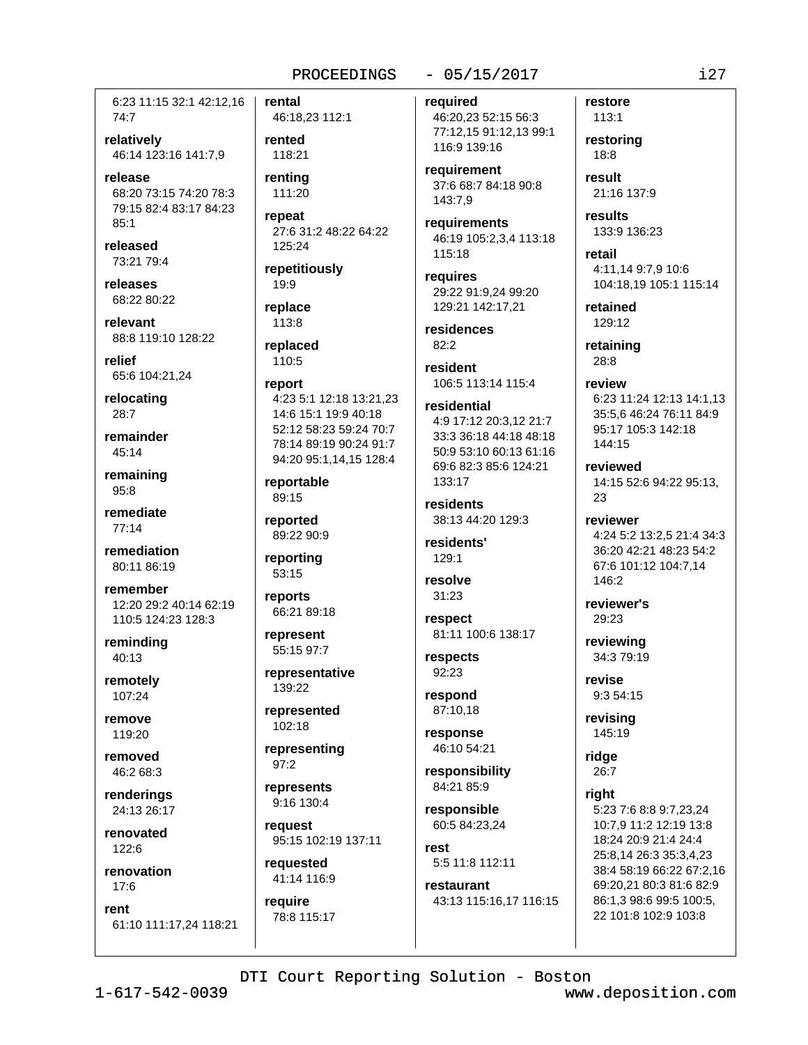6:23 11:15 32:1 42:12,16 74:7

**relatively**
46:14 123:16 141:7,9

**release**
68:20 73:15 74:20 78:3 79:15 82:4 83:17 84:23 85:1

**released**
73:21 79:4

**releases**
68:22 80:22

**relevant**
88:8 119:10 128:22

**relief**
65:6 104:21,24

**relocating**
28:7

**remainder**
45:14

**remaining**
95:8

**remediate**
77:14

**remediation**
80:11 86:19

**remember**
12:20 29:2 40:14 62:19 110:5 124:23 128:3

**reminding**
40:13

**remotely**
107:24

**remove**
119:20

**removed**
46:2 68:3

**renderings**
24:13 26:17

**renovated**
122:6

**renovation**
17:6

**rent**
61:10 111:17,24 118:21

**rental**
46:18,23 112:1

**rented**
118:21

**renting**
111:20

**repeat**
27:6 31:2 48:22 64:22 125:24

**repetitiously**
19:9

**replace**
113:8

**replaced**
110:5

**report**
4:23 5:1 12:18 13:21,23 14:6 15:1 19:9 40:18 52:12 58:23 59:24 70:7 78:14 89:19 90:24 91:7 94:20 95:1,14,15 128:4

**reportable**
89:15

**reported**
89:22 90:9

**reporting**
53:15

**reports**
66:21 89:18

**represent**
55:15 97:7

**representative**
139:22

**represented**
102:18

**representing**
97:2

**represents**
9:16 130:4

**request**
95:15 102:19 137:11

**requested**
41:14 116:9

**require**
78:8 115:17

**required**
46:20,23 52:15 56:3 77:12,15 91:12,13 99:1 116:9 139:16

**requirement**
37:6 68:7 84:18 90:8 143:7,9

**requirements**
46:19 105:2,3,4 113:18 115:18

**requires**
29:22 91:9,24 99:20 129:21 142:17,21

**residences**
82:2

**resident**
106:5 113:14 115:4

**residential**
4:9 17:12 20:3,12 21:7 33:3 36:18 44:18 48:18 50:9 53:10 60:13 61:16 69:6 82:3 85:6 124:21 133:17

**residents**
38:13 44:20 129:3

**residents'**
129:1

**resolve**
31:23

**respect**
81:11 100:6 138:17

**respects**
92:23

**respond**
87:10,18

**response**
46:10 54:21

**responsibility**
84:21 85:9

**responsible**
60:5 84:23,24

**rest**
5:5 11:8 112:11

**restaurant**
43:13 115:16,17 116:15

**restore**
113:1

**restoring**
18:8

**result**
21:16 137:9

**results**
133:9 136:23

**retail**
4:11,14 9:7,9 10:6 104:18,19 105:1 115:14

**retained**
129:12

**retaining**
28:8

**review**
6:23 11:24 12:13 14:1,13 35:5,6 46:24 76:11 84:9 95:17 105:3 142:18 144:15

**reviewed**
14:15 52:6 94:22 95:13, 23

**reviewer**
4:24 5:2 13:2,5 21:4 34:3 36:20 42:21 48:23 54:2 67:6 101:12 104:7,14 146:2

**reviewer's**
29:23

**reviewing**
34:3 79:19

**revise**
9:3 54:15

**revising**
145:19

**ridge**
26:7

**right**
5:23 7:6 8:8 9:7,23,24 10:7,9 11:2 12:19 13:8 18:24 20:9 21:4 24:4 25:8,14 26:3 35:3,4,23 38:4 58:19 66:22 67:2,16 69:20,21 80:3 81:6 82:9 86:1,3 98:6 99:5 100:5, 22 101:8 102:9 103:8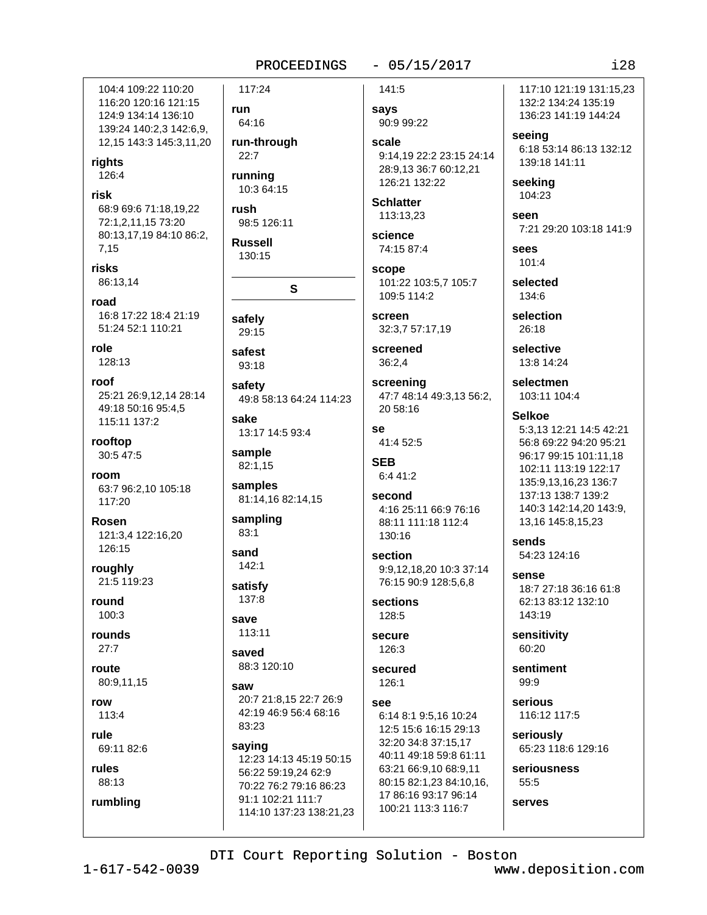104:4 109:22 110:20 116:20 120:16 121:15 124:9 134:14 136:10 139:24 140:2,3 142:6,9, 12,15 143:3 145:3,11,20

**rights**
126:4

**risk**
68:9 69:6 71:18,19,22 72:1,2,11,15 73:20 80:13,17,19 84:10 86:2, 7,15

**risks**
86:13,14

**road**
16:8 17:22 18:4 21:19 51:24 52:1 110:21

**role**
128:13

**roof**
25:21 26:9,12,14 28:14 49:18 50:16 95:4,5 115:11 137:2

**rooftop**
30:5 47:5

**room**
63:7 96:2,10 105:18 117:20

**Rosen**
121:3,4 122:16,20 126:15

**roughly**
21:5 119:23

**round**
100:3

**rounds**
27:7

**route**
80:9,11,15

**row**
113:4

**rule**
69:11 82:6

**rules**
88:13

**rumbling**
117:24

**run**
64:16

**run-through**
22:7

**running**
10:3 64:15

**rush**
98:5 126:11

**Russell**
130:15

## S

**safely**
29:15

**safest**
93:18

**safety**
49:8 58:13 64:24 114:23

**sake**
13:17 14:5 93:4

**sample**
82:1,15

**samples**
81:14,16 82:14,15

**sampling**
83:1

**sand**
142:1

**satisfy**
137:8

**save**
113:11

**saved**
88:3 120:10

**saw**
20:7 21:8,15 22:7 26:9 42:19 46:9 56:4 68:16 83:23

**saying**
12:23 14:13 45:19 50:15 56:22 59:19,24 62:9 70:22 76:2 79:16 86:23 91:1 102:21 111:7 114:10 137:23 138:21,23 141:5

**says**
90:9 99:22

**scale**
9:14,19 22:2 23:15 24:14 28:9,13 36:7 60:12,21 126:21 132:22

**Schlatter**
113:13,23

**science**
74:15 87:4

**scope**
101:22 103:5,7 105:7 109:5 114:2

**screen**
32:3,7 57:17,19

**screened**
36:2,4

**screening**
47:7 48:14 49:3,13 56:2, 20 58:16

**se**
41:4 52:5

**SEB**
6:4 41:2

**second**
4:16 25:11 66:9 76:16 88:11 111:18 112:4 130:16

**section**
9:9,12,18,20 10:3 37:14 76:15 90:9 128:5,6,8

**sections**
128:5

**secure**
126:3

**secured**
126:1

**see**
6:14 8:1 9:5,16 10:24 12:5 15:6 16:15 29:13 32:20 34:8 37:15,17 40:11 49:18 59:8 61:11 63:21 66:9,10 68:9,11 80:15 82:1,23 84:10,16, 17 86:16 93:17 96:14 100:21 113:3 116:7 117:10 121:19 131:15,23 132:2 134:24 135:19 136:23 141:19 144:24

**seeing**
6:18 53:14 86:13 132:12 139:18 141:11

**seeking**
104:23

**seen**
7:21 29:20 103:18 141:9

**sees**
101:4

**selected**
134:6

**selection**
26:18

**selective**
13:8 14:24

**selectmen**
103:11 104:4

**Selkoe**
5:3,13 12:21 14:5 42:21 56:8 69:22 94:20 95:21 96:17 99:15 101:11,18 102:11 113:19 122:17 135:9,13,16,23 136:7 137:13 138:7 139:2 140:3 142:14,20 143:9, 13,16 145:8,15,23

**sends**
54:23 124:16

**sense**
18:7 27:18 36:16 61:8 62:13 83:12 132:10 143:19

**sensitivity**
60:20

**sentiment**
99:9

**serious**
116:12 117:5

**seriously**
65:23 118:6 129:16

**seriousness**
55:5

**serves**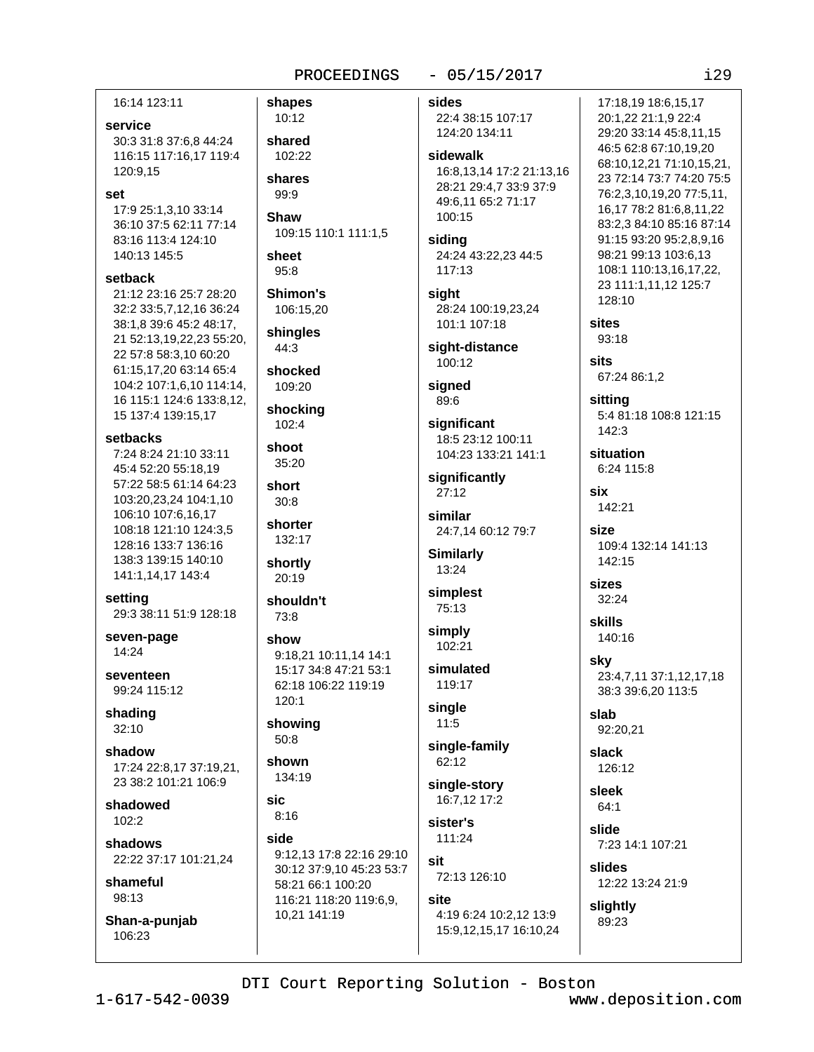16:14 123:11

**service**
30:3 31:8 37:6,8 44:24 116:15 117:16,17 119:4 120:9,15

**set**
17:9 25:1,3,10 33:14 36:10 37:5 62:11 77:14 83:16 113:4 124:10 140:13 145:5

**setback**
21:12 23:16 25:7 28:20 32:2 33:5,7,12,16 36:24 38:1,8 39:6 45:2 48:17, 21 52:13,19,22,23 55:20, 22 57:8 58:3,10 60:20 61:15,17,20 63:14 65:4 104:2 107:1,6,10 114:14, 16 115:1 124:6 133:8,12, 15 137:4 139:15,17

**setbacks**
7:24 8:24 21:10 33:11 45:4 52:20 55:18,19 57:22 58:5 61:14 64:23 103:20,23,24 104:1,10 106:10 107:6,16,17 108:18 121:10 124:3,5 128:16 133:7 136:16 138:3 139:15 140:10 141:1,14,17 143:4

**setting**
29:3 38:11 51:9 128:18

**seven-page**
14:24

**seventeen**
99:24 115:12

**shading**
32:10

**shadow**
17:24 22:8,17 37:19,21, 23 38:2 101:21 106:9

**shadowed**
102:2

**shadows**
22:22 37:17 101:21,24

**shameful**
98:13

**Shan-a-punjab**
106:23

**shapes**
10:12

**shared**
102:22

**shares**
99:9

**Shaw**
109:15 110:1 111:1,5

**sheet**
95:8

**Shimon's**
106:15,20

**shingles**
44:3

**shocked**
109:20

**shocking**
102:4

**shoot**
35:20

**short**
30:8

**shorter**
132:17

**shortly**
20:19

**shouldn't**
73:8

**show**
9:18,21 10:11,14 14:1 15:17 34:8 47:21 53:1 62:18 106:22 119:19 120:1

**showing**
50:8

**shown**
134:19

**sic**
8:16

**side**
9:12,13 17:8 22:16 29:10 30:12 37:9,10 45:23 53:7 58:21 66:1 100:20 116:21 118:20 119:6,9, 10,21 141:19

**sides**
22:4 38:15 107:17 124:20 134:11

**sidewalk**
16:8,13,14 17:2 21:13,16 28:21 29:4,7 33:9 37:9 49:6,11 65:2 71:17 100:15

**siding**
24:24 43:22,23 44:5 117:13

**sight**
28:24 100:19,23,24 101:1 107:18

**sight-distance**
100:12

**signed**
89:6

**significant**
18:5 23:12 100:11 104:23 133:21 141:1

**significantly**
27:12

**similar**
24:7,14 60:12 79:7

**Similarly**
13:24

**simplest**
75:13

**simply**
102:21

**simulated**
119:17

**single**
11:5

**single-family**
62:12

**single-story**
16:7,12 17:2

**sister's**
111:24

**sit**
72:13 126:10

**site**
4:19 6:24 10:2,12 13:9 15:9,12,15,17 16:10,24 17:18,19 18:6,15,17 20:1,22 21:1,9 22:4 29:20 33:14 45:8,11,15 46:5 62:8 67:10,19,20 68:10,12,21 71:10,15,21, 23 72:14 73:7 74:20 75:5 76:2,3,10,19,20 77:5,11, 16,17 78:2 81:6,8,11,22 83:2,3 84:10 85:16 87:14 91:15 93:20 95:2,8,9,16 98:21 99:13 103:6,13 108:1 110:13,16,17,22, 23 111:1,11,12 125:7 128:10

**sites**
93:18

**sits**
67:24 86:1,2

**sitting**
5:4 81:18 108:8 121:15 142:3

**situation**
6:24 115:8

**six**
142:21

**size**
109:4 132:14 141:13 142:15

**sizes**
32:24

**skills**
140:16

**sky**
23:4,7,11 37:1,12,17,18 38:3 39:6,20 113:5

**slab**
92:20,21

**slack**
126:12

**sleek**
64:1

**slide**
7:23 14:1 107:21

**slides**
12:22 13:24 21:9

**slightly**
89:23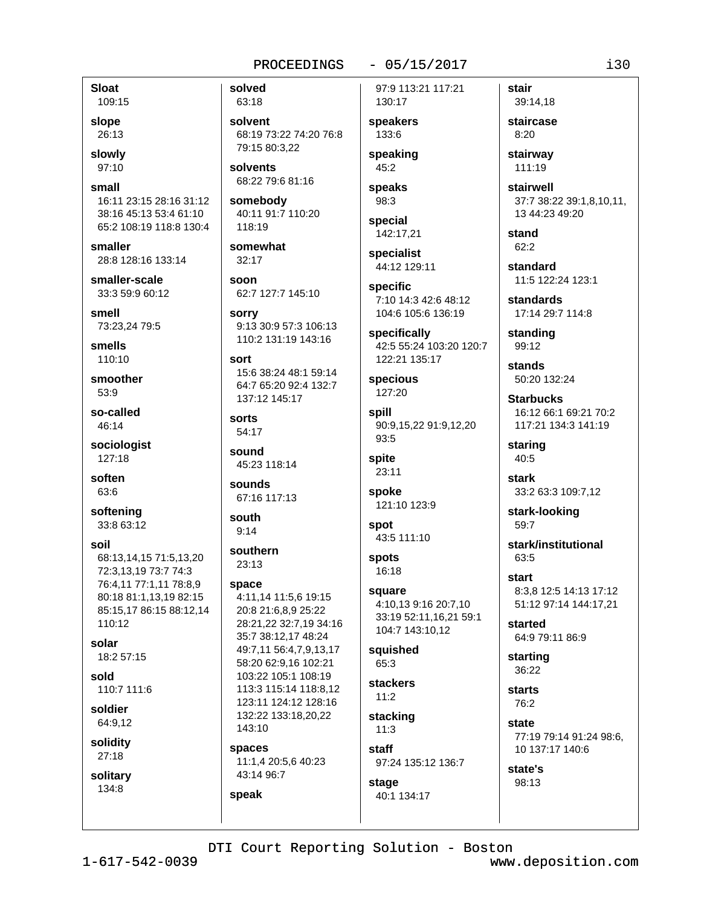**Sloat**
109:15

**slope**
26:13

**slowly**
97:10

**small**
16:11 23:15 28:16 31:12 38:16 45:13 53:4 61:10 65:2 108:19 118:8 130:4

**smaller**
28:8 128:16 133:14

**smaller-scale**
33:3 59:9 60:12

**smell**
73:23,24 79:5

**smells**
110:10

**smoother**
53:9

**so-called**
46:14

**sociologist**
127:18

**soften**
63:6

**softening**
33:8 63:12

**soil**
68:13,14,15 71:5,13,20 72:3,13,19 73:7 74:3 76:4,11 77:1,11 78:8,9 80:18 81:1,13,19 82:15 85:15,17 86:15 88:12,14 110:12

**solar**
18:2 57:15

**sold**
110:7 111:6

**soldier**
64:9,12

**solidity**
27:18

**solitary**
134:8

**solved**
63:18

**solvent**
68:19 73:22 74:20 76:8 79:15 80:3,22

**solvents**
68:22 79:6 81:16

**somebody**
40:11 91:7 110:20 118:19

**somewhat**
32:17

**soon**
62:7 127:7 145:10

**sorry**
9:13 30:9 57:3 106:13 110:2 131:19 143:16

**sort**
15:6 38:24 48:1 59:14 64:7 65:20 92:4 132:7 137:12 145:17

**sorts**
54:17

**sound**
45:23 118:14

**sounds**
67:16 117:13

**south**
9:14

**southern**
23:13

**space**
4:11,14 11:5,6 19:15 20:8 21:6,8,9 25:22 28:21,22 32:7,19 34:16 35:7 38:12,17 48:24 49:7,11 56:4,7,9,13,17 58:20 62:9,16 102:21 103:22 105:1 108:19 113:3 115:14 118:8,12 123:11 124:12 128:16 132:22 133:18,20,22 143:10

**spaces**
11:1,4 20:5,6 40:23 43:14 96:7

**speak**
97:9 113:21 117:21 130:17

**speakers**
133:6

**speaking**
45:2

**speaks**
98:3

**special**
142:17,21

**specialist**
44:12 129:11

**specific**
7:10 14:3 42:6 48:12 104:6 105:6 136:19

**specifically**
42:5 55:24 103:20 120:7 122:21 135:17

**specious**
127:20

**spill**
90:9,15,22 91:9,12,20 93:5

**spite**
23:11

**spoke**
121:10 123:9

**spot**
43:5 111:10

**spots**
16:18

**square**
4:10,13 9:16 20:7,10 33:19 52:11,16,21 59:1 104:7 143:10,12

**squished**
65:3

**stackers**
11:2

**stacking**
11:3

**staff**
97:24 135:12 136:7

**stage**
40:1 134:17

**stair**
39:14,18

**staircase**
8:20

**stairway**
111:19

**stairwell**
37:7 38:22 39:1,8,10,11, 13 44:23 49:20

**stand**
62:2

**standard**
11:5 122:24 123:1

**standards**
17:14 29:7 114:8

**standing**
99:12

**stands**
50:20 132:24

**Starbucks**
16:12 66:1 69:21 70:2 117:21 134:3 141:19

**staring**
40:5

**stark**
33:2 63:3 109:7,12

**stark-looking**
59:7

**stark/institutional**
63:5

**start**
8:3,8 12:5 14:13 17:12 51:12 97:14 144:17,21

**started**
64:9 79:11 86:9

**starting**
36:22

**starts**
76:2

**state**
77:19 79:14 91:24 98:6, 10 137:17 140:6

**state's**
98:13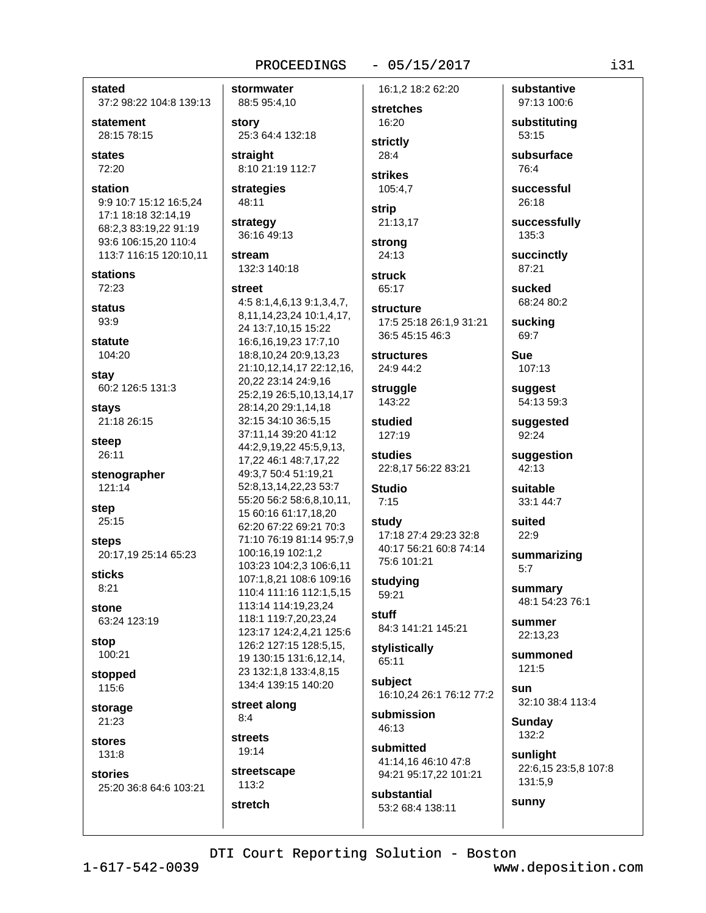**stated**
37:2 98:22 104:8 139:13

**statement**
28:15 78:15

**states**
72:20

**station**
9:9 10:7 15:12 16:5,24 17:1 18:18 32:14,19 68:2,3 83:19,22 91:19 93:6 106:15,20 110:4 113:7 116:15 120:10,11

**stations**
72:23

**status**
93:9

**statute**
104:20

**stay**
60:2 126:5 131:3

**stays**
21:18 26:15

**steep**
26:11

**stenographer**
121:14

**step**
25:15

**steps**
20:17,19 25:14 65:23

**sticks**
8:21

**stone**
63:24 123:19

**stop**
100:21

**stopped**
115:6

**storage**
21:23

**stores**
131:8

**stories**
25:20 36:8 64:6 103:21

**stormwater**
88:5 95:4,10

**story**
25:3 64:4 132:18

**straight**
8:10 21:19 112:7

**strategies**
48:11

**strategy**
36:16 49:13

**stream**
132:3 140:18

**street**
4:5 8:1,4,6,13 9:1,3,4,7, 8,11,14,23,24 10:1,4,17, 24 13:7,10,15 15:22 16:6,16,19,23 17:7,10 18:8,10,24 20:9,13,23 21:10,12,14,17 22:12,16, 20,22 23:14 24:9,16 25:2,19 26:5,10,13,14,17 28:14,20 29:1,14,18 32:15 34:10 36:5,15 37:11,14 39:20 41:12 44:2,9,19,22 45:5,9,13, 17,22 46:1 48:7,17,22 49:3,7 50:4 51:19,21 52:8,13,14,22,23 53:7 55:20 56:2 58:6,8,10,11, 15 60:16 61:17,18,20 62:20 67:22 69:21 70:3 71:10 76:19 81:14 95:7,9 100:16,19 102:1,2 103:23 104:2,3 106:6,11 107:1,8,21 108:6 109:16 110:4 111:16 112:1,5,15 113:14 114:19,23,24 118:1 119:7,20,23,24 123:17 124:2,4,21 125:6 126:2 127:15 128:5,15, 19 130:15 131:6,12,14, 23 132:1,8 133:4,8,15 134:4 139:15 140:20

**street along**
8:4

**streets**
19:14

**streetscape**
113:2

**stretch**
16:1,2 18:2 62:20

**stretches**
16:20

**strictly**
28:4

**strikes**
105:4,7

**strip**
21:13,17

**strong**
24:13

**struck**
65:17

**structure**
17:5 25:18 26:1,9 31:21 36:5 45:15 46:3

**structures**
24:9 44:2

**struggle**
143:22

**studied**
127:19

**studies**
22:8,17 56:22 83:21

**Studio**
7:15

**study**
17:18 27:4 29:23 32:8 40:17 56:21 60:8 74:14 75:6 101:21

**studying**
59:21

**stuff**
84:3 141:21 145:21

**stylistically**
65:11

**subject**
16:10,24 26:1 76:12 77:2

**submission**
46:13

**submitted**
41:14,16 46:10 47:8 94:21 95:17,22 101:21

**substantial**
53:2 68:4 138:11

**substantive**
97:13 100:6

**substituting**
53:15

**subsurface**
76:4

**successful**
26:18

**successfully**
135:3

**succinctly**
87:21

**sucked**
68:24 80:2

**sucking**
69:7

**Sue**
107:13

**suggest**
54:13 59:3

**suggested**
92:24

**suggestion**
42:13

**suitable**
33:1 44:7

**suited**
22:9

**summarizing**
5:7

**summary**
48:1 54:23 76:1

**summer**
22:13,23

**summoned**
121:5

**sun**
32:10 38:4 113:4

**Sunday**
132:2

**sunlight**
22:6,15 23:5,8 107:8 131:5,9

**sunny**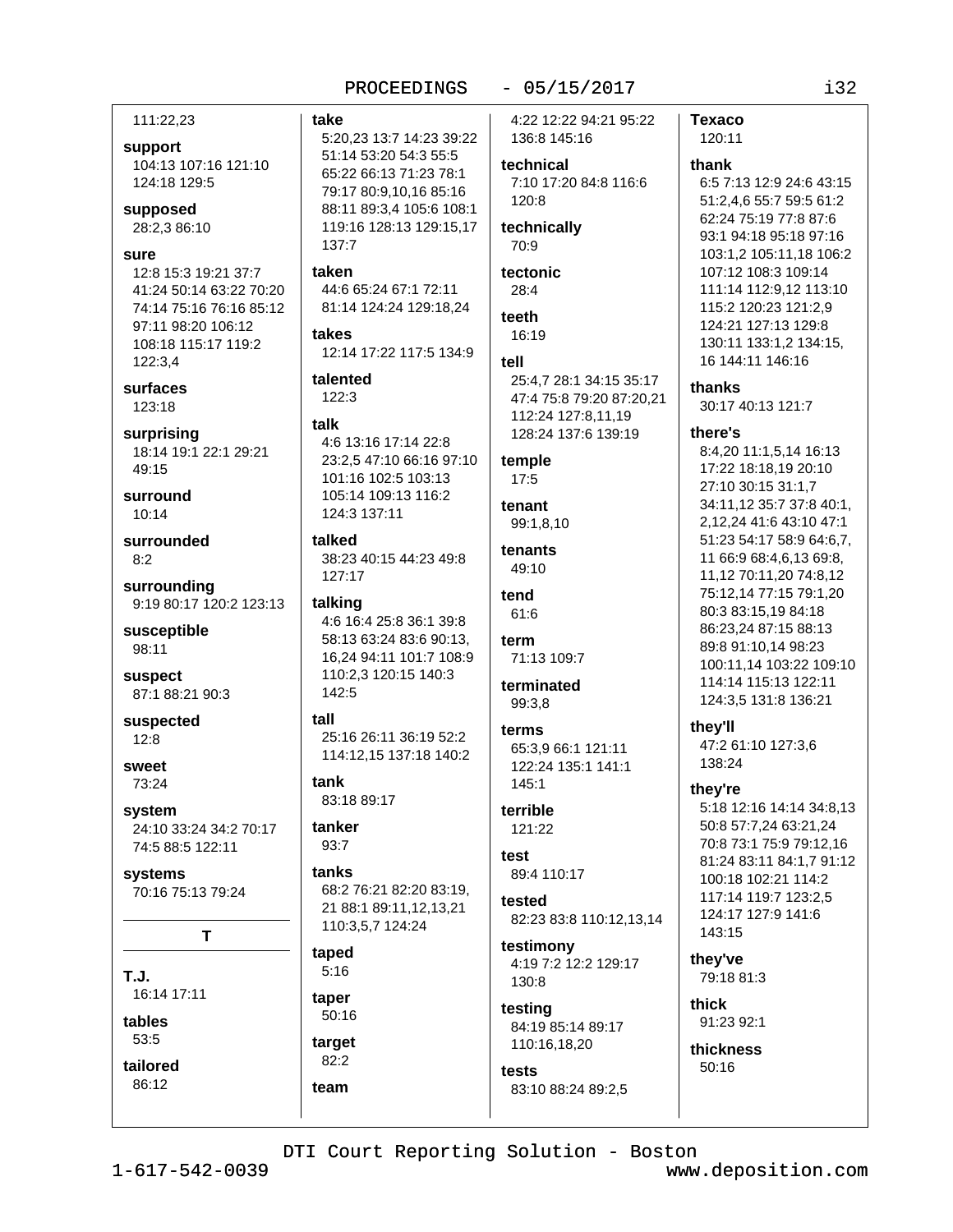111:22,23

**support**
104:13 107:16 121:10 124:18 129:5

**supposed**
28:2,3 86:10

**sure**
12:8 15:3 19:21 37:7 41:24 50:14 63:22 70:20 74:14 75:16 76:16 85:12 97:11 98:20 106:12 108:18 115:17 119:2 122:3,4

**surfaces**
123:18

**surprising**
18:14 19:1 22:1 29:21 49:15

**surround**
10:14

**surrounded**
8:2

**surrounding**
9:19 80:17 120:2 123:13

**susceptible**
98:11

**suspect**
87:1 88:21 90:3

**suspected**
12:8

**sweet**
73:24

**system**
24:10 33:24 34:2 70:17 74:5 88:5 122:11

**systems**
70:16 75:13 79:24

## T

**T.J.**
16:14 17:11

**tables**
53:5

**tailored**
86:12

**take**
5:20,23 13:7 14:23 39:22 51:14 53:20 54:3 55:5 65:22 66:13 71:23 78:1 79:17 80:9,10,16 85:16 88:11 89:3,4 105:6 108:1 119:16 128:13 129:15,17 137:7

**taken**
44:6 65:24 67:1 72:11 81:14 124:24 129:18,24

**takes**
12:14 17:22 117:5 134:9

**talented**
122:3

**talk**
4:6 13:16 17:14 22:8 23:2,5 47:10 66:16 97:10 101:16 102:5 103:13 105:14 109:13 116:2 124:3 137:11

**talked**
38:23 40:15 44:23 49:8 127:17

**talking**
4:6 16:4 25:8 36:1 39:8 58:13 63:24 83:6 90:13, 16,24 94:11 101:7 108:9 110:2,3 120:15 140:3 142:5

**tall**
25:16 26:11 36:19 52:2 114:12,15 137:18 140:2

**tank**
83:18 89:17

**tanker**
93:7

**tanks**
68:2 76:21 82:20 83:19, 21 88:1 89:11,12,13,21 110:3,5,7 124:24

**taped**
5:16

**taper**
50:16

**target**
82:2

**team**
4:22 12:22 94:21 95:22 136:8 145:16

**technical**
7:10 17:20 84:8 116:6 120:8

**technically**
70:9

**tectonic**
28:4

**teeth**
16:19

**tell**
25:4,7 28:1 34:15 35:17 47:4 75:8 79:20 87:20,21 112:24 127:8,11,19 128:24 137:6 139:19

**temple**
17:5

**tenant**
99:1,8,10

**tenants**
49:10

**tend**
61:6

**term**
71:13 109:7

**terminated**
99:3,8

**terms**
65:3,9 66:1 121:11 122:24 135:1 141:1 145:1

**terrible**
121:22

**test**
89:4 110:17

**tested**
82:23 83:8 110:12,13,14

**testimony**
4:19 7:2 12:2 129:17 130:8

**testing**
84:19 85:14 89:17 110:16,18,20

**tests**
83:10 88:24 89:2,5

**Texaco**
120:11

**thank**
6:5 7:13 12:9 24:6 43:15 51:2,4,6 55:7 59:5 61:2 62:24 75:19 77:8 87:6 93:1 94:18 95:18 97:16 103:1,2 105:11,18 106:2 107:12 108:3 109:14 111:14 112:9,12 113:10 115:2 120:23 121:2,9 124:21 127:13 129:8 130:11 133:1,2 134:15, 16 144:11 146:16

**thanks**
30:17 40:13 121:7

**there's**
8:4,20 11:1,5,14 16:13 17:22 18:18,19 20:10 27:10 30:15 31:1,7 34:11,12 35:7 37:8 40:1, 2,12,24 41:6 43:10 47:1 51:23 54:17 58:9 64:6,7, 11 66:9 68:4,6,13 69:8, 11,12 70:11,20 74:8,12 75:12,14 77:15 79:1,20 80:3 83:15,19 84:18 86:23,24 87:15 88:13 89:8 91:10,14 98:23 100:11,14 103:22 109:10 114:14 115:13 122:11 124:3,5 131:8 136:21

**they'll**
47:2 61:10 127:3,6 138:24

**they're**
5:18 12:16 14:14 34:8,13 50:8 57:7,24 63:21,24 70:8 73:1 75:9 79:12,16 81:24 83:11 84:1,7 91:12 100:18 102:21 114:2 117:14 119:7 123:2,5 124:17 127:9 141:6 143:15

**they've**
79:18 81:3

**thick**
91:23 92:1

**thickness**
50:16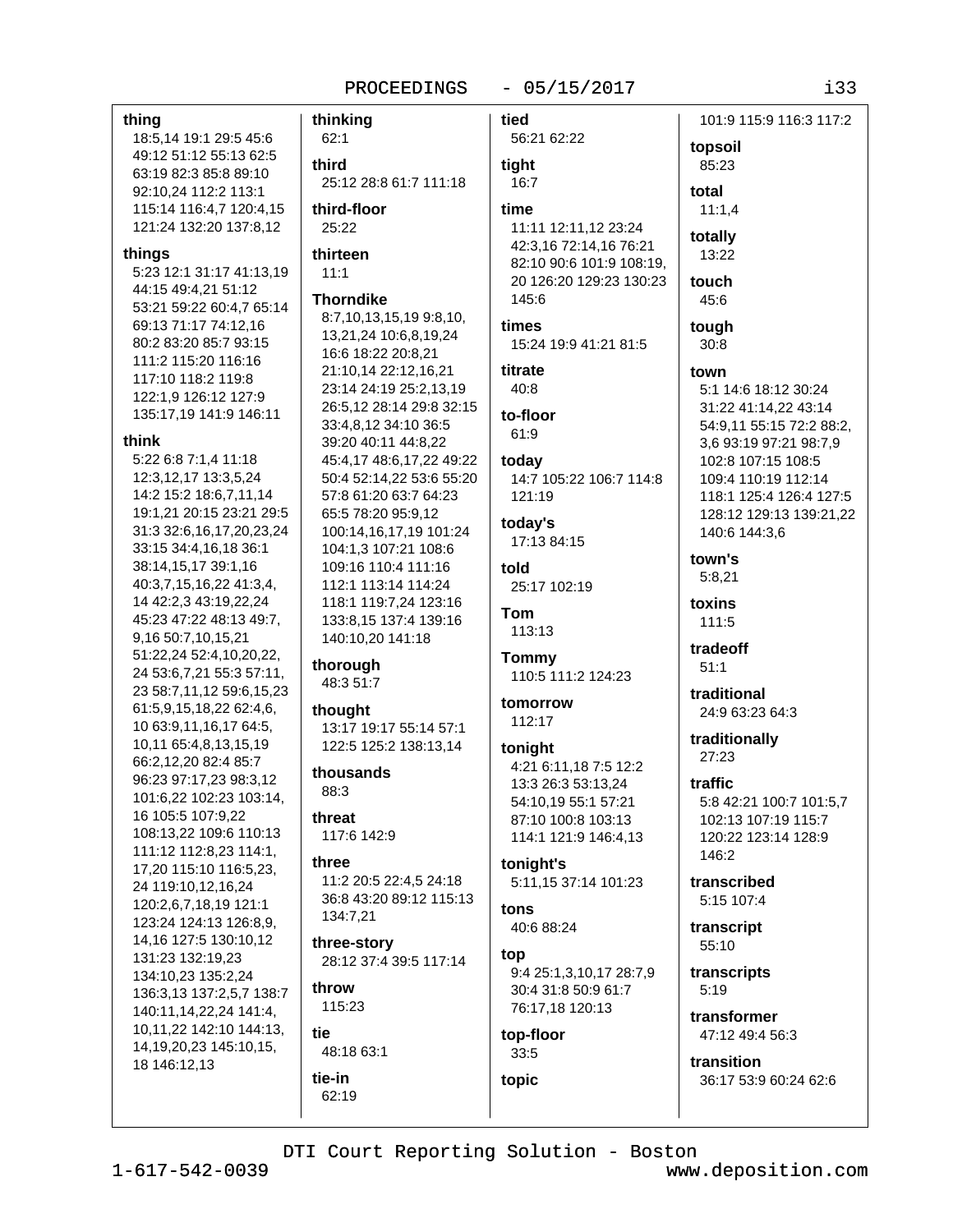**thing**
18:5,14 19:1 29:5 45:6 49:12 51:12 55:13 62:5 63:19 82:3 85:8 89:10 92:10,24 112:2 113:1 115:14 116:4,7 120:4,15 121:24 132:20 137:8,12

**things**
5:23 12:1 31:17 41:13,19 44:15 49:4,21 51:12 53:21 59:22 60:4,7 65:14 69:13 71:17 74:12,16 80:2 83:20 85:7 93:15 111:2 115:20 116:16 117:10 118:2 119:8 122:1,9 126:12 127:9 135:17,19 141:9 146:11

**think**
5:22 6:8 7:1,4 11:18 12:3,12,17 13:3,5,24 14:2 15:2 18:6,7,11,14 19:1,21 20:15 23:21 29:5 31:3 32:6,16,17,20,23,24 33:15 34:4,16,18 36:1 38:14,15,17 39:1,16 40:3,7,15,16,22 41:3,4, 14 42:2,3 43:19,22,24 45:23 47:22 48:13 49:7, 9,16 50:7,10,15,21 51:22,24 52:4,10,20,22, 24 53:6,7,21 55:3 57:11, 23 58:7,11,12 59:6,15,23 61:5,9,15,18,22 62:4,6, 10 63:9,11,16,17 64:5, 10,11 65:4,8,13,15,19 66:2,12,20 82:4 85:7 96:23 97:17,23 98:3,12 101:6,22 102:23 103:14, 16 105:5 107:9,22 108:13,22 109:6 110:13 111:12 112:8,23 114:1, 17,20 115:10 116:5,23, 24 119:10,12,16,24 120:2,6,7,18,19 121:1 123:24 124:13 126:8,9, 14,16 127:5 130:10,12 131:23 132:19,23 134:10,23 135:2,24 136:3,13 137:2,5,7 138:7 140:11,14,22,24 141:4, 10,11,22 142:10 144:13, 14,19,20,23 145:10,15, 18 146:12,13

**thinking**
62:1

**third**
25:12 28:8 61:7 111:18

**third-floor**
25:22

**thirteen**
11:1

**Thorndike**
8:7,10,13,15,19 9:8,10, 13,21,24 10:6,8,19,24 16:6 18:22 20:8,21 21:10,14 22:12,16,21 23:14 24:19 25:2,13,19 26:5,12 28:14 29:8 32:15 33:4,8,12 34:10 36:5 39:20 40:11 44:8,22 45:4,17 48:6,17,22 49:22 50:4 52:14,22 53:6 55:20 57:8 61:20 63:7 64:23 65:5 78:20 95:9,12 100:14,16,17,19 101:24 104:1,3 107:21 108:6 109:16 110:4 111:16 112:1 113:14 114:24 118:1 119:7,24 123:16 133:8,15 137:4 139:16 140:10,20 141:18

**thorough**
48:3 51:7

**thought**
13:17 19:17 55:14 57:1 122:5 125:2 138:13,14

**thousands**
88:3

**threat**
117:6 142:9

**three**
11:2 20:5 22:4,5 24:18 36:8 43:20 89:12 115:13 134:7,21

**three-story**
28:12 37:4 39:5 117:14

**throw**
115:23

**tie**
48:18 63:1

**tie-in**
62:19

**tied**
56:21 62:22

**tight**
16:7

**time**
11:11 12:11,12 23:24 42:3,16 72:14,16 76:21 82:10 90:6 101:9 108:19, 20 126:20 129:23 130:23 145:6

**times**
15:24 19:9 41:21 81:5

**titrate**
40:8

**to-floor**
61:9

**today**
14:7 105:22 106:7 114:8 121:19

**today's**
17:13 84:15

**told**
25:17 102:19

**Tom**
113:13

**Tommy**
110:5 111:2 124:23

**tomorrow**
112:17

**tonight**
4:21 6:11,18 7:5 12:2 13:3 26:3 53:13,24 54:10,19 55:1 57:21 87:10 100:8 103:13 114:1 121:9 146:4,13

**tonight's**
5:11,15 37:14 101:23

**tons**
40:6 88:24

**top**
9:4 25:1,3,10,17 28:7,9 30:4 31:8 50:9 61:7 76:17,18 120:13

**top-floor**
33:5

**topic**
101:9 115:9 116:3 117:2

**topsoil**
85:23

**total**
11:1,4

**totally**
13:22

**touch**
45:6

**tough**
30:8

**town**
5:1 14:6 18:12 30:24 31:22 41:14,22 43:14 54:9,11 55:15 72:2 88:2, 3,6 93:19 97:21 98:7,9 102:8 107:15 108:5 109:4 110:19 112:14 118:1 125:4 126:4 127:5 128:12 129:13 139:21,22 140:6 144:3,6

**town's**
5:8,21

**toxins**
111:5

**tradeoff**
51:1

**traditional**
24:9 63:23 64:3

**traditionally**
27:23

**traffic**
5:8 42:21 100:7 101:5,7 102:13 107:19 115:7 120:22 123:14 128:9 146:2

**transcribed**
5:15 107:4

**transcript**
55:10

**transcripts**
5:19

**transformer**
47:12 49:4 56:3

**transition**
36:17 53:9 60:24 62:6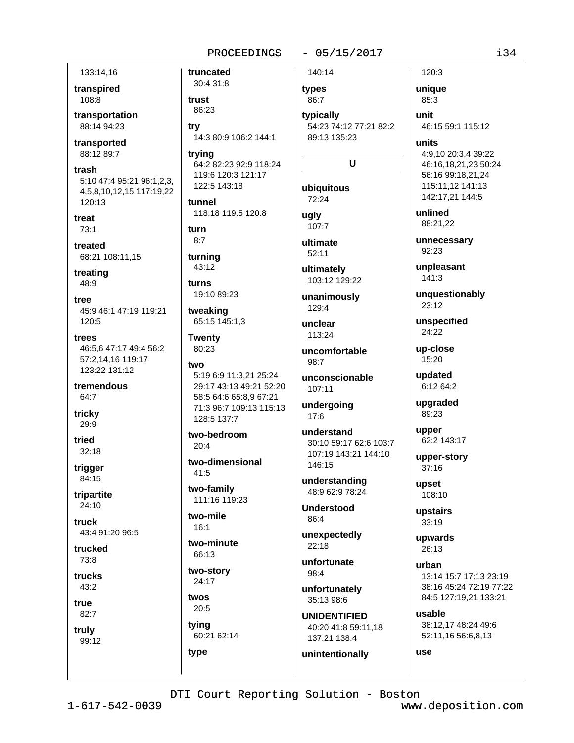133:14,16

**transpired**
108:8

**transportation**
88:14 94:23

**transported**
88:12 89:7

**trash**
5:10 47:4 95:21 96:1,2,3, 4,5,8,10,12,15 117:19,22 120:13

**treat**
73:1

**treated**
68:21 108:11,15

**treating**
48:9

**tree**
45:9 46:1 47:19 119:21 120:5

**trees**
46:5,6 47:17 49:4 56:2 57:2,14,16 119:17 123:22 131:12

**tremendous**
64:7

**tricky**
29:9

**tried**
32:18

**trigger**
84:15

**tripartite**
24:10

**truck**
43:4 91:20 96:5

**trucked**
73:8

**trucks**
43:2

**true**
82:7

**truly**
99:12

**truncated**
30:4 31:8

**trust**
86:23

**try**
14:3 80:9 106:2 144:1

**trying**
64:2 82:23 92:9 118:24 119:6 120:3 121:17 122:5 143:18

**tunnel**
118:18 119:5 120:8

**turn**
8:7

**turning**
43:12

**turns**
19:10 89:23

**tweaking**
65:15 145:1,3

**Twenty**
80:23

**two**
5:19 6:9 11:3,21 25:24 29:17 43:13 49:21 52:20 58:5 64:6 65:8,9 67:21 71:3 96:7 109:13 115:13 128:5 137:7

**two-bedroom**
20:4

**two-dimensional**
41:5

**two-family**
111:16 119:23

**two-mile**
16:1

**two-minute**
66:13

**two-story**
24:17

**twos**
20:5

**tying**
60:21 62:14

**type**
140:14

**types**
86:7

**typically**
54:23 74:12 77:21 82:2 89:13 135:23

## U

**ubiquitous**
72:24

**ugly**
107:7

**ultimate**
52:11

**ultimately**
103:12 129:22

**unanimously**
129:4

**unclear**
113:24

**uncomfortable**
98:7

**unconscionable**
107:11

**undergoing**
17:6

**understand**
30:10 59:17 62:6 103:7 107:19 143:21 144:10 146:15

**understanding**
48:9 62:9 78:24

**Understood**
86:4

**unexpectedly**
22:18

**unfortunate**
98:4

**unfortunately**
35:13 98:6

**UNIDENTIFIED**
40:20 41:8 59:11,18 137:21 138:4

**unintentionally**
120:3

**unique**
85:3

**unit**
46:15 59:1 115:12

**units**
4:9,10 20:3,4 39:22 46:16,18,21,23 50:24 56:16 99:18,21,24 115:11,12 141:13 142:17,21 144:5

**unlined**
88:21,22

**unnecessary**
92:23

**unpleasant**
141:3

**unquestionably**
23:12

**unspecified**
24:22

**up-close**
15:20

**updated**
6:12 64:2

**upgraded**
89:23

**upper**
62:2 143:17

**upper-story**
37:16

**upset**
108:10

**upstairs**
33:19

**upwards**
26:13

**urban**
13:14 15:7 17:13 23:19 38:16 45:24 72:19 77:22 84:5 127:19,21 133:21

**usable**
38:12,17 48:24 49:6 52:11,16 56:6,8,13

**use**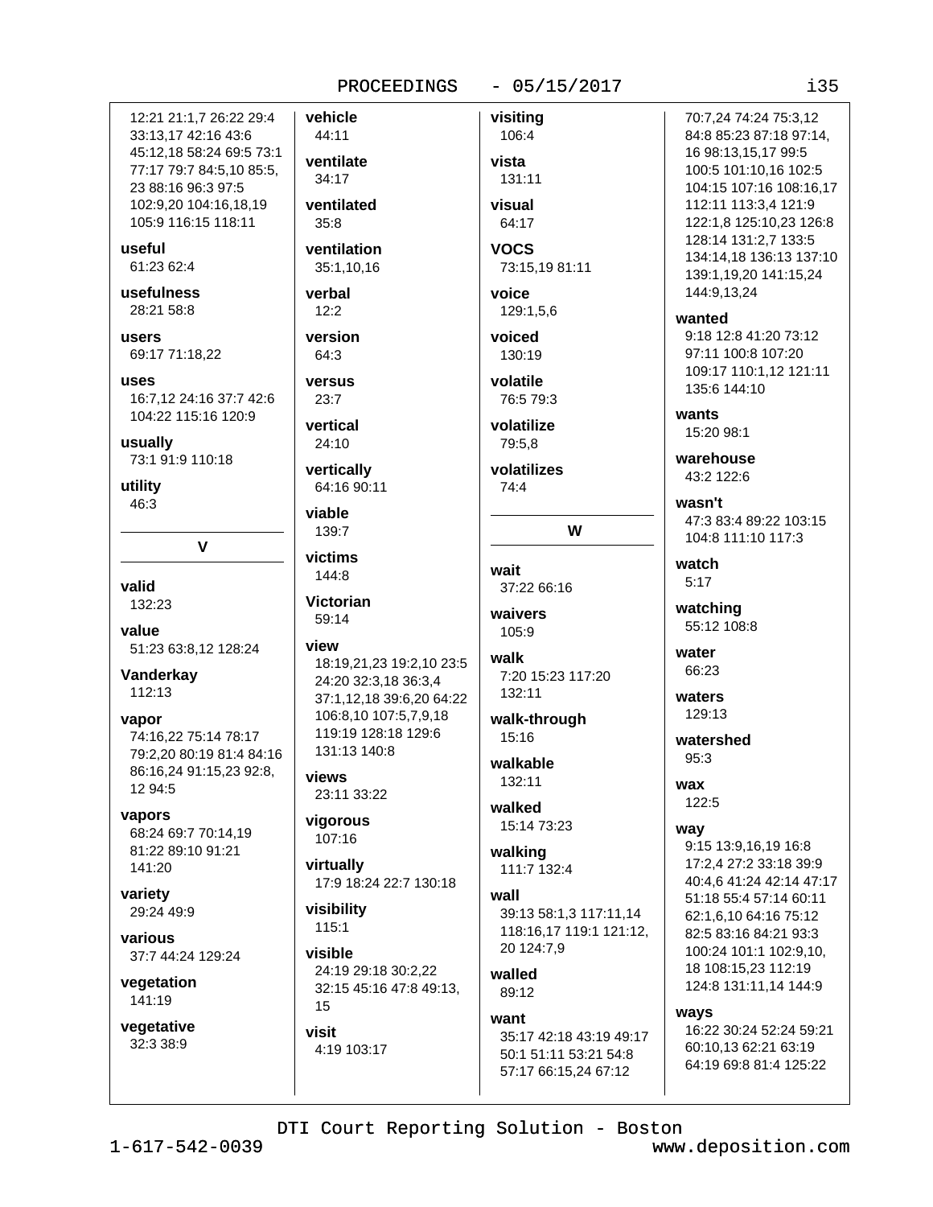12:21 21:1,7 26:22 29:4 33:13,17 42:16 43:6 45:12,18 58:24 69:5 73:1 77:17 79:7 84:5,10 85:5, 23 88:16 96:3 97:5 102:9,20 104:16,18,19 105:9 116:15 118:11

**useful**
61:23 62:4

**usefulness**
28:21 58:8

**users**
69:17 71:18,22

**uses**
16:7,12 24:16 37:7 42:6 104:22 115:16 120:9

**usually**
73:1 91:9 110:18

**utility**
46:3

## V

**valid**
132:23

**value**
51:23 63:8,12 128:24

**Vanderkay**
112:13

**vapor**
74:16,22 75:14 78:17 79:2,20 80:19 81:4 84:16 86:16,24 91:15,23 92:8, 12 94:5

**vapors**
68:24 69:7 70:14,19 81:22 89:10 91:21 141:20

**variety**
29:24 49:9

**various**
37:7 44:24 129:24

**vegetation**
141:19

**vegetative**
32:3 38:9

**vehicle**
44:11

**ventilate**
34:17

**ventilated**
35:8

**ventilation**
35:1,10,16

**verbal**
12:2

**version**
64:3

**versus**
23:7

**vertical**
24:10

**vertically**
64:16 90:11

**viable**
139:7

**victims**
144:8

**Victorian**
59:14

**view**
18:19,21,23 19:2,10 23:5 24:20 32:3,18 36:3,4 37:1,12,18 39:6,20 64:22 106:8,10 107:5,7,9,18 119:19 128:18 129:6 131:13 140:8

**views**
23:11 33:22

**vigorous**
107:16

**virtually**
17:9 18:24 22:7 130:18

**visibility**
115:1

**visible**
24:19 29:18 30:2,22 32:15 45:16 47:8 49:13, 15

**visit**
4:19 103:17

**visiting**
106:4

**vista**
131:11

**visual**
64:17

**VOCS**
73:15,19 81:11

**voice**
129:1,5,6

**voiced**
130:19

**volatile**
76:5 79:3

**volatilize**
79:5,8

**volatilizes**
74:4

## W

**wait**
37:22 66:16

**waivers**
105:9

**walk**
7:20 15:23 117:20 132:11

**walk-through**
15:16

**walkable**
132:11

**walked**
15:14 73:23

**walking**
111:7 132:4

**wall**
39:13 58:1,3 117:11,14 118:16,17 119:1 121:12, 20 124:7,9

**walled**
89:12

**want**
35:17 42:18 43:19 49:17 50:1 51:11 53:21 54:8 57:17 66:15,24 67:12 70:7,24 74:24 75:3,12 84:8 85:23 87:18 97:14, 16 98:13,15,17 99:5 100:5 101:10,16 102:5 104:15 107:16 108:16,17 112:11 113:3,4 121:9 122:1,8 125:10,23 126:8 128:14 131:2,7 133:5 134:14,18 136:13 137:10 139:1,19,20 141:15,24 144:9,13,24

**wanted**
9:18 12:8 41:20 73:12 97:11 100:8 107:20 109:17 110:1,12 121:11 135:6 144:10

**wants**
15:20 98:1

**warehouse**
43:2 122:6

**wasn't**
47:3 83:4 89:22 103:15 104:8 111:10 117:3

**watch**
5:17

**watching**
55:12 108:8

**water**
66:23

**waters**
129:13

**watershed**
95:3

**wax**
122:5

**way**
9:15 13:9,16,19 16:8 17:2,4 27:2 33:18 39:9 40:4,6 41:24 42:14 47:17 51:18 55:4 57:14 60:11 62:1,6,10 64:16 75:12 82:5 83:16 84:21 93:3 100:24 101:1 102:9,10, 18 108:15,23 112:19 124:8 131:11,14 144:9

**ways**
16:22 30:24 52:24 59:21 60:10,13 62:21 63:19 64:19 69:8 81:4 125:22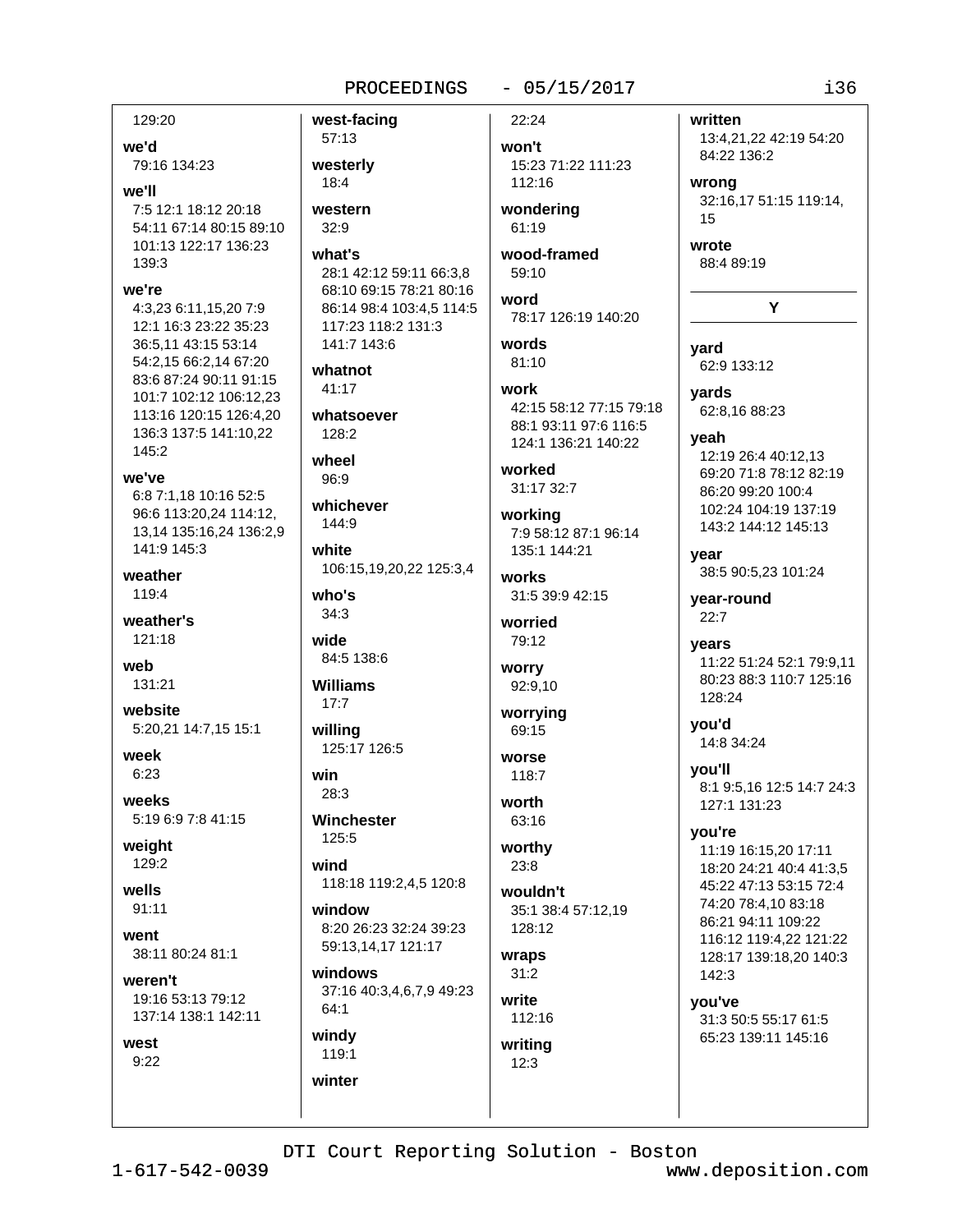129:20

**we'd**
79:16 134:23

**we'll**
7:5 12:1 18:12 20:18 54:11 67:14 80:15 89:10 101:13 122:17 136:23 139:3

**we're**
4:3,23 6:11,15,20 7:9 12:1 16:3 23:22 35:23 36:5,11 43:15 53:14 54:2,15 66:2,14 67:20 83:6 87:24 90:11 91:15 101:7 102:12 106:12,23 113:16 120:15 126:4,20 136:3 137:5 141:10,22 145:2

**we've**
6:8 7:1,18 10:16 52:5 96:6 113:20,24 114:12, 13,14 135:16,24 136:2,9 141:9 145:3

**weather**
119:4

**weather's**
121:18

**web**
131:21

**website**
5:20,21 14:7,15 15:1

**week**
6:23

**weeks**
5:19 6:9 7:8 41:15

**weight**
129:2

**wells**
91:11

**went**
38:11 80:24 81:1

**weren't**
19:16 53:13 79:12 137:14 138:1 142:11

**west**
9:22

**west-facing**
57:13

**westerly**
18:4

**western**
32:9

**what's**
28:1 42:12 59:11 66:3,8 68:10 69:15 78:21 80:16 86:14 98:4 103:4,5 114:5 117:23 118:2 131:3 141:7 143:6

**whatnot**
41:17

**whatsoever**
128:2

**wheel**
96:9

**whichever**
144:9

**white**
106:15,19,20,22 125:3,4

**who's**
34:3

**wide**
84:5 138:6

**Williams**
17:7

**willing**
125:17 126:5

**win**
28:3

**Winchester**
125:5

**wind**
118:18 119:2,4,5 120:8

**window**
8:20 26:23 32:24 39:23 59:13,14,17 121:17

**windows**
37:16 40:3,4,6,7,9 49:23 64:1

**windy**
119:1

**winter**
22:24

**won't**
15:23 71:22 111:23 112:16

**wondering**
61:19

**wood-framed**
59:10

**word**
78:17 126:19 140:20

**words**
81:10

**work**
42:15 58:12 77:15 79:18 88:1 93:11 97:6 116:5 124:1 136:21 140:22

**worked**
31:17 32:7

**working**
7:9 58:12 87:1 96:14 135:1 144:21

**works**
31:5 39:9 42:15

**worried**
79:12

**worry**
92:9,10

**worrying**
69:15

**worse**
118:7

**worth**
63:16

**worthy**
23:8

**wouldn't**
35:1 38:4 57:12,19 128:12

**wraps**
31:2

**write**
112:16

**writing**
12:3

**written**
13:4,21,22 42:19 54:20 84:22 136:2

**wrong**
32:16,17 51:15 119:14, 15

**wrote**
88:4 89:19

## Y

**yard**
62:9 133:12

**yards**
62:8,16 88:23

**yeah**
12:19 26:4 40:12,13 69:20 71:8 78:12 82:19 86:20 99:20 100:4 102:24 104:19 137:19 143:2 144:12 145:13

**year**
38:5 90:5,23 101:24

**year-round**
22:7

**years**
11:22 51:24 52:1 79:9,11 80:23 88:3 110:7 125:16 128:24

**you'd**
14:8 34:24

**you'll**
8:1 9:5,16 12:5 14:7 24:3 127:1 131:23

**you're**
11:19 16:15,20 17:11 18:20 24:21 40:4 41:3,5 45:22 47:13 53:15 72:4 74:20 78:4,10 83:18 86:21 94:11 109:22 116:12 119:4,22 121:22 128:17 139:18,20 140:3 142:3

**you've**
31:3 50:5 55:17 61:5 65:23 139:11 145:16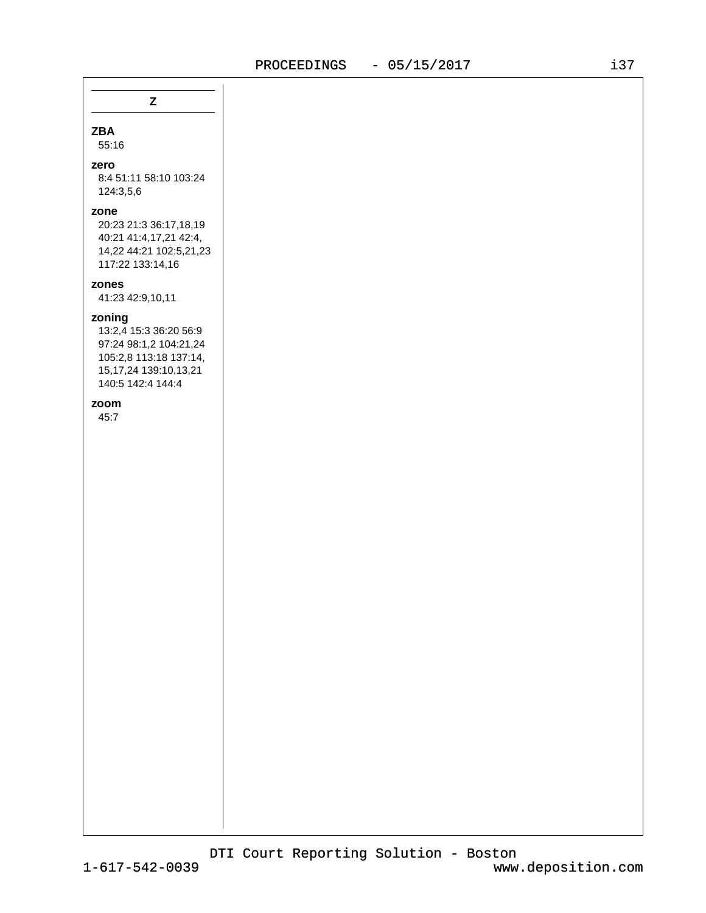## Z

**ZBA**
55:16

**zero**
8:4 51:11 58:10 103:24 124:3,5,6

**zone**
20:23 21:3 36:17,18,19 40:21 41:4,17,21 42:4, 14,22 44:21 102:5,21,23 117:22 133:14,16

**zones**
41:23 42:9,10,11

**zoning**
13:2,4 15:3 36:20 56:9 97:24 98:1,2 104:21,24 105:2,8 113:18 137:14, 15,17,24 139:10,13,21 140:5 142:4 144:4

**zoom**
45:7